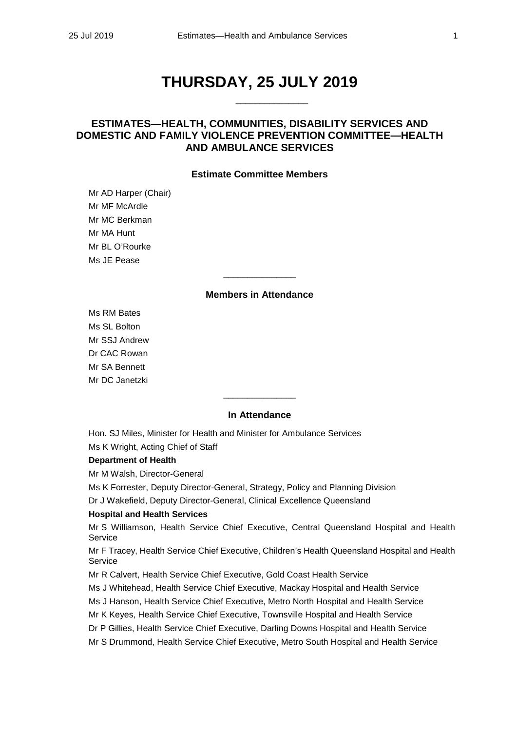# THURSDAY, 25 JULY 2019

______________

## ESTIMATES—HEALTH, COMMUNITIES, DISABILITY SERVICES AND DOMESTIC AND FAMILY VIOLENCE PREVENTION COMMITTEE—HEALTH AND AMBULANCE SERVICES

### Estimate Committee Members

Mr AD Harper (Chair)
Mr MF McArdle
Mr MC Berkman
Mr MA Hunt
Mr BL O'Rourke
Ms JE Pease

______________

### Members in Attendance

Ms RM Bates
Ms SL Bolton
Mr SSJ Andrew
Dr CAC Rowan
Mr SA Bennett
Mr DC Janetzki

______________

### In Attendance

Hon. SJ Miles, Minister for Health and Minister for Ambulance Services
Ms K Wright, Acting Chief of Staff

**Department of Health**

Mr M Walsh, Director-General
Ms K Forrester, Deputy Director-General, Strategy, Policy and Planning Division
Dr J Wakefield, Deputy Director-General, Clinical Excellence Queensland

**Hospital and Health Services**

Mr S Williamson, Health Service Chief Executive, Central Queensland Hospital and Health Service
Mr F Tracey, Health Service Chief Executive, Children's Health Queensland Hospital and Health Service
Mr R Calvert, Health Service Chief Executive, Gold Coast Health Service
Ms J Whitehead, Health Service Chief Executive, Mackay Hospital and Health Service
Ms J Hanson, Health Service Chief Executive, Metro North Hospital and Health Service
Mr K Keyes, Health Service Chief Executive, Townsville Hospital and Health Service
Dr P Gillies, Health Service Chief Executive, Darling Downs Hospital and Health Service
Mr S Drummond, Health Service Chief Executive, Metro South Hospital and Health Service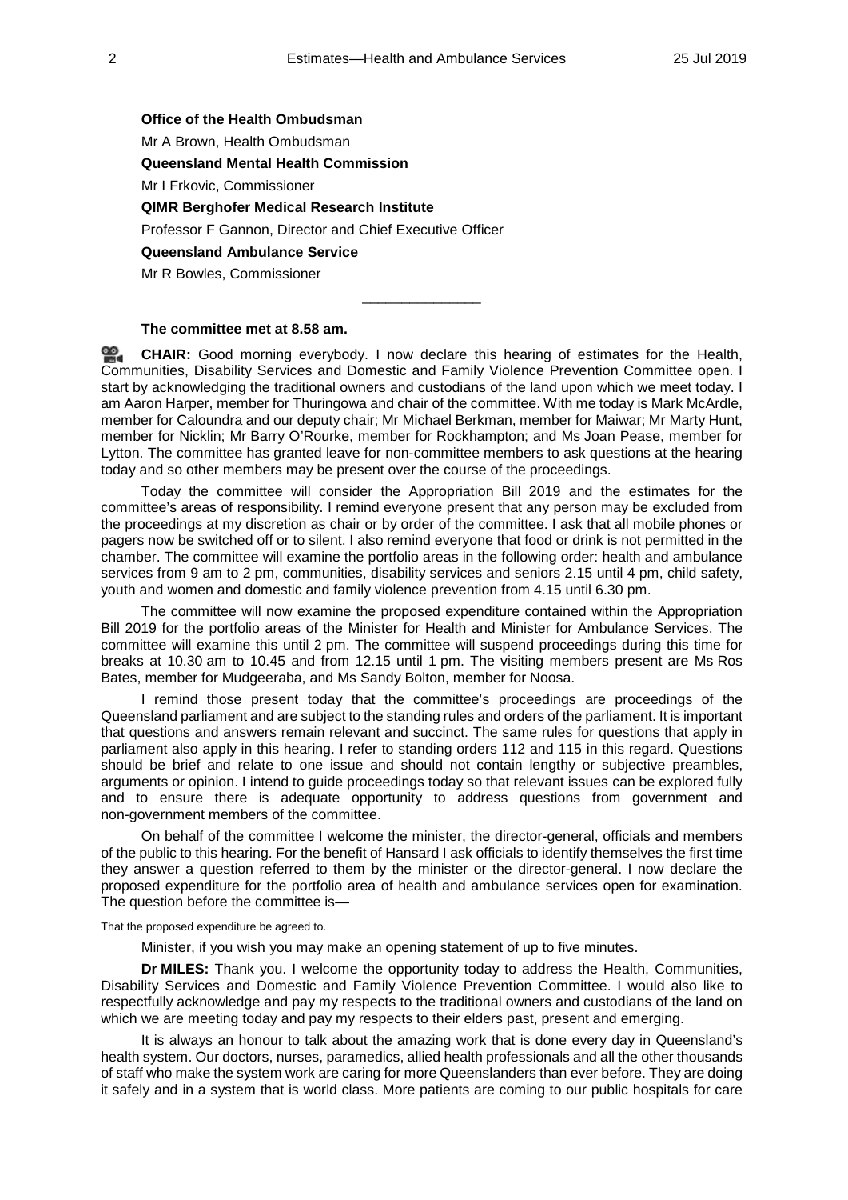**Office of the Health Ombudsman**

Mr A Brown, Health Ombudsman

**Queensland Mental Health Commission**

Mr I Frkovic, Commissioner

**QIMR Berghofer Medical Research Institute**

Professor F Gannon, Director and Chief Executive Officer

**Queensland Ambulance Service**

Mr R Bowles, Commissioner

---

**The committee met at 8.58 am.**

**CHAIR:** Good morning everybody. I now declare this hearing of estimates for the Health, Communities, Disability Services and Domestic and Family Violence Prevention Committee open. I start by acknowledging the traditional owners and custodians of the land upon which we meet today. I am Aaron Harper, member for Thuringowa and chair of the committee. With me today is Mark McArdle, member for Caloundra and our deputy chair; Mr Michael Berkman, member for Maiwar; Mr Marty Hunt, member for Nicklin; Mr Barry O'Rourke, member for Rockhampton; and Ms Joan Pease, member for Lytton. The committee has granted leave for non-committee members to ask questions at the hearing today and so other members may be present over the course of the proceedings.

Today the committee will consider the Appropriation Bill 2019 and the estimates for the committee's areas of responsibility. I remind everyone present that any person may be excluded from the proceedings at my discretion as chair or by order of the committee. I ask that all mobile phones or pagers now be switched off or to silent. I also remind everyone that food or drink is not permitted in the chamber. The committee will examine the portfolio areas in the following order: health and ambulance services from 9 am to 2 pm, communities, disability services and seniors 2.15 until 4 pm, child safety, youth and women and domestic and family violence prevention from 4.15 until 6.30 pm.

The committee will now examine the proposed expenditure contained within the Appropriation Bill 2019 for the portfolio areas of the Minister for Health and Minister for Ambulance Services. The committee will examine this until 2 pm. The committee will suspend proceedings during this time for breaks at 10.30 am to 10.45 and from 12.15 until 1 pm. The visiting members present are Ms Ros Bates, member for Mudgeeraba, and Ms Sandy Bolton, member for Noosa.

I remind those present today that the committee's proceedings are proceedings of the Queensland parliament and are subject to the standing rules and orders of the parliament. It is important that questions and answers remain relevant and succinct. The same rules for questions that apply in parliament also apply in this hearing. I refer to standing orders 112 and 115 in this regard. Questions should be brief and relate to one issue and should not contain lengthy or subjective preambles, arguments or opinion. I intend to guide proceedings today so that relevant issues can be explored fully and to ensure there is adequate opportunity to address questions from government and non-government members of the committee.

On behalf of the committee I welcome the minister, the director-general, officials and members of the public to this hearing. For the benefit of Hansard I ask officials to identify themselves the first time they answer a question referred to them by the minister or the director-general. I now declare the proposed expenditure for the portfolio area of health and ambulance services open for examination. The question before the committee is—

That the proposed expenditure be agreed to.

Minister, if you wish you may make an opening statement of up to five minutes.

**Dr MILES:** Thank you. I welcome the opportunity today to address the Health, Communities, Disability Services and Domestic and Family Violence Prevention Committee. I would also like to respectfully acknowledge and pay my respects to the traditional owners and custodians of the land on which we are meeting today and pay my respects to their elders past, present and emerging.

It is always an honour to talk about the amazing work that is done every day in Queensland's health system. Our doctors, nurses, paramedics, allied health professionals and all the other thousands of staff who make the system work are caring for more Queenslanders than ever before. They are doing it safely and in a system that is world class. More patients are coming to our public hospitals for care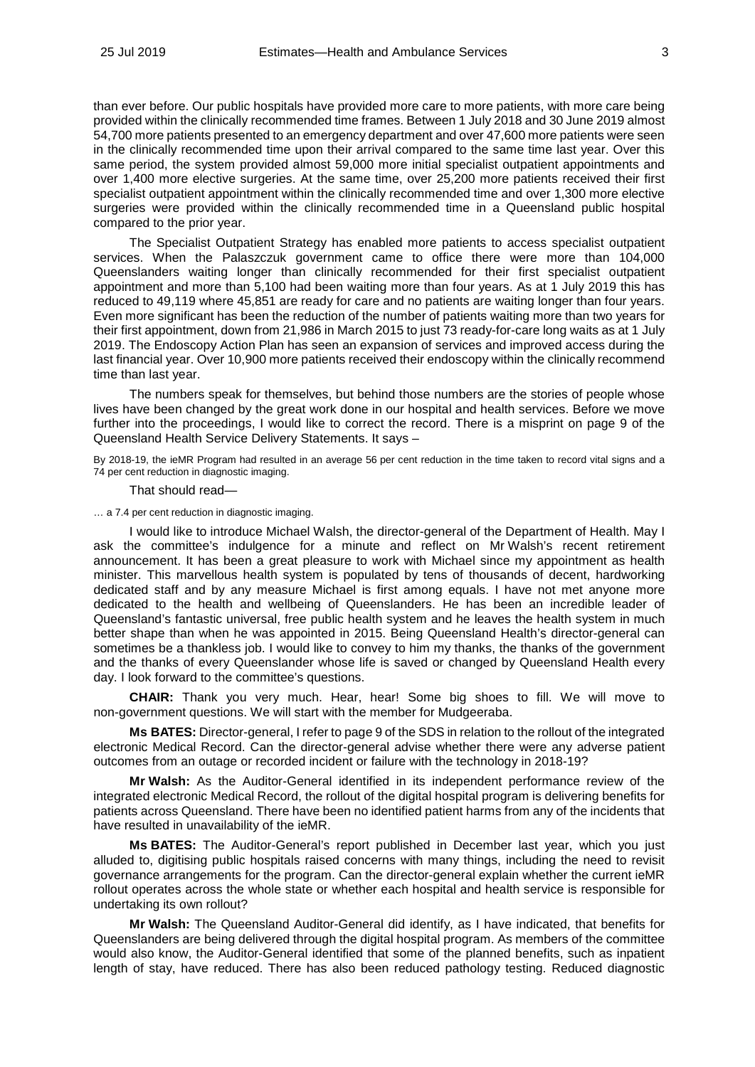than ever before. Our public hospitals have provided more care to more patients, with more care being provided within the clinically recommended time frames. Between 1 July 2018 and 30 June 2019 almost 54,700 more patients presented to an emergency department and over 47,600 more patients were seen in the clinically recommended time upon their arrival compared to the same time last year. Over this same period, the system provided almost 59,000 more initial specialist outpatient appointments and over 1,400 more elective surgeries. At the same time, over 25,200 more patients received their first specialist outpatient appointment within the clinically recommended time and over 1,300 more elective surgeries were provided within the clinically recommended time in a Queensland public hospital compared to the prior year.

The Specialist Outpatient Strategy has enabled more patients to access specialist outpatient services. When the Palaszczuk government came to office there were more than 104,000 Queenslanders waiting longer than clinically recommended for their first specialist outpatient appointment and more than 5,100 had been waiting more than four years. As at 1 July 2019 this has reduced to 49,119 where 45,851 are ready for care and no patients are waiting longer than four years. Even more significant has been the reduction of the number of patients waiting more than two years for their first appointment, down from 21,986 in March 2015 to just 73 ready-for-care long waits as at 1 July 2019. The Endoscopy Action Plan has seen an expansion of services and improved access during the last financial year. Over 10,900 more patients received their endoscopy within the clinically recommend time than last year.

The numbers speak for themselves, but behind those numbers are the stories of people whose lives have been changed by the great work done in our hospital and health services. Before we move further into the proceedings, I would like to correct the record. There is a misprint on page 9 of the Queensland Health Service Delivery Statements. It says –

> By 2018-19, the ieMR Program had resulted in an average 56 per cent reduction in the time taken to record vital signs and a 74 per cent reduction in diagnostic imaging.

That should read—

> … a 7.4 per cent reduction in diagnostic imaging.

I would like to introduce Michael Walsh, the director-general of the Department of Health. May I ask the committee's indulgence for a minute and reflect on Mr Walsh's recent retirement announcement. It has been a great pleasure to work with Michael since my appointment as health minister. This marvellous health system is populated by tens of thousands of decent, hardworking dedicated staff and by any measure Michael is first among equals. I have not met anyone more dedicated to the health and wellbeing of Queenslanders. He has been an incredible leader of Queensland's fantastic universal, free public health system and he leaves the health system in much better shape than when he was appointed in 2015. Being Queensland Health's director-general can sometimes be a thankless job. I would like to convey to him my thanks, the thanks of the government and the thanks of every Queenslander whose life is saved or changed by Queensland Health every day. I look forward to the committee's questions.

**CHAIR:** Thank you very much. Hear, hear! Some big shoes to fill. We will move to non-government questions. We will start with the member for Mudgeeraba.

**Ms BATES:** Director-general, I refer to page 9 of the SDS in relation to the rollout of the integrated electronic Medical Record. Can the director-general advise whether there were any adverse patient outcomes from an outage or recorded incident or failure with the technology in 2018-19?

**Mr Walsh:** As the Auditor-General identified in its independent performance review of the integrated electronic Medical Record, the rollout of the digital hospital program is delivering benefits for patients across Queensland. There have been no identified patient harms from any of the incidents that have resulted in unavailability of the ieMR.

**Ms BATES:** The Auditor-General's report published in December last year, which you just alluded to, digitising public hospitals raised concerns with many things, including the need to revisit governance arrangements for the program. Can the director-general explain whether the current ieMR rollout operates across the whole state or whether each hospital and health service is responsible for undertaking its own rollout?

**Mr Walsh:** The Queensland Auditor-General did identify, as I have indicated, that benefits for Queenslanders are being delivered through the digital hospital program. As members of the committee would also know, the Auditor-General identified that some of the planned benefits, such as inpatient length of stay, have reduced. There has also been reduced pathology testing. Reduced diagnostic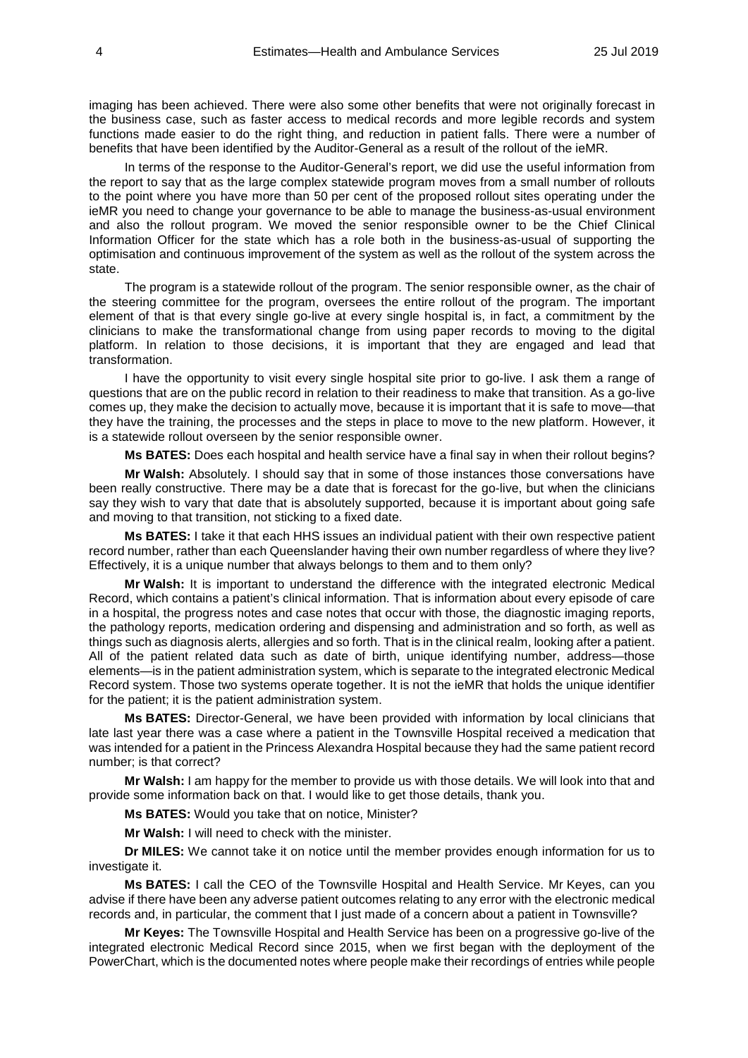imaging has been achieved. There were also some other benefits that were not originally forecast in the business case, such as faster access to medical records and more legible records and system functions made easier to do the right thing, and reduction in patient falls. There were a number of benefits that have been identified by the Auditor-General as a result of the rollout of the ieMR.

In terms of the response to the Auditor-General's report, we did use the useful information from the report to say that as the large complex statewide program moves from a small number of rollouts to the point where you have more than 50 per cent of the proposed rollout sites operating under the ieMR you need to change your governance to be able to manage the business-as-usual environment and also the rollout program. We moved the senior responsible owner to be the Chief Clinical Information Officer for the state which has a role both in the business-as-usual of supporting the optimisation and continuous improvement of the system as well as the rollout of the system across the state.

The program is a statewide rollout of the program. The senior responsible owner, as the chair of the steering committee for the program, oversees the entire rollout of the program. The important element of that is that every single go-live at every single hospital is, in fact, a commitment by the clinicians to make the transformational change from using paper records to moving to the digital platform. In relation to those decisions, it is important that they are engaged and lead that transformation.

I have the opportunity to visit every single hospital site prior to go-live. I ask them a range of questions that are on the public record in relation to their readiness to make that transition. As a go-live comes up, they make the decision to actually move, because it is important that it is safe to move—that they have the training, the processes and the steps in place to move to the new platform. However, it is a statewide rollout overseen by the senior responsible owner.

**Ms BATES:** Does each hospital and health service have a final say in when their rollout begins?

**Mr Walsh:** Absolutely. I should say that in some of those instances those conversations have been really constructive. There may be a date that is forecast for the go-live, but when the clinicians say they wish to vary that date that is absolutely supported, because it is important about going safe and moving to that transition, not sticking to a fixed date.

**Ms BATES:** I take it that each HHS issues an individual patient with their own respective patient record number, rather than each Queenslander having their own number regardless of where they live? Effectively, it is a unique number that always belongs to them and to them only?

**Mr Walsh:** It is important to understand the difference with the integrated electronic Medical Record, which contains a patient's clinical information. That is information about every episode of care in a hospital, the progress notes and case notes that occur with those, the diagnostic imaging reports, the pathology reports, medication ordering and dispensing and administration and so forth, as well as things such as diagnosis alerts, allergies and so forth. That is in the clinical realm, looking after a patient. All of the patient related data such as date of birth, unique identifying number, address—those elements—is in the patient administration system, which is separate to the integrated electronic Medical Record system. Those two systems operate together. It is not the ieMR that holds the unique identifier for the patient; it is the patient administration system.

**Ms BATES:** Director-General, we have been provided with information by local clinicians that late last year there was a case where a patient in the Townsville Hospital received a medication that was intended for a patient in the Princess Alexandra Hospital because they had the same patient record number; is that correct?

**Mr Walsh:** I am happy for the member to provide us with those details. We will look into that and provide some information back on that. I would like to get those details, thank you.

**Ms BATES:** Would you take that on notice, Minister?

**Mr Walsh:** I will need to check with the minister.

**Dr MILES:** We cannot take it on notice until the member provides enough information for us to investigate it.

**Ms BATES:** I call the CEO of the Townsville Hospital and Health Service. Mr Keyes, can you advise if there have been any adverse patient outcomes relating to any error with the electronic medical records and, in particular, the comment that I just made of a concern about a patient in Townsville?

**Mr Keyes:** The Townsville Hospital and Health Service has been on a progressive go-live of the integrated electronic Medical Record since 2015, when we first began with the deployment of the PowerChart, which is the documented notes where people make their recordings of entries while people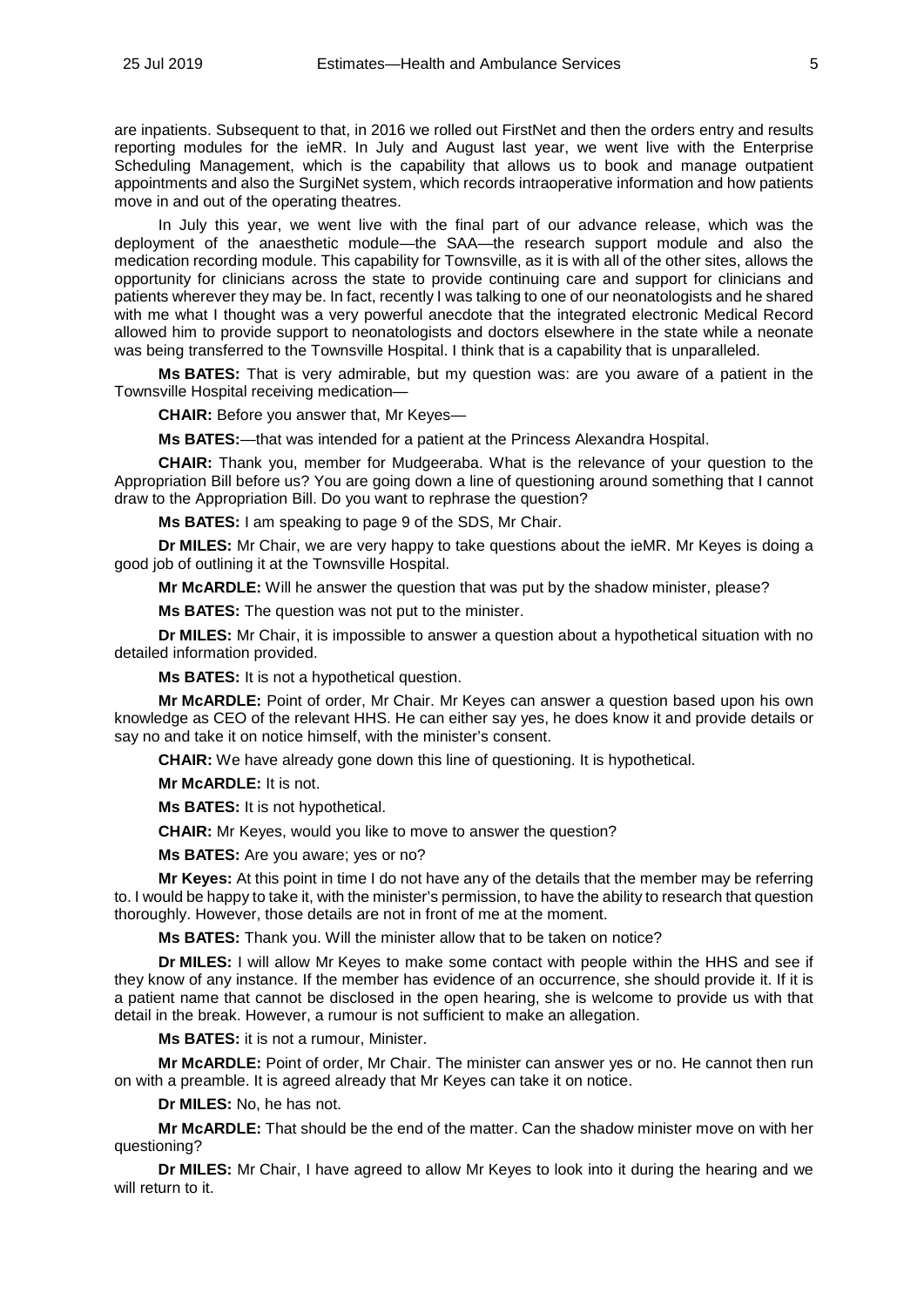are inpatients. Subsequent to that, in 2016 we rolled out FirstNet and then the orders entry and results reporting modules for the ieMR. In July and August last year, we went live with the Enterprise Scheduling Management, which is the capability that allows us to book and manage outpatient appointments and also the SurgiNet system, which records intraoperative information and how patients move in and out of the operating theatres.

In July this year, we went live with the final part of our advance release, which was the deployment of the anaesthetic module—the SAA—the research support module and also the medication recording module. This capability for Townsville, as it is with all of the other sites, allows the opportunity for clinicians across the state to provide continuing care and support for clinicians and patients wherever they may be. In fact, recently I was talking to one of our neonatologists and he shared with me what I thought was a very powerful anecdote that the integrated electronic Medical Record allowed him to provide support to neonatologists and doctors elsewhere in the state while a neonate was being transferred to the Townsville Hospital. I think that is a capability that is unparalleled.

**Ms BATES:** That is very admirable, but my question was: are you aware of a patient in the Townsville Hospital receiving medication—

**CHAIR:** Before you answer that, Mr Keyes—

**Ms BATES:**—that was intended for a patient at the Princess Alexandra Hospital.

**CHAIR:** Thank you, member for Mudgeeraba. What is the relevance of your question to the Appropriation Bill before us? You are going down a line of questioning around something that I cannot draw to the Appropriation Bill. Do you want to rephrase the question?

**Ms BATES:** I am speaking to page 9 of the SDS, Mr Chair.

**Dr MILES:** Mr Chair, we are very happy to take questions about the ieMR. Mr Keyes is doing a good job of outlining it at the Townsville Hospital.

**Mr McARDLE:** Will he answer the question that was put by the shadow minister, please?

**Ms BATES:** The question was not put to the minister.

**Dr MILES:** Mr Chair, it is impossible to answer a question about a hypothetical situation with no detailed information provided.

**Ms BATES:** It is not a hypothetical question.

**Mr McARDLE:** Point of order, Mr Chair. Mr Keyes can answer a question based upon his own knowledge as CEO of the relevant HHS. He can either say yes, he does know it and provide details or say no and take it on notice himself, with the minister's consent.

**CHAIR:** We have already gone down this line of questioning. It is hypothetical.

**Mr McARDLE:** It is not.

**Ms BATES:** It is not hypothetical.

**CHAIR:** Mr Keyes, would you like to move to answer the question?

**Ms BATES:** Are you aware; yes or no?

**Mr Keyes:** At this point in time I do not have any of the details that the member may be referring to. I would be happy to take it, with the minister's permission, to have the ability to research that question thoroughly. However, those details are not in front of me at the moment.

**Ms BATES:** Thank you. Will the minister allow that to be taken on notice?

**Dr MILES:** I will allow Mr Keyes to make some contact with people within the HHS and see if they know of any instance. If the member has evidence of an occurrence, she should provide it. If it is a patient name that cannot be disclosed in the open hearing, she is welcome to provide us with that detail in the break. However, a rumour is not sufficient to make an allegation.

**Ms BATES:** it is not a rumour, Minister.

**Mr McARDLE:** Point of order, Mr Chair. The minister can answer yes or no. He cannot then run on with a preamble. It is agreed already that Mr Keyes can take it on notice.

**Dr MILES:** No, he has not.

**Mr McARDLE:** That should be the end of the matter. Can the shadow minister move on with her questioning?

**Dr MILES:** Mr Chair, I have agreed to allow Mr Keyes to look into it during the hearing and we will return to it.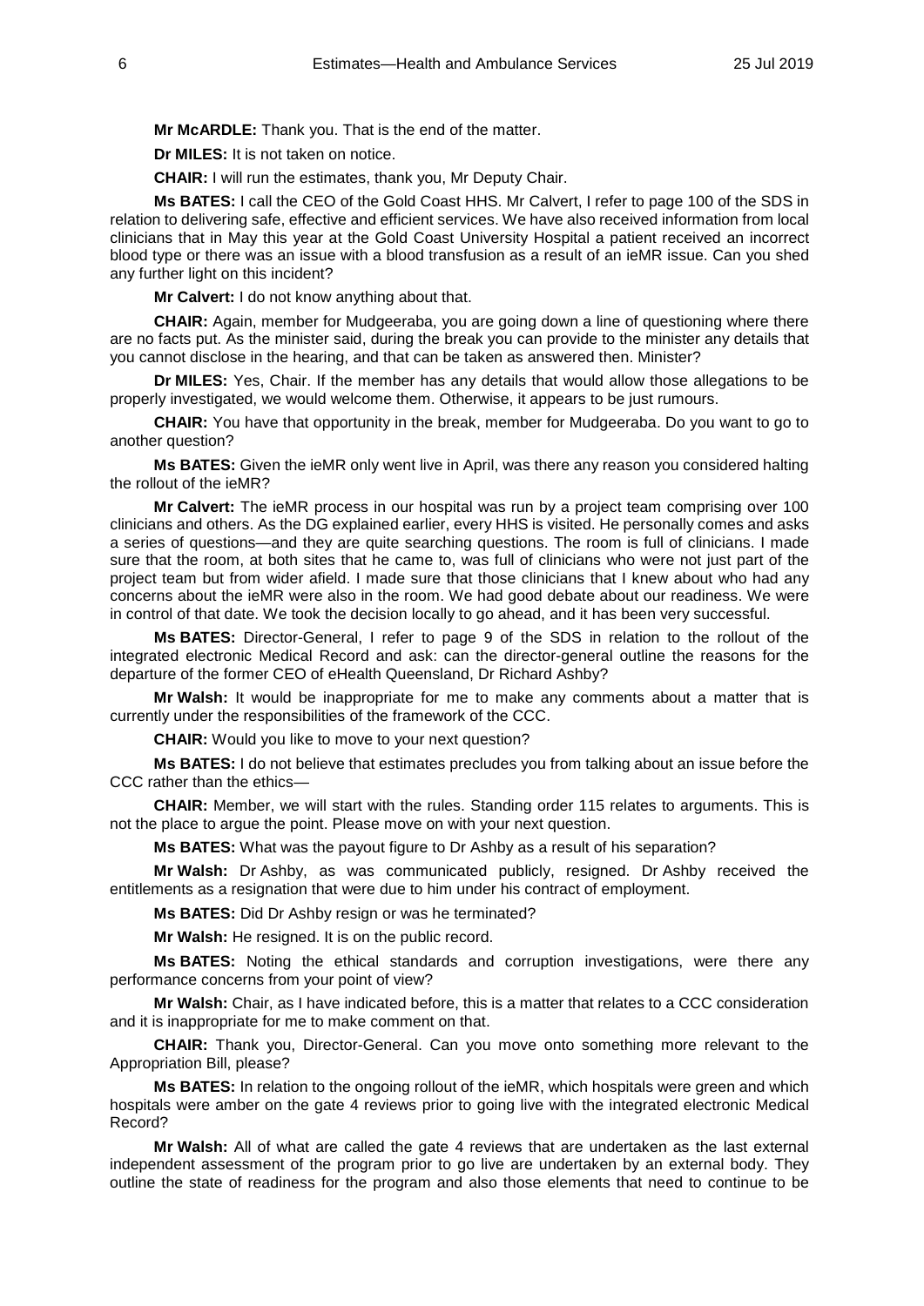**Mr McARDLE:** Thank you. That is the end of the matter.

**Dr MILES:** It is not taken on notice.

**CHAIR:** I will run the estimates, thank you, Mr Deputy Chair.

**Ms BATES:** I call the CEO of the Gold Coast HHS. Mr Calvert, I refer to page 100 of the SDS in relation to delivering safe, effective and efficient services. We have also received information from local clinicians that in May this year at the Gold Coast University Hospital a patient received an incorrect blood type or there was an issue with a blood transfusion as a result of an ieMR issue. Can you shed any further light on this incident?

**Mr Calvert:** I do not know anything about that.

**CHAIR:** Again, member for Mudgeeraba, you are going down a line of questioning where there are no facts put. As the minister said, during the break you can provide to the minister any details that you cannot disclose in the hearing, and that can be taken as answered then. Minister?

**Dr MILES:** Yes, Chair. If the member has any details that would allow those allegations to be properly investigated, we would welcome them. Otherwise, it appears to be just rumours.

**CHAIR:** You have that opportunity in the break, member for Mudgeeraba. Do you want to go to another question?

**Ms BATES:** Given the ieMR only went live in April, was there any reason you considered halting the rollout of the ieMR?

**Mr Calvert:** The ieMR process in our hospital was run by a project team comprising over 100 clinicians and others. As the DG explained earlier, every HHS is visited. He personally comes and asks a series of questions—and they are quite searching questions. The room is full of clinicians. I made sure that the room, at both sites that he came to, was full of clinicians who were not just part of the project team but from wider afield. I made sure that those clinicians that I knew about who had any concerns about the ieMR were also in the room. We had good debate about our readiness. We were in control of that date. We took the decision locally to go ahead, and it has been very successful.

**Ms BATES:** Director-General, I refer to page 9 of the SDS in relation to the rollout of the integrated electronic Medical Record and ask: can the director-general outline the reasons for the departure of the former CEO of eHealth Queensland, Dr Richard Ashby?

**Mr Walsh:** It would be inappropriate for me to make any comments about a matter that is currently under the responsibilities of the framework of the CCC.

**CHAIR:** Would you like to move to your next question?

**Ms BATES:** I do not believe that estimates precludes you from talking about an issue before the CCC rather than the ethics—

**CHAIR:** Member, we will start with the rules. Standing order 115 relates to arguments. This is not the place to argue the point. Please move on with your next question.

**Ms BATES:** What was the payout figure to Dr Ashby as a result of his separation?

**Mr Walsh:** Dr Ashby, as was communicated publicly, resigned. Dr Ashby received the entitlements as a resignation that were due to him under his contract of employment.

**Ms BATES:** Did Dr Ashby resign or was he terminated?

**Mr Walsh:** He resigned. It is on the public record.

**Ms BATES:** Noting the ethical standards and corruption investigations, were there any performance concerns from your point of view?

**Mr Walsh:** Chair, as I have indicated before, this is a matter that relates to a CCC consideration and it is inappropriate for me to make comment on that.

**CHAIR:** Thank you, Director-General. Can you move onto something more relevant to the Appropriation Bill, please?

**Ms BATES:** In relation to the ongoing rollout of the ieMR, which hospitals were green and which hospitals were amber on the gate 4 reviews prior to going live with the integrated electronic Medical Record?

**Mr Walsh:** All of what are called the gate 4 reviews that are undertaken as the last external independent assessment of the program prior to go live are undertaken by an external body. They outline the state of readiness for the program and also those elements that need to continue to be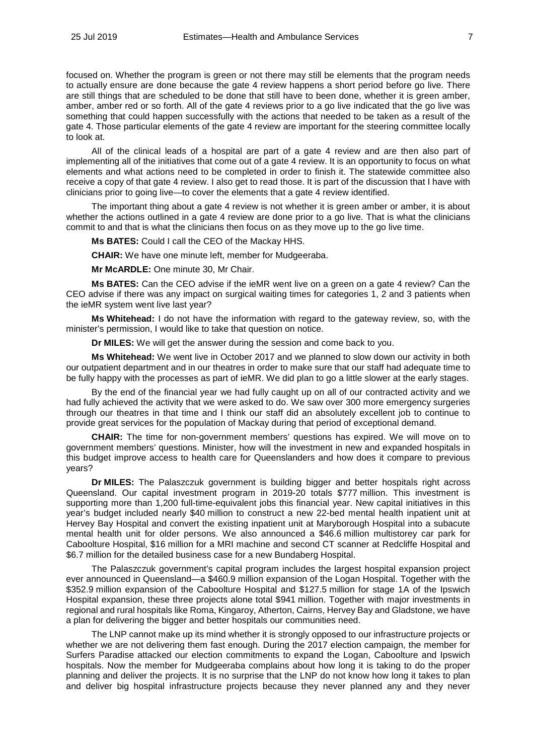focused on. Whether the program is green or not there may still be elements that the program needs to actually ensure are done because the gate 4 review happens a short period before go live. There are still things that are scheduled to be done that still have to been done, whether it is green amber, amber, amber red or so forth. All of the gate 4 reviews prior to a go live indicated that the go live was something that could happen successfully with the actions that needed to be taken as a result of the gate 4. Those particular elements of the gate 4 review are important for the steering committee locally to look at.

All of the clinical leads of a hospital are part of a gate 4 review and are then also part of implementing all of the initiatives that come out of a gate 4 review. It is an opportunity to focus on what elements and what actions need to be completed in order to finish it. The statewide committee also receive a copy of that gate 4 review. I also get to read those. It is part of the discussion that I have with clinicians prior to going live—to cover the elements that a gate 4 review identified.

The important thing about a gate 4 review is not whether it is green amber or amber, it is about whether the actions outlined in a gate 4 review are done prior to a go live. That is what the clinicians commit to and that is what the clinicians then focus on as they move up to the go live time.

**Ms BATES:** Could I call the CEO of the Mackay HHS.

**CHAIR:** We have one minute left, member for Mudgeeraba.

**Mr McARDLE:** One minute 30, Mr Chair.

**Ms BATES:** Can the CEO advise if the ieMR went live on a green on a gate 4 review? Can the CEO advise if there was any impact on surgical waiting times for categories 1, 2 and 3 patients when the ieMR system went live last year?

**Ms Whitehead:** I do not have the information with regard to the gateway review, so, with the minister's permission, I would like to take that question on notice.

**Dr MILES:** We will get the answer during the session and come back to you.

**Ms Whitehead:** We went live in October 2017 and we planned to slow down our activity in both our outpatient department and in our theatres in order to make sure that our staff had adequate time to be fully happy with the processes as part of ieMR. We did plan to go a little slower at the early stages.

By the end of the financial year we had fully caught up on all of our contracted activity and we had fully achieved the activity that we were asked to do. We saw over 300 more emergency surgeries through our theatres in that time and I think our staff did an absolutely excellent job to continue to provide great services for the population of Mackay during that period of exceptional demand.

**CHAIR:** The time for non-government members' questions has expired. We will move on to government members' questions. Minister, how will the investment in new and expanded hospitals in this budget improve access to health care for Queenslanders and how does it compare to previous years?

**Dr MILES:** The Palaszczuk government is building bigger and better hospitals right across Queensland. Our capital investment program in 2019-20 totals $777 million. This investment is supporting more than 1,200 full-time-equivalent jobs this financial year. New capital initiatives in this year's budget included nearly $40 million to construct a new 22-bed mental health inpatient unit at Hervey Bay Hospital and convert the existing inpatient unit at Maryborough Hospital into a subacute mental health unit for older persons. We also announced a $46.6 million multistorey car park for Caboolture Hospital, $16 million for a MRI machine and second CT scanner at Redcliffe Hospital and $6.7 million for the detailed business case for a new Bundaberg Hospital.

The Palaszczuk government's capital program includes the largest hospital expansion project ever announced in Queensland—a $460.9 million expansion of the Logan Hospital. Together with the $352.9 million expansion of the Caboolture Hospital and $127.5 million for stage 1A of the Ipswich Hospital expansion, these three projects alone total $941 million. Together with major investments in regional and rural hospitals like Roma, Kingaroy, Atherton, Cairns, Hervey Bay and Gladstone, we have a plan for delivering the bigger and better hospitals our communities need.

The LNP cannot make up its mind whether it is strongly opposed to our infrastructure projects or whether we are not delivering them fast enough. During the 2017 election campaign, the member for Surfers Paradise attacked our election commitments to expand the Logan, Caboolture and Ipswich hospitals. Now the member for Mudgeeraba complains about how long it is taking to do the proper planning and deliver the projects. It is no surprise that the LNP do not know how long it takes to plan and deliver big hospital infrastructure projects because they never planned any and they never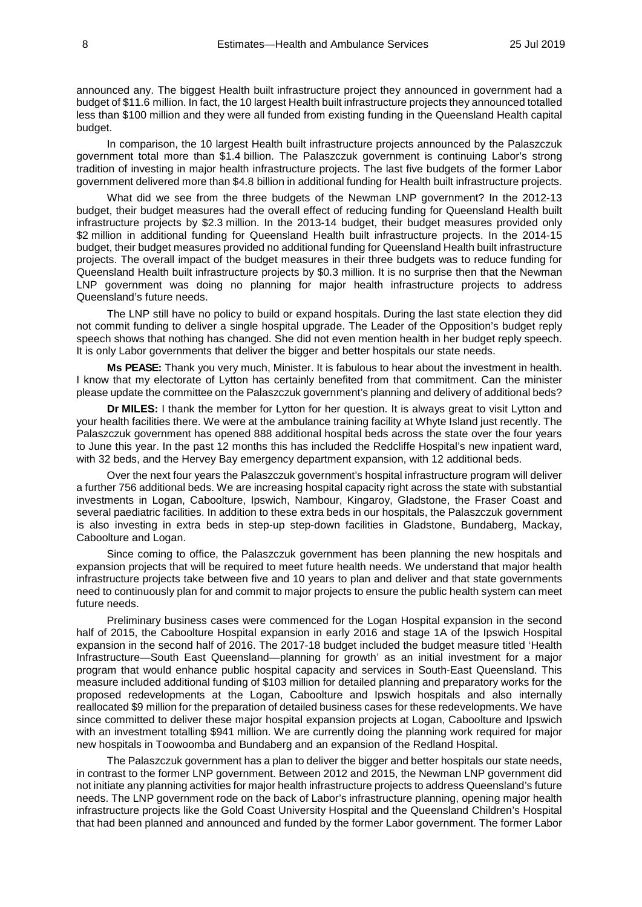announced any. The biggest Health built infrastructure project they announced in government had a budget of $11.6 million. In fact, the 10 largest Health built infrastructure projects they announced totalled less than $100 million and they were all funded from existing funding in the Queensland Health capital budget.

In comparison, the 10 largest Health built infrastructure projects announced by the Palaszczuk government total more than $1.4 billion. The Palaszczuk government is continuing Labor's strong tradition of investing in major health infrastructure projects. The last five budgets of the former Labor government delivered more than $4.8 billion in additional funding for Health built infrastructure projects.

What did we see from the three budgets of the Newman LNP government? In the 2012-13 budget, their budget measures had the overall effect of reducing funding for Queensland Health built infrastructure projects by $2.3 million. In the 2013-14 budget, their budget measures provided only $2 million in additional funding for Queensland Health built infrastructure projects. In the 2014-15 budget, their budget measures provided no additional funding for Queensland Health built infrastructure projects. The overall impact of the budget measures in their three budgets was to reduce funding for Queensland Health built infrastructure projects by $0.3 million. It is no surprise then that the Newman LNP government was doing no planning for major health infrastructure projects to address Queensland's future needs.

The LNP still have no policy to build or expand hospitals. During the last state election they did not commit funding to deliver a single hospital upgrade. The Leader of the Opposition's budget reply speech shows that nothing has changed. She did not even mention health in her budget reply speech. It is only Labor governments that deliver the bigger and better hospitals our state needs.

**Ms PEASE:** Thank you very much, Minister. It is fabulous to hear about the investment in health. I know that my electorate of Lytton has certainly benefited from that commitment. Can the minister please update the committee on the Palaszczuk government's planning and delivery of additional beds?

**Dr MILES:** I thank the member for Lytton for her question. It is always great to visit Lytton and your health facilities there. We were at the ambulance training facility at Whyte Island just recently. The Palaszczuk government has opened 888 additional hospital beds across the state over the four years to June this year. In the past 12 months this has included the Redcliffe Hospital's new inpatient ward, with 32 beds, and the Hervey Bay emergency department expansion, with 12 additional beds.

Over the next four years the Palaszczuk government's hospital infrastructure program will deliver a further 756 additional beds. We are increasing hospital capacity right across the state with substantial investments in Logan, Caboolture, Ipswich, Nambour, Kingaroy, Gladstone, the Fraser Coast and several paediatric facilities. In addition to these extra beds in our hospitals, the Palaszczuk government is also investing in extra beds in step-up step-down facilities in Gladstone, Bundaberg, Mackay, Caboolture and Logan.

Since coming to office, the Palaszczuk government has been planning the new hospitals and expansion projects that will be required to meet future health needs. We understand that major health infrastructure projects take between five and 10 years to plan and deliver and that state governments need to continuously plan for and commit to major projects to ensure the public health system can meet future needs.

Preliminary business cases were commenced for the Logan Hospital expansion in the second half of 2015, the Caboolture Hospital expansion in early 2016 and stage 1A of the Ipswich Hospital expansion in the second half of 2016. The 2017-18 budget included the budget measure titled 'Health Infrastructure—South East Queensland—planning for growth' as an initial investment for a major program that would enhance public hospital capacity and services in South-East Queensland. This measure included additional funding of $103 million for detailed planning and preparatory works for the proposed redevelopments at the Logan, Caboolture and Ipswich hospitals and also internally reallocated $9 million for the preparation of detailed business cases for these redevelopments. We have since committed to deliver these major hospital expansion projects at Logan, Caboolture and Ipswich with an investment totalling $941 million. We are currently doing the planning work required for major new hospitals in Toowoomba and Bundaberg and an expansion of the Redland Hospital.

The Palaszczuk government has a plan to deliver the bigger and better hospitals our state needs, in contrast to the former LNP government. Between 2012 and 2015, the Newman LNP government did not initiate any planning activities for major health infrastructure projects to address Queensland's future needs. The LNP government rode on the back of Labor's infrastructure planning, opening major health infrastructure projects like the Gold Coast University Hospital and the Queensland Children's Hospital that had been planned and announced and funded by the former Labor government. The former Labor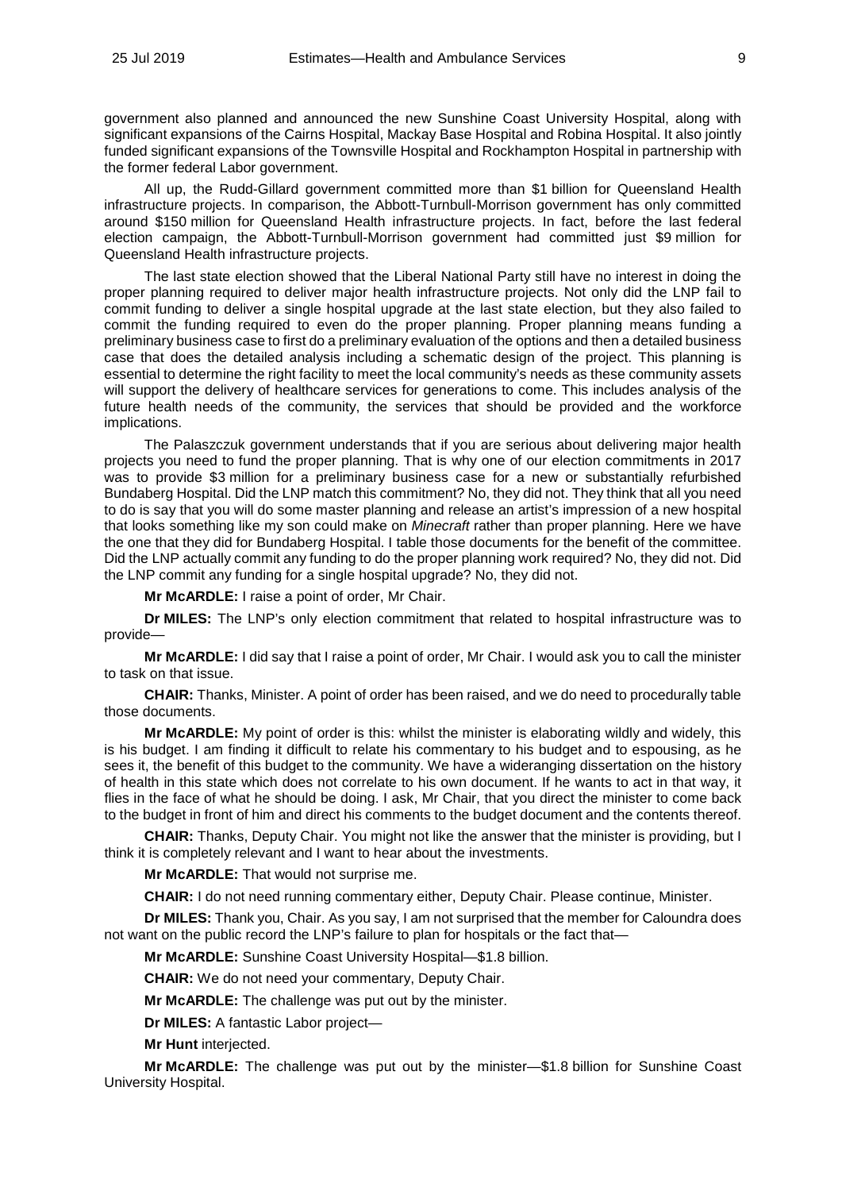government also planned and announced the new Sunshine Coast University Hospital, along with significant expansions of the Cairns Hospital, Mackay Base Hospital and Robina Hospital. It also jointly funded significant expansions of the Townsville Hospital and Rockhampton Hospital in partnership with the former federal Labor government.

All up, the Rudd-Gillard government committed more than $1 billion for Queensland Health infrastructure projects. In comparison, the Abbott-Turnbull-Morrison government has only committed around $150 million for Queensland Health infrastructure projects. In fact, before the last federal election campaign, the Abbott-Turnbull-Morrison government had committed just $9 million for Queensland Health infrastructure projects.

The last state election showed that the Liberal National Party still have no interest in doing the proper planning required to deliver major health infrastructure projects. Not only did the LNP fail to commit funding to deliver a single hospital upgrade at the last state election, but they also failed to commit the funding required to even do the proper planning. Proper planning means funding a preliminary business case to first do a preliminary evaluation of the options and then a detailed business case that does the detailed analysis including a schematic design of the project. This planning is essential to determine the right facility to meet the local community's needs as these community assets will support the delivery of healthcare services for generations to come. This includes analysis of the future health needs of the community, the services that should be provided and the workforce implications.

The Palaszczuk government understands that if you are serious about delivering major health projects you need to fund the proper planning. That is why one of our election commitments in 2017 was to provide $3 million for a preliminary business case for a new or substantially refurbished Bundaberg Hospital. Did the LNP match this commitment? No, they did not. They think that all you need to do is say that you will do some master planning and release an artist's impression of a new hospital that looks something like my son could make on *Minecraft* rather than proper planning. Here we have the one that they did for Bundaberg Hospital. I table those documents for the benefit of the committee. Did the LNP actually commit any funding to do the proper planning work required? No, they did not. Did the LNP commit any funding for a single hospital upgrade? No, they did not.

**Mr McARDLE:** I raise a point of order, Mr Chair.

**Dr MILES:** The LNP's only election commitment that related to hospital infrastructure was to provide—

**Mr McARDLE:** I did say that I raise a point of order, Mr Chair. I would ask you to call the minister to task on that issue.

**CHAIR:** Thanks, Minister. A point of order has been raised, and we do need to procedurally table those documents.

**Mr McARDLE:** My point of order is this: whilst the minister is elaborating wildly and widely, this is his budget. I am finding it difficult to relate his commentary to his budget and to espousing, as he sees it, the benefit of this budget to the community. We have a wideranging dissertation on the history of health in this state which does not correlate to his own document. If he wants to act in that way, it flies in the face of what he should be doing. I ask, Mr Chair, that you direct the minister to come back to the budget in front of him and direct his comments to the budget document and the contents thereof.

**CHAIR:** Thanks, Deputy Chair. You might not like the answer that the minister is providing, but I think it is completely relevant and I want to hear about the investments.

**Mr McARDLE:** That would not surprise me.

**CHAIR:** I do not need running commentary either, Deputy Chair. Please continue, Minister.

**Dr MILES:** Thank you, Chair. As you say, I am not surprised that the member for Caloundra does not want on the public record the LNP's failure to plan for hospitals or the fact that—

**Mr McARDLE:** Sunshine Coast University Hospital—$1.8 billion.

**CHAIR:** We do not need your commentary, Deputy Chair.

**Mr McARDLE:** The challenge was put out by the minister.

**Dr MILES:** A fantastic Labor project—

**Mr Hunt** interjected.

**Mr McARDLE:** The challenge was put out by the minister—$1.8 billion for Sunshine Coast University Hospital.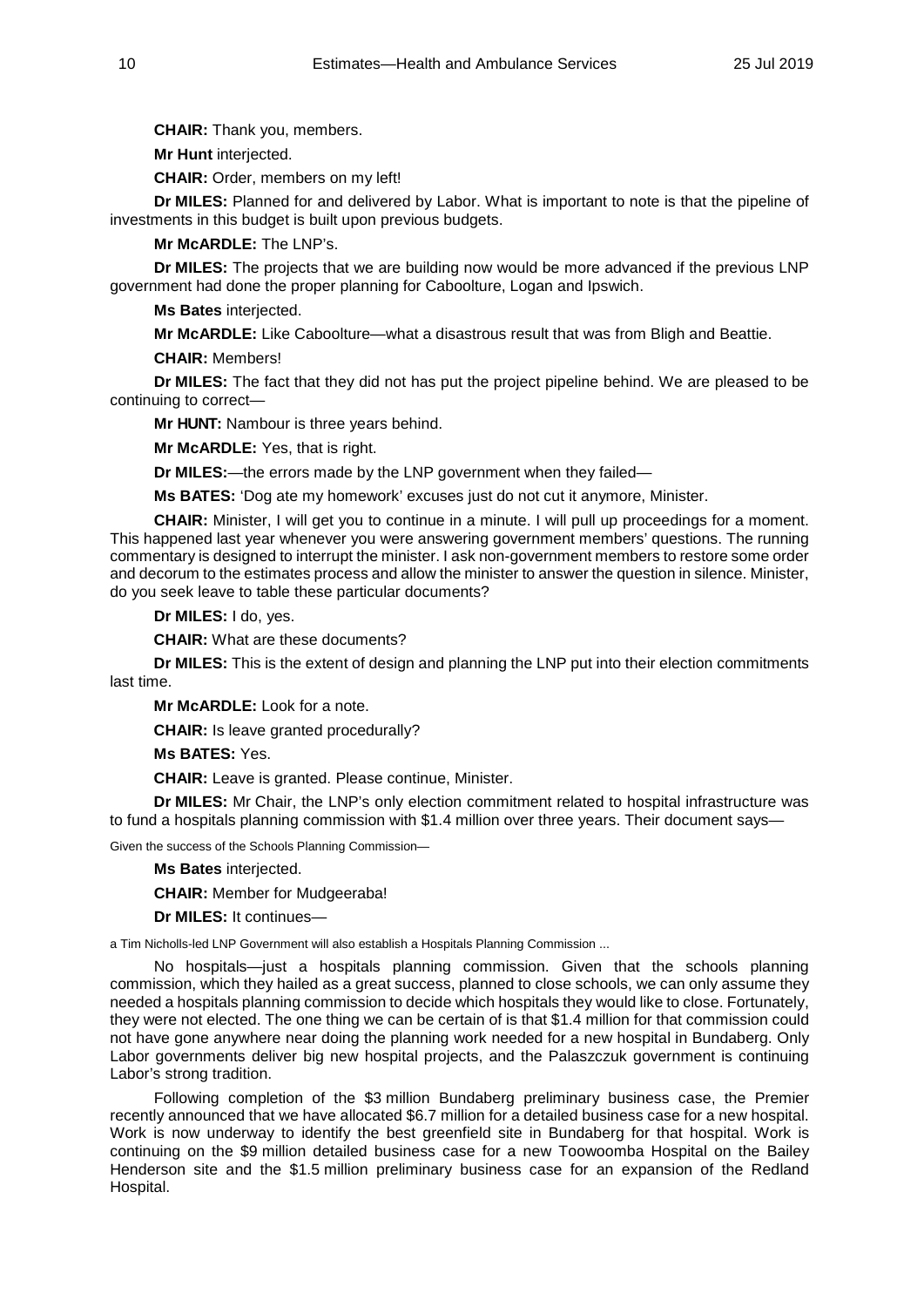**CHAIR:** Thank you, members.

**Mr Hunt** interjected.

**CHAIR:** Order, members on my left!

**Dr MILES:** Planned for and delivered by Labor. What is important to note is that the pipeline of investments in this budget is built upon previous budgets.

**Mr McARDLE:** The LNP's.

**Dr MILES:** The projects that we are building now would be more advanced if the previous LNP government had done the proper planning for Caboolture, Logan and Ipswich.

**Ms Bates** interjected.

**Mr McARDLE:** Like Caboolture—what a disastrous result that was from Bligh and Beattie.

**CHAIR:** Members!

**Dr MILES:** The fact that they did not has put the project pipeline behind. We are pleased to be continuing to correct—

**Mr HUNT:** Nambour is three years behind.

**Mr McARDLE:** Yes, that is right.

**Dr MILES:**—the errors made by the LNP government when they failed—

**Ms BATES:** 'Dog ate my homework' excuses just do not cut it anymore, Minister.

**CHAIR:** Minister, I will get you to continue in a minute. I will pull up proceedings for a moment. This happened last year whenever you were answering government members' questions. The running commentary is designed to interrupt the minister. I ask non-government members to restore some order and decorum to the estimates process and allow the minister to answer the question in silence. Minister, do you seek leave to table these particular documents?

**Dr MILES:** I do, yes.

**CHAIR:** What are these documents?

**Dr MILES:** This is the extent of design and planning the LNP put into their election commitments last time.

**Mr McARDLE:** Look for a note.

**CHAIR:** Is leave granted procedurally?

**Ms BATES:** Yes.

**CHAIR:** Leave is granted. Please continue, Minister.

**Dr MILES:** Mr Chair, the LNP's only election commitment related to hospital infrastructure was to fund a hospitals planning commission with $1.4 million over three years. Their document says—

Given the success of the Schools Planning Commission—

**Ms Bates** interjected.

**CHAIR:** Member for Mudgeeraba!

**Dr MILES:** It continues—

a Tim Nicholls-led LNP Government will also establish a Hospitals Planning Commission ...

No hospitals—just a hospitals planning commission. Given that the schools planning commission, which they hailed as a great success, planned to close schools, we can only assume they needed a hospitals planning commission to decide which hospitals they would like to close. Fortunately, they were not elected. The one thing we can be certain of is that $1.4 million for that commission could not have gone anywhere near doing the planning work needed for a new hospital in Bundaberg. Only Labor governments deliver big new hospital projects, and the Palaszczuk government is continuing Labor's strong tradition.

Following completion of the $3 million Bundaberg preliminary business case, the Premier recently announced that we have allocated $6.7 million for a detailed business case for a new hospital. Work is now underway to identify the best greenfield site in Bundaberg for that hospital. Work is continuing on the $9 million detailed business case for a new Toowoomba Hospital on the Bailey Henderson site and the $1.5 million preliminary business case for an expansion of the Redland Hospital.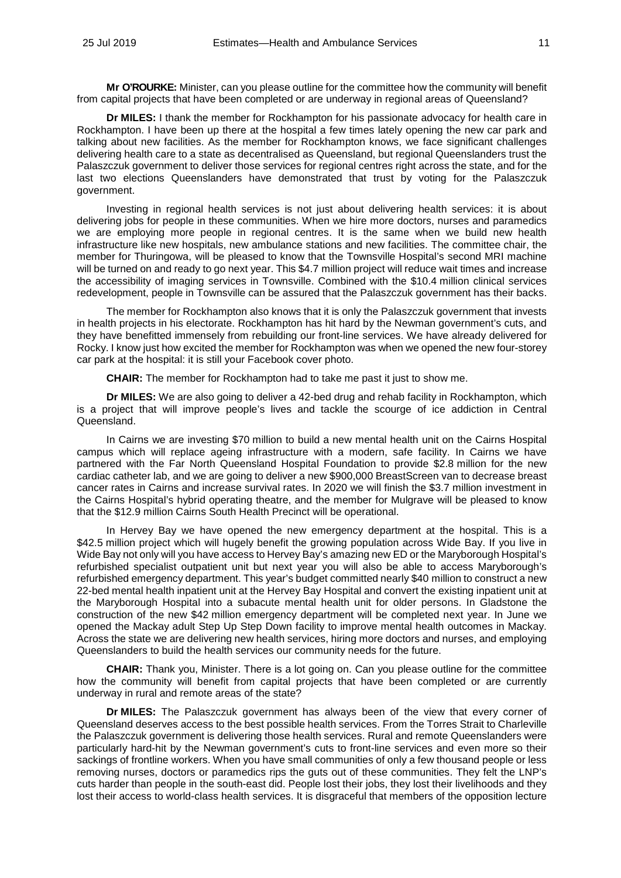**Mr O'ROURKE:** Minister, can you please outline for the committee how the community will benefit from capital projects that have been completed or are underway in regional areas of Queensland?

**Dr MILES:** I thank the member for Rockhampton for his passionate advocacy for health care in Rockhampton. I have been up there at the hospital a few times lately opening the new car park and talking about new facilities. As the member for Rockhampton knows, we face significant challenges delivering health care to a state as decentralised as Queensland, but regional Queenslanders trust the Palaszczuk government to deliver those services for regional centres right across the state, and for the last two elections Queenslanders have demonstrated that trust by voting for the Palaszczuk government.

Investing in regional health services is not just about delivering health services: it is about delivering jobs for people in these communities. When we hire more doctors, nurses and paramedics we are employing more people in regional centres. It is the same when we build new health infrastructure like new hospitals, new ambulance stations and new facilities. The committee chair, the member for Thuringowa, will be pleased to know that the Townsville Hospital's second MRI machine will be turned on and ready to go next year. This $4.7 million project will reduce wait times and increase the accessibility of imaging services in Townsville. Combined with the $10.4 million clinical services redevelopment, people in Townsville can be assured that the Palaszczuk government has their backs.

The member for Rockhampton also knows that it is only the Palaszczuk government that invests in health projects in his electorate. Rockhampton has hit hard by the Newman government's cuts, and they have benefitted immensely from rebuilding our front-line services. We have already delivered for Rocky. I know just how excited the member for Rockhampton was when we opened the new four-storey car park at the hospital: it is still your Facebook cover photo.

**CHAIR:** The member for Rockhampton had to take me past it just to show me.

**Dr MILES:** We are also going to deliver a 42-bed drug and rehab facility in Rockhampton, which is a project that will improve people's lives and tackle the scourge of ice addiction in Central Queensland.

In Cairns we are investing $70 million to build a new mental health unit on the Cairns Hospital campus which will replace ageing infrastructure with a modern, safe facility. In Cairns we have partnered with the Far North Queensland Hospital Foundation to provide $2.8 million for the new cardiac catheter lab, and we are going to deliver a new $900,000 BreastScreen van to decrease breast cancer rates in Cairns and increase survival rates. In 2020 we will finish the $3.7 million investment in the Cairns Hospital's hybrid operating theatre, and the member for Mulgrave will be pleased to know that the $12.9 million Cairns South Health Precinct will be operational.

In Hervey Bay we have opened the new emergency department at the hospital. This is a $42.5 million project which will hugely benefit the growing population across Wide Bay. If you live in Wide Bay not only will you have access to Hervey Bay's amazing new ED or the Maryborough Hospital's refurbished specialist outpatient unit but next year you will also be able to access Maryborough's refurbished emergency department. This year's budget committed nearly $40 million to construct a new 22-bed mental health inpatient unit at the Hervey Bay Hospital and convert the existing inpatient unit at the Maryborough Hospital into a subacute mental health unit for older persons. In Gladstone the construction of the new $42 million emergency department will be completed next year. In June we opened the Mackay adult Step Up Step Down facility to improve mental health outcomes in Mackay. Across the state we are delivering new health services, hiring more doctors and nurses, and employing Queenslanders to build the health services our community needs for the future.

**CHAIR:** Thank you, Minister. There is a lot going on. Can you please outline for the committee how the community will benefit from capital projects that have been completed or are currently underway in rural and remote areas of the state?

**Dr MILES:** The Palaszczuk government has always been of the view that every corner of Queensland deserves access to the best possible health services. From the Torres Strait to Charleville the Palaszczuk government is delivering those health services. Rural and remote Queenslanders were particularly hard-hit by the Newman government's cuts to front-line services and even more so their sackings of frontline workers. When you have small communities of only a few thousand people or less removing nurses, doctors or paramedics rips the guts out of these communities. They felt the LNP's cuts harder than people in the south-east did. People lost their jobs, they lost their livelihoods and they lost their access to world-class health services. It is disgraceful that members of the opposition lecture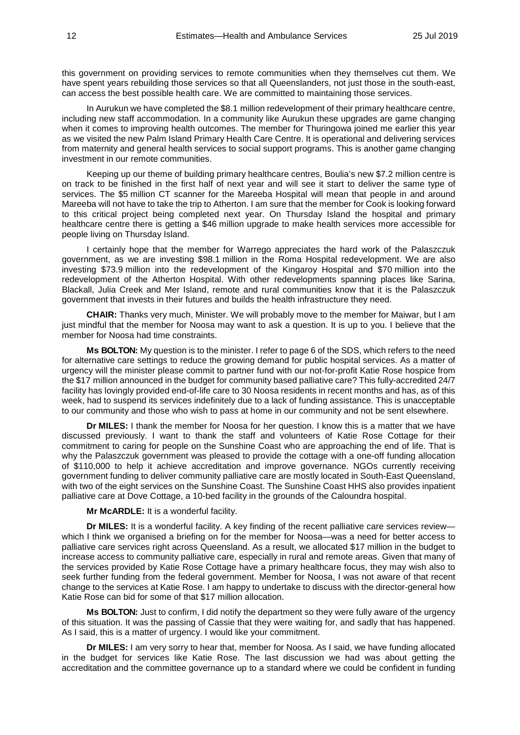this government on providing services to remote communities when they themselves cut them. We have spent years rebuilding those services so that all Queenslanders, not just those in the south-east, can access the best possible health care. We are committed to maintaining those services.

In Aurukun we have completed the $8.1 million redevelopment of their primary healthcare centre, including new staff accommodation. In a community like Aurukun these upgrades are game changing when it comes to improving health outcomes. The member for Thuringowa joined me earlier this year as we visited the new Palm Island Primary Health Care Centre. It is operational and delivering services from maternity and general health services to social support programs. This is another game changing investment in our remote communities.

Keeping up our theme of building primary healthcare centres, Boulia's new $7.2 million centre is on track to be finished in the first half of next year and will see it start to deliver the same type of services. The $5 million CT scanner for the Mareeba Hospital will mean that people in and around Mareeba will not have to take the trip to Atherton. I am sure that the member for Cook is looking forward to this critical project being completed next year. On Thursday Island the hospital and primary healthcare centre there is getting a $46 million upgrade to make health services more accessible for people living on Thursday Island.

I certainly hope that the member for Warrego appreciates the hard work of the Palaszczuk government, as we are investing $98.1 million in the Roma Hospital redevelopment. We are also investing $73.9 million into the redevelopment of the Kingaroy Hospital and $70 million into the redevelopment of the Atherton Hospital. With other redevelopments spanning places like Sarina, Blackall, Julia Creek and Mer Island, remote and rural communities know that it is the Palaszczuk government that invests in their futures and builds the health infrastructure they need.

**CHAIR:** Thanks very much, Minister. We will probably move to the member for Maiwar, but I am just mindful that the member for Noosa may want to ask a question. It is up to you. I believe that the member for Noosa had time constraints.

**Ms BOLTON:** My question is to the minister. I refer to page 6 of the SDS, which refers to the need for alternative care settings to reduce the growing demand for public hospital services. As a matter of urgency will the minister please commit to partner fund with our not-for-profit Katie Rose hospice from the $17 million announced in the budget for community based palliative care? This fully-accredited 24/7 facility has lovingly provided end-of-life care to 30 Noosa residents in recent months and has, as of this week, had to suspend its services indefinitely due to a lack of funding assistance. This is unacceptable to our community and those who wish to pass at home in our community and not be sent elsewhere.

**Dr MILES:** I thank the member for Noosa for her question. I know this is a matter that we have discussed previously. I want to thank the staff and volunteers of Katie Rose Cottage for their commitment to caring for people on the Sunshine Coast who are approaching the end of life. That is why the Palaszczuk government was pleased to provide the cottage with a one-off funding allocation of $110,000 to help it achieve accreditation and improve governance. NGOs currently receiving government funding to deliver community palliative care are mostly located in South-East Queensland, with two of the eight services on the Sunshine Coast. The Sunshine Coast HHS also provides inpatient palliative care at Dove Cottage, a 10-bed facility in the grounds of the Caloundra hospital.

**Mr McARDLE:** It is a wonderful facility.

**Dr MILES:** It is a wonderful facility. A key finding of the recent palliative care services review—which I think we organised a briefing on for the member for Noosa—was a need for better access to palliative care services right across Queensland. As a result, we allocated $17 million in the budget to increase access to community palliative care, especially in rural and remote areas. Given that many of the services provided by Katie Rose Cottage have a primary healthcare focus, they may wish also to seek further funding from the federal government. Member for Noosa, I was not aware of that recent change to the services at Katie Rose. I am happy to undertake to discuss with the director-general how Katie Rose can bid for some of that $17 million allocation.

**Ms BOLTON:** Just to confirm, I did notify the department so they were fully aware of the urgency of this situation. It was the passing of Cassie that they were waiting for, and sadly that has happened. As I said, this is a matter of urgency. I would like your commitment.

**Dr MILES:** I am very sorry to hear that, member for Noosa. As I said, we have funding allocated in the budget for services like Katie Rose. The last discussion we had was about getting the accreditation and the committee governance up to a standard where we could be confident in funding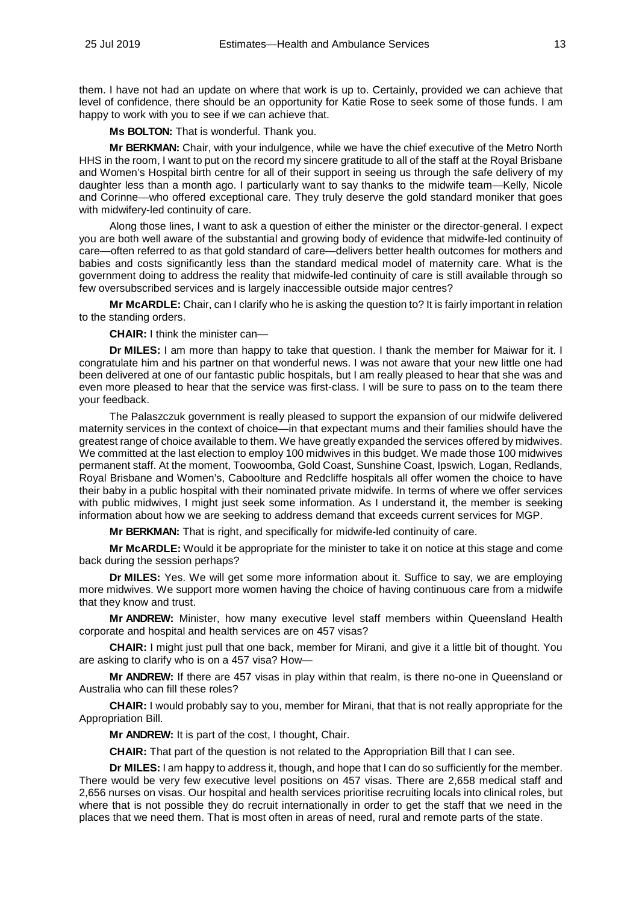them. I have not had an update on where that work is up to. Certainly, provided we can achieve that level of confidence, there should be an opportunity for Katie Rose to seek some of those funds. I am happy to work with you to see if we can achieve that.

**Ms BOLTON:** That is wonderful. Thank you.

**Mr BERKMAN:** Chair, with your indulgence, while we have the chief executive of the Metro North HHS in the room, I want to put on the record my sincere gratitude to all of the staff at the Royal Brisbane and Women's Hospital birth centre for all of their support in seeing us through the safe delivery of my daughter less than a month ago. I particularly want to say thanks to the midwife team—Kelly, Nicole and Corinne—who offered exceptional care. They truly deserve the gold standard moniker that goes with midwifery-led continuity of care.

Along those lines, I want to ask a question of either the minister or the director-general. I expect you are both well aware of the substantial and growing body of evidence that midwife-led continuity of care—often referred to as that gold standard of care—delivers better health outcomes for mothers and babies and costs significantly less than the standard medical model of maternity care. What is the government doing to address the reality that midwife-led continuity of care is still available through so few oversubscribed services and is largely inaccessible outside major centres?

**Mr McARDLE:** Chair, can I clarify who he is asking the question to? It is fairly important in relation to the standing orders.

**CHAIR:** I think the minister can—

**Dr MILES:** I am more than happy to take that question. I thank the member for Maiwar for it. I congratulate him and his partner on that wonderful news. I was not aware that your new little one had been delivered at one of our fantastic public hospitals, but I am really pleased to hear that she was and even more pleased to hear that the service was first-class. I will be sure to pass on to the team there your feedback.

The Palaszczuk government is really pleased to support the expansion of our midwife delivered maternity services in the context of choice—in that expectant mums and their families should have the greatest range of choice available to them. We have greatly expanded the services offered by midwives. We committed at the last election to employ 100 midwives in this budget. We made those 100 midwives permanent staff. At the moment, Toowoomba, Gold Coast, Sunshine Coast, Ipswich, Logan, Redlands, Royal Brisbane and Women's, Caboolture and Redcliffe hospitals all offer women the choice to have their baby in a public hospital with their nominated private midwife. In terms of where we offer services with public midwives, I might just seek some information. As I understand it, the member is seeking information about how we are seeking to address demand that exceeds current services for MGP.

**Mr BERKMAN:** That is right, and specifically for midwife-led continuity of care.

**Mr McARDLE:** Would it be appropriate for the minister to take it on notice at this stage and come back during the session perhaps?

**Dr MILES:** Yes. We will get some more information about it. Suffice to say, we are employing more midwives. We support more women having the choice of having continuous care from a midwife that they know and trust.

**Mr ANDREW:** Minister, how many executive level staff members within Queensland Health corporate and hospital and health services are on 457 visas?

**CHAIR:** I might just pull that one back, member for Mirani, and give it a little bit of thought. You are asking to clarify who is on a 457 visa? How—

**Mr ANDREW:** If there are 457 visas in play within that realm, is there no-one in Queensland or Australia who can fill these roles?

**CHAIR:** I would probably say to you, member for Mirani, that that is not really appropriate for the Appropriation Bill.

**Mr ANDREW:** It is part of the cost, I thought, Chair.

**CHAIR:** That part of the question is not related to the Appropriation Bill that I can see.

**Dr MILES:** I am happy to address it, though, and hope that I can do so sufficiently for the member. There would be very few executive level positions on 457 visas. There are 2,658 medical staff and 2,656 nurses on visas. Our hospital and health services prioritise recruiting locals into clinical roles, but where that is not possible they do recruit internationally in order to get the staff that we need in the places that we need them. That is most often in areas of need, rural and remote parts of the state.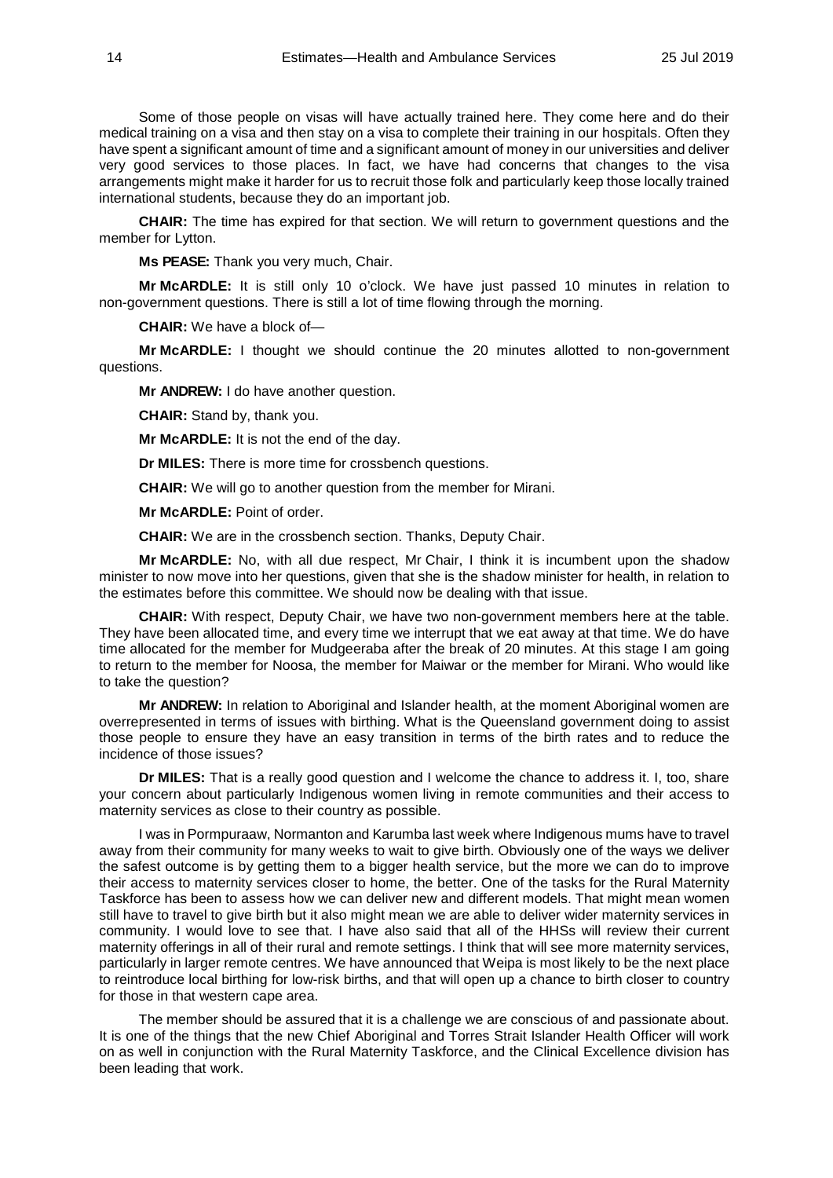Some of those people on visas will have actually trained here. They come here and do their medical training on a visa and then stay on a visa to complete their training in our hospitals. Often they have spent a significant amount of time and a significant amount of money in our universities and deliver very good services to those places. In fact, we have had concerns that changes to the visa arrangements might make it harder for us to recruit those folk and particularly keep those locally trained international students, because they do an important job.

**CHAIR:** The time has expired for that section. We will return to government questions and the member for Lytton.

**Ms PEASE:** Thank you very much, Chair.

**Mr McARDLE:** It is still only 10 o'clock. We have just passed 10 minutes in relation to non-government questions. There is still a lot of time flowing through the morning.

**CHAIR:** We have a block of—

**Mr McARDLE:** I thought we should continue the 20 minutes allotted to non-government questions.

**Mr ANDREW:** I do have another question.

**CHAIR:** Stand by, thank you.

**Mr McARDLE:** It is not the end of the day.

**Dr MILES:** There is more time for crossbench questions.

**CHAIR:** We will go to another question from the member for Mirani.

**Mr McARDLE:** Point of order.

**CHAIR:** We are in the crossbench section. Thanks, Deputy Chair.

**Mr McARDLE:** No, with all due respect, Mr Chair, I think it is incumbent upon the shadow minister to now move into her questions, given that she is the shadow minister for health, in relation to the estimates before this committee. We should now be dealing with that issue.

**CHAIR:** With respect, Deputy Chair, we have two non-government members here at the table. They have been allocated time, and every time we interrupt that we eat away at that time. We do have time allocated for the member for Mudgeeraba after the break of 20 minutes. At this stage I am going to return to the member for Noosa, the member for Maiwar or the member for Mirani. Who would like to take the question?

**Mr ANDREW:** In relation to Aboriginal and Islander health, at the moment Aboriginal women are overrepresented in terms of issues with birthing. What is the Queensland government doing to assist those people to ensure they have an easy transition in terms of the birth rates and to reduce the incidence of those issues?

**Dr MILES:** That is a really good question and I welcome the chance to address it. I, too, share your concern about particularly Indigenous women living in remote communities and their access to maternity services as close to their country as possible.

I was in Pormpuraaw, Normanton and Karumba last week where Indigenous mums have to travel away from their community for many weeks to wait to give birth. Obviously one of the ways we deliver the safest outcome is by getting them to a bigger health service, but the more we can do to improve their access to maternity services closer to home, the better. One of the tasks for the Rural Maternity Taskforce has been to assess how we can deliver new and different models. That might mean women still have to travel to give birth but it also might mean we are able to deliver wider maternity services in community. I would love to see that. I have also said that all of the HHSs will review their current maternity offerings in all of their rural and remote settings. I think that will see more maternity services, particularly in larger remote centres. We have announced that Weipa is most likely to be the next place to reintroduce local birthing for low-risk births, and that will open up a chance to birth closer to country for those in that western cape area.

The member should be assured that it is a challenge we are conscious of and passionate about. It is one of the things that the new Chief Aboriginal and Torres Strait Islander Health Officer will work on as well in conjunction with the Rural Maternity Taskforce, and the Clinical Excellence division has been leading that work.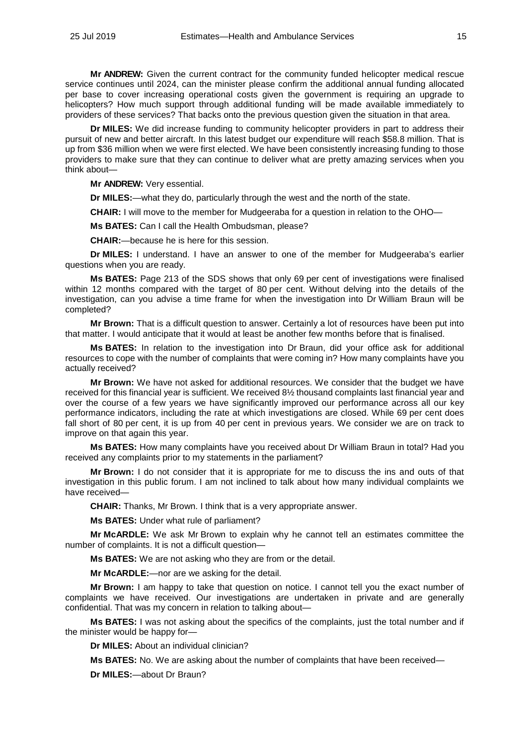**Mr ANDREW:** Given the current contract for the community funded helicopter medical rescue service continues until 2024, can the minister please confirm the additional annual funding allocated per base to cover increasing operational costs given the government is requiring an upgrade to helicopters? How much support through additional funding will be made available immediately to providers of these services? That backs onto the previous question given the situation in that area.

**Dr MILES:** We did increase funding to community helicopter providers in part to address their pursuit of new and better aircraft. In this latest budget our expenditure will reach $58.8 million. That is up from $36 million when we were first elected. We have been consistently increasing funding to those providers to make sure that they can continue to deliver what are pretty amazing services when you think about—

**Mr ANDREW:** Very essential.

**Dr MILES:**—what they do, particularly through the west and the north of the state.

**CHAIR:** I will move to the member for Mudgeeraba for a question in relation to the OHO—

**Ms BATES:** Can I call the Health Ombudsman, please?

**CHAIR:**—because he is here for this session.

**Dr MILES:** I understand. I have an answer to one of the member for Mudgeeraba's earlier questions when you are ready.

**Ms BATES:** Page 213 of the SDS shows that only 69 per cent of investigations were finalised within 12 months compared with the target of 80 per cent. Without delving into the details of the investigation, can you advise a time frame for when the investigation into Dr William Braun will be completed?

**Mr Brown:** That is a difficult question to answer. Certainly a lot of resources have been put into that matter. I would anticipate that it would at least be another few months before that is finalised.

**Ms BATES:** In relation to the investigation into Dr Braun, did your office ask for additional resources to cope with the number of complaints that were coming in? How many complaints have you actually received?

**Mr Brown:** We have not asked for additional resources. We consider that the budget we have received for this financial year is sufficient. We received 8½ thousand complaints last financial year and over the course of a few years we have significantly improved our performance across all our key performance indicators, including the rate at which investigations are closed. While 69 per cent does fall short of 80 per cent, it is up from 40 per cent in previous years. We consider we are on track to improve on that again this year.

**Ms BATES:** How many complaints have you received about Dr William Braun in total? Had you received any complaints prior to my statements in the parliament?

**Mr Brown:** I do not consider that it is appropriate for me to discuss the ins and outs of that investigation in this public forum. I am not inclined to talk about how many individual complaints we have received—

**CHAIR:** Thanks, Mr Brown. I think that is a very appropriate answer.

**Ms BATES:** Under what rule of parliament?

**Mr McARDLE:** We ask Mr Brown to explain why he cannot tell an estimates committee the number of complaints. It is not a difficult question—

**Ms BATES:** We are not asking who they are from or the detail.

**Mr McARDLE:**—nor are we asking for the detail.

**Mr Brown:** I am happy to take that question on notice. I cannot tell you the exact number of complaints we have received. Our investigations are undertaken in private and are generally confidential. That was my concern in relation to talking about—

**Ms BATES:** I was not asking about the specifics of the complaints, just the total number and if the minister would be happy for—

**Dr MILES:** About an individual clinician?

**Ms BATES:** No. We are asking about the number of complaints that have been received—

**Dr MILES:**—about Dr Braun?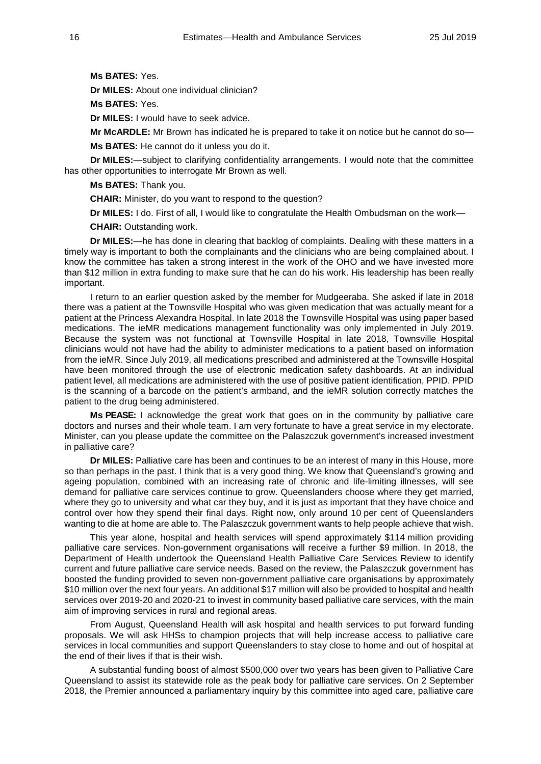**Ms BATES:** Yes.

**Dr MILES:** About one individual clinician?

**Ms BATES:** Yes.

**Dr MILES:** I would have to seek advice.

**Mr McARDLE:** Mr Brown has indicated he is prepared to take it on notice but he cannot do so—

**Ms BATES:** He cannot do it unless you do it.

**Dr MILES:**—subject to clarifying confidentiality arrangements. I would note that the committee has other opportunities to interrogate Mr Brown as well.

**Ms BATES:** Thank you.

**CHAIR:** Minister, do you want to respond to the question?

**Dr MILES:** I do. First of all, I would like to congratulate the Health Ombudsman on the work—

**CHAIR:** Outstanding work.

**Dr MILES:**—he has done in clearing that backlog of complaints. Dealing with these matters in a timely way is important to both the complainants and the clinicians who are being complained about. I know the committee has taken a strong interest in the work of the OHO and we have invested more than $12 million in extra funding to make sure that he can do his work. His leadership has been really important.

I return to an earlier question asked by the member for Mudgeeraba. She asked if late in 2018 there was a patient at the Townsville Hospital who was given medication that was actually meant for a patient at the Princess Alexandra Hospital. In late 2018 the Townsville Hospital was using paper based medications. The ieMR medications management functionality was only implemented in July 2019. Because the system was not functional at Townsville Hospital in late 2018, Townsville Hospital clinicians would not have had the ability to administer medications to a patient based on information from the ieMR. Since July 2019, all medications prescribed and administered at the Townsville Hospital have been monitored through the use of electronic medication safety dashboards. At an individual patient level, all medications are administered with the use of positive patient identification, PPID. PPID is the scanning of a barcode on the patient's armband, and the ieMR solution correctly matches the patient to the drug being administered.

**Ms PEASE:** I acknowledge the great work that goes on in the community by palliative care doctors and nurses and their whole team. I am very fortunate to have a great service in my electorate. Minister, can you please update the committee on the Palaszczuk government's increased investment in palliative care?

**Dr MILES:** Palliative care has been and continues to be an interest of many in this House, more so than perhaps in the past. I think that is a very good thing. We know that Queensland's growing and ageing population, combined with an increasing rate of chronic and life-limiting illnesses, will see demand for palliative care services continue to grow. Queenslanders choose where they get married, where they go to university and what car they buy, and it is just as important that they have choice and control over how they spend their final days. Right now, only around 10 per cent of Queenslanders wanting to die at home are able to. The Palaszczuk government wants to help people achieve that wish.

This year alone, hospital and health services will spend approximately $114 million providing palliative care services. Non-government organisations will receive a further $9 million. In 2018, the Department of Health undertook the Queensland Health Palliative Care Services Review to identify current and future palliative care service needs. Based on the review, the Palaszczuk government has boosted the funding provided to seven non-government palliative care organisations by approximately $10 million over the next four years. An additional $17 million will also be provided to hospital and health services over 2019-20 and 2020-21 to invest in community based palliative care services, with the main aim of improving services in rural and regional areas.

From August, Queensland Health will ask hospital and health services to put forward funding proposals. We will ask HHSs to champion projects that will help increase access to palliative care services in local communities and support Queenslanders to stay close to home and out of hospital at the end of their lives if that is their wish.

A substantial funding boost of almost $500,000 over two years has been given to Palliative Care Queensland to assist its statewide role as the peak body for palliative care services. On 2 September 2018, the Premier announced a parliamentary inquiry by this committee into aged care, palliative care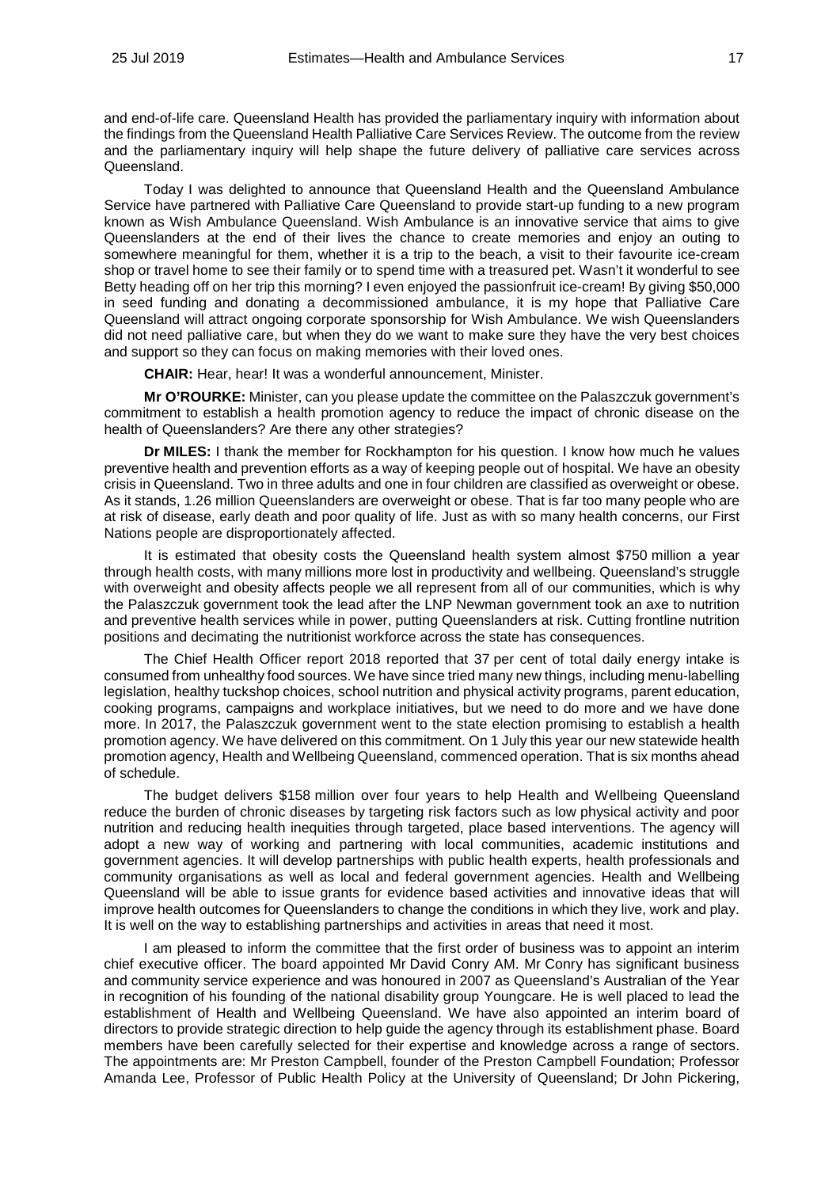and end-of-life care. Queensland Health has provided the parliamentary inquiry with information about the findings from the Queensland Health Palliative Care Services Review. The outcome from the review and the parliamentary inquiry will help shape the future delivery of palliative care services across Queensland.

Today I was delighted to announce that Queensland Health and the Queensland Ambulance Service have partnered with Palliative Care Queensland to provide start-up funding to a new program known as Wish Ambulance Queensland. Wish Ambulance is an innovative service that aims to give Queenslanders at the end of their lives the chance to create memories and enjoy an outing to somewhere meaningful for them, whether it is a trip to the beach, a visit to their favourite ice-cream shop or travel home to see their family or to spend time with a treasured pet. Wasn't it wonderful to see Betty heading off on her trip this morning? I even enjoyed the passionfruit ice-cream! By giving $50,000 in seed funding and donating a decommissioned ambulance, it is my hope that Palliative Care Queensland will attract ongoing corporate sponsorship for Wish Ambulance. We wish Queenslanders did not need palliative care, but when they do we want to make sure they have the very best choices and support so they can focus on making memories with their loved ones.

**CHAIR:** Hear, hear! It was a wonderful announcement, Minister.

**Mr O'ROURKE:** Minister, can you please update the committee on the Palaszczuk government's commitment to establish a health promotion agency to reduce the impact of chronic disease on the health of Queenslanders? Are there any other strategies?

**Dr MILES:** I thank the member for Rockhampton for his question. I know how much he values preventive health and prevention efforts as a way of keeping people out of hospital. We have an obesity crisis in Queensland. Two in three adults and one in four children are classified as overweight or obese. As it stands, 1.26 million Queenslanders are overweight or obese. That is far too many people who are at risk of disease, early death and poor quality of life. Just as with so many health concerns, our First Nations people are disproportionately affected.

It is estimated that obesity costs the Queensland health system almost $750 million a year through health costs, with many millions more lost in productivity and wellbeing. Queensland's struggle with overweight and obesity affects people we all represent from all of our communities, which is why the Palaszczuk government took the lead after the LNP Newman government took an axe to nutrition and preventive health services while in power, putting Queenslanders at risk. Cutting frontline nutrition positions and decimating the nutritionist workforce across the state has consequences.

The Chief Health Officer report 2018 reported that 37 per cent of total daily energy intake is consumed from unhealthy food sources. We have since tried many new things, including menu-labelling legislation, healthy tuckshop choices, school nutrition and physical activity programs, parent education, cooking programs, campaigns and workplace initiatives, but we need to do more and we have done more. In 2017, the Palaszczuk government went to the state election promising to establish a health promotion agency. We have delivered on this commitment. On 1 July this year our new statewide health promotion agency, Health and Wellbeing Queensland, commenced operation. That is six months ahead of schedule.

The budget delivers $158 million over four years to help Health and Wellbeing Queensland reduce the burden of chronic diseases by targeting risk factors such as low physical activity and poor nutrition and reducing health inequities through targeted, place based interventions. The agency will adopt a new way of working and partnering with local communities, academic institutions and government agencies. It will develop partnerships with public health experts, health professionals and community organisations as well as local and federal government agencies. Health and Wellbeing Queensland will be able to issue grants for evidence based activities and innovative ideas that will improve health outcomes for Queenslanders to change the conditions in which they live, work and play. It is well on the way to establishing partnerships and activities in areas that need it most.

I am pleased to inform the committee that the first order of business was to appoint an interim chief executive officer. The board appointed Mr David Conry AM. Mr Conry has significant business and community service experience and was honoured in 2007 as Queensland's Australian of the Year in recognition of his founding of the national disability group Youngcare. He is well placed to lead the establishment of Health and Wellbeing Queensland. We have also appointed an interim board of directors to provide strategic direction to help guide the agency through its establishment phase. Board members have been carefully selected for their expertise and knowledge across a range of sectors. The appointments are: Mr Preston Campbell, founder of the Preston Campbell Foundation; Professor Amanda Lee, Professor of Public Health Policy at the University of Queensland; Dr John Pickering,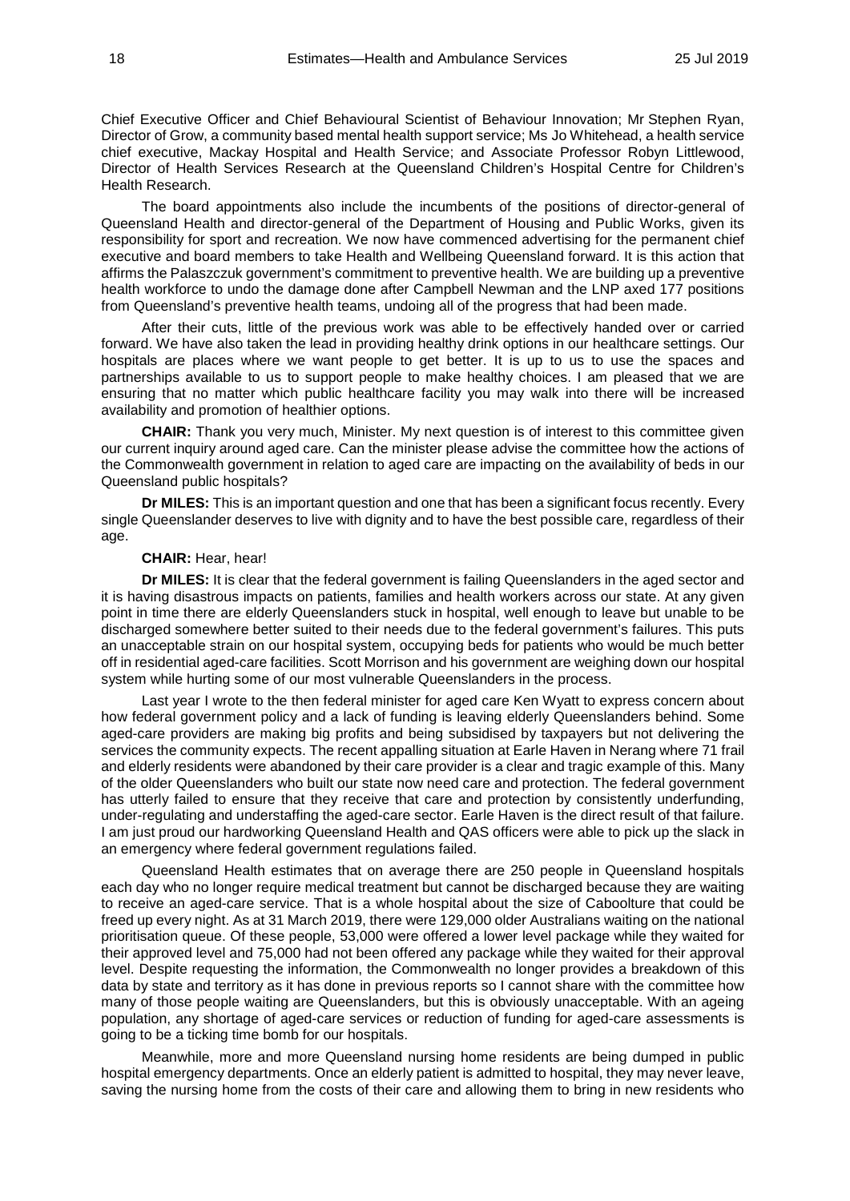Chief Executive Officer and Chief Behavioural Scientist of Behaviour Innovation; Mr Stephen Ryan, Director of Grow, a community based mental health support service; Ms Jo Whitehead, a health service chief executive, Mackay Hospital and Health Service; and Associate Professor Robyn Littlewood, Director of Health Services Research at the Queensland Children's Hospital Centre for Children's Health Research.

The board appointments also include the incumbents of the positions of director-general of Queensland Health and director-general of the Department of Housing and Public Works, given its responsibility for sport and recreation. We now have commenced advertising for the permanent chief executive and board members to take Health and Wellbeing Queensland forward. It is this action that affirms the Palaszczuk government's commitment to preventive health. We are building up a preventive health workforce to undo the damage done after Campbell Newman and the LNP axed 177 positions from Queensland's preventive health teams, undoing all of the progress that had been made.

After their cuts, little of the previous work was able to be effectively handed over or carried forward. We have also taken the lead in providing healthy drink options in our healthcare settings. Our hospitals are places where we want people to get better. It is up to us to use the spaces and partnerships available to us to support people to make healthy choices. I am pleased that we are ensuring that no matter which public healthcare facility you may walk into there will be increased availability and promotion of healthier options.

**CHAIR:** Thank you very much, Minister. My next question is of interest to this committee given our current inquiry around aged care. Can the minister please advise the committee how the actions of the Commonwealth government in relation to aged care are impacting on the availability of beds in our Queensland public hospitals?

**Dr MILES:** This is an important question and one that has been a significant focus recently. Every single Queenslander deserves to live with dignity and to have the best possible care, regardless of their age.

**CHAIR:** Hear, hear!

**Dr MILES:** It is clear that the federal government is failing Queenslanders in the aged sector and it is having disastrous impacts on patients, families and health workers across our state. At any given point in time there are elderly Queenslanders stuck in hospital, well enough to leave but unable to be discharged somewhere better suited to their needs due to the federal government's failures. This puts an unacceptable strain on our hospital system, occupying beds for patients who would be much better off in residential aged-care facilities. Scott Morrison and his government are weighing down our hospital system while hurting some of our most vulnerable Queenslanders in the process.

Last year I wrote to the then federal minister for aged care Ken Wyatt to express concern about how federal government policy and a lack of funding is leaving elderly Queenslanders behind. Some aged-care providers are making big profits and being subsidised by taxpayers but not delivering the services the community expects. The recent appalling situation at Earle Haven in Nerang where 71 frail and elderly residents were abandoned by their care provider is a clear and tragic example of this. Many of the older Queenslanders who built our state now need care and protection. The federal government has utterly failed to ensure that they receive that care and protection by consistently underfunding, under-regulating and understaffing the aged-care sector. Earle Haven is the direct result of that failure. I am just proud our hardworking Queensland Health and QAS officers were able to pick up the slack in an emergency where federal government regulations failed.

Queensland Health estimates that on average there are 250 people in Queensland hospitals each day who no longer require medical treatment but cannot be discharged because they are waiting to receive an aged-care service. That is a whole hospital about the size of Caboolture that could be freed up every night. As at 31 March 2019, there were 129,000 older Australians waiting on the national prioritisation queue. Of these people, 53,000 were offered a lower level package while they waited for their approved level and 75,000 had not been offered any package while they waited for their approval level. Despite requesting the information, the Commonwealth no longer provides a breakdown of this data by state and territory as it has done in previous reports so I cannot share with the committee how many of those people waiting are Queenslanders, but this is obviously unacceptable. With an ageing population, any shortage of aged-care services or reduction of funding for aged-care assessments is going to be a ticking time bomb for our hospitals.

Meanwhile, more and more Queensland nursing home residents are being dumped in public hospital emergency departments. Once an elderly patient is admitted to hospital, they may never leave, saving the nursing home from the costs of their care and allowing them to bring in new residents who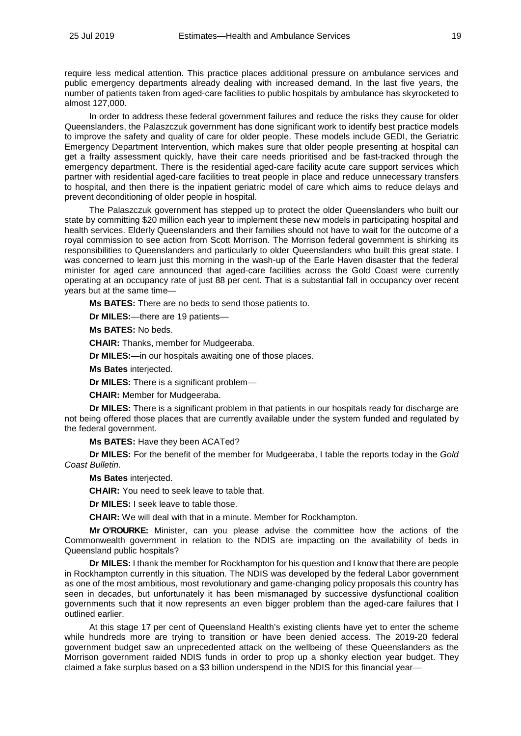require less medical attention. This practice places additional pressure on ambulance services and public emergency departments already dealing with increased demand. In the last five years, the number of patients taken from aged-care facilities to public hospitals by ambulance has skyrocketed to almost 127,000.

In order to address these federal government failures and reduce the risks they cause for older Queenslanders, the Palaszczuk government has done significant work to identify best practice models to improve the safety and quality of care for older people. These models include GEDI, the Geriatric Emergency Department Intervention, which makes sure that older people presenting at hospital can get a frailty assessment quickly, have their care needs prioritised and be fast-tracked through the emergency department. There is the residential aged-care facility acute care support services which partner with residential aged-care facilities to treat people in place and reduce unnecessary transfers to hospital, and then there is the inpatient geriatric model of care which aims to reduce delays and prevent deconditioning of older people in hospital.

The Palaszczuk government has stepped up to protect the older Queenslanders who built our state by committing $20 million each year to implement these new models in participating hospital and health services. Elderly Queenslanders and their families should not have to wait for the outcome of a royal commission to see action from Scott Morrison. The Morrison federal government is shirking its responsibilities to Queenslanders and particularly to older Queenslanders who built this great state. I was concerned to learn just this morning in the wash-up of the Earle Haven disaster that the federal minister for aged care announced that aged-care facilities across the Gold Coast were currently operating at an occupancy rate of just 88 per cent. That is a substantial fall in occupancy over recent years but at the same time—

**Ms BATES:** There are no beds to send those patients to.

**Dr MILES:**—there are 19 patients—

**Ms BATES:** No beds.

**CHAIR:** Thanks, member for Mudgeeraba.

**Dr MILES:**—in our hospitals awaiting one of those places.

**Ms Bates** interjected.

**Dr MILES:** There is a significant problem—

**CHAIR:** Member for Mudgeeraba.

**Dr MILES:** There is a significant problem in that patients in our hospitals ready for discharge are not being offered those places that are currently available under the system funded and regulated by the federal government.

**Ms BATES:** Have they been ACATed?

**Dr MILES:** For the benefit of the member for Mudgeeraba, I table the reports today in the *Gold Coast Bulletin*.

**Ms Bates** interjected.

**CHAIR:** You need to seek leave to table that.

**Dr MILES:** I seek leave to table those.

**CHAIR:** We will deal with that in a minute. Member for Rockhampton.

**Mr O'ROURKE:** Minister, can you please advise the committee how the actions of the Commonwealth government in relation to the NDIS are impacting on the availability of beds in Queensland public hospitals?

**Dr MILES:** I thank the member for Rockhampton for his question and I know that there are people in Rockhampton currently in this situation. The NDIS was developed by the federal Labor government as one of the most ambitious, most revolutionary and game-changing policy proposals this country has seen in decades, but unfortunately it has been mismanaged by successive dysfunctional coalition governments such that it now represents an even bigger problem than the aged-care failures that I outlined earlier.

At this stage 17 per cent of Queensland Health's existing clients have yet to enter the scheme while hundreds more are trying to transition or have been denied access. The 2019-20 federal government budget saw an unprecedented attack on the wellbeing of these Queenslanders as the Morrison government raided NDIS funds in order to prop up a shonky election year budget. They claimed a fake surplus based on a $3 billion underspend in the NDIS for this financial year—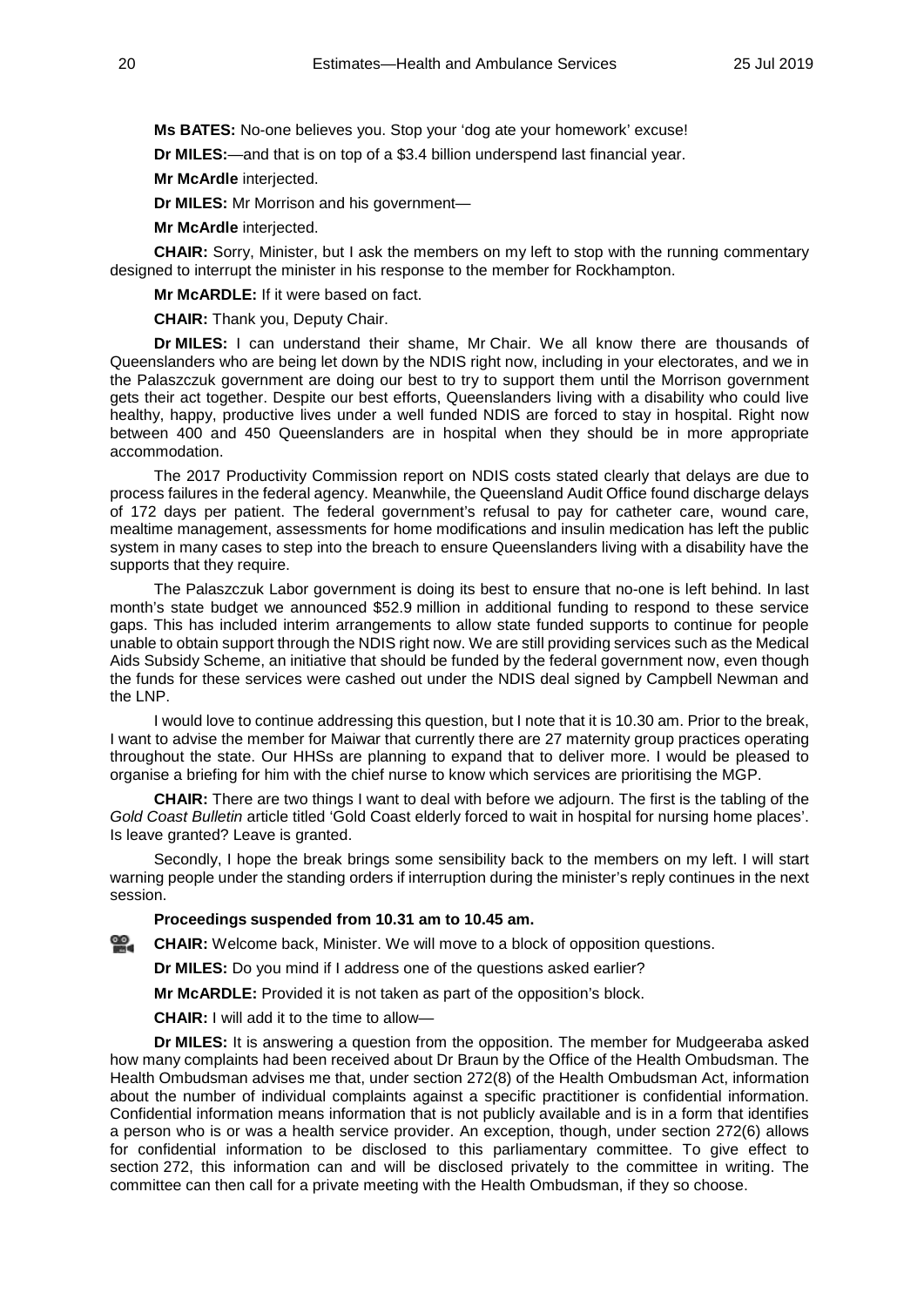**Ms BATES:** No-one believes you. Stop your 'dog ate your homework' excuse!

**Dr MILES:**—and that is on top of a $3.4 billion underspend last financial year.

**Mr McArdle** interjected.

**Dr MILES:** Mr Morrison and his government—

**Mr McArdle** interjected.

**CHAIR:** Sorry, Minister, but I ask the members on my left to stop with the running commentary designed to interrupt the minister in his response to the member for Rockhampton.

**Mr McARDLE:** If it were based on fact.

**CHAIR:** Thank you, Deputy Chair.

**Dr MILES:** I can understand their shame, Mr Chair. We all know there are thousands of Queenslanders who are being let down by the NDIS right now, including in your electorates, and we in the Palaszczuk government are doing our best to try to support them until the Morrison government gets their act together. Despite our best efforts, Queenslanders living with a disability who could live healthy, happy, productive lives under a well funded NDIS are forced to stay in hospital. Right now between 400 and 450 Queenslanders are in hospital when they should be in more appropriate accommodation.

The 2017 Productivity Commission report on NDIS costs stated clearly that delays are due to process failures in the federal agency. Meanwhile, the Queensland Audit Office found discharge delays of 172 days per patient. The federal government's refusal to pay for catheter care, wound care, mealtime management, assessments for home modifications and insulin medication has left the public system in many cases to step into the breach to ensure Queenslanders living with a disability have the supports that they require.

The Palaszczuk Labor government is doing its best to ensure that no-one is left behind. In last month's state budget we announced $52.9 million in additional funding to respond to these service gaps. This has included interim arrangements to allow state funded supports to continue for people unable to obtain support through the NDIS right now. We are still providing services such as the Medical Aids Subsidy Scheme, an initiative that should be funded by the federal government now, even though the funds for these services were cashed out under the NDIS deal signed by Campbell Newman and the LNP.

I would love to continue addressing this question, but I note that it is 10.30 am. Prior to the break, I want to advise the member for Maiwar that currently there are 27 maternity group practices operating throughout the state. Our HHSs are planning to expand that to deliver more. I would be pleased to organise a briefing for him with the chief nurse to know which services are prioritising the MGP.

**CHAIR:** There are two things I want to deal with before we adjourn. The first is the tabling of the *Gold Coast Bulletin* article titled 'Gold Coast elderly forced to wait in hospital for nursing home places'. Is leave granted? Leave is granted.

Secondly, I hope the break brings some sensibility back to the members on my left. I will start warning people under the standing orders if interruption during the minister's reply continues in the next session.

**Proceedings suspended from 10.31 am to 10.45 am.**

**CHAIR:** Welcome back, Minister. We will move to a block of opposition questions.

**Dr MILES:** Do you mind if I address one of the questions asked earlier?

**Mr McARDLE:** Provided it is not taken as part of the opposition's block.

**CHAIR:** I will add it to the time to allow—

**Dr MILES:** It is answering a question from the opposition. The member for Mudgeeraba asked how many complaints had been received about Dr Braun by the Office of the Health Ombudsman. The Health Ombudsman advises me that, under section 272(8) of the Health Ombudsman Act, information about the number of individual complaints against a specific practitioner is confidential information. Confidential information means information that is not publicly available and is in a form that identifies a person who is or was a health service provider. An exception, though, under section 272(6) allows for confidential information to be disclosed to this parliamentary committee. To give effect to section 272, this information can and will be disclosed privately to the committee in writing. The committee can then call for a private meeting with the Health Ombudsman, if they so choose.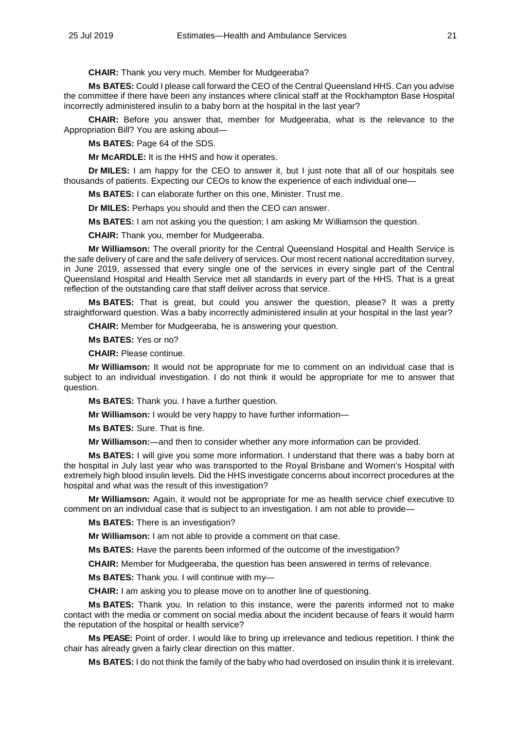**CHAIR:** Thank you very much. Member for Mudgeeraba?

**Ms BATES:** Could I please call forward the CEO of the Central Queensland HHS. Can you advise the committee if there have been any instances where clinical staff at the Rockhampton Base Hospital incorrectly administered insulin to a baby born at the hospital in the last year?

**CHAIR:** Before you answer that, member for Mudgeeraba, what is the relevance to the Appropriation Bill? You are asking about—

**Ms BATES:** Page 64 of the SDS.

**Mr McARDLE:** It is the HHS and how it operates.

**Dr MILES:** I am happy for the CEO to answer it, but I just note that all of our hospitals see thousands of patients. Expecting our CEOs to know the experience of each individual one—

**Ms BATES:** I can elaborate further on this one, Minister. Trust me.

**Dr MILES:** Perhaps you should and then the CEO can answer.

**Ms BATES:** I am not asking you the question; I am asking Mr Williamson the question.

**CHAIR:** Thank you, member for Mudgeeraba.

**Mr Williamson:** The overall priority for the Central Queensland Hospital and Health Service is the safe delivery of care and the safe delivery of services. Our most recent national accreditation survey, in June 2019, assessed that every single one of the services in every single part of the Central Queensland Hospital and Health Service met all standards in every part of the HHS. That is a great reflection of the outstanding care that staff deliver across that service.

**Ms BATES:** That is great, but could you answer the question, please? It was a pretty straightforward question. Was a baby incorrectly administered insulin at your hospital in the last year?

**CHAIR:** Member for Mudgeeraba, he is answering your question.

**Ms BATES:** Yes or no?

**CHAIR:** Please continue.

**Mr Williamson:** It would not be appropriate for me to comment on an individual case that is subject to an individual investigation. I do not think it would be appropriate for me to answer that question.

**Ms BATES:** Thank you. I have a further question.

**Mr Williamson:** I would be very happy to have further information—

**Ms BATES:** Sure. That is fine.

**Mr Williamson:**—and then to consider whether any more information can be provided.

**Ms BATES:** I will give you some more information. I understand that there was a baby born at the hospital in July last year who was transported to the Royal Brisbane and Women's Hospital with extremely high blood insulin levels. Did the HHS investigate concerns about incorrect procedures at the hospital and what was the result of this investigation?

**Mr Williamson:** Again, it would not be appropriate for me as health service chief executive to comment on an individual case that is subject to an investigation. I am not able to provide—

**Ms BATES:** There is an investigation?

**Mr Williamson:** I am not able to provide a comment on that case.

**Ms BATES:** Have the parents been informed of the outcome of the investigation?

**CHAIR:** Member for Mudgeeraba, the question has been answered in terms of relevance.

**Ms BATES:** Thank you. I will continue with my—

**CHAIR:** I am asking you to please move on to another line of questioning.

**Ms BATES:** Thank you. In relation to this instance, were the parents informed not to make contact with the media or comment on social media about the incident because of fears it would harm the reputation of the hospital or health service?

**Ms PEASE:** Point of order. I would like to bring up irrelevance and tedious repetition. I think the chair has already given a fairly clear direction on this matter.

**Ms BATES:** I do not think the family of the baby who had overdosed on insulin think it is irrelevant.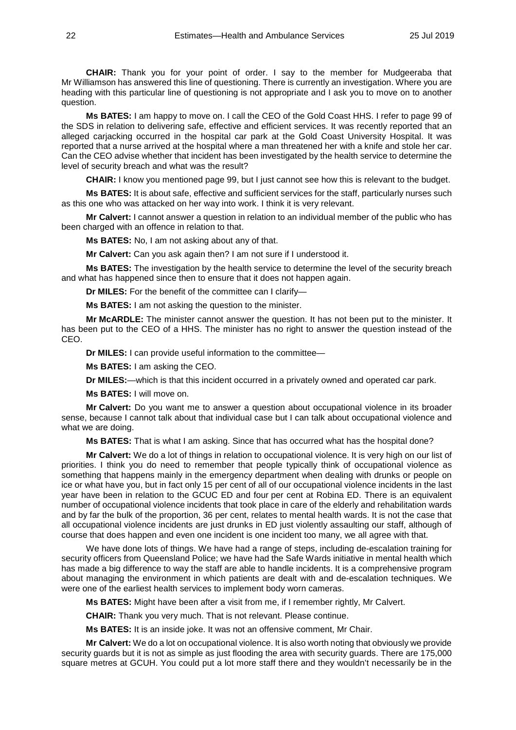**CHAIR:** Thank you for your point of order. I say to the member for Mudgeeraba that Mr Williamson has answered this line of questioning. There is currently an investigation. Where you are heading with this particular line of questioning is not appropriate and I ask you to move on to another question.

**Ms BATES:** I am happy to move on. I call the CEO of the Gold Coast HHS. I refer to page 99 of the SDS in relation to delivering safe, effective and efficient services. It was recently reported that an alleged carjacking occurred in the hospital car park at the Gold Coast University Hospital. It was reported that a nurse arrived at the hospital where a man threatened her with a knife and stole her car. Can the CEO advise whether that incident has been investigated by the health service to determine the level of security breach and what was the result?

**CHAIR:** I know you mentioned page 99, but I just cannot see how this is relevant to the budget.

**Ms BATES:** It is about safe, effective and sufficient services for the staff, particularly nurses such as this one who was attacked on her way into work. I think it is very relevant.

**Mr Calvert:** I cannot answer a question in relation to an individual member of the public who has been charged with an offence in relation to that.

**Ms BATES:** No, I am not asking about any of that.

**Mr Calvert:** Can you ask again then? I am not sure if I understood it.

**Ms BATES:** The investigation by the health service to determine the level of the security breach and what has happened since then to ensure that it does not happen again.

**Dr MILES:** For the benefit of the committee can I clarify—

**Ms BATES:** I am not asking the question to the minister.

**Mr McARDLE:** The minister cannot answer the question. It has not been put to the minister. It has been put to the CEO of a HHS. The minister has no right to answer the question instead of the CEO.

**Dr MILES:** I can provide useful information to the committee—

**Ms BATES:** I am asking the CEO.

**Dr MILES:**—which is that this incident occurred in a privately owned and operated car park.

**Ms BATES:** I will move on.

**Mr Calvert:** Do you want me to answer a question about occupational violence in its broader sense, because I cannot talk about that individual case but I can talk about occupational violence and what we are doing.

**Ms BATES:** That is what I am asking. Since that has occurred what has the hospital done?

**Mr Calvert:** We do a lot of things in relation to occupational violence. It is very high on our list of priorities. I think you do need to remember that people typically think of occupational violence as something that happens mainly in the emergency department when dealing with drunks or people on ice or what have you, but in fact only 15 per cent of all of our occupational violence incidents in the last year have been in relation to the GCUC ED and four per cent at Robina ED. There is an equivalent number of occupational violence incidents that took place in care of the elderly and rehabilitation wards and by far the bulk of the proportion, 36 per cent, relates to mental health wards. It is not the case that all occupational violence incidents are just drunks in ED just violently assaulting our staff, although of course that does happen and even one incident is one incident too many, we all agree with that.

We have done lots of things. We have had a range of steps, including de-escalation training for security officers from Queensland Police; we have had the Safe Wards initiative in mental health which has made a big difference to way the staff are able to handle incidents. It is a comprehensive program about managing the environment in which patients are dealt with and de-escalation techniques. We were one of the earliest health services to implement body worn cameras.

**Ms BATES:** Might have been after a visit from me, if I remember rightly, Mr Calvert.

**CHAIR:** Thank you very much. That is not relevant. Please continue.

**Ms BATES:** It is an inside joke. It was not an offensive comment, Mr Chair.

**Mr Calvert:** We do a lot on occupational violence. It is also worth noting that obviously we provide security guards but it is not as simple as just flooding the area with security guards. There are 175,000 square metres at GCUH. You could put a lot more staff there and they wouldn't necessarily be in the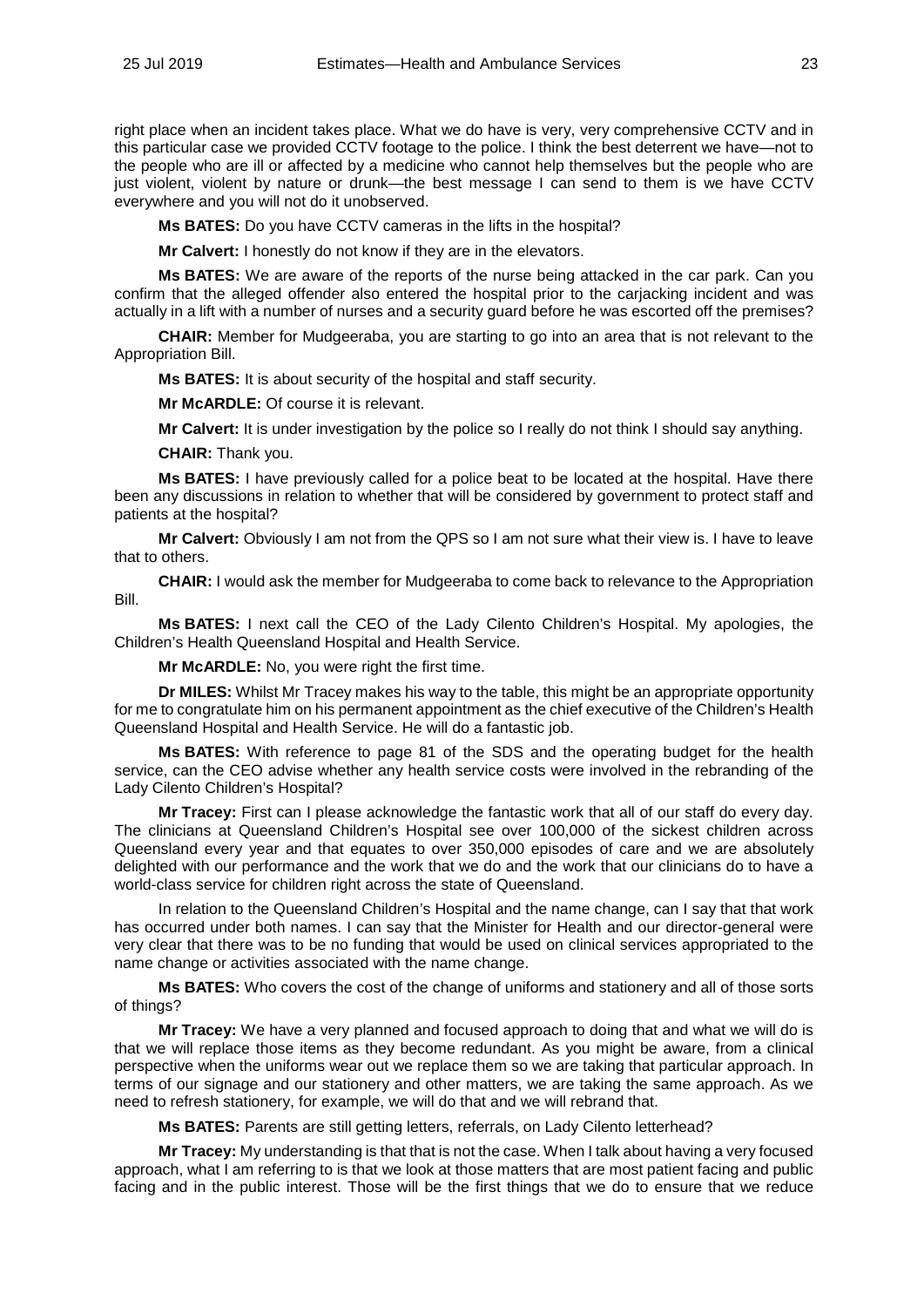right place when an incident takes place. What we do have is very, very comprehensive CCTV and in this particular case we provided CCTV footage to the police. I think the best deterrent we have—not to the people who are ill or affected by a medicine who cannot help themselves but the people who are just violent, violent by nature or drunk—the best message I can send to them is we have CCTV everywhere and you will not do it unobserved.

**Ms BATES:** Do you have CCTV cameras in the lifts in the hospital?

**Mr Calvert:** I honestly do not know if they are in the elevators.

**Ms BATES:** We are aware of the reports of the nurse being attacked in the car park. Can you confirm that the alleged offender also entered the hospital prior to the carjacking incident and was actually in a lift with a number of nurses and a security guard before he was escorted off the premises?

**CHAIR:** Member for Mudgeeraba, you are starting to go into an area that is not relevant to the Appropriation Bill.

**Ms BATES:** It is about security of the hospital and staff security.

**Mr McARDLE:** Of course it is relevant.

**Mr Calvert:** It is under investigation by the police so I really do not think I should say anything.

**CHAIR:** Thank you.

**Ms BATES:** I have previously called for a police beat to be located at the hospital. Have there been any discussions in relation to whether that will be considered by government to protect staff and patients at the hospital?

**Mr Calvert:** Obviously I am not from the QPS so I am not sure what their view is. I have to leave that to others.

**CHAIR:** I would ask the member for Mudgeeraba to come back to relevance to the Appropriation Bill.

**Ms BATES:** I next call the CEO of the Lady Cilento Children's Hospital. My apologies, the Children's Health Queensland Hospital and Health Service.

**Mr McARDLE:** No, you were right the first time.

**Dr MILES:** Whilst Mr Tracey makes his way to the table, this might be an appropriate opportunity for me to congratulate him on his permanent appointment as the chief executive of the Children's Health Queensland Hospital and Health Service. He will do a fantastic job.

**Ms BATES:** With reference to page 81 of the SDS and the operating budget for the health service, can the CEO advise whether any health service costs were involved in the rebranding of the Lady Cilento Children's Hospital?

**Mr Tracey:** First can I please acknowledge the fantastic work that all of our staff do every day. The clinicians at Queensland Children's Hospital see over 100,000 of the sickest children across Queensland every year and that equates to over 350,000 episodes of care and we are absolutely delighted with our performance and the work that we do and the work that our clinicians do to have a world-class service for children right across the state of Queensland.

In relation to the Queensland Children's Hospital and the name change, can I say that that work has occurred under both names. I can say that the Minister for Health and our director-general were very clear that there was to be no funding that would be used on clinical services appropriated to the name change or activities associated with the name change.

**Ms BATES:** Who covers the cost of the change of uniforms and stationery and all of those sorts of things?

**Mr Tracey:** We have a very planned and focused approach to doing that and what we will do is that we will replace those items as they become redundant. As you might be aware, from a clinical perspective when the uniforms wear out we replace them so we are taking that particular approach. In terms of our signage and our stationery and other matters, we are taking the same approach. As we need to refresh stationery, for example, we will do that and we will rebrand that.

**Ms BATES:** Parents are still getting letters, referrals, on Lady Cilento letterhead?

**Mr Tracey:** My understanding is that that is not the case. When I talk about having a very focused approach, what I am referring to is that we look at those matters that are most patient facing and public facing and in the public interest. Those will be the first things that we do to ensure that we reduce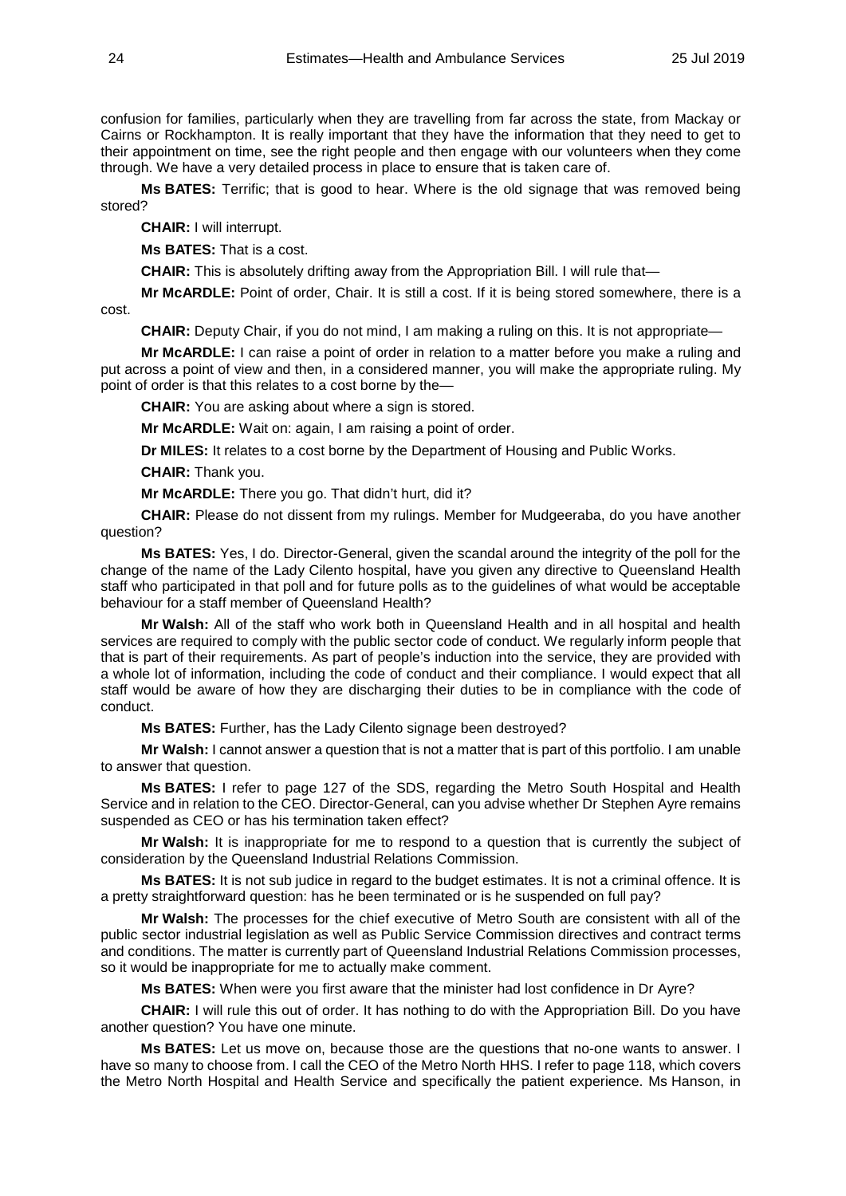confusion for families, particularly when they are travelling from far across the state, from Mackay or Cairns or Rockhampton. It is really important that they have the information that they need to get to their appointment on time, see the right people and then engage with our volunteers when they come through. We have a very detailed process in place to ensure that is taken care of.

**Ms BATES:** Terrific; that is good to hear. Where is the old signage that was removed being stored?

**CHAIR:** I will interrupt.

**Ms BATES:** That is a cost.

**CHAIR:** This is absolutely drifting away from the Appropriation Bill. I will rule that—

**Mr McARDLE:** Point of order, Chair. It is still a cost. If it is being stored somewhere, there is a cost.

**CHAIR:** Deputy Chair, if you do not mind, I am making a ruling on this. It is not appropriate—

**Mr McARDLE:** I can raise a point of order in relation to a matter before you make a ruling and put across a point of view and then, in a considered manner, you will make the appropriate ruling. My point of order is that this relates to a cost borne by the—

**CHAIR:** You are asking about where a sign is stored.

**Mr McARDLE:** Wait on: again, I am raising a point of order.

**Dr MILES:** It relates to a cost borne by the Department of Housing and Public Works.

**CHAIR:** Thank you.

**Mr McARDLE:** There you go. That didn't hurt, did it?

**CHAIR:** Please do not dissent from my rulings. Member for Mudgeeraba, do you have another question?

**Ms BATES:** Yes, I do. Director-General, given the scandal around the integrity of the poll for the change of the name of the Lady Cilento hospital, have you given any directive to Queensland Health staff who participated in that poll and for future polls as to the guidelines of what would be acceptable behaviour for a staff member of Queensland Health?

**Mr Walsh:** All of the staff who work both in Queensland Health and in all hospital and health services are required to comply with the public sector code of conduct. We regularly inform people that that is part of their requirements. As part of people's induction into the service, they are provided with a whole lot of information, including the code of conduct and their compliance. I would expect that all staff would be aware of how they are discharging their duties to be in compliance with the code of conduct.

**Ms BATES:** Further, has the Lady Cilento signage been destroyed?

**Mr Walsh:** I cannot answer a question that is not a matter that is part of this portfolio. I am unable to answer that question.

**Ms BATES:** I refer to page 127 of the SDS, regarding the Metro South Hospital and Health Service and in relation to the CEO. Director-General, can you advise whether Dr Stephen Ayre remains suspended as CEO or has his termination taken effect?

**Mr Walsh:** It is inappropriate for me to respond to a question that is currently the subject of consideration by the Queensland Industrial Relations Commission.

**Ms BATES:** It is not sub judice in regard to the budget estimates. It is not a criminal offence. It is a pretty straightforward question: has he been terminated or is he suspended on full pay?

**Mr Walsh:** The processes for the chief executive of Metro South are consistent with all of the public sector industrial legislation as well as Public Service Commission directives and contract terms and conditions. The matter is currently part of Queensland Industrial Relations Commission processes, so it would be inappropriate for me to actually make comment.

**Ms BATES:** When were you first aware that the minister had lost confidence in Dr Ayre?

**CHAIR:** I will rule this out of order. It has nothing to do with the Appropriation Bill. Do you have another question? You have one minute.

**Ms BATES:** Let us move on, because those are the questions that no-one wants to answer. I have so many to choose from. I call the CEO of the Metro North HHS. I refer to page 118, which covers the Metro North Hospital and Health Service and specifically the patient experience. Ms Hanson, in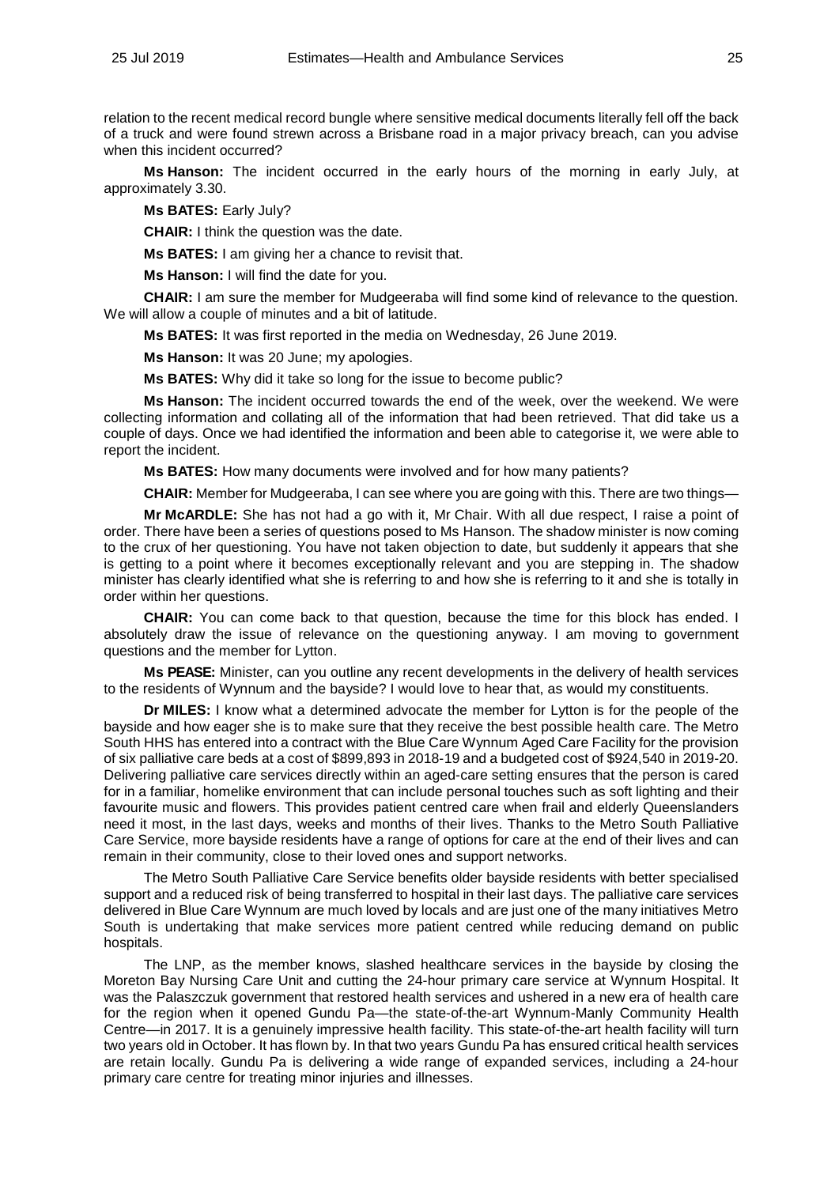relation to the recent medical record bungle where sensitive medical documents literally fell off the back of a truck and were found strewn across a Brisbane road in a major privacy breach, can you advise when this incident occurred?

**Ms Hanson:** The incident occurred in the early hours of the morning in early July, at approximately 3.30.

**Ms BATES:** Early July?

**CHAIR:** I think the question was the date.

**Ms BATES:** I am giving her a chance to revisit that.

**Ms Hanson:** I will find the date for you.

**CHAIR:** I am sure the member for Mudgeeraba will find some kind of relevance to the question. We will allow a couple of minutes and a bit of latitude.

**Ms BATES:** It was first reported in the media on Wednesday, 26 June 2019.

**Ms Hanson:** It was 20 June; my apologies.

**Ms BATES:** Why did it take so long for the issue to become public?

**Ms Hanson:** The incident occurred towards the end of the week, over the weekend. We were collecting information and collating all of the information that had been retrieved. That did take us a couple of days. Once we had identified the information and been able to categorise it, we were able to report the incident.

**Ms BATES:** How many documents were involved and for how many patients?

**CHAIR:** Member for Mudgeeraba, I can see where you are going with this. There are two things—

**Mr McARDLE:** She has not had a go with it, Mr Chair. With all due respect, I raise a point of order. There have been a series of questions posed to Ms Hanson. The shadow minister is now coming to the crux of her questioning. You have not taken objection to date, but suddenly it appears that she is getting to a point where it becomes exceptionally relevant and you are stepping in. The shadow minister has clearly identified what she is referring to and how she is referring to it and she is totally in order within her questions.

**CHAIR:** You can come back to that question, because the time for this block has ended. I absolutely draw the issue of relevance on the questioning anyway. I am moving to government questions and the member for Lytton.

**Ms PEASE:** Minister, can you outline any recent developments in the delivery of health services to the residents of Wynnum and the bayside? I would love to hear that, as would my constituents.

**Dr MILES:** I know what a determined advocate the member for Lytton is for the people of the bayside and how eager she is to make sure that they receive the best possible health care. The Metro South HHS has entered into a contract with the Blue Care Wynnum Aged Care Facility for the provision of six palliative care beds at a cost of $899,893 in 2018-19 and a budgeted cost of $924,540 in 2019-20. Delivering palliative care services directly within an aged-care setting ensures that the person is cared for in a familiar, homelike environment that can include personal touches such as soft lighting and their favourite music and flowers. This provides patient centred care when frail and elderly Queenslanders need it most, in the last days, weeks and months of their lives. Thanks to the Metro South Palliative Care Service, more bayside residents have a range of options for care at the end of their lives and can remain in their community, close to their loved ones and support networks.

The Metro South Palliative Care Service benefits older bayside residents with better specialised support and a reduced risk of being transferred to hospital in their last days. The palliative care services delivered in Blue Care Wynnum are much loved by locals and are just one of the many initiatives Metro South is undertaking that make services more patient centred while reducing demand on public hospitals.

The LNP, as the member knows, slashed healthcare services in the bayside by closing the Moreton Bay Nursing Care Unit and cutting the 24-hour primary care service at Wynnum Hospital. It was the Palaszczuk government that restored health services and ushered in a new era of health care for the region when it opened Gundu Pa—the state-of-the-art Wynnum-Manly Community Health Centre—in 2017. It is a genuinely impressive health facility. This state-of-the-art health facility will turn two years old in October. It has flown by. In that two years Gundu Pa has ensured critical health services are retain locally. Gundu Pa is delivering a wide range of expanded services, including a 24-hour primary care centre for treating minor injuries and illnesses.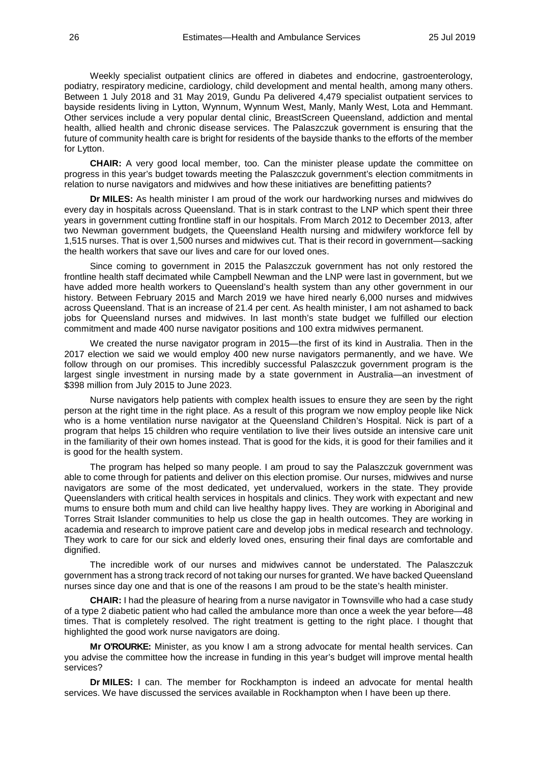Weekly specialist outpatient clinics are offered in diabetes and endocrine, gastroenterology, podiatry, respiratory medicine, cardiology, child development and mental health, among many others. Between 1 July 2018 and 31 May 2019, Gundu Pa delivered 4,479 specialist outpatient services to bayside residents living in Lytton, Wynnum, Wynnum West, Manly, Manly West, Lota and Hemmant. Other services include a very popular dental clinic, BreastScreen Queensland, addiction and mental health, allied health and chronic disease services. The Palaszczuk government is ensuring that the future of community health care is bright for residents of the bayside thanks to the efforts of the member for Lytton.

**CHAIR:** A very good local member, too. Can the minister please update the committee on progress in this year's budget towards meeting the Palaszczuk government's election commitments in relation to nurse navigators and midwives and how these initiatives are benefitting patients?

**Dr MILES:** As health minister I am proud of the work our hardworking nurses and midwives do every day in hospitals across Queensland. That is in stark contrast to the LNP which spent their three years in government cutting frontline staff in our hospitals. From March 2012 to December 2013, after two Newman government budgets, the Queensland Health nursing and midwifery workforce fell by 1,515 nurses. That is over 1,500 nurses and midwives cut. That is their record in government—sacking the health workers that save our lives and care for our loved ones.

Since coming to government in 2015 the Palaszczuk government has not only restored the frontline health staff decimated while Campbell Newman and the LNP were last in government, but we have added more health workers to Queensland's health system than any other government in our history. Between February 2015 and March 2019 we have hired nearly 6,000 nurses and midwives across Queensland. That is an increase of 21.4 per cent. As health minister, I am not ashamed to back jobs for Queensland nurses and midwives. In last month's state budget we fulfilled our election commitment and made 400 nurse navigator positions and 100 extra midwives permanent.

We created the nurse navigator program in 2015—the first of its kind in Australia. Then in the 2017 election we said we would employ 400 new nurse navigators permanently, and we have. We follow through on our promises. This incredibly successful Palaszczuk government program is the largest single investment in nursing made by a state government in Australia—an investment of $398 million from July 2015 to June 2023.

Nurse navigators help patients with complex health issues to ensure they are seen by the right person at the right time in the right place. As a result of this program we now employ people like Nick who is a home ventilation nurse navigator at the Queensland Children's Hospital. Nick is part of a program that helps 15 children who require ventilation to live their lives outside an intensive care unit in the familiarity of their own homes instead. That is good for the kids, it is good for their families and it is good for the health system.

The program has helped so many people. I am proud to say the Palaszczuk government was able to come through for patients and deliver on this election promise. Our nurses, midwives and nurse navigators are some of the most dedicated, yet undervalued, workers in the state. They provide Queenslanders with critical health services in hospitals and clinics. They work with expectant and new mums to ensure both mum and child can live healthy happy lives. They are working in Aboriginal and Torres Strait Islander communities to help us close the gap in health outcomes. They are working in academia and research to improve patient care and develop jobs in medical research and technology. They work to care for our sick and elderly loved ones, ensuring their final days are comfortable and dignified.

The incredible work of our nurses and midwives cannot be understated. The Palaszczuk government has a strong track record of not taking our nurses for granted. We have backed Queensland nurses since day one and that is one of the reasons I am proud to be the state's health minister.

**CHAIR:** I had the pleasure of hearing from a nurse navigator in Townsville who had a case study of a type 2 diabetic patient who had called the ambulance more than once a week the year before—48 times. That is completely resolved. The right treatment is getting to the right place. I thought that highlighted the good work nurse navigators are doing.

**Mr O'ROURKE:** Minister, as you know I am a strong advocate for mental health services. Can you advise the committee how the increase in funding in this year's budget will improve mental health services?

**Dr MILES:** I can. The member for Rockhampton is indeed an advocate for mental health services. We have discussed the services available in Rockhampton when I have been up there.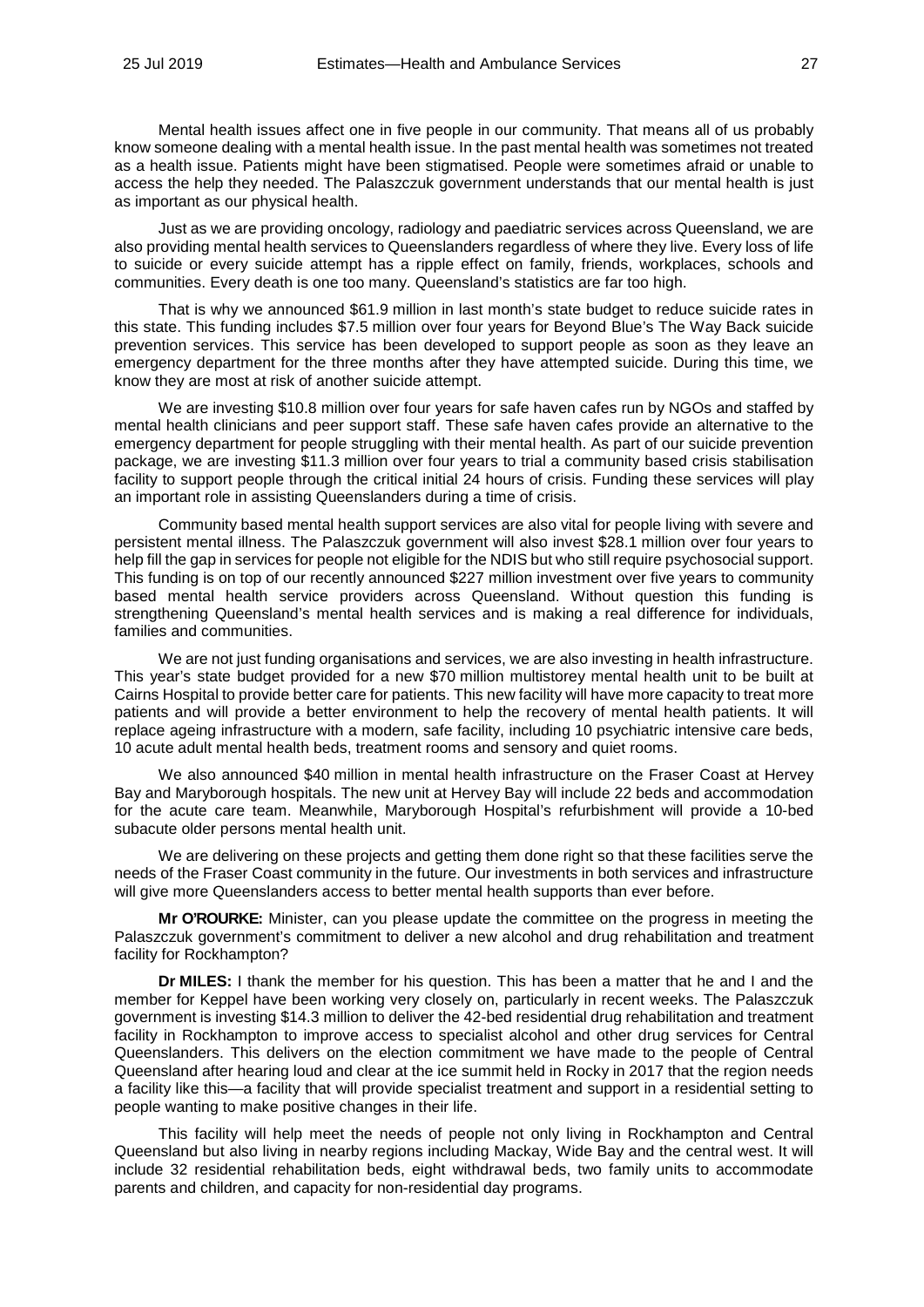Mental health issues affect one in five people in our community. That means all of us probably know someone dealing with a mental health issue. In the past mental health was sometimes not treated as a health issue. Patients might have been stigmatised. People were sometimes afraid or unable to access the help they needed. The Palaszczuk government understands that our mental health is just as important as our physical health.

Just as we are providing oncology, radiology and paediatric services across Queensland, we are also providing mental health services to Queenslanders regardless of where they live. Every loss of life to suicide or every suicide attempt has a ripple effect on family, friends, workplaces, schools and communities. Every death is one too many. Queensland's statistics are far too high.

That is why we announced $61.9 million in last month's state budget to reduce suicide rates in this state. This funding includes $7.5 million over four years for Beyond Blue's The Way Back suicide prevention services. This service has been developed to support people as soon as they leave an emergency department for the three months after they have attempted suicide. During this time, we know they are most at risk of another suicide attempt.

We are investing $10.8 million over four years for safe haven cafes run by NGOs and staffed by mental health clinicians and peer support staff. These safe haven cafes provide an alternative to the emergency department for people struggling with their mental health. As part of our suicide prevention package, we are investing $11.3 million over four years to trial a community based crisis stabilisation facility to support people through the critical initial 24 hours of crisis. Funding these services will play an important role in assisting Queenslanders during a time of crisis.

Community based mental health support services are also vital for people living with severe and persistent mental illness. The Palaszczuk government will also invest $28.1 million over four years to help fill the gap in services for people not eligible for the NDIS but who still require psychosocial support. This funding is on top of our recently announced $227 million investment over five years to community based mental health service providers across Queensland. Without question this funding is strengthening Queensland's mental health services and is making a real difference for individuals, families and communities.

We are not just funding organisations and services, we are also investing in health infrastructure. This year's state budget provided for a new $70 million multistorey mental health unit to be built at Cairns Hospital to provide better care for patients. This new facility will have more capacity to treat more patients and will provide a better environment to help the recovery of mental health patients. It will replace ageing infrastructure with a modern, safe facility, including 10 psychiatric intensive care beds, 10 acute adult mental health beds, treatment rooms and sensory and quiet rooms.

We also announced $40 million in mental health infrastructure on the Fraser Coast at Hervey Bay and Maryborough hospitals. The new unit at Hervey Bay will include 22 beds and accommodation for the acute care team. Meanwhile, Maryborough Hospital's refurbishment will provide a 10-bed subacute older persons mental health unit.

We are delivering on these projects and getting them done right so that these facilities serve the needs of the Fraser Coast community in the future. Our investments in both services and infrastructure will give more Queenslanders access to better mental health supports than ever before.

**Mr O'ROURKE:** Minister, can you please update the committee on the progress in meeting the Palaszczuk government's commitment to deliver a new alcohol and drug rehabilitation and treatment facility for Rockhampton?

**Dr MILES:** I thank the member for his question. This has been a matter that he and I and the member for Keppel have been working very closely on, particularly in recent weeks. The Palaszczuk government is investing $14.3 million to deliver the 42-bed residential drug rehabilitation and treatment facility in Rockhampton to improve access to specialist alcohol and other drug services for Central Queenslanders. This delivers on the election commitment we have made to the people of Central Queensland after hearing loud and clear at the ice summit held in Rocky in 2017 that the region needs a facility like this—a facility that will provide specialist treatment and support in a residential setting to people wanting to make positive changes in their life.

This facility will help meet the needs of people not only living in Rockhampton and Central Queensland but also living in nearby regions including Mackay, Wide Bay and the central west. It will include 32 residential rehabilitation beds, eight withdrawal beds, two family units to accommodate parents and children, and capacity for non-residential day programs.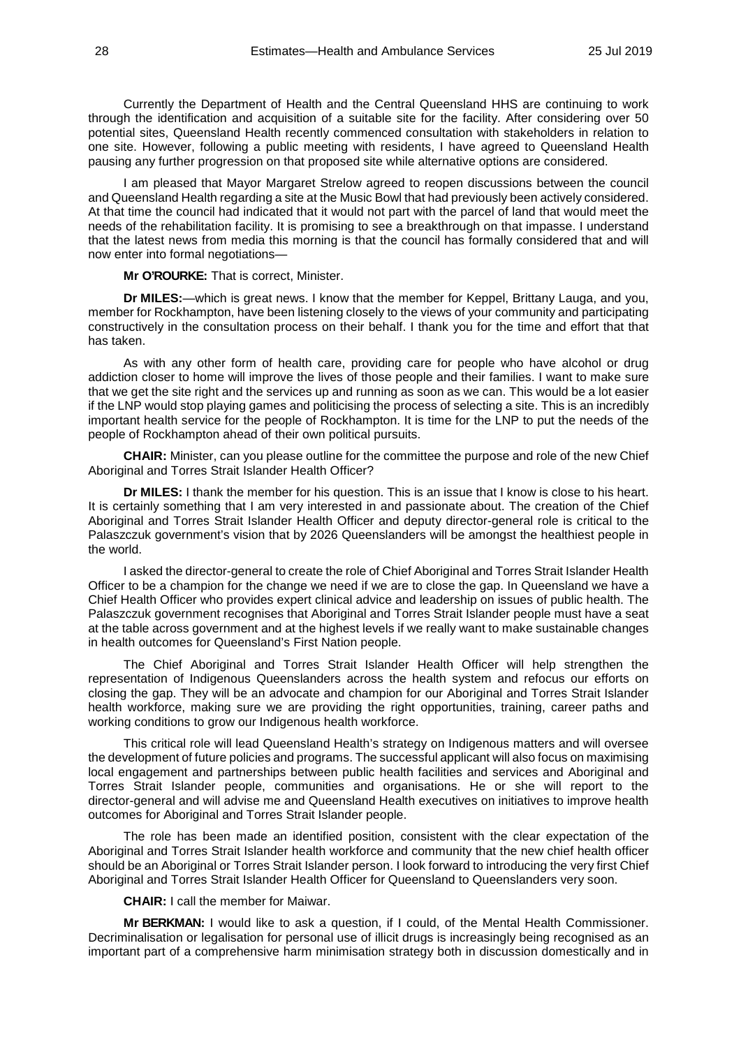Currently the Department of Health and the Central Queensland HHS are continuing to work through the identification and acquisition of a suitable site for the facility. After considering over 50 potential sites, Queensland Health recently commenced consultation with stakeholders in relation to one site. However, following a public meeting with residents, I have agreed to Queensland Health pausing any further progression on that proposed site while alternative options are considered.

I am pleased that Mayor Margaret Strelow agreed to reopen discussions between the council and Queensland Health regarding a site at the Music Bowl that had previously been actively considered. At that time the council had indicated that it would not part with the parcel of land that would meet the needs of the rehabilitation facility. It is promising to see a breakthrough on that impasse. I understand that the latest news from media this morning is that the council has formally considered that and will now enter into formal negotiations—

**Mr O'ROURKE:** That is correct, Minister.

**Dr MILES:**—which is great news. I know that the member for Keppel, Brittany Lauga, and you, member for Rockhampton, have been listening closely to the views of your community and participating constructively in the consultation process on their behalf. I thank you for the time and effort that that has taken.

As with any other form of health care, providing care for people who have alcohol or drug addiction closer to home will improve the lives of those people and their families. I want to make sure that we get the site right and the services up and running as soon as we can. This would be a lot easier if the LNP would stop playing games and politicising the process of selecting a site. This is an incredibly important health service for the people of Rockhampton. It is time for the LNP to put the needs of the people of Rockhampton ahead of their own political pursuits.

**CHAIR:** Minister, can you please outline for the committee the purpose and role of the new Chief Aboriginal and Torres Strait Islander Health Officer?

**Dr MILES:** I thank the member for his question. This is an issue that I know is close to his heart. It is certainly something that I am very interested in and passionate about. The creation of the Chief Aboriginal and Torres Strait Islander Health Officer and deputy director-general role is critical to the Palaszczuk government's vision that by 2026 Queenslanders will be amongst the healthiest people in the world.

I asked the director-general to create the role of Chief Aboriginal and Torres Strait Islander Health Officer to be a champion for the change we need if we are to close the gap. In Queensland we have a Chief Health Officer who provides expert clinical advice and leadership on issues of public health. The Palaszczuk government recognises that Aboriginal and Torres Strait Islander people must have a seat at the table across government and at the highest levels if we really want to make sustainable changes in health outcomes for Queensland's First Nation people.

The Chief Aboriginal and Torres Strait Islander Health Officer will help strengthen the representation of Indigenous Queenslanders across the health system and refocus our efforts on closing the gap. They will be an advocate and champion for our Aboriginal and Torres Strait Islander health workforce, making sure we are providing the right opportunities, training, career paths and working conditions to grow our Indigenous health workforce.

This critical role will lead Queensland Health's strategy on Indigenous matters and will oversee the development of future policies and programs. The successful applicant will also focus on maximising local engagement and partnerships between public health facilities and services and Aboriginal and Torres Strait Islander people, communities and organisations. He or she will report to the director-general and will advise me and Queensland Health executives on initiatives to improve health outcomes for Aboriginal and Torres Strait Islander people.

The role has been made an identified position, consistent with the clear expectation of the Aboriginal and Torres Strait Islander health workforce and community that the new chief health officer should be an Aboriginal or Torres Strait Islander person. I look forward to introducing the very first Chief Aboriginal and Torres Strait Islander Health Officer for Queensland to Queenslanders very soon.

**CHAIR:** I call the member for Maiwar.

**Mr BERKMAN:** I would like to ask a question, if I could, of the Mental Health Commissioner. Decriminalisation or legalisation for personal use of illicit drugs is increasingly being recognised as an important part of a comprehensive harm minimisation strategy both in discussion domestically and in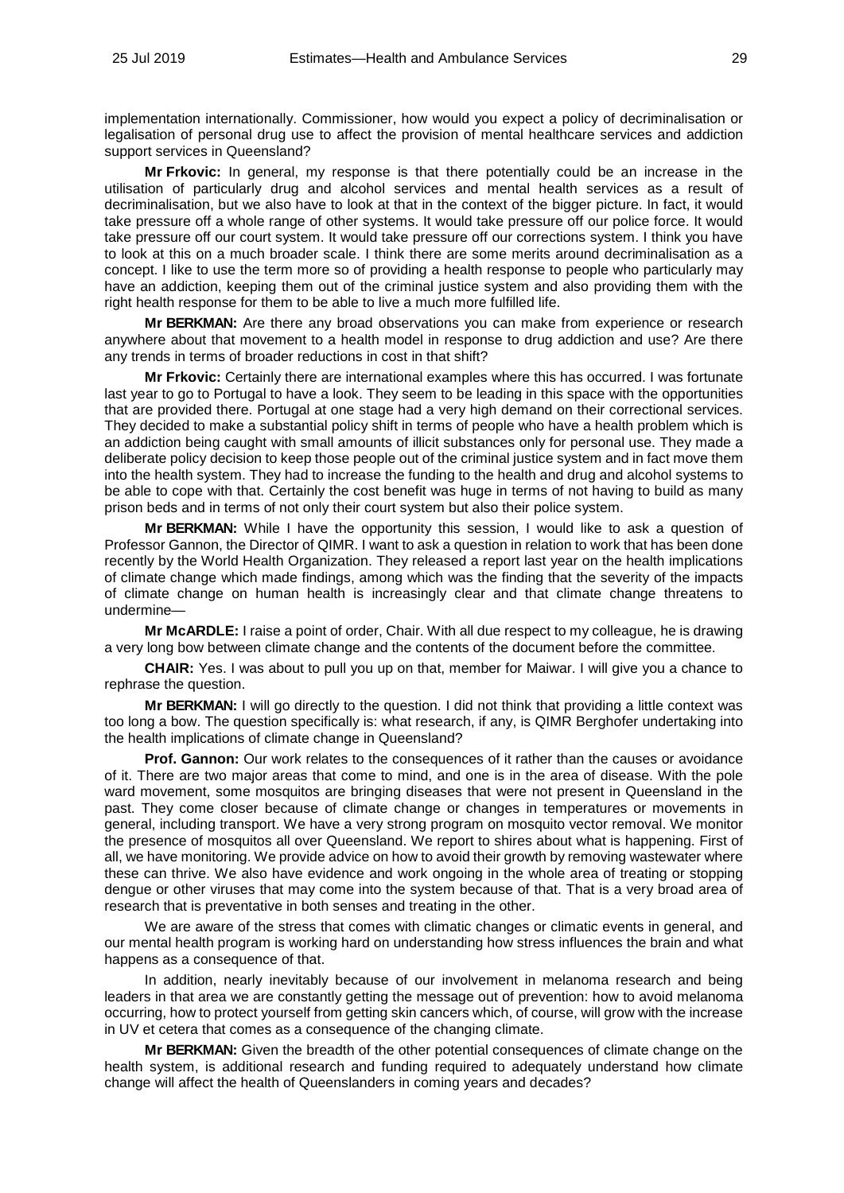implementation internationally. Commissioner, how would you expect a policy of decriminalisation or legalisation of personal drug use to affect the provision of mental healthcare services and addiction support services in Queensland?

**Mr Frkovic:** In general, my response is that there potentially could be an increase in the utilisation of particularly drug and alcohol services and mental health services as a result of decriminalisation, but we also have to look at that in the context of the bigger picture. In fact, it would take pressure off a whole range of other systems. It would take pressure off our police force. It would take pressure off our court system. It would take pressure off our corrections system. I think you have to look at this on a much broader scale. I think there are some merits around decriminalisation as a concept. I like to use the term more so of providing a health response to people who particularly may have an addiction, keeping them out of the criminal justice system and also providing them with the right health response for them to be able to live a much more fulfilled life.

**Mr BERKMAN:** Are there any broad observations you can make from experience or research anywhere about that movement to a health model in response to drug addiction and use? Are there any trends in terms of broader reductions in cost in that shift?

**Mr Frkovic:** Certainly there are international examples where this has occurred. I was fortunate last year to go to Portugal to have a look. They seem to be leading in this space with the opportunities that are provided there. Portugal at one stage had a very high demand on their correctional services. They decided to make a substantial policy shift in terms of people who have a health problem which is an addiction being caught with small amounts of illicit substances only for personal use. They made a deliberate policy decision to keep those people out of the criminal justice system and in fact move them into the health system. They had to increase the funding to the health and drug and alcohol systems to be able to cope with that. Certainly the cost benefit was huge in terms of not having to build as many prison beds and in terms of not only their court system but also their police system.

**Mr BERKMAN:** While I have the opportunity this session, I would like to ask a question of Professor Gannon, the Director of QIMR. I want to ask a question in relation to work that has been done recently by the World Health Organization. They released a report last year on the health implications of climate change which made findings, among which was the finding that the severity of the impacts of climate change on human health is increasingly clear and that climate change threatens to undermine—

**Mr McARDLE:** I raise a point of order, Chair. With all due respect to my colleague, he is drawing a very long bow between climate change and the contents of the document before the committee.

**CHAIR:** Yes. I was about to pull you up on that, member for Maiwar. I will give you a chance to rephrase the question.

**Mr BERKMAN:** I will go directly to the question. I did not think that providing a little context was too long a bow. The question specifically is: what research, if any, is QIMR Berghofer undertaking into the health implications of climate change in Queensland?

**Prof. Gannon:** Our work relates to the consequences of it rather than the causes or avoidance of it. There are two major areas that come to mind, and one is in the area of disease. With the pole ward movement, some mosquitos are bringing diseases that were not present in Queensland in the past. They come closer because of climate change or changes in temperatures or movements in general, including transport. We have a very strong program on mosquito vector removal. We monitor the presence of mosquitos all over Queensland. We report to shires about what is happening. First of all, we have monitoring. We provide advice on how to avoid their growth by removing wastewater where these can thrive. We also have evidence and work ongoing in the whole area of treating or stopping dengue or other viruses that may come into the system because of that. That is a very broad area of research that is preventative in both senses and treating in the other.

We are aware of the stress that comes with climatic changes or climatic events in general, and our mental health program is working hard on understanding how stress influences the brain and what happens as a consequence of that.

In addition, nearly inevitably because of our involvement in melanoma research and being leaders in that area we are constantly getting the message out of prevention: how to avoid melanoma occurring, how to protect yourself from getting skin cancers which, of course, will grow with the increase in UV et cetera that comes as a consequence of the changing climate.

**Mr BERKMAN:** Given the breadth of the other potential consequences of climate change on the health system, is additional research and funding required to adequately understand how climate change will affect the health of Queenslanders in coming years and decades?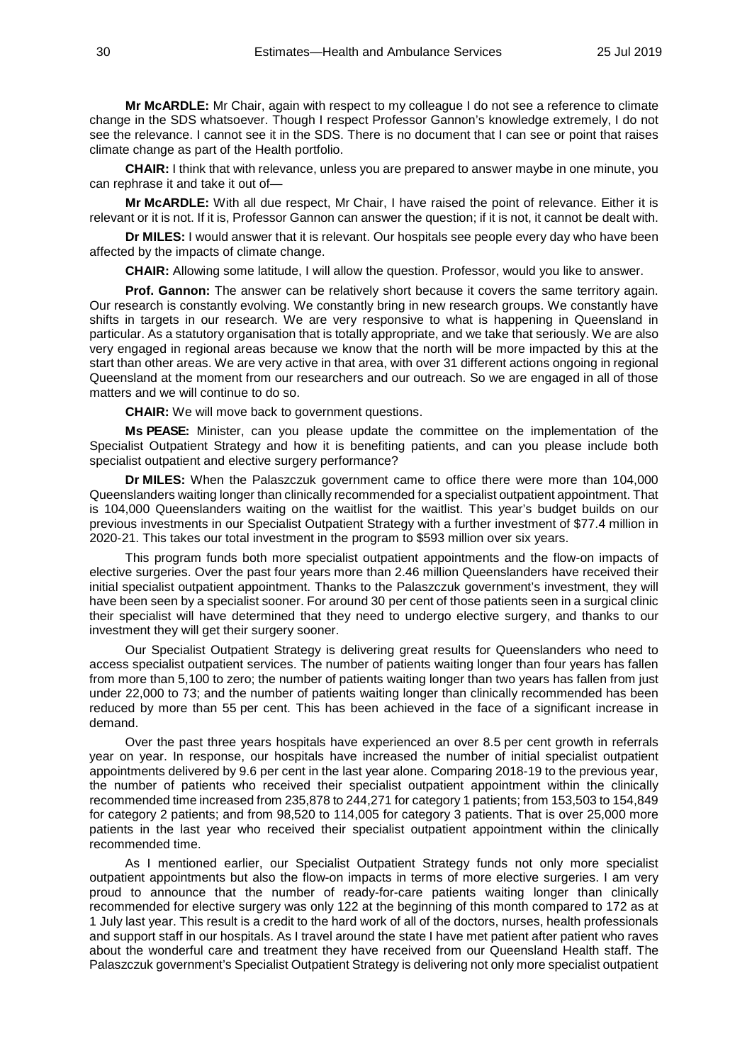**Mr McARDLE:** Mr Chair, again with respect to my colleague I do not see a reference to climate change in the SDS whatsoever. Though I respect Professor Gannon's knowledge extremely, I do not see the relevance. I cannot see it in the SDS. There is no document that I can see or point that raises climate change as part of the Health portfolio.

**CHAIR:** I think that with relevance, unless you are prepared to answer maybe in one minute, you can rephrase it and take it out of—

**Mr McARDLE:** With all due respect, Mr Chair, I have raised the point of relevance. Either it is relevant or it is not. If it is, Professor Gannon can answer the question; if it is not, it cannot be dealt with.

**Dr MILES:** I would answer that it is relevant. Our hospitals see people every day who have been affected by the impacts of climate change.

**CHAIR:** Allowing some latitude, I will allow the question. Professor, would you like to answer.

**Prof. Gannon:** The answer can be relatively short because it covers the same territory again. Our research is constantly evolving. We constantly bring in new research groups. We constantly have shifts in targets in our research. We are very responsive to what is happening in Queensland in particular. As a statutory organisation that is totally appropriate, and we take that seriously. We are also very engaged in regional areas because we know that the north will be more impacted by this at the start than other areas. We are very active in that area, with over 31 different actions ongoing in regional Queensland at the moment from our researchers and our outreach. So we are engaged in all of those matters and we will continue to do so.

**CHAIR:** We will move back to government questions.

**Ms PEASE:** Minister, can you please update the committee on the implementation of the Specialist Outpatient Strategy and how it is benefiting patients, and can you please include both specialist outpatient and elective surgery performance?

**Dr MILES:** When the Palaszczuk government came to office there were more than 104,000 Queenslanders waiting longer than clinically recommended for a specialist outpatient appointment. That is 104,000 Queenslanders waiting on the waitlist for the waitlist. This year's budget builds on our previous investments in our Specialist Outpatient Strategy with a further investment of $77.4 million in 2020-21. This takes our total investment in the program to $593 million over six years.

This program funds both more specialist outpatient appointments and the flow-on impacts of elective surgeries. Over the past four years more than 2.46 million Queenslanders have received their initial specialist outpatient appointment. Thanks to the Palaszczuk government's investment, they will have been seen by a specialist sooner. For around 30 per cent of those patients seen in a surgical clinic their specialist will have determined that they need to undergo elective surgery, and thanks to our investment they will get their surgery sooner.

Our Specialist Outpatient Strategy is delivering great results for Queenslanders who need to access specialist outpatient services. The number of patients waiting longer than four years has fallen from more than 5,100 to zero; the number of patients waiting longer than two years has fallen from just under 22,000 to 73; and the number of patients waiting longer than clinically recommended has been reduced by more than 55 per cent. This has been achieved in the face of a significant increase in demand.

Over the past three years hospitals have experienced an over 8.5 per cent growth in referrals year on year. In response, our hospitals have increased the number of initial specialist outpatient appointments delivered by 9.6 per cent in the last year alone. Comparing 2018-19 to the previous year, the number of patients who received their specialist outpatient appointment within the clinically recommended time increased from 235,878 to 244,271 for category 1 patients; from 153,503 to 154,849 for category 2 patients; and from 98,520 to 114,005 for category 3 patients. That is over 25,000 more patients in the last year who received their specialist outpatient appointment within the clinically recommended time.

As I mentioned earlier, our Specialist Outpatient Strategy funds not only more specialist outpatient appointments but also the flow-on impacts in terms of more elective surgeries. I am very proud to announce that the number of ready-for-care patients waiting longer than clinically recommended for elective surgery was only 122 at the beginning of this month compared to 172 as at 1 July last year. This result is a credit to the hard work of all of the doctors, nurses, health professionals and support staff in our hospitals. As I travel around the state I have met patient after patient who raves about the wonderful care and treatment they have received from our Queensland Health staff. The Palaszczuk government's Specialist Outpatient Strategy is delivering not only more specialist outpatient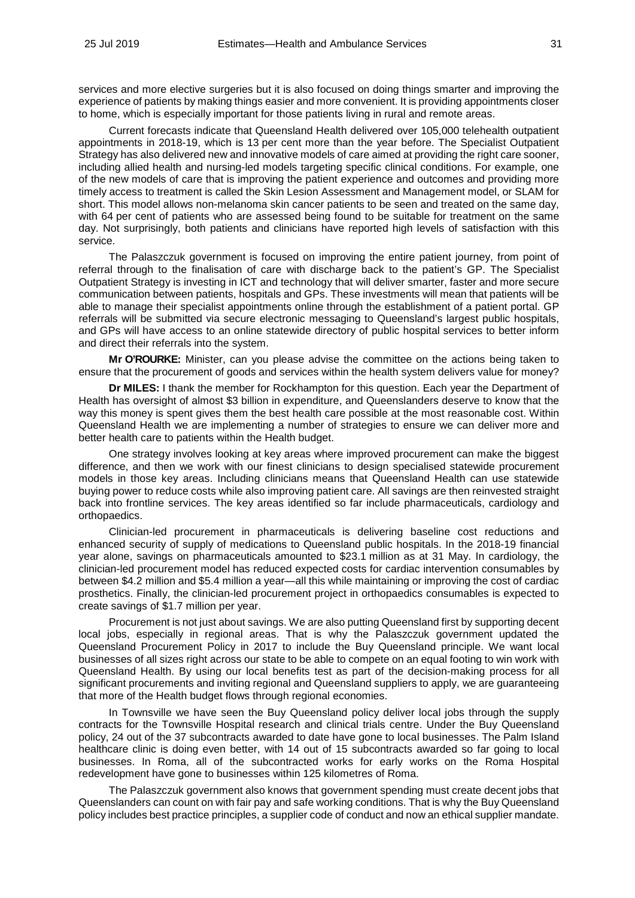services and more elective surgeries but it is also focused on doing things smarter and improving the experience of patients by making things easier and more convenient. It is providing appointments closer to home, which is especially important for those patients living in rural and remote areas.

Current forecasts indicate that Queensland Health delivered over 105,000 telehealth outpatient appointments in 2018-19, which is 13 per cent more than the year before. The Specialist Outpatient Strategy has also delivered new and innovative models of care aimed at providing the right care sooner, including allied health and nursing-led models targeting specific clinical conditions. For example, one of the new models of care that is improving the patient experience and outcomes and providing more timely access to treatment is called the Skin Lesion Assessment and Management model, or SLAM for short. This model allows non-melanoma skin cancer patients to be seen and treated on the same day, with 64 per cent of patients who are assessed being found to be suitable for treatment on the same day. Not surprisingly, both patients and clinicians have reported high levels of satisfaction with this service.

The Palaszczuk government is focused on improving the entire patient journey, from point of referral through to the finalisation of care with discharge back to the patient's GP. The Specialist Outpatient Strategy is investing in ICT and technology that will deliver smarter, faster and more secure communication between patients, hospitals and GPs. These investments will mean that patients will be able to manage their specialist appointments online through the establishment of a patient portal. GP referrals will be submitted via secure electronic messaging to Queensland's largest public hospitals, and GPs will have access to an online statewide directory of public hospital services to better inform and direct their referrals into the system.

**Mr O'ROURKE:** Minister, can you please advise the committee on the actions being taken to ensure that the procurement of goods and services within the health system delivers value for money?

**Dr MILES:** I thank the member for Rockhampton for this question. Each year the Department of Health has oversight of almost $3 billion in expenditure, and Queenslanders deserve to know that the way this money is spent gives them the best health care possible at the most reasonable cost. Within Queensland Health we are implementing a number of strategies to ensure we can deliver more and better health care to patients within the Health budget.

One strategy involves looking at key areas where improved procurement can make the biggest difference, and then we work with our finest clinicians to design specialised statewide procurement models in those key areas. Including clinicians means that Queensland Health can use statewide buying power to reduce costs while also improving patient care. All savings are then reinvested straight back into frontline services. The key areas identified so far include pharmaceuticals, cardiology and orthopaedics.

Clinician-led procurement in pharmaceuticals is delivering baseline cost reductions and enhanced security of supply of medications to Queensland public hospitals. In the 2018-19 financial year alone, savings on pharmaceuticals amounted to $23.1 million as at 31 May. In cardiology, the clinician-led procurement model has reduced expected costs for cardiac intervention consumables by between $4.2 million and $5.4 million a year—all this while maintaining or improving the cost of cardiac prosthetics. Finally, the clinician-led procurement project in orthopaedics consumables is expected to create savings of $1.7 million per year.

Procurement is not just about savings. We are also putting Queensland first by supporting decent local jobs, especially in regional areas. That is why the Palaszczuk government updated the Queensland Procurement Policy in 2017 to include the Buy Queensland principle. We want local businesses of all sizes right across our state to be able to compete on an equal footing to win work with Queensland Health. By using our local benefits test as part of the decision-making process for all significant procurements and inviting regional and Queensland suppliers to apply, we are guaranteeing that more of the Health budget flows through regional economies.

In Townsville we have seen the Buy Queensland policy deliver local jobs through the supply contracts for the Townsville Hospital research and clinical trials centre. Under the Buy Queensland policy, 24 out of the 37 subcontracts awarded to date have gone to local businesses. The Palm Island healthcare clinic is doing even better, with 14 out of 15 subcontracts awarded so far going to local businesses. In Roma, all of the subcontracted works for early works on the Roma Hospital redevelopment have gone to businesses within 125 kilometres of Roma.

The Palaszczuk government also knows that government spending must create decent jobs that Queenslanders can count on with fair pay and safe working conditions. That is why the Buy Queensland policy includes best practice principles, a supplier code of conduct and now an ethical supplier mandate.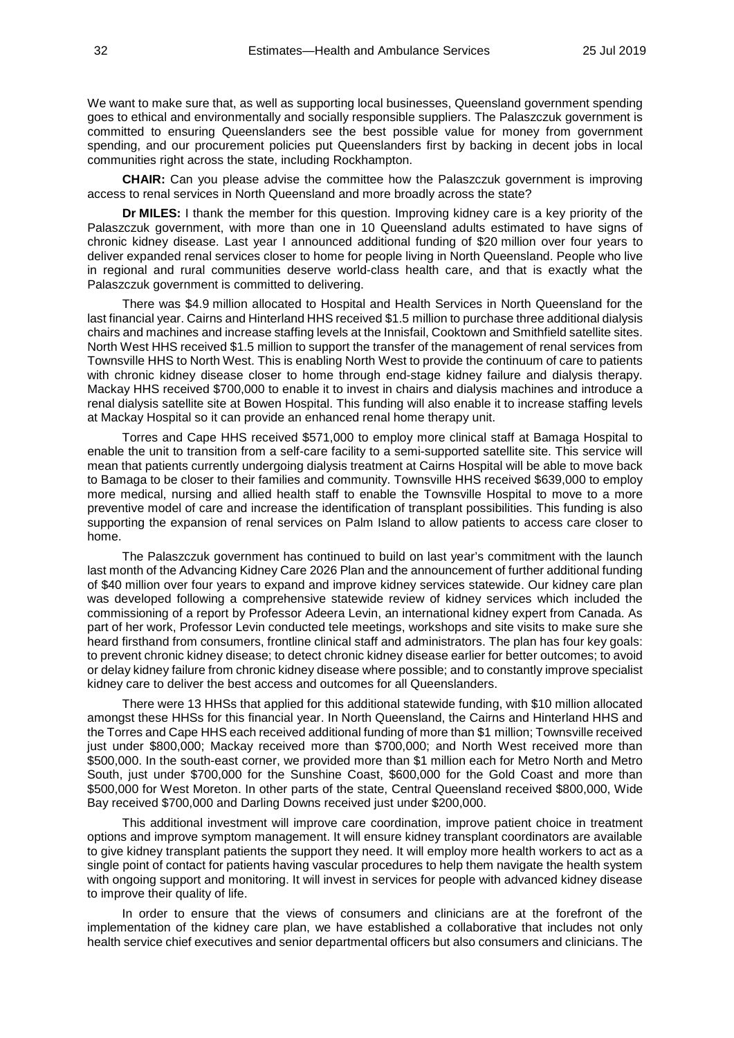We want to make sure that, as well as supporting local businesses, Queensland government spending goes to ethical and environmentally and socially responsible suppliers. The Palaszczuk government is committed to ensuring Queenslanders see the best possible value for money from government spending, and our procurement policies put Queenslanders first by backing in decent jobs in local communities right across the state, including Rockhampton.

**CHAIR:** Can you please advise the committee how the Palaszczuk government is improving access to renal services in North Queensland and more broadly across the state?

**Dr MILES:** I thank the member for this question. Improving kidney care is a key priority of the Palaszczuk government, with more than one in 10 Queensland adults estimated to have signs of chronic kidney disease. Last year I announced additional funding of $20 million over four years to deliver expanded renal services closer to home for people living in North Queensland. People who live in regional and rural communities deserve world-class health care, and that is exactly what the Palaszczuk government is committed to delivering.

There was $4.9 million allocated to Hospital and Health Services in North Queensland for the last financial year. Cairns and Hinterland HHS received $1.5 million to purchase three additional dialysis chairs and machines and increase staffing levels at the Innisfail, Cooktown and Smithfield satellite sites. North West HHS received $1.5 million to support the transfer of the management of renal services from Townsville HHS to North West. This is enabling North West to provide the continuum of care to patients with chronic kidney disease closer to home through end-stage kidney failure and dialysis therapy. Mackay HHS received $700,000 to enable it to invest in chairs and dialysis machines and introduce a renal dialysis satellite site at Bowen Hospital. This funding will also enable it to increase staffing levels at Mackay Hospital so it can provide an enhanced renal home therapy unit.

Torres and Cape HHS received $571,000 to employ more clinical staff at Bamaga Hospital to enable the unit to transition from a self-care facility to a semi-supported satellite site. This service will mean that patients currently undergoing dialysis treatment at Cairns Hospital will be able to move back to Bamaga to be closer to their families and community. Townsville HHS received $639,000 to employ more medical, nursing and allied health staff to enable the Townsville Hospital to move to a more preventive model of care and increase the identification of transplant possibilities. This funding is also supporting the expansion of renal services on Palm Island to allow patients to access care closer to home.

The Palaszczuk government has continued to build on last year's commitment with the launch last month of the Advancing Kidney Care 2026 Plan and the announcement of further additional funding of $40 million over four years to expand and improve kidney services statewide. Our kidney care plan was developed following a comprehensive statewide review of kidney services which included the commissioning of a report by Professor Adeera Levin, an international kidney expert from Canada. As part of her work, Professor Levin conducted tele meetings, workshops and site visits to make sure she heard firsthand from consumers, frontline clinical staff and administrators. The plan has four key goals: to prevent chronic kidney disease; to detect chronic kidney disease earlier for better outcomes; to avoid or delay kidney failure from chronic kidney disease where possible; and to constantly improve specialist kidney care to deliver the best access and outcomes for all Queenslanders.

There were 13 HHSs that applied for this additional statewide funding, with $10 million allocated amongst these HHSs for this financial year. In North Queensland, the Cairns and Hinterland HHS and the Torres and Cape HHS each received additional funding of more than $1 million; Townsville received just under $800,000; Mackay received more than $700,000; and North West received more than $500,000. In the south-east corner, we provided more than $1 million each for Metro North and Metro South, just under $700,000 for the Sunshine Coast, $600,000 for the Gold Coast and more than $500,000 for West Moreton. In other parts of the state, Central Queensland received $800,000, Wide Bay received $700,000 and Darling Downs received just under $200,000.

This additional investment will improve care coordination, improve patient choice in treatment options and improve symptom management. It will ensure kidney transplant coordinators are available to give kidney transplant patients the support they need. It will employ more health workers to act as a single point of contact for patients having vascular procedures to help them navigate the health system with ongoing support and monitoring. It will invest in services for people with advanced kidney disease to improve their quality of life.

In order to ensure that the views of consumers and clinicians are at the forefront of the implementation of the kidney care plan, we have established a collaborative that includes not only health service chief executives and senior departmental officers but also consumers and clinicians. The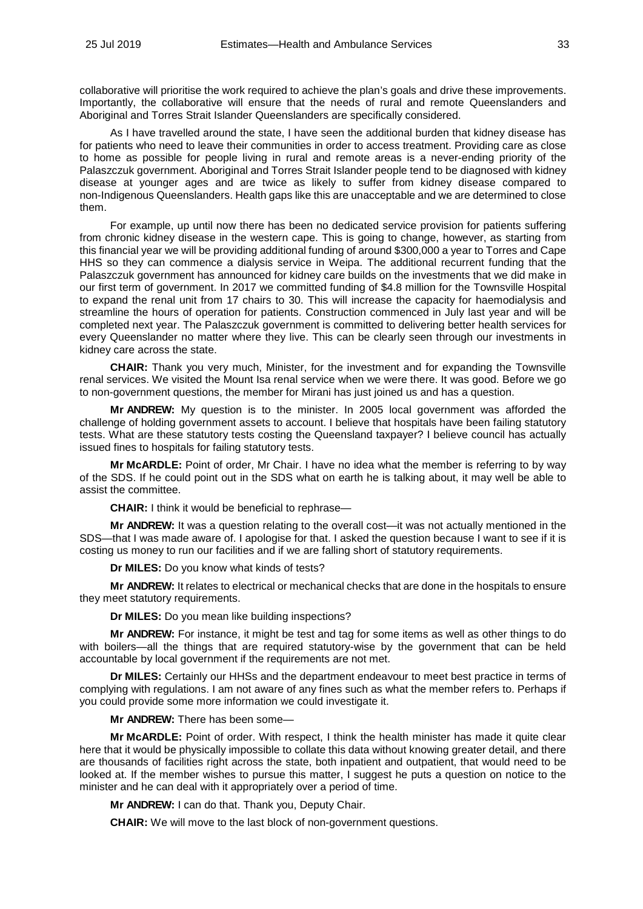collaborative will prioritise the work required to achieve the plan's goals and drive these improvements. Importantly, the collaborative will ensure that the needs of rural and remote Queenslanders and Aboriginal and Torres Strait Islander Queenslanders are specifically considered.

As I have travelled around the state, I have seen the additional burden that kidney disease has for patients who need to leave their communities in order to access treatment. Providing care as close to home as possible for people living in rural and remote areas is a never-ending priority of the Palaszczuk government. Aboriginal and Torres Strait Islander people tend to be diagnosed with kidney disease at younger ages and are twice as likely to suffer from kidney disease compared to non-Indigenous Queenslanders. Health gaps like this are unacceptable and we are determined to close them.

For example, up until now there has been no dedicated service provision for patients suffering from chronic kidney disease in the western cape. This is going to change, however, as starting from this financial year we will be providing additional funding of around $300,000 a year to Torres and Cape HHS so they can commence a dialysis service in Weipa. The additional recurrent funding that the Palaszczuk government has announced for kidney care builds on the investments that we did make in our first term of government. In 2017 we committed funding of $4.8 million for the Townsville Hospital to expand the renal unit from 17 chairs to 30. This will increase the capacity for haemodialysis and streamline the hours of operation for patients. Construction commenced in July last year and will be completed next year. The Palaszczuk government is committed to delivering better health services for every Queenslander no matter where they live. This can be clearly seen through our investments in kidney care across the state.

**CHAIR:** Thank you very much, Minister, for the investment and for expanding the Townsville renal services. We visited the Mount Isa renal service when we were there. It was good. Before we go to non-government questions, the member for Mirani has just joined us and has a question.

**Mr ANDREW:** My question is to the minister. In 2005 local government was afforded the challenge of holding government assets to account. I believe that hospitals have been failing statutory tests. What are these statutory tests costing the Queensland taxpayer? I believe council has actually issued fines to hospitals for failing statutory tests.

**Mr McARDLE:** Point of order, Mr Chair. I have no idea what the member is referring to by way of the SDS. If he could point out in the SDS what on earth he is talking about, it may well be able to assist the committee.

**CHAIR:** I think it would be beneficial to rephrase—

**Mr ANDREW:** It was a question relating to the overall cost—it was not actually mentioned in the SDS—that I was made aware of. I apologise for that. I asked the question because I want to see if it is costing us money to run our facilities and if we are falling short of statutory requirements.

**Dr MILES:** Do you know what kinds of tests?

**Mr ANDREW:** It relates to electrical or mechanical checks that are done in the hospitals to ensure they meet statutory requirements.

**Dr MILES:** Do you mean like building inspections?

**Mr ANDREW:** For instance, it might be test and tag for some items as well as other things to do with boilers—all the things that are required statutory-wise by the government that can be held accountable by local government if the requirements are not met.

**Dr MILES:** Certainly our HHSs and the department endeavour to meet best practice in terms of complying with regulations. I am not aware of any fines such as what the member refers to. Perhaps if you could provide some more information we could investigate it.

**Mr ANDREW:** There has been some—

**Mr McARDLE:** Point of order. With respect, I think the health minister has made it quite clear here that it would be physically impossible to collate this data without knowing greater detail, and there are thousands of facilities right across the state, both inpatient and outpatient, that would need to be looked at. If the member wishes to pursue this matter, I suggest he puts a question on notice to the minister and he can deal with it appropriately over a period of time.

**Mr ANDREW:** I can do that. Thank you, Deputy Chair.

**CHAIR:** We will move to the last block of non-government questions.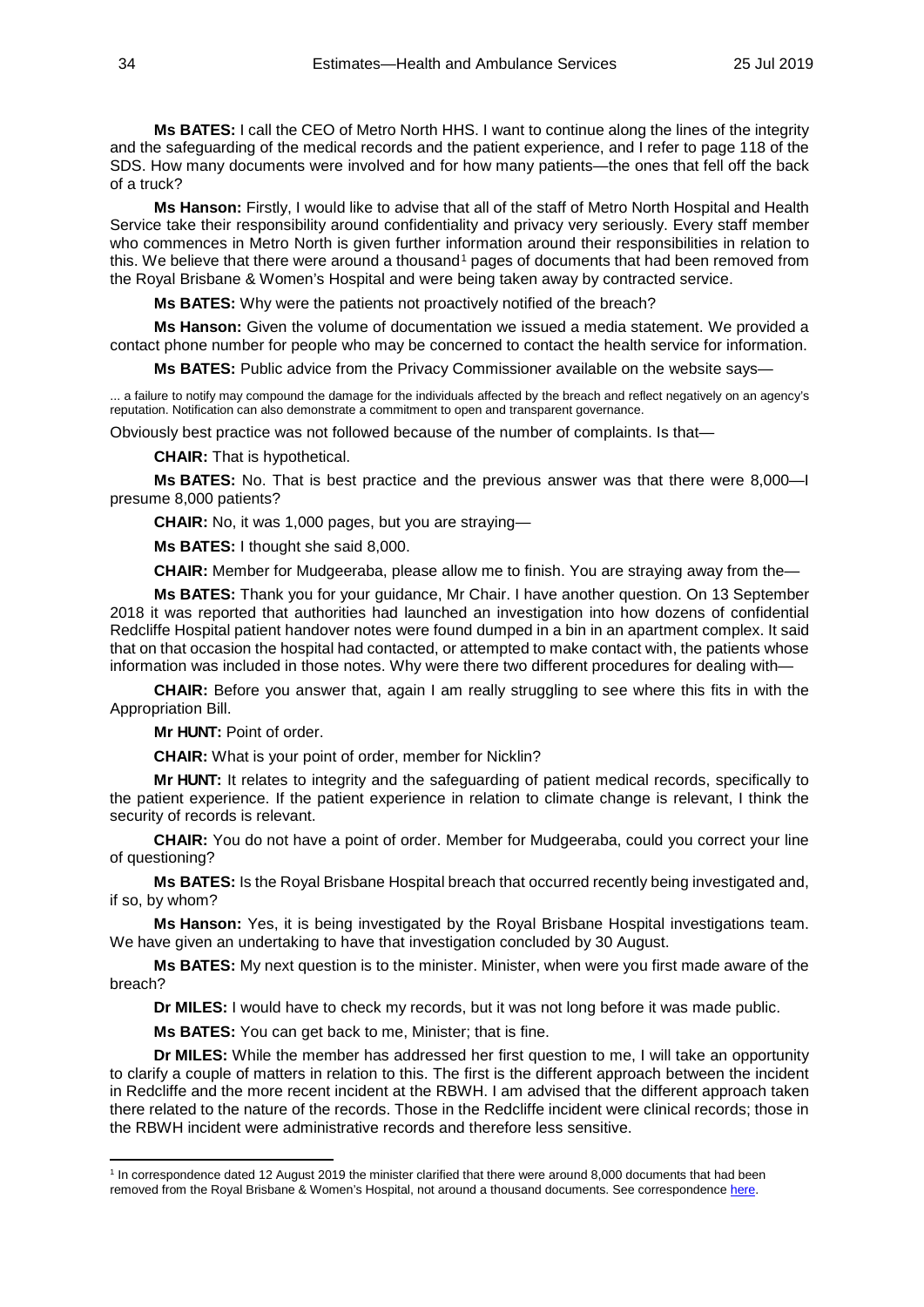**Ms BATES:** I call the CEO of Metro North HHS. I want to continue along the lines of the integrity and the safeguarding of the medical records and the patient experience, and I refer to page 118 of the SDS. How many documents were involved and for how many patients—the ones that fell off the back of a truck?

**Ms Hanson:** Firstly, I would like to advise that all of the staff of Metro North Hospital and Health Service take their responsibility around confidentiality and privacy very seriously. Every staff member who commences in Metro North is given further information around their responsibilities in relation to this. We believe that there were around a thousand[1] pages of documents that had been removed from the Royal Brisbane & Women's Hospital and were being taken away by contracted service.

**Ms BATES:** Why were the patients not proactively notified of the breach?

**Ms Hanson:** Given the volume of documentation we issued a media statement. We provided a contact phone number for people who may be concerned to contact the health service for information.

**Ms BATES:** Public advice from the Privacy Commissioner available on the website says—

> ... a failure to notify may compound the damage for the individuals affected by the breach and reflect negatively on an agency's reputation. Notification can also demonstrate a commitment to open and transparent governance.

Obviously best practice was not followed because of the number of complaints. Is that—

**CHAIR:** That is hypothetical.

**Ms BATES:** No. That is best practice and the previous answer was that there were 8,000—I presume 8,000 patients?

**CHAIR:** No, it was 1,000 pages, but you are straying—

**Ms BATES:** I thought she said 8,000.

**CHAIR:** Member for Mudgeeraba, please allow me to finish. You are straying away from the—

**Ms BATES:** Thank you for your guidance, Mr Chair. I have another question. On 13 September 2018 it was reported that authorities had launched an investigation into how dozens of confidential Redcliffe Hospital patient handover notes were found dumped in a bin in an apartment complex. It said that on that occasion the hospital had contacted, or attempted to make contact with, the patients whose information was included in those notes. Why were there two different procedures for dealing with—

**CHAIR:** Before you answer that, again I am really struggling to see where this fits in with the Appropriation Bill.

**Mr HUNT:** Point of order.

**CHAIR:** What is your point of order, member for Nicklin?

**Mr HUNT:** It relates to integrity and the safeguarding of patient medical records, specifically to the patient experience. If the patient experience in relation to climate change is relevant, I think the security of records is relevant.

**CHAIR:** You do not have a point of order. Member for Mudgeeraba, could you correct your line of questioning?

**Ms BATES:** Is the Royal Brisbane Hospital breach that occurred recently being investigated and, if so, by whom?

**Ms Hanson:** Yes, it is being investigated by the Royal Brisbane Hospital investigations team. We have given an undertaking to have that investigation concluded by 30 August.

**Ms BATES:** My next question is to the minister. Minister, when were you first made aware of the breach?

**Dr MILES:** I would have to check my records, but it was not long before it was made public.

**Ms BATES:** You can get back to me, Minister; that is fine.

**Dr MILES:** While the member has addressed her first question to me, I will take an opportunity to clarify a couple of matters in relation to this. The first is the different approach between the incident in Redcliffe and the more recent incident at the RBWH. I am advised that the different approach taken there related to the nature of the records. Those in the Redcliffe incident were clinical records; those in the RBWH incident were administrative records and therefore less sensitive.

---

[1] In correspondence dated 12 August 2019 the minister clarified that there were around 8,000 documents that had been removed from the Royal Brisbane & Women's Hospital, not around a thousand documents. See correspondence here.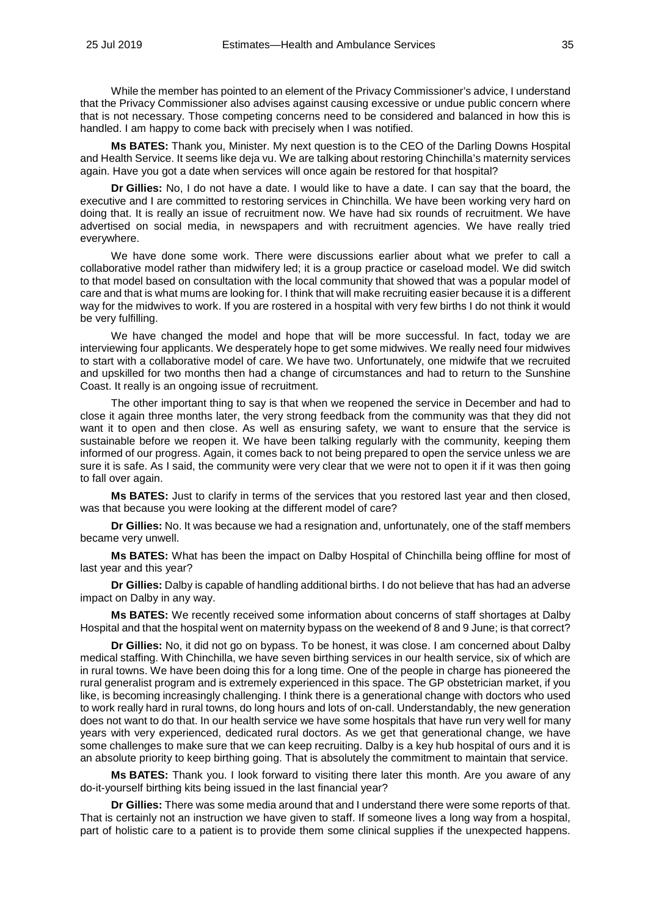While the member has pointed to an element of the Privacy Commissioner's advice, I understand that the Privacy Commissioner also advises against causing excessive or undue public concern where that is not necessary. Those competing concerns need to be considered and balanced in how this is handled. I am happy to come back with precisely when I was notified.

**Ms BATES:** Thank you, Minister. My next question is to the CEO of the Darling Downs Hospital and Health Service. It seems like deja vu. We are talking about restoring Chinchilla's maternity services again. Have you got a date when services will once again be restored for that hospital?

**Dr Gillies:** No, I do not have a date. I would like to have a date. I can say that the board, the executive and I are committed to restoring services in Chinchilla. We have been working very hard on doing that. It is really an issue of recruitment now. We have had six rounds of recruitment. We have advertised on social media, in newspapers and with recruitment agencies. We have really tried everywhere.

We have done some work. There were discussions earlier about what we prefer to call a collaborative model rather than midwifery led; it is a group practice or caseload model. We did switch to that model based on consultation with the local community that showed that was a popular model of care and that is what mums are looking for. I think that will make recruiting easier because it is a different way for the midwives to work. If you are rostered in a hospital with very few births I do not think it would be very fulfilling.

We have changed the model and hope that will be more successful. In fact, today we are interviewing four applicants. We desperately hope to get some midwives. We really need four midwives to start with a collaborative model of care. We have two. Unfortunately, one midwife that we recruited and upskilled for two months then had a change of circumstances and had to return to the Sunshine Coast. It really is an ongoing issue of recruitment.

The other important thing to say is that when we reopened the service in December and had to close it again three months later, the very strong feedback from the community was that they did not want it to open and then close. As well as ensuring safety, we want to ensure that the service is sustainable before we reopen it. We have been talking regularly with the community, keeping them informed of our progress. Again, it comes back to not being prepared to open the service unless we are sure it is safe. As I said, the community were very clear that we were not to open it if it was then going to fall over again.

**Ms BATES:** Just to clarify in terms of the services that you restored last year and then closed, was that because you were looking at the different model of care?

**Dr Gillies:** No. It was because we had a resignation and, unfortunately, one of the staff members became very unwell.

**Ms BATES:** What has been the impact on Dalby Hospital of Chinchilla being offline for most of last year and this year?

**Dr Gillies:** Dalby is capable of handling additional births. I do not believe that has had an adverse impact on Dalby in any way.

**Ms BATES:** We recently received some information about concerns of staff shortages at Dalby Hospital and that the hospital went on maternity bypass on the weekend of 8 and 9 June; is that correct?

**Dr Gillies:** No, it did not go on bypass. To be honest, it was close. I am concerned about Dalby medical staffing. With Chinchilla, we have seven birthing services in our health service, six of which are in rural towns. We have been doing this for a long time. One of the people in charge has pioneered the rural generalist program and is extremely experienced in this space. The GP obstetrician market, if you like, is becoming increasingly challenging. I think there is a generational change with doctors who used to work really hard in rural towns, do long hours and lots of on-call. Understandably, the new generation does not want to do that. In our health service we have some hospitals that have run very well for many years with very experienced, dedicated rural doctors. As we get that generational change, we have some challenges to make sure that we can keep recruiting. Dalby is a key hub hospital of ours and it is an absolute priority to keep birthing going. That is absolutely the commitment to maintain that service.

**Ms BATES:** Thank you. I look forward to visiting there later this month. Are you aware of any do-it-yourself birthing kits being issued in the last financial year?

**Dr Gillies:** There was some media around that and I understand there were some reports of that. That is certainly not an instruction we have given to staff. If someone lives a long way from a hospital, part of holistic care to a patient is to provide them some clinical supplies if the unexpected happens.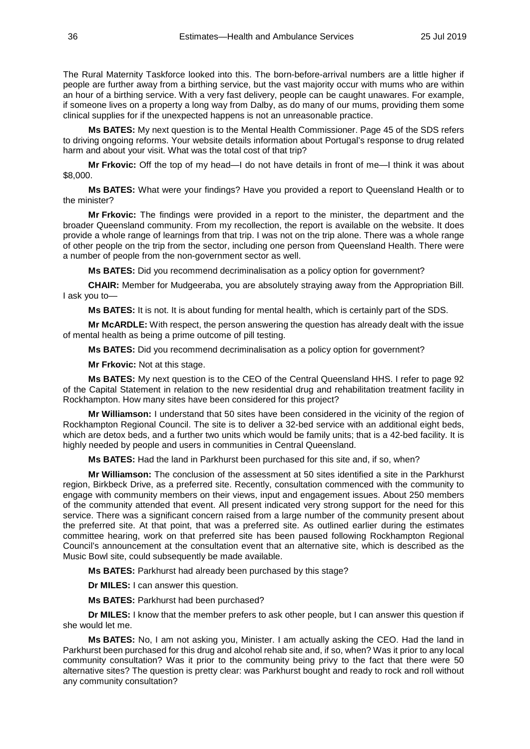The Rural Maternity Taskforce looked into this. The born-before-arrival numbers are a little higher if people are further away from a birthing service, but the vast majority occur with mums who are within an hour of a birthing service. With a very fast delivery, people can be caught unawares. For example, if someone lives on a property a long way from Dalby, as do many of our mums, providing them some clinical supplies for if the unexpected happens is not an unreasonable practice.

**Ms BATES:** My next question is to the Mental Health Commissioner. Page 45 of the SDS refers to driving ongoing reforms. Your website details information about Portugal's response to drug related harm and about your visit. What was the total cost of that trip?

**Mr Frkovic:** Off the top of my head—I do not have details in front of me—I think it was about $8,000.

**Ms BATES:** What were your findings? Have you provided a report to Queensland Health or to the minister?

**Mr Frkovic:** The findings were provided in a report to the minister, the department and the broader Queensland community. From my recollection, the report is available on the website. It does provide a whole range of learnings from that trip. I was not on the trip alone. There was a whole range of other people on the trip from the sector, including one person from Queensland Health. There were a number of people from the non-government sector as well.

**Ms BATES:** Did you recommend decriminalisation as a policy option for government?

**CHAIR:** Member for Mudgeeraba, you are absolutely straying away from the Appropriation Bill. I ask you to—

**Ms BATES:** It is not. It is about funding for mental health, which is certainly part of the SDS.

**Mr McARDLE:** With respect, the person answering the question has already dealt with the issue of mental health as being a prime outcome of pill testing.

**Ms BATES:** Did you recommend decriminalisation as a policy option for government?

**Mr Frkovic:** Not at this stage.

**Ms BATES:** My next question is to the CEO of the Central Queensland HHS. I refer to page 92 of the Capital Statement in relation to the new residential drug and rehabilitation treatment facility in Rockhampton. How many sites have been considered for this project?

**Mr Williamson:** I understand that 50 sites have been considered in the vicinity of the region of Rockhampton Regional Council. The site is to deliver a 32-bed service with an additional eight beds, which are detox beds, and a further two units which would be family units; that is a 42-bed facility. It is highly needed by people and users in communities in Central Queensland.

**Ms BATES:** Had the land in Parkhurst been purchased for this site and, if so, when?

**Mr Williamson:** The conclusion of the assessment at 50 sites identified a site in the Parkhurst region, Birkbeck Drive, as a preferred site. Recently, consultation commenced with the community to engage with community members on their views, input and engagement issues. About 250 members of the community attended that event. All present indicated very strong support for the need for this service. There was a significant concern raised from a large number of the community present about the preferred site. At that point, that was a preferred site. As outlined earlier during the estimates committee hearing, work on that preferred site has been paused following Rockhampton Regional Council's announcement at the consultation event that an alternative site, which is described as the Music Bowl site, could subsequently be made available.

**Ms BATES:** Parkhurst had already been purchased by this stage?

**Dr MILES:** I can answer this question.

**Ms BATES:** Parkhurst had been purchased?

**Dr MILES:** I know that the member prefers to ask other people, but I can answer this question if she would let me.

**Ms BATES:** No, I am not asking you, Minister. I am actually asking the CEO. Had the land in Parkhurst been purchased for this drug and alcohol rehab site and, if so, when? Was it prior to any local community consultation? Was it prior to the community being privy to the fact that there were 50 alternative sites? The question is pretty clear: was Parkhurst bought and ready to rock and roll without any community consultation?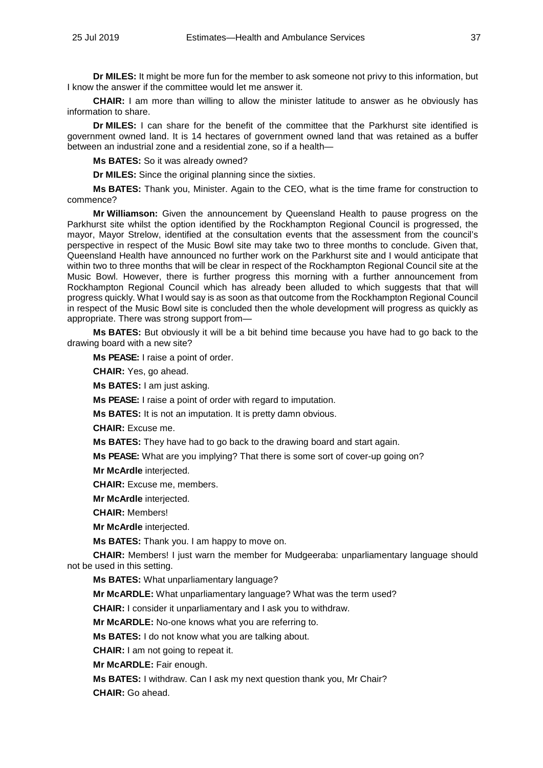**Dr MILES:** It might be more fun for the member to ask someone not privy to this information, but I know the answer if the committee would let me answer it.

**CHAIR:** I am more than willing to allow the minister latitude to answer as he obviously has information to share.

**Dr MILES:** I can share for the benefit of the committee that the Parkhurst site identified is government owned land. It is 14 hectares of government owned land that was retained as a buffer between an industrial zone and a residential zone, so if a health—

**Ms BATES:** So it was already owned?

**Dr MILES:** Since the original planning since the sixties.

**Ms BATES:** Thank you, Minister. Again to the CEO, what is the time frame for construction to commence?

**Mr Williamson:** Given the announcement by Queensland Health to pause progress on the Parkhurst site whilst the option identified by the Rockhampton Regional Council is progressed, the mayor, Mayor Strelow, identified at the consultation events that the assessment from the council's perspective in respect of the Music Bowl site may take two to three months to conclude. Given that, Queensland Health have announced no further work on the Parkhurst site and I would anticipate that within two to three months that will be clear in respect of the Rockhampton Regional Council site at the Music Bowl. However, there is further progress this morning with a further announcement from Rockhampton Regional Council which has already been alluded to which suggests that that will progress quickly. What I would say is as soon as that outcome from the Rockhampton Regional Council in respect of the Music Bowl site is concluded then the whole development will progress as quickly as appropriate. There was strong support from—

**Ms BATES:** But obviously it will be a bit behind time because you have had to go back to the drawing board with a new site?

**Ms PEASE:** I raise a point of order.

**CHAIR:** Yes, go ahead.

**Ms BATES:** I am just asking.

**Ms PEASE:** I raise a point of order with regard to imputation.

**Ms BATES:** It is not an imputation. It is pretty damn obvious.

**CHAIR:** Excuse me.

**Ms BATES:** They have had to go back to the drawing board and start again.

**Ms PEASE:** What are you implying? That there is some sort of cover-up going on?

**Mr McArdle** interjected.

**CHAIR:** Excuse me, members.

**Mr McArdle** interjected.

**CHAIR:** Members!

**Mr McArdle** interjected.

**Ms BATES:** Thank you. I am happy to move on.

**CHAIR:** Members! I just warn the member for Mudgeeraba: unparliamentary language should not be used in this setting.

**Ms BATES:** What unparliamentary language?

**Mr McARDLE:** What unparliamentary language? What was the term used?

**CHAIR:** I consider it unparliamentary and I ask you to withdraw.

**Mr McARDLE:** No-one knows what you are referring to.

**Ms BATES:** I do not know what you are talking about.

**CHAIR:** I am not going to repeat it.

**Mr McARDLE:** Fair enough.

**Ms BATES:** I withdraw. Can I ask my next question thank you, Mr Chair?

**CHAIR:** Go ahead.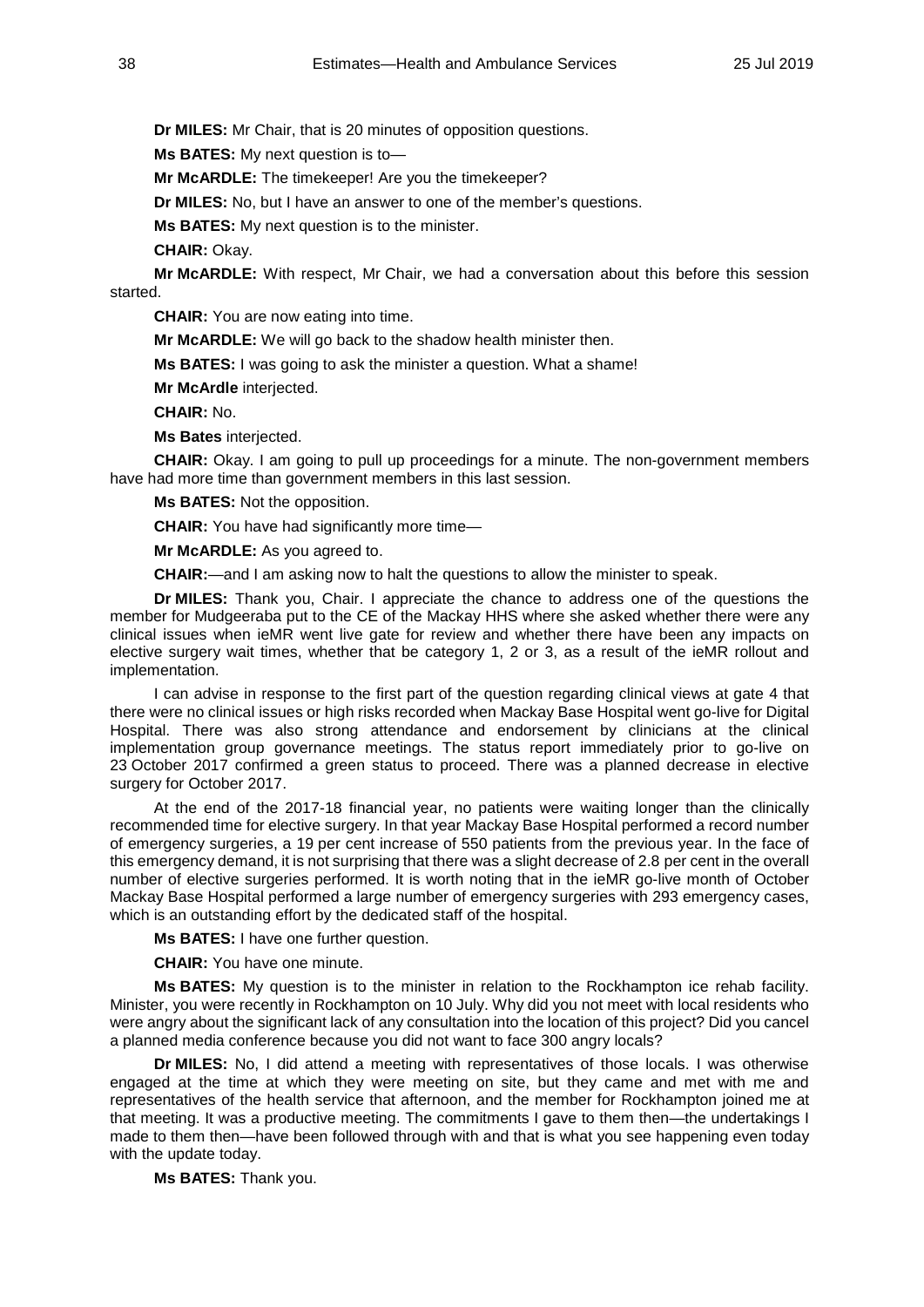**Dr MILES:** Mr Chair, that is 20 minutes of opposition questions.

**Ms BATES:** My next question is to—

**Mr McARDLE:** The timekeeper! Are you the timekeeper?

**Dr MILES:** No, but I have an answer to one of the member's questions.

**Ms BATES:** My next question is to the minister.

**CHAIR:** Okay.

**Mr McARDLE:** With respect, Mr Chair, we had a conversation about this before this session started.

**CHAIR:** You are now eating into time.

**Mr McARDLE:** We will go back to the shadow health minister then.

**Ms BATES:** I was going to ask the minister a question. What a shame!

**Mr McArdle** interjected.

**CHAIR:** No.

**Ms Bates** interjected.

**CHAIR:** Okay. I am going to pull up proceedings for a minute. The non-government members have had more time than government members in this last session.

**Ms BATES:** Not the opposition.

**CHAIR:** You have had significantly more time—

**Mr McARDLE:** As you agreed to.

**CHAIR:**—and I am asking now to halt the questions to allow the minister to speak.

**Dr MILES:** Thank you, Chair. I appreciate the chance to address one of the questions the member for Mudgeeraba put to the CE of the Mackay HHS where she asked whether there were any clinical issues when ieMR went live gate for review and whether there have been any impacts on elective surgery wait times, whether that be category 1, 2 or 3, as a result of the ieMR rollout and implementation.

I can advise in response to the first part of the question regarding clinical views at gate 4 that there were no clinical issues or high risks recorded when Mackay Base Hospital went go-live for Digital Hospital. There was also strong attendance and endorsement by clinicians at the clinical implementation group governance meetings. The status report immediately prior to go-live on 23 October 2017 confirmed a green status to proceed. There was a planned decrease in elective surgery for October 2017.

At the end of the 2017-18 financial year, no patients were waiting longer than the clinically recommended time for elective surgery. In that year Mackay Base Hospital performed a record number of emergency surgeries, a 19 per cent increase of 550 patients from the previous year. In the face of this emergency demand, it is not surprising that there was a slight decrease of 2.8 per cent in the overall number of elective surgeries performed. It is worth noting that in the ieMR go-live month of October Mackay Base Hospital performed a large number of emergency surgeries with 293 emergency cases, which is an outstanding effort by the dedicated staff of the hospital.

**Ms BATES:** I have one further question.

**CHAIR:** You have one minute.

**Ms BATES:** My question is to the minister in relation to the Rockhampton ice rehab facility. Minister, you were recently in Rockhampton on 10 July. Why did you not meet with local residents who were angry about the significant lack of any consultation into the location of this project? Did you cancel a planned media conference because you did not want to face 300 angry locals?

**Dr MILES:** No, I did attend a meeting with representatives of those locals. I was otherwise engaged at the time at which they were meeting on site, but they came and met with me and representatives of the health service that afternoon, and the member for Rockhampton joined me at that meeting. It was a productive meeting. The commitments I gave to them then—the undertakings I made to them then—have been followed through with and that is what you see happening even today with the update today.

**Ms BATES:** Thank you.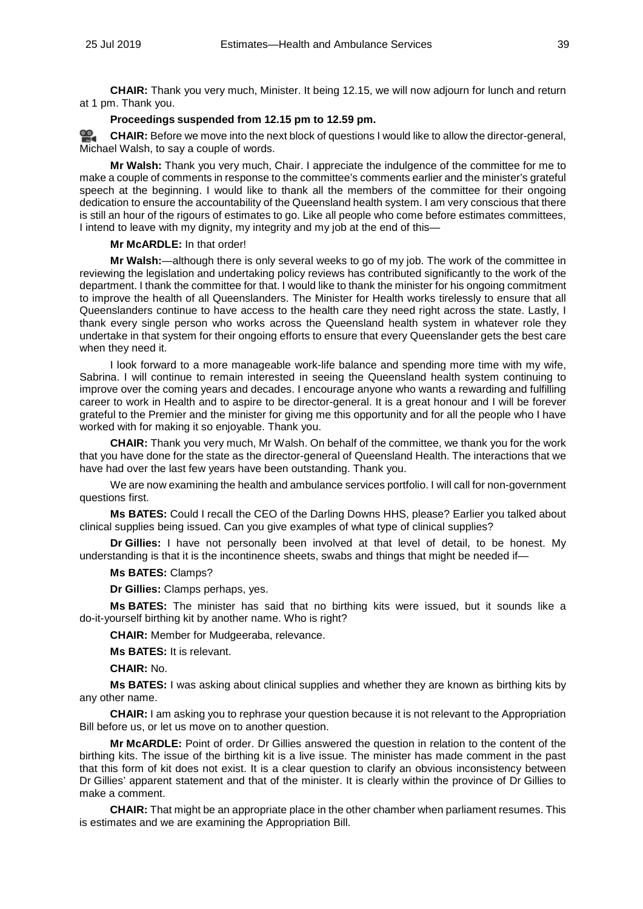**CHAIR:** Thank you very much, Minister. It being 12.15, we will now adjourn for lunch and return at 1 pm. Thank you.

**Proceedings suspended from 12.15 pm to 12.59 pm.**

**CHAIR:** Before we move into the next block of questions I would like to allow the director-general, Michael Walsh, to say a couple of words.

**Mr Walsh:** Thank you very much, Chair. I appreciate the indulgence of the committee for me to make a couple of comments in response to the committee's comments earlier and the minister's grateful speech at the beginning. I would like to thank all the members of the committee for their ongoing dedication to ensure the accountability of the Queensland health system. I am very conscious that there is still an hour of the rigours of estimates to go. Like all people who come before estimates committees, I intend to leave with my dignity, my integrity and my job at the end of this—

**Mr McARDLE:** In that order!

**Mr Walsh:**—although there is only several weeks to go of my job. The work of the committee in reviewing the legislation and undertaking policy reviews has contributed significantly to the work of the department. I thank the committee for that. I would like to thank the minister for his ongoing commitment to improve the health of all Queenslanders. The Minister for Health works tirelessly to ensure that all Queenslanders continue to have access to the health care they need right across the state. Lastly, I thank every single person who works across the Queensland health system in whatever role they undertake in that system for their ongoing efforts to ensure that every Queenslander gets the best care when they need it.

I look forward to a more manageable work-life balance and spending more time with my wife, Sabrina. I will continue to remain interested in seeing the Queensland health system continuing to improve over the coming years and decades. I encourage anyone who wants a rewarding and fulfilling career to work in Health and to aspire to be director-general. It is a great honour and I will be forever grateful to the Premier and the minister for giving me this opportunity and for all the people who I have worked with for making it so enjoyable. Thank you.

**CHAIR:** Thank you very much, Mr Walsh. On behalf of the committee, we thank you for the work that you have done for the state as the director-general of Queensland Health. The interactions that we have had over the last few years have been outstanding. Thank you.

We are now examining the health and ambulance services portfolio. I will call for non-government questions first.

**Ms BATES:** Could I recall the CEO of the Darling Downs HHS, please? Earlier you talked about clinical supplies being issued. Can you give examples of what type of clinical supplies?

**Dr Gillies:** I have not personally been involved at that level of detail, to be honest. My understanding is that it is the incontinence sheets, swabs and things that might be needed if—

**Ms BATES:** Clamps?

**Dr Gillies:** Clamps perhaps, yes.

**Ms BATES:** The minister has said that no birthing kits were issued, but it sounds like a do-it-yourself birthing kit by another name. Who is right?

**CHAIR:** Member for Mudgeeraba, relevance.

**Ms BATES:** It is relevant.

**CHAIR:** No.

**Ms BATES:** I was asking about clinical supplies and whether they are known as birthing kits by any other name.

**CHAIR:** I am asking you to rephrase your question because it is not relevant to the Appropriation Bill before us, or let us move on to another question.

**Mr McARDLE:** Point of order. Dr Gillies answered the question in relation to the content of the birthing kits. The issue of the birthing kit is a live issue. The minister has made comment in the past that this form of kit does not exist. It is a clear question to clarify an obvious inconsistency between Dr Gillies' apparent statement and that of the minister. It is clearly within the province of Dr Gillies to make a comment.

**CHAIR:** That might be an appropriate place in the other chamber when parliament resumes. This is estimates and we are examining the Appropriation Bill.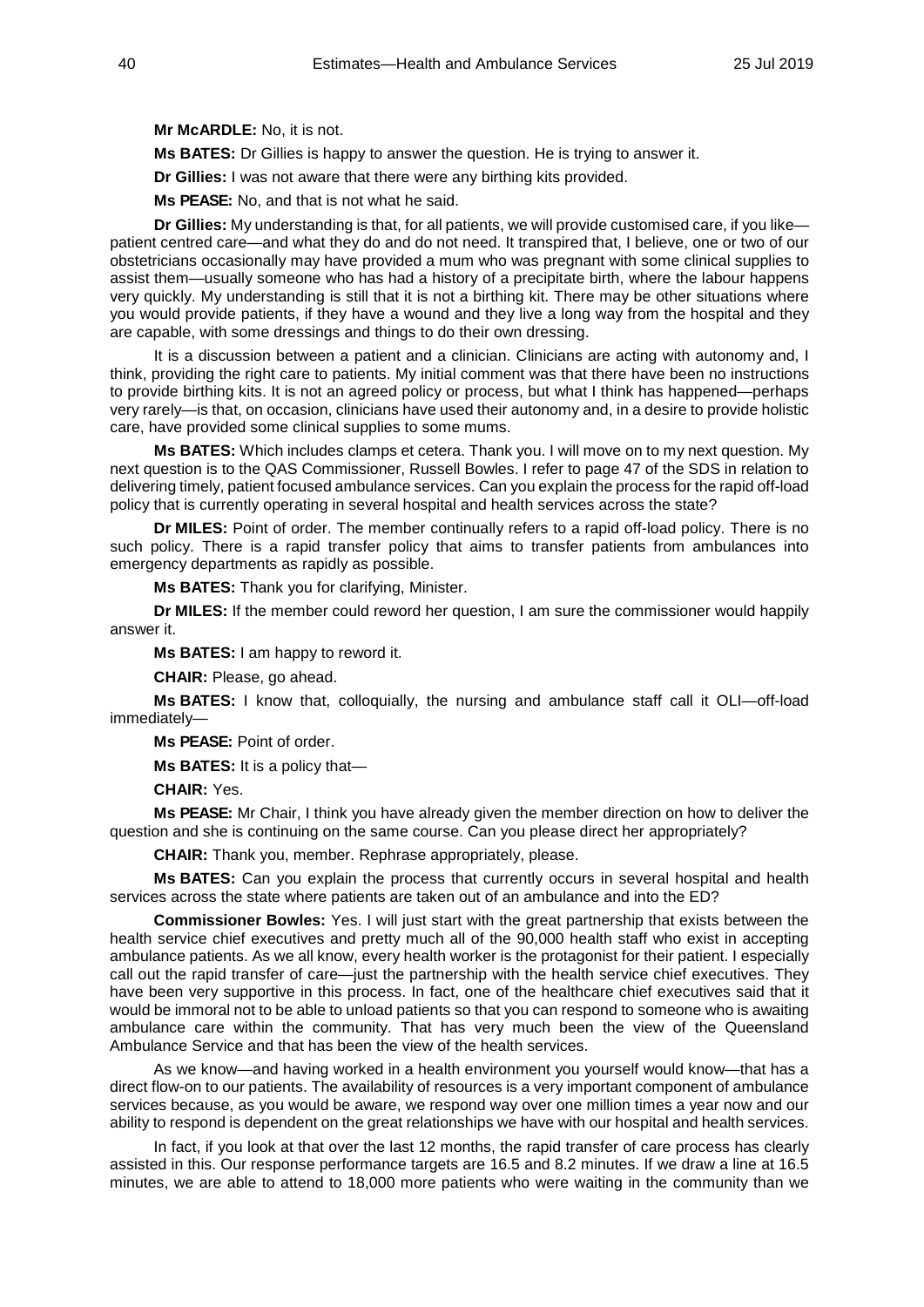**Mr McARDLE:** No, it is not.

**Ms BATES:** Dr Gillies is happy to answer the question. He is trying to answer it.

**Dr Gillies:** I was not aware that there were any birthing kits provided.

**Ms PEASE:** No, and that is not what he said.

**Dr Gillies:** My understanding is that, for all patients, we will provide customised care, if you like—patient centred care—and what they do and do not need. It transpired that, I believe, one or two of our obstetricians occasionally may have provided a mum who was pregnant with some clinical supplies to assist them—usually someone who has had a history of a precipitate birth, where the labour happens very quickly. My understanding is still that it is not a birthing kit. There may be other situations where you would provide patients, if they have a wound and they live a long way from the hospital and they are capable, with some dressings and things to do their own dressing.

It is a discussion between a patient and a clinician. Clinicians are acting with autonomy and, I think, providing the right care to patients. My initial comment was that there have been no instructions to provide birthing kits. It is not an agreed policy or process, but what I think has happened—perhaps very rarely—is that, on occasion, clinicians have used their autonomy and, in a desire to provide holistic care, have provided some clinical supplies to some mums.

**Ms BATES:** Which includes clamps et cetera. Thank you. I will move on to my next question. My next question is to the QAS Commissioner, Russell Bowles. I refer to page 47 of the SDS in relation to delivering timely, patient focused ambulance services. Can you explain the process for the rapid off-load policy that is currently operating in several hospital and health services across the state?

**Dr MILES:** Point of order. The member continually refers to a rapid off-load policy. There is no such policy. There is a rapid transfer policy that aims to transfer patients from ambulances into emergency departments as rapidly as possible.

**Ms BATES:** Thank you for clarifying, Minister.

**Dr MILES:** If the member could reword her question, I am sure the commissioner would happily answer it.

**Ms BATES:** I am happy to reword it.

**CHAIR:** Please, go ahead.

**Ms BATES:** I know that, colloquially, the nursing and ambulance staff call it OLI—off-load immediately—

**Ms PEASE:** Point of order.

**Ms BATES:** It is a policy that—

**CHAIR:** Yes.

**Ms PEASE:** Mr Chair, I think you have already given the member direction on how to deliver the question and she is continuing on the same course. Can you please direct her appropriately?

**CHAIR:** Thank you, member. Rephrase appropriately, please.

**Ms BATES:** Can you explain the process that currently occurs in several hospital and health services across the state where patients are taken out of an ambulance and into the ED?

**Commissioner Bowles:** Yes. I will just start with the great partnership that exists between the health service chief executives and pretty much all of the 90,000 health staff who exist in accepting ambulance patients. As we all know, every health worker is the protagonist for their patient. I especially call out the rapid transfer of care—just the partnership with the health service chief executives. They have been very supportive in this process. In fact, one of the healthcare chief executives said that it would be immoral not to be able to unload patients so that you can respond to someone who is awaiting ambulance care within the community. That has very much been the view of the Queensland Ambulance Service and that has been the view of the health services.

As we know—and having worked in a health environment you yourself would know—that has a direct flow-on to our patients. The availability of resources is a very important component of ambulance services because, as you would be aware, we respond way over one million times a year now and our ability to respond is dependent on the great relationships we have with our hospital and health services.

In fact, if you look at that over the last 12 months, the rapid transfer of care process has clearly assisted in this. Our response performance targets are 16.5 and 8.2 minutes. If we draw a line at 16.5 minutes, we are able to attend to 18,000 more patients who were waiting in the community than we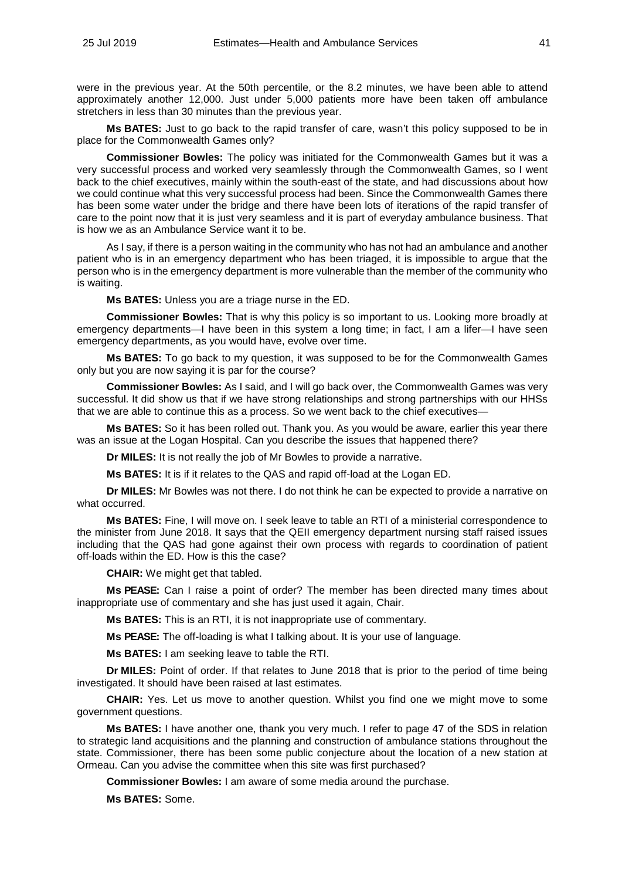were in the previous year. At the 50th percentile, or the 8.2 minutes, we have been able to attend approximately another 12,000. Just under 5,000 patients more have been taken off ambulance stretchers in less than 30 minutes than the previous year.

**Ms BATES:** Just to go back to the rapid transfer of care, wasn't this policy supposed to be in place for the Commonwealth Games only?

**Commissioner Bowles:** The policy was initiated for the Commonwealth Games but it was a very successful process and worked very seamlessly through the Commonwealth Games, so I went back to the chief executives, mainly within the south-east of the state, and had discussions about how we could continue what this very successful process had been. Since the Commonwealth Games there has been some water under the bridge and there have been lots of iterations of the rapid transfer of care to the point now that it is just very seamless and it is part of everyday ambulance business. That is how we as an Ambulance Service want it to be.

As I say, if there is a person waiting in the community who has not had an ambulance and another patient who is in an emergency department who has been triaged, it is impossible to argue that the person who is in the emergency department is more vulnerable than the member of the community who is waiting.

**Ms BATES:** Unless you are a triage nurse in the ED.

**Commissioner Bowles:** That is why this policy is so important to us. Looking more broadly at emergency departments—I have been in this system a long time; in fact, I am a lifer—I have seen emergency departments, as you would have, evolve over time.

**Ms BATES:** To go back to my question, it was supposed to be for the Commonwealth Games only but you are now saying it is par for the course?

**Commissioner Bowles:** As I said, and I will go back over, the Commonwealth Games was very successful. It did show us that if we have strong relationships and strong partnerships with our HHSs that we are able to continue this as a process. So we went back to the chief executives—

**Ms BATES:** So it has been rolled out. Thank you. As you would be aware, earlier this year there was an issue at the Logan Hospital. Can you describe the issues that happened there?

**Dr MILES:** It is not really the job of Mr Bowles to provide a narrative.

**Ms BATES:** It is if it relates to the QAS and rapid off-load at the Logan ED.

**Dr MILES:** Mr Bowles was not there. I do not think he can be expected to provide a narrative on what occurred.

**Ms BATES:** Fine, I will move on. I seek leave to table an RTI of a ministerial correspondence to the minister from June 2018. It says that the QEII emergency department nursing staff raised issues including that the QAS had gone against their own process with regards to coordination of patient off-loads within the ED. How is this the case?

**CHAIR:** We might get that tabled.

**Ms PEASE:** Can I raise a point of order? The member has been directed many times about inappropriate use of commentary and she has just used it again, Chair.

**Ms BATES:** This is an RTI, it is not inappropriate use of commentary.

**Ms PEASE:** The off-loading is what I talking about. It is your use of language.

**Ms BATES:** I am seeking leave to table the RTI.

**Dr MILES:** Point of order. If that relates to June 2018 that is prior to the period of time being investigated. It should have been raised at last estimates.

**CHAIR:** Yes. Let us move to another question. Whilst you find one we might move to some government questions.

**Ms BATES:** I have another one, thank you very much. I refer to page 47 of the SDS in relation to strategic land acquisitions and the planning and construction of ambulance stations throughout the state. Commissioner, there has been some public conjecture about the location of a new station at Ormeau. Can you advise the committee when this site was first purchased?

**Commissioner Bowles:** I am aware of some media around the purchase.

**Ms BATES:** Some.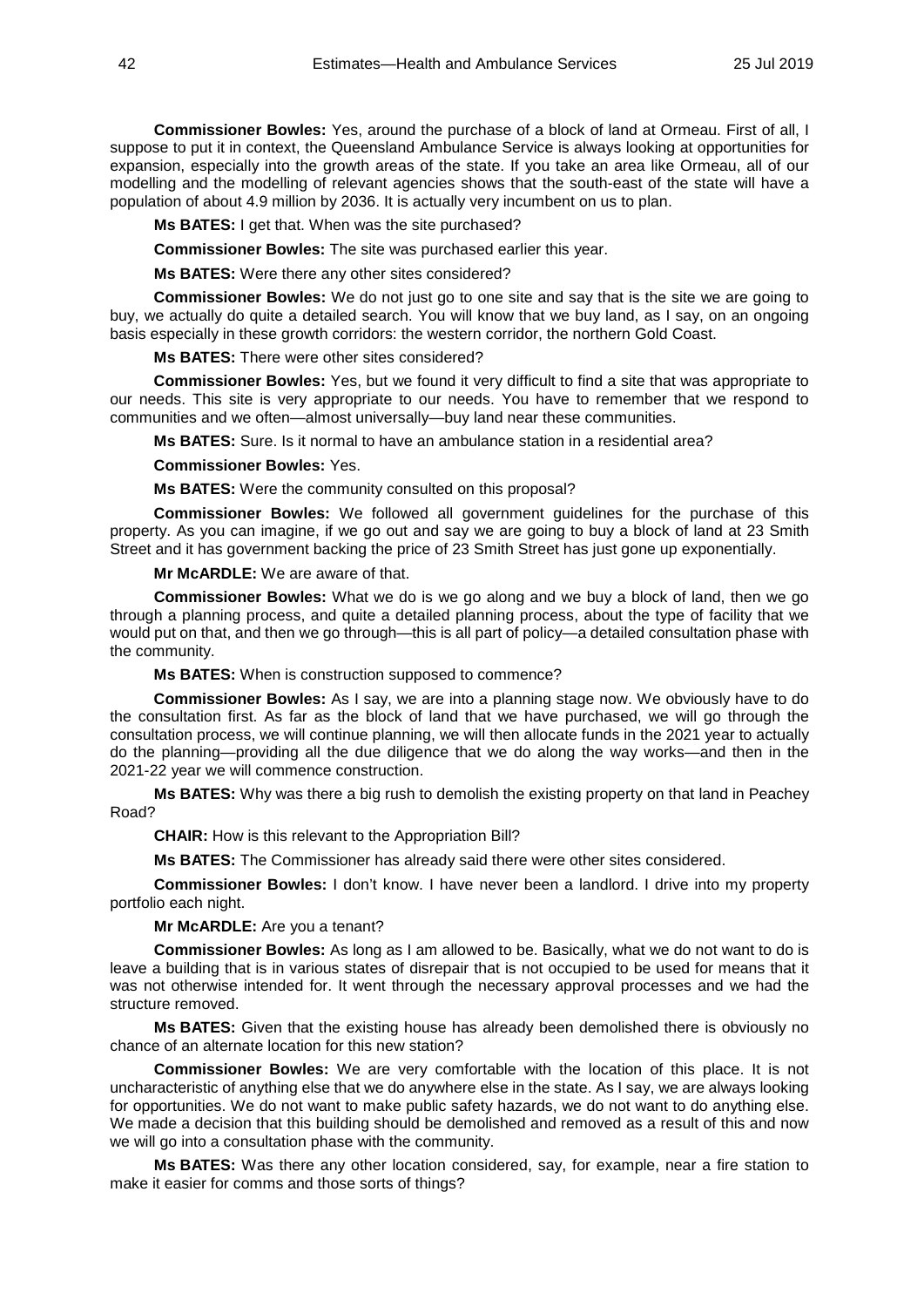**Commissioner Bowles:** Yes, around the purchase of a block of land at Ormeau. First of all, I suppose to put it in context, the Queensland Ambulance Service is always looking at opportunities for expansion, especially into the growth areas of the state. If you take an area like Ormeau, all of our modelling and the modelling of relevant agencies shows that the south-east of the state will have a population of about 4.9 million by 2036. It is actually very incumbent on us to plan.

**Ms BATES:** I get that. When was the site purchased?

**Commissioner Bowles:** The site was purchased earlier this year.

**Ms BATES:** Were there any other sites considered?

**Commissioner Bowles:** We do not just go to one site and say that is the site we are going to buy, we actually do quite a detailed search. You will know that we buy land, as I say, on an ongoing basis especially in these growth corridors: the western corridor, the northern Gold Coast.

**Ms BATES:** There were other sites considered?

**Commissioner Bowles:** Yes, but we found it very difficult to find a site that was appropriate to our needs. This site is very appropriate to our needs. You have to remember that we respond to communities and we often—almost universally—buy land near these communities.

**Ms BATES:** Sure. Is it normal to have an ambulance station in a residential area?

**Commissioner Bowles:** Yes.

**Ms BATES:** Were the community consulted on this proposal?

**Commissioner Bowles:** We followed all government guidelines for the purchase of this property. As you can imagine, if we go out and say we are going to buy a block of land at 23 Smith Street and it has government backing the price of 23 Smith Street has just gone up exponentially.

**Mr McARDLE:** We are aware of that.

**Commissioner Bowles:** What we do is we go along and we buy a block of land, then we go through a planning process, and quite a detailed planning process, about the type of facility that we would put on that, and then we go through—this is all part of policy—a detailed consultation phase with the community.

**Ms BATES:** When is construction supposed to commence?

**Commissioner Bowles:** As I say, we are into a planning stage now. We obviously have to do the consultation first. As far as the block of land that we have purchased, we will go through the consultation process, we will continue planning, we will then allocate funds in the 2021 year to actually do the planning—providing all the due diligence that we do along the way works—and then in the 2021-22 year we will commence construction.

**Ms BATES:** Why was there a big rush to demolish the existing property on that land in Peachey Road?

**CHAIR:** How is this relevant to the Appropriation Bill?

**Ms BATES:** The Commissioner has already said there were other sites considered.

**Commissioner Bowles:** I don't know. I have never been a landlord. I drive into my property portfolio each night.

**Mr McARDLE:** Are you a tenant?

**Commissioner Bowles:** As long as I am allowed to be. Basically, what we do not want to do is leave a building that is in various states of disrepair that is not occupied to be used for means that it was not otherwise intended for. It went through the necessary approval processes and we had the structure removed.

**Ms BATES:** Given that the existing house has already been demolished there is obviously no chance of an alternate location for this new station?

**Commissioner Bowles:** We are very comfortable with the location of this place. It is not uncharacteristic of anything else that we do anywhere else in the state. As I say, we are always looking for opportunities. We do not want to make public safety hazards, we do not want to do anything else. We made a decision that this building should be demolished and removed as a result of this and now we will go into a consultation phase with the community.

**Ms BATES:** Was there any other location considered, say, for example, near a fire station to make it easier for comms and those sorts of things?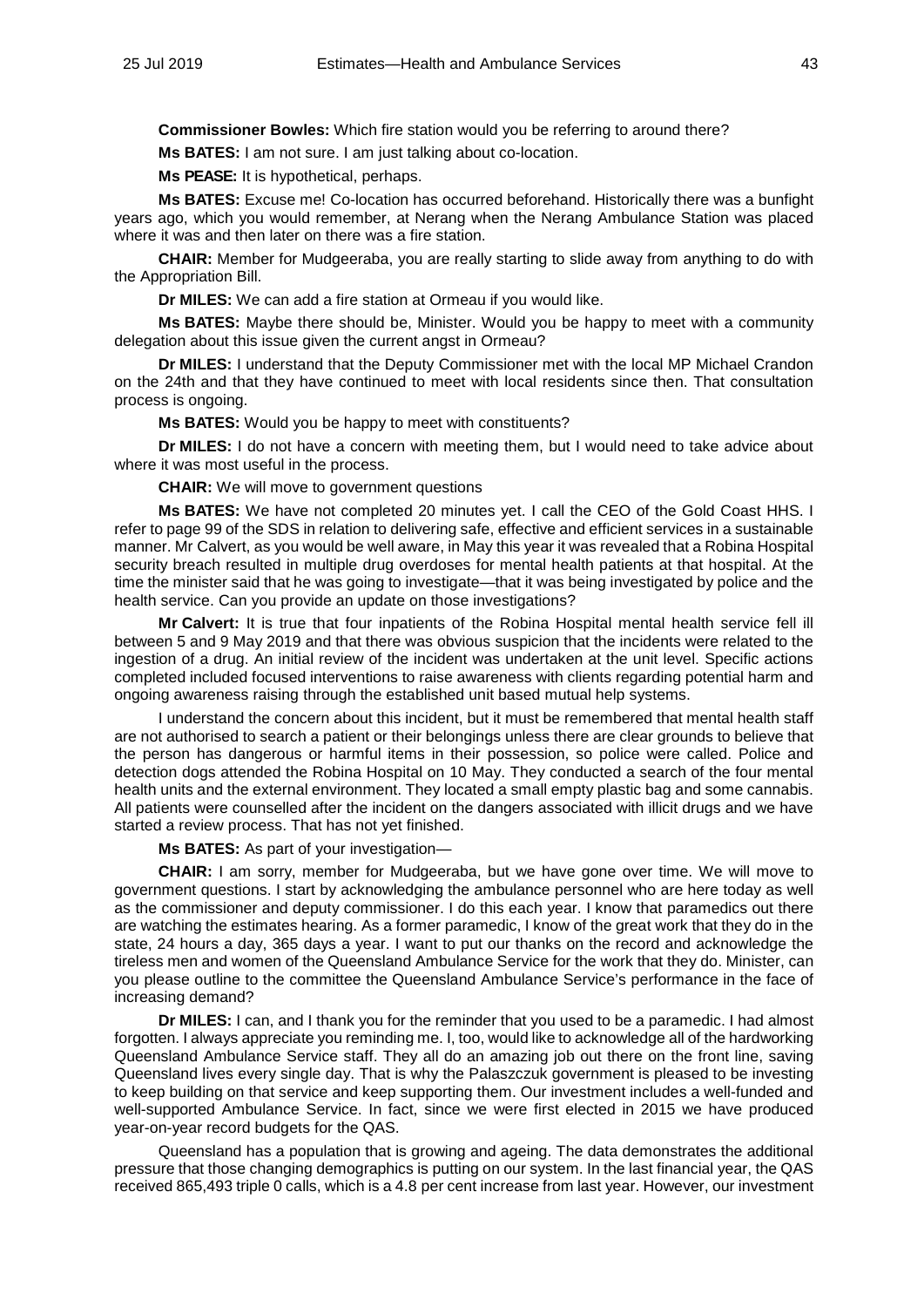**Commissioner Bowles:** Which fire station would you be referring to around there?

**Ms BATES:** I am not sure. I am just talking about co-location.

**Ms PEASE:** It is hypothetical, perhaps.

**Ms BATES:** Excuse me! Co-location has occurred beforehand. Historically there was a bunfight years ago, which you would remember, at Nerang when the Nerang Ambulance Station was placed where it was and then later on there was a fire station.

**CHAIR:** Member for Mudgeeraba, you are really starting to slide away from anything to do with the Appropriation Bill.

**Dr MILES:** We can add a fire station at Ormeau if you would like.

**Ms BATES:** Maybe there should be, Minister. Would you be happy to meet with a community delegation about this issue given the current angst in Ormeau?

**Dr MILES:** I understand that the Deputy Commissioner met with the local MP Michael Crandon on the 24th and that they have continued to meet with local residents since then. That consultation process is ongoing.

**Ms BATES:** Would you be happy to meet with constituents?

**Dr MILES:** I do not have a concern with meeting them, but I would need to take advice about where it was most useful in the process.

**CHAIR:** We will move to government questions

**Ms BATES:** We have not completed 20 minutes yet. I call the CEO of the Gold Coast HHS. I refer to page 99 of the SDS in relation to delivering safe, effective and efficient services in a sustainable manner. Mr Calvert, as you would be well aware, in May this year it was revealed that a Robina Hospital security breach resulted in multiple drug overdoses for mental health patients at that hospital. At the time the minister said that he was going to investigate—that it was being investigated by police and the health service. Can you provide an update on those investigations?

**Mr Calvert:** It is true that four inpatients of the Robina Hospital mental health service fell ill between 5 and 9 May 2019 and that there was obvious suspicion that the incidents were related to the ingestion of a drug. An initial review of the incident was undertaken at the unit level. Specific actions completed included focused interventions to raise awareness with clients regarding potential harm and ongoing awareness raising through the established unit based mutual help systems.

I understand the concern about this incident, but it must be remembered that mental health staff are not authorised to search a patient or their belongings unless there are clear grounds to believe that the person has dangerous or harmful items in their possession, so police were called. Police and detection dogs attended the Robina Hospital on 10 May. They conducted a search of the four mental health units and the external environment. They located a small empty plastic bag and some cannabis. All patients were counselled after the incident on the dangers associated with illicit drugs and we have started a review process. That has not yet finished.

**Ms BATES:** As part of your investigation—

**CHAIR:** I am sorry, member for Mudgeeraba, but we have gone over time. We will move to government questions. I start by acknowledging the ambulance personnel who are here today as well as the commissioner and deputy commissioner. I do this each year. I know that paramedics out there are watching the estimates hearing. As a former paramedic, I know of the great work that they do in the state, 24 hours a day, 365 days a year. I want to put our thanks on the record and acknowledge the tireless men and women of the Queensland Ambulance Service for the work that they do. Minister, can you please outline to the committee the Queensland Ambulance Service's performance in the face of increasing demand?

**Dr MILES:** I can, and I thank you for the reminder that you used to be a paramedic. I had almost forgotten. I always appreciate you reminding me. I, too, would like to acknowledge all of the hardworking Queensland Ambulance Service staff. They all do an amazing job out there on the front line, saving Queensland lives every single day. That is why the Palaszczuk government is pleased to be investing to keep building on that service and keep supporting them. Our investment includes a well-funded and well-supported Ambulance Service. In fact, since we were first elected in 2015 we have produced year-on-year record budgets for the QAS.

Queensland has a population that is growing and ageing. The data demonstrates the additional pressure that those changing demographics is putting on our system. In the last financial year, the QAS received 865,493 triple 0 calls, which is a 4.8 per cent increase from last year. However, our investment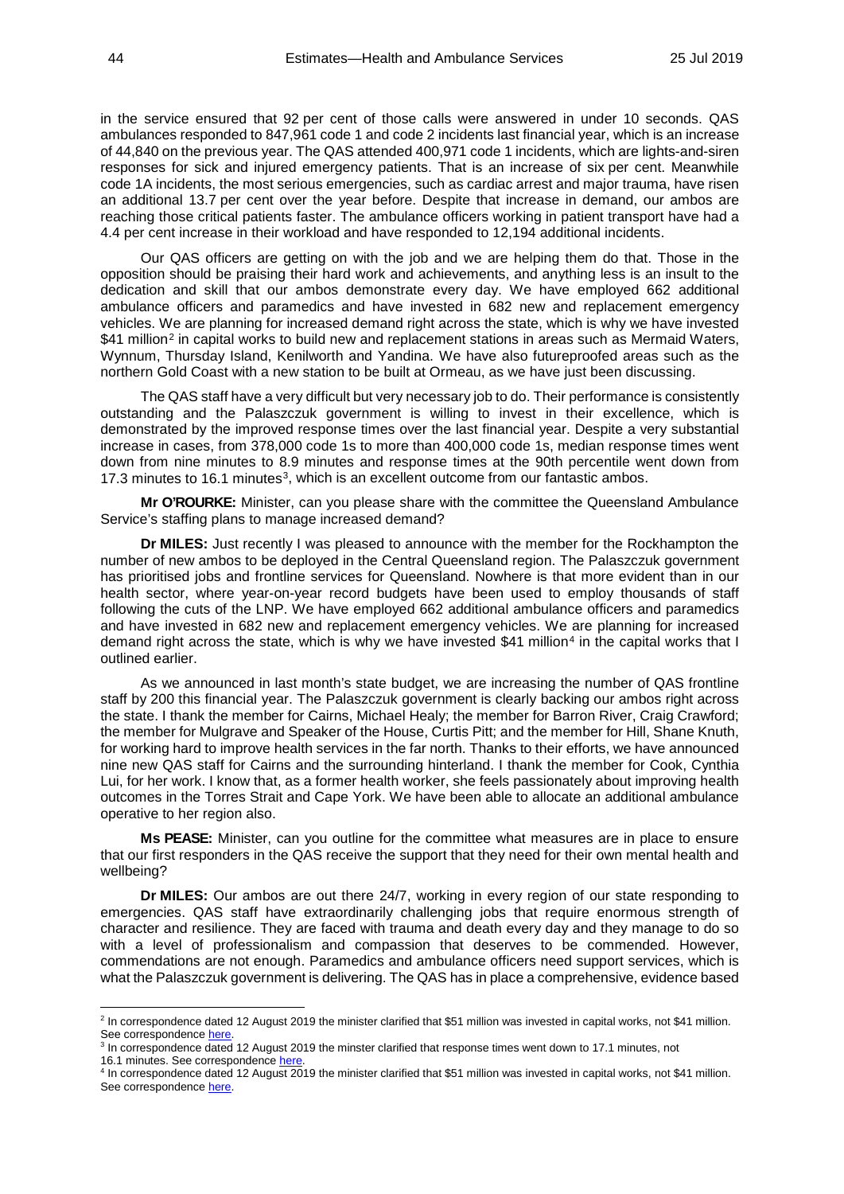in the service ensured that 92 per cent of those calls were answered in under 10 seconds. QAS ambulances responded to 847,961 code 1 and code 2 incidents last financial year, which is an increase of 44,840 on the previous year. The QAS attended 400,971 code 1 incidents, which are lights-and-siren responses for sick and injured emergency patients. That is an increase of six per cent. Meanwhile code 1A incidents, the most serious emergencies, such as cardiac arrest and major trauma, have risen an additional 13.7 per cent over the year before. Despite that increase in demand, our ambos are reaching those critical patients faster. The ambulance officers working in patient transport have had a 4.4 per cent increase in their workload and have responded to 12,194 additional incidents.

Our QAS officers are getting on with the job and we are helping them do that. Those in the opposition should be praising their hard work and achievements, and anything less is an insult to the dedication and skill that our ambos demonstrate every day. We have employed 662 additional ambulance officers and paramedics and have invested in 682 new and replacement emergency vehicles. We are planning for increased demand right across the state, which is why we have invested $41 million[2] in capital works to build new and replacement stations in areas such as Mermaid Waters, Wynnum, Thursday Island, Kenilworth and Yandina. We have also futureproofed areas such as the northern Gold Coast with a new station to be built at Ormeau, as we have just been discussing.

The QAS staff have a very difficult but very necessary job to do. Their performance is consistently outstanding and the Palaszczuk government is willing to invest in their excellence, which is demonstrated by the improved response times over the last financial year. Despite a very substantial increase in cases, from 378,000 code 1s to more than 400,000 code 1s, median response times went down from nine minutes to 8.9 minutes and response times at the 90th percentile went down from 17.3 minutes to 16.1 minutes[3], which is an excellent outcome from our fantastic ambos.

**Mr O'ROURKE:** Minister, can you please share with the committee the Queensland Ambulance Service's staffing plans to manage increased demand?

**Dr MILES:** Just recently I was pleased to announce with the member for the Rockhampton the number of new ambos to be deployed in the Central Queensland region. The Palaszczuk government has prioritised jobs and frontline services for Queensland. Nowhere is that more evident than in our health sector, where year-on-year record budgets have been used to employ thousands of staff following the cuts of the LNP. We have employed 662 additional ambulance officers and paramedics and have invested in 682 new and replacement emergency vehicles. We are planning for increased demand right across the state, which is why we have invested $41 million[4] in the capital works that I outlined earlier.

As we announced in last month's state budget, we are increasing the number of QAS frontline staff by 200 this financial year. The Palaszczuk government is clearly backing our ambos right across the state. I thank the member for Cairns, Michael Healy; the member for Barron River, Craig Crawford; the member for Mulgrave and Speaker of the House, Curtis Pitt; and the member for Hill, Shane Knuth, for working hard to improve health services in the far north. Thanks to their efforts, we have announced nine new QAS staff for Cairns and the surrounding hinterland. I thank the member for Cook, Cynthia Lui, for her work. I know that, as a former health worker, she feels passionately about improving health outcomes in the Torres Strait and Cape York. We have been able to allocate an additional ambulance operative to her region also.

**Ms PEASE:** Minister, can you outline for the committee what measures are in place to ensure that our first responders in the QAS receive the support that they need for their own mental health and wellbeing?

**Dr MILES:** Our ambos are out there 24/7, working in every region of our state responding to emergencies. QAS staff have extraordinarily challenging jobs that require enormous strength of character and resilience. They are faced with trauma and death every day and they manage to do so with a level of professionalism and compassion that deserves to be commended. However, commendations are not enough. Paramedics and ambulance officers need support services, which is what the Palaszczuk government is delivering. The QAS has in place a comprehensive, evidence based

---

[2] In correspondence dated 12 August 2019 the minister clarified that $51 million was invested in capital works, not $41 million. See correspondence here.

[3] In correspondence dated 12 August 2019 the minster clarified that response times went down to 17.1 minutes, not 16.1 minutes. See correspondence here.

[4] In correspondence dated 12 August 2019 the minister clarified that $51 million was invested in capital works, not $41 million. See correspondence here.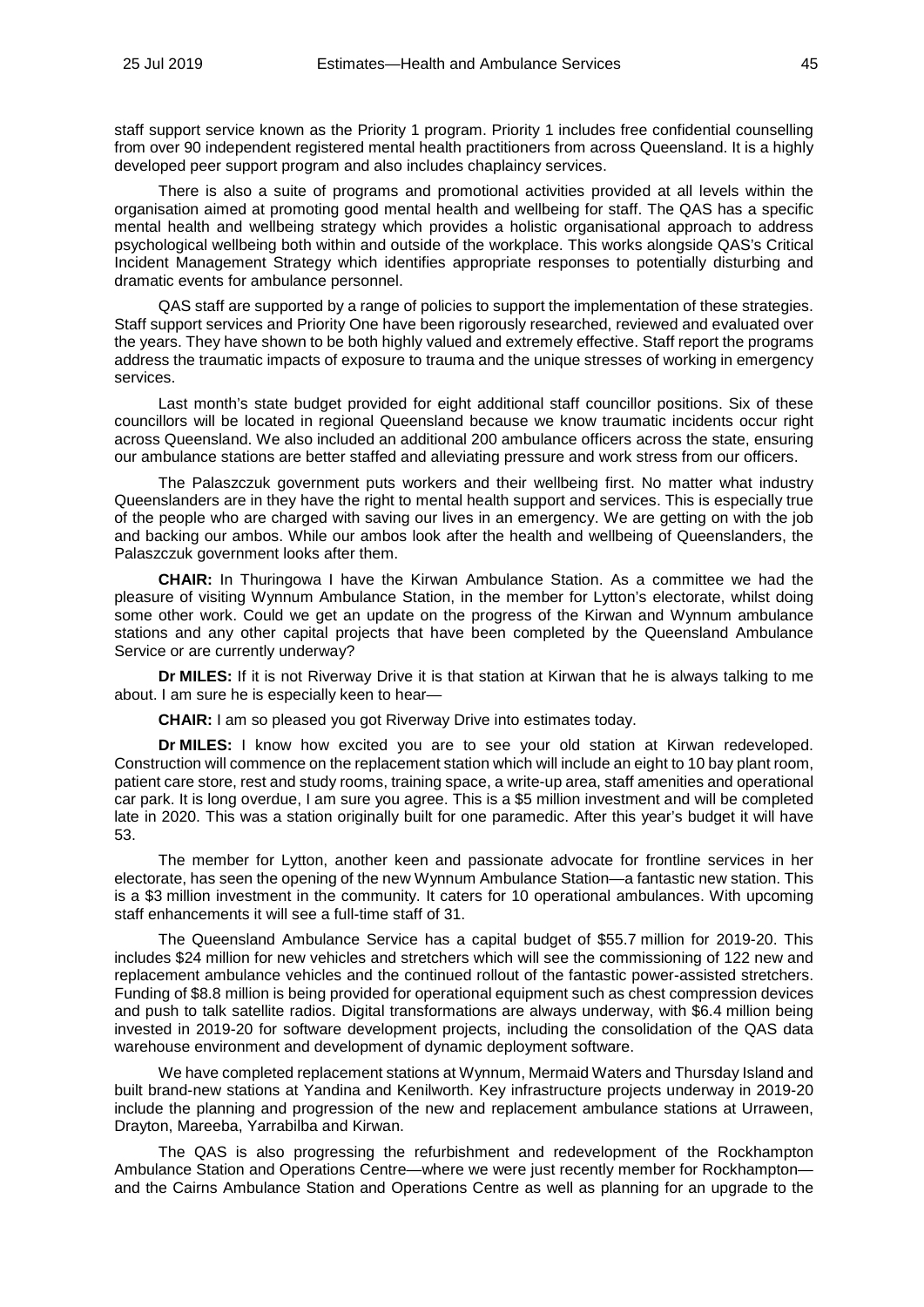staff support service known as the Priority 1 program. Priority 1 includes free confidential counselling from over 90 independent registered mental health practitioners from across Queensland. It is a highly developed peer support program and also includes chaplaincy services.

There is also a suite of programs and promotional activities provided at all levels within the organisation aimed at promoting good mental health and wellbeing for staff. The QAS has a specific mental health and wellbeing strategy which provides a holistic organisational approach to address psychological wellbeing both within and outside of the workplace. This works alongside QAS's Critical Incident Management Strategy which identifies appropriate responses to potentially disturbing and dramatic events for ambulance personnel.

QAS staff are supported by a range of policies to support the implementation of these strategies. Staff support services and Priority One have been rigorously researched, reviewed and evaluated over the years. They have shown to be both highly valued and extremely effective. Staff report the programs address the traumatic impacts of exposure to trauma and the unique stresses of working in emergency services.

Last month's state budget provided for eight additional staff councillor positions. Six of these councillors will be located in regional Queensland because we know traumatic incidents occur right across Queensland. We also included an additional 200 ambulance officers across the state, ensuring our ambulance stations are better staffed and alleviating pressure and work stress from our officers.

The Palaszczuk government puts workers and their wellbeing first. No matter what industry Queenslanders are in they have the right to mental health support and services. This is especially true of the people who are charged with saving our lives in an emergency. We are getting on with the job and backing our ambos. While our ambos look after the health and wellbeing of Queenslanders, the Palaszczuk government looks after them.

**CHAIR:** In Thuringowa I have the Kirwan Ambulance Station. As a committee we had the pleasure of visiting Wynnum Ambulance Station, in the member for Lytton's electorate, whilst doing some other work. Could we get an update on the progress of the Kirwan and Wynnum ambulance stations and any other capital projects that have been completed by the Queensland Ambulance Service or are currently underway?

**Dr MILES:** If it is not Riverway Drive it is that station at Kirwan that he is always talking to me about. I am sure he is especially keen to hear—

**CHAIR:** I am so pleased you got Riverway Drive into estimates today.

**Dr MILES:** I know how excited you are to see your old station at Kirwan redeveloped. Construction will commence on the replacement station which will include an eight to 10 bay plant room, patient care store, rest and study rooms, training space, a write-up area, staff amenities and operational car park. It is long overdue, I am sure you agree. This is a $5 million investment and will be completed late in 2020. This was a station originally built for one paramedic. After this year's budget it will have 53.

The member for Lytton, another keen and passionate advocate for frontline services in her electorate, has seen the opening of the new Wynnum Ambulance Station—a fantastic new station. This is a $3 million investment in the community. It caters for 10 operational ambulances. With upcoming staff enhancements it will see a full-time staff of 31.

The Queensland Ambulance Service has a capital budget of $55.7 million for 2019-20. This includes $24 million for new vehicles and stretchers which will see the commissioning of 122 new and replacement ambulance vehicles and the continued rollout of the fantastic power-assisted stretchers. Funding of $8.8 million is being provided for operational equipment such as chest compression devices and push to talk satellite radios. Digital transformations are always underway, with $6.4 million being invested in 2019-20 for software development projects, including the consolidation of the QAS data warehouse environment and development of dynamic deployment software.

We have completed replacement stations at Wynnum, Mermaid Waters and Thursday Island and built brand-new stations at Yandina and Kenilworth. Key infrastructure projects underway in 2019-20 include the planning and progression of the new and replacement ambulance stations at Urraween, Drayton, Mareeba, Yarrabilba and Kirwan.

The QAS is also progressing the refurbishment and redevelopment of the Rockhampton Ambulance Station and Operations Centre—where we were just recently member for Rockhampton—and the Cairns Ambulance Station and Operations Centre as well as planning for an upgrade to the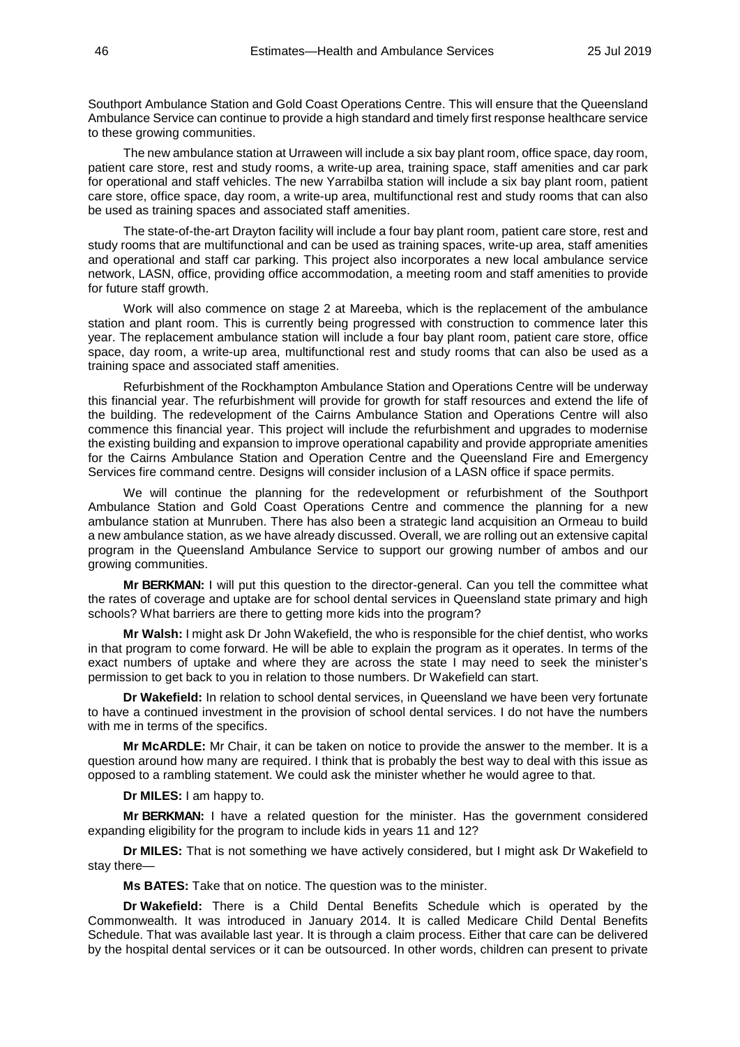Southport Ambulance Station and Gold Coast Operations Centre. This will ensure that the Queensland Ambulance Service can continue to provide a high standard and timely first response healthcare service to these growing communities.

The new ambulance station at Urraween will include a six bay plant room, office space, day room, patient care store, rest and study rooms, a write-up area, training space, staff amenities and car park for operational and staff vehicles. The new Yarrabilba station will include a six bay plant room, patient care store, office space, day room, a write-up area, multifunctional rest and study rooms that can also be used as training spaces and associated staff amenities.

The state-of-the-art Drayton facility will include a four bay plant room, patient care store, rest and study rooms that are multifunctional and can be used as training spaces, write-up area, staff amenities and operational and staff car parking. This project also incorporates a new local ambulance service network, LASN, office, providing office accommodation, a meeting room and staff amenities to provide for future staff growth.

Work will also commence on stage 2 at Mareeba, which is the replacement of the ambulance station and plant room. This is currently being progressed with construction to commence later this year. The replacement ambulance station will include a four bay plant room, patient care store, office space, day room, a write-up area, multifunctional rest and study rooms that can also be used as a training space and associated staff amenities.

Refurbishment of the Rockhampton Ambulance Station and Operations Centre will be underway this financial year. The refurbishment will provide for growth for staff resources and extend the life of the building. The redevelopment of the Cairns Ambulance Station and Operations Centre will also commence this financial year. This project will include the refurbishment and upgrades to modernise the existing building and expansion to improve operational capability and provide appropriate amenities for the Cairns Ambulance Station and Operation Centre and the Queensland Fire and Emergency Services fire command centre. Designs will consider inclusion of a LASN office if space permits.

We will continue the planning for the redevelopment or refurbishment of the Southport Ambulance Station and Gold Coast Operations Centre and commence the planning for a new ambulance station at Munruben. There has also been a strategic land acquisition an Ormeau to build a new ambulance station, as we have already discussed. Overall, we are rolling out an extensive capital program in the Queensland Ambulance Service to support our growing number of ambos and our growing communities.

**Mr BERKMAN:** I will put this question to the director-general. Can you tell the committee what the rates of coverage and uptake are for school dental services in Queensland state primary and high schools? What barriers are there to getting more kids into the program?

**Mr Walsh:** I might ask Dr John Wakefield, the who is responsible for the chief dentist, who works in that program to come forward. He will be able to explain the program as it operates. In terms of the exact numbers of uptake and where they are across the state I may need to seek the minister's permission to get back to you in relation to those numbers. Dr Wakefield can start.

**Dr Wakefield:** In relation to school dental services, in Queensland we have been very fortunate to have a continued investment in the provision of school dental services. I do not have the numbers with me in terms of the specifics.

**Mr McARDLE:** Mr Chair, it can be taken on notice to provide the answer to the member. It is a question around how many are required. I think that is probably the best way to deal with this issue as opposed to a rambling statement. We could ask the minister whether he would agree to that.

**Dr MILES:** I am happy to.

**Mr BERKMAN:** I have a related question for the minister. Has the government considered expanding eligibility for the program to include kids in years 11 and 12?

**Dr MILES:** That is not something we have actively considered, but I might ask Dr Wakefield to stay there—

**Ms BATES:** Take that on notice. The question was to the minister.

**Dr Wakefield:** There is a Child Dental Benefits Schedule which is operated by the Commonwealth. It was introduced in January 2014. It is called Medicare Child Dental Benefits Schedule. That was available last year. It is through a claim process. Either that care can be delivered by the hospital dental services or it can be outsourced. In other words, children can present to private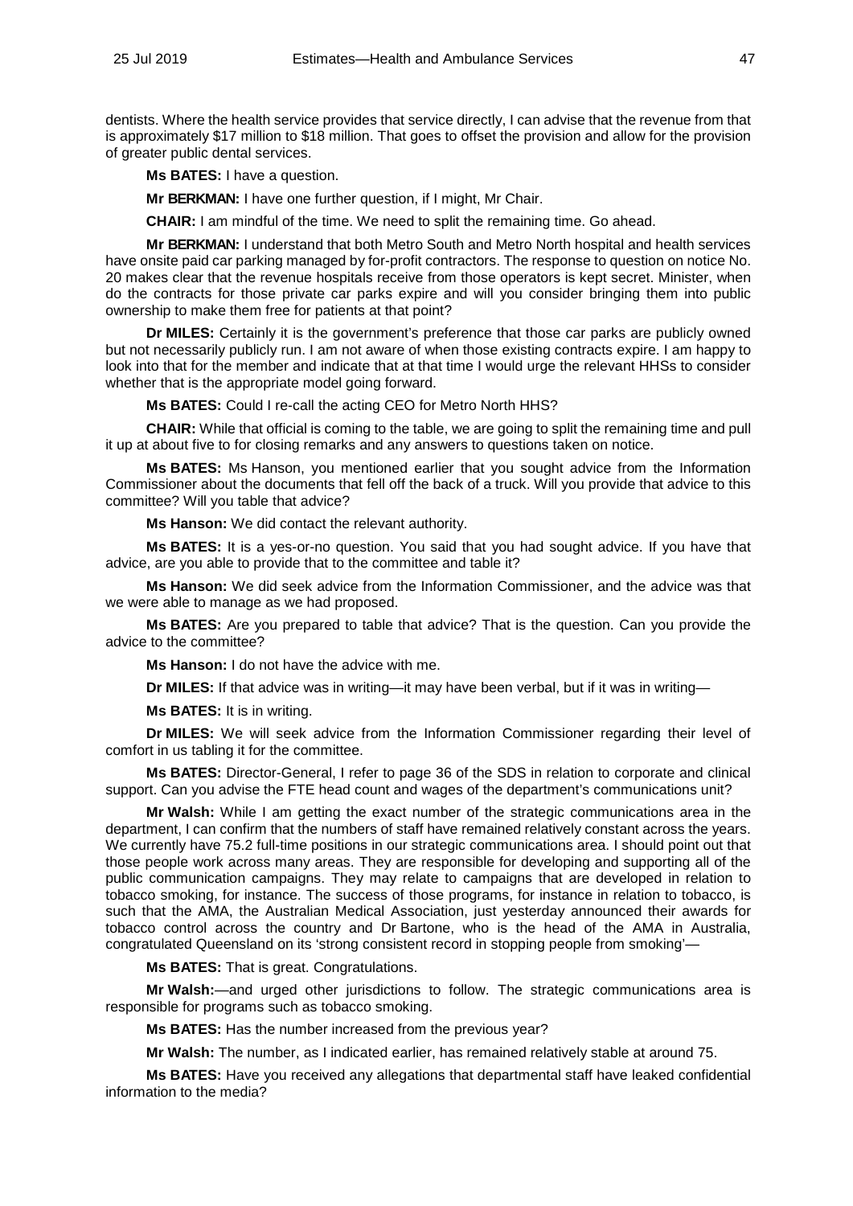dentists. Where the health service provides that service directly, I can advise that the revenue from that is approximately $17 million to $18 million. That goes to offset the provision and allow for the provision of greater public dental services.

**Ms BATES:** I have a question.

**Mr BERKMAN:** I have one further question, if I might, Mr Chair.

**CHAIR:** I am mindful of the time. We need to split the remaining time. Go ahead.

**Mr BERKMAN:** I understand that both Metro South and Metro North hospital and health services have onsite paid car parking managed by for-profit contractors. The response to question on notice No. 20 makes clear that the revenue hospitals receive from those operators is kept secret. Minister, when do the contracts for those private car parks expire and will you consider bringing them into public ownership to make them free for patients at that point?

**Dr MILES:** Certainly it is the government's preference that those car parks are publicly owned but not necessarily publicly run. I am not aware of when those existing contracts expire. I am happy to look into that for the member and indicate that at that time I would urge the relevant HHSs to consider whether that is the appropriate model going forward.

**Ms BATES:** Could I re-call the acting CEO for Metro North HHS?

**CHAIR:** While that official is coming to the table, we are going to split the remaining time and pull it up at about five to for closing remarks and any answers to questions taken on notice.

**Ms BATES:** Ms Hanson, you mentioned earlier that you sought advice from the Information Commissioner about the documents that fell off the back of a truck. Will you provide that advice to this committee? Will you table that advice?

**Ms Hanson:** We did contact the relevant authority.

**Ms BATES:** It is a yes-or-no question. You said that you had sought advice. If you have that advice, are you able to provide that to the committee and table it?

**Ms Hanson:** We did seek advice from the Information Commissioner, and the advice was that we were able to manage as we had proposed.

**Ms BATES:** Are you prepared to table that advice? That is the question. Can you provide the advice to the committee?

**Ms Hanson:** I do not have the advice with me.

**Dr MILES:** If that advice was in writing—it may have been verbal, but if it was in writing—

**Ms BATES:** It is in writing.

**Dr MILES:** We will seek advice from the Information Commissioner regarding their level of comfort in us tabling it for the committee.

**Ms BATES:** Director-General, I refer to page 36 of the SDS in relation to corporate and clinical support. Can you advise the FTE head count and wages of the department's communications unit?

**Mr Walsh:** While I am getting the exact number of the strategic communications area in the department, I can confirm that the numbers of staff have remained relatively constant across the years. We currently have 75.2 full-time positions in our strategic communications area. I should point out that those people work across many areas. They are responsible for developing and supporting all of the public communication campaigns. They may relate to campaigns that are developed in relation to tobacco smoking, for instance. The success of those programs, for instance in relation to tobacco, is such that the AMA, the Australian Medical Association, just yesterday announced their awards for tobacco control across the country and Dr Bartone, who is the head of the AMA in Australia, congratulated Queensland on its 'strong consistent record in stopping people from smoking'—

**Ms BATES:** That is great. Congratulations.

**Mr Walsh:**—and urged other jurisdictions to follow. The strategic communications area is responsible for programs such as tobacco smoking.

**Ms BATES:** Has the number increased from the previous year?

**Mr Walsh:** The number, as I indicated earlier, has remained relatively stable at around 75.

**Ms BATES:** Have you received any allegations that departmental staff have leaked confidential information to the media?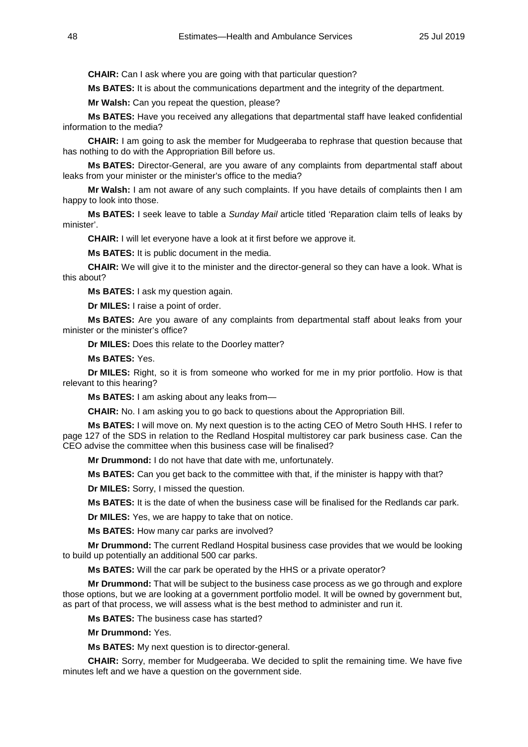**CHAIR:** Can I ask where you are going with that particular question?

**Ms BATES:** It is about the communications department and the integrity of the department.

**Mr Walsh:** Can you repeat the question, please?

**Ms BATES:** Have you received any allegations that departmental staff have leaked confidential information to the media?

**CHAIR:** I am going to ask the member for Mudgeeraba to rephrase that question because that has nothing to do with the Appropriation Bill before us.

**Ms BATES:** Director-General, are you aware of any complaints from departmental staff about leaks from your minister or the minister's office to the media?

**Mr Walsh:** I am not aware of any such complaints. If you have details of complaints then I am happy to look into those.

**Ms BATES:** I seek leave to table a *Sunday Mail* article titled 'Reparation claim tells of leaks by minister'.

**CHAIR:** I will let everyone have a look at it first before we approve it.

**Ms BATES:** It is public document in the media.

**CHAIR:** We will give it to the minister and the director-general so they can have a look. What is this about?

**Ms BATES:** I ask my question again.

**Dr MILES:** I raise a point of order.

**Ms BATES:** Are you aware of any complaints from departmental staff about leaks from your minister or the minister's office?

**Dr MILES:** Does this relate to the Doorley matter?

**Ms BATES:** Yes.

**Dr MILES:** Right, so it is from someone who worked for me in my prior portfolio. How is that relevant to this hearing?

**Ms BATES:** I am asking about any leaks from—

**CHAIR:** No. I am asking you to go back to questions about the Appropriation Bill.

**Ms BATES:** I will move on. My next question is to the acting CEO of Metro South HHS. I refer to page 127 of the SDS in relation to the Redland Hospital multistorey car park business case. Can the CEO advise the committee when this business case will be finalised?

**Mr Drummond:** I do not have that date with me, unfortunately.

**Ms BATES:** Can you get back to the committee with that, if the minister is happy with that?

**Dr MILES:** Sorry, I missed the question.

**Ms BATES:** It is the date of when the business case will be finalised for the Redlands car park.

**Dr MILES:** Yes, we are happy to take that on notice.

**Ms BATES:** How many car parks are involved?

**Mr Drummond:** The current Redland Hospital business case provides that we would be looking to build up potentially an additional 500 car parks.

**Ms BATES:** Will the car park be operated by the HHS or a private operator?

**Mr Drummond:** That will be subject to the business case process as we go through and explore those options, but we are looking at a government portfolio model. It will be owned by government but, as part of that process, we will assess what is the best method to administer and run it.

**Ms BATES:** The business case has started?

**Mr Drummond:** Yes.

**Ms BATES:** My next question is to director-general.

**CHAIR:** Sorry, member for Mudgeeraba. We decided to split the remaining time. We have five minutes left and we have a question on the government side.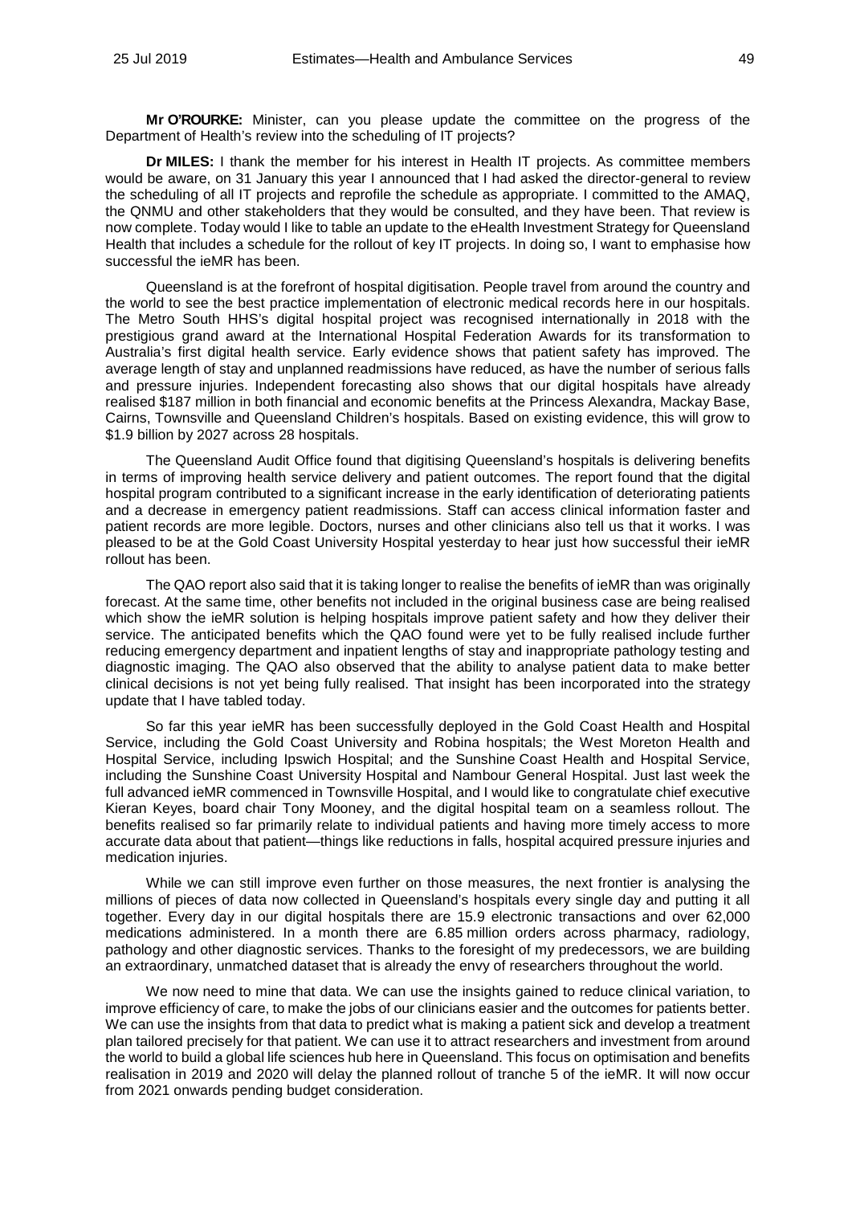**Mr O'ROURKE:** Minister, can you please update the committee on the progress of the Department of Health's review into the scheduling of IT projects?

**Dr MILES:** I thank the member for his interest in Health IT projects. As committee members would be aware, on 31 January this year I announced that I had asked the director-general to review the scheduling of all IT projects and reprofile the schedule as appropriate. I committed to the AMAQ, the QNMU and other stakeholders that they would be consulted, and they have been. That review is now complete. Today would I like to table an update to the eHealth Investment Strategy for Queensland Health that includes a schedule for the rollout of key IT projects. In doing so, I want to emphasise how successful the ieMR has been.

Queensland is at the forefront of hospital digitisation. People travel from around the country and the world to see the best practice implementation of electronic medical records here in our hospitals. The Metro South HHS's digital hospital project was recognised internationally in 2018 with the prestigious grand award at the International Hospital Federation Awards for its transformation to Australia's first digital health service. Early evidence shows that patient safety has improved. The average length of stay and unplanned readmissions have reduced, as have the number of serious falls and pressure injuries. Independent forecasting also shows that our digital hospitals have already realised $187 million in both financial and economic benefits at the Princess Alexandra, Mackay Base, Cairns, Townsville and Queensland Children's hospitals. Based on existing evidence, this will grow to $1.9 billion by 2027 across 28 hospitals.

The Queensland Audit Office found that digitising Queensland's hospitals is delivering benefits in terms of improving health service delivery and patient outcomes. The report found that the digital hospital program contributed to a significant increase in the early identification of deteriorating patients and a decrease in emergency patient readmissions. Staff can access clinical information faster and patient records are more legible. Doctors, nurses and other clinicians also tell us that it works. I was pleased to be at the Gold Coast University Hospital yesterday to hear just how successful their ieMR rollout has been.

The QAO report also said that it is taking longer to realise the benefits of ieMR than was originally forecast. At the same time, other benefits not included in the original business case are being realised which show the ieMR solution is helping hospitals improve patient safety and how they deliver their service. The anticipated benefits which the QAO found were yet to be fully realised include further reducing emergency department and inpatient lengths of stay and inappropriate pathology testing and diagnostic imaging. The QAO also observed that the ability to analyse patient data to make better clinical decisions is not yet being fully realised. That insight has been incorporated into the strategy update that I have tabled today.

So far this year ieMR has been successfully deployed in the Gold Coast Health and Hospital Service, including the Gold Coast University and Robina hospitals; the West Moreton Health and Hospital Service, including Ipswich Hospital; and the Sunshine Coast Health and Hospital Service, including the Sunshine Coast University Hospital and Nambour General Hospital. Just last week the full advanced ieMR commenced in Townsville Hospital, and I would like to congratulate chief executive Kieran Keyes, board chair Tony Mooney, and the digital hospital team on a seamless rollout. The benefits realised so far primarily relate to individual patients and having more timely access to more accurate data about that patient—things like reductions in falls, hospital acquired pressure injuries and medication injuries.

While we can still improve even further on those measures, the next frontier is analysing the millions of pieces of data now collected in Queensland's hospitals every single day and putting it all together. Every day in our digital hospitals there are 15.9 electronic transactions and over 62,000 medications administered. In a month there are 6.85 million orders across pharmacy, radiology, pathology and other diagnostic services. Thanks to the foresight of my predecessors, we are building an extraordinary, unmatched dataset that is already the envy of researchers throughout the world.

We now need to mine that data. We can use the insights gained to reduce clinical variation, to improve efficiency of care, to make the jobs of our clinicians easier and the outcomes for patients better. We can use the insights from that data to predict what is making a patient sick and develop a treatment plan tailored precisely for that patient. We can use it to attract researchers and investment from around the world to build a global life sciences hub here in Queensland. This focus on optimisation and benefits realisation in 2019 and 2020 will delay the planned rollout of tranche 5 of the ieMR. It will now occur from 2021 onwards pending budget consideration.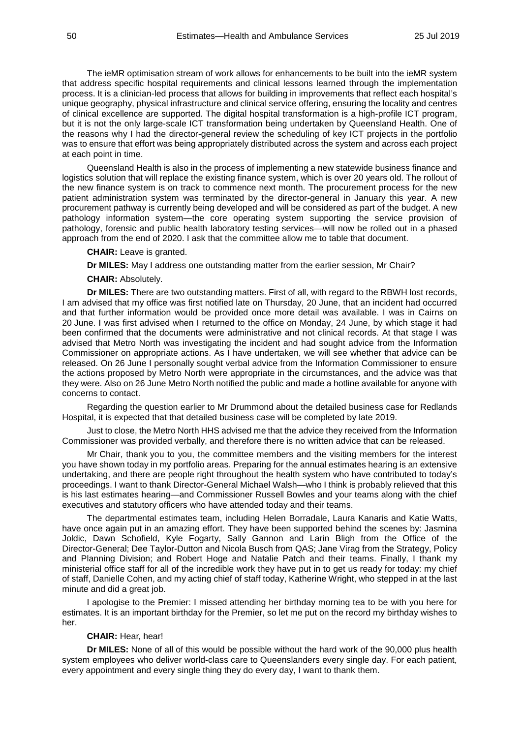The ieMR optimisation stream of work allows for enhancements to be built into the ieMR system that address specific hospital requirements and clinical lessons learned through the implementation process. It is a clinician-led process that allows for building in improvements that reflect each hospital's unique geography, physical infrastructure and clinical service offering, ensuring the locality and centres of clinical excellence are supported. The digital hospital transformation is a high-profile ICT program, but it is not the only large-scale ICT transformation being undertaken by Queensland Health. One of the reasons why I had the director-general review the scheduling of key ICT projects in the portfolio was to ensure that effort was being appropriately distributed across the system and across each project at each point in time.

Queensland Health is also in the process of implementing a new statewide business finance and logistics solution that will replace the existing finance system, which is over 20 years old. The rollout of the new finance system is on track to commence next month. The procurement process for the new patient administration system was terminated by the director-general in January this year. A new procurement pathway is currently being developed and will be considered as part of the budget. A new pathology information system—the core operating system supporting the service provision of pathology, forensic and public health laboratory testing services—will now be rolled out in a phased approach from the end of 2020. I ask that the committee allow me to table that document.

**CHAIR:** Leave is granted.

**Dr MILES:** May I address one outstanding matter from the earlier session, Mr Chair?

**CHAIR:** Absolutely.

**Dr MILES:** There are two outstanding matters. First of all, with regard to the RBWH lost records, I am advised that my office was first notified late on Thursday, 20 June, that an incident had occurred and that further information would be provided once more detail was available. I was in Cairns on 20 June. I was first advised when I returned to the office on Monday, 24 June, by which stage it had been confirmed that the documents were administrative and not clinical records. At that stage I was advised that Metro North was investigating the incident and had sought advice from the Information Commissioner on appropriate actions. As I have undertaken, we will see whether that advice can be released. On 26 June I personally sought verbal advice from the Information Commissioner to ensure the actions proposed by Metro North were appropriate in the circumstances, and the advice was that they were. Also on 26 June Metro North notified the public and made a hotline available for anyone with concerns to contact.

Regarding the question earlier to Mr Drummond about the detailed business case for Redlands Hospital, it is expected that that detailed business case will be completed by late 2019.

Just to close, the Metro North HHS advised me that the advice they received from the Information Commissioner was provided verbally, and therefore there is no written advice that can be released.

Mr Chair, thank you to you, the committee members and the visiting members for the interest you have shown today in my portfolio areas. Preparing for the annual estimates hearing is an extensive undertaking, and there are people right throughout the health system who have contributed to today's proceedings. I want to thank Director-General Michael Walsh—who I think is probably relieved that this is his last estimates hearing—and Commissioner Russell Bowles and your teams along with the chief executives and statutory officers who have attended today and their teams.

The departmental estimates team, including Helen Borradale, Laura Kanaris and Katie Watts, have once again put in an amazing effort. They have been supported behind the scenes by: Jasmina Joldic, Dawn Schofield, Kyle Fogarty, Sally Gannon and Larin Bligh from the Office of the Director-General; Dee Taylor-Dutton and Nicola Busch from QAS; Jane Virag from the Strategy, Policy and Planning Division; and Robert Hoge and Natalie Patch and their teams. Finally, I thank my ministerial office staff for all of the incredible work they have put in to get us ready for today: my chief of staff, Danielle Cohen, and my acting chief of staff today, Katherine Wright, who stepped in at the last minute and did a great job.

I apologise to the Premier: I missed attending her birthday morning tea to be with you here for estimates. It is an important birthday for the Premier, so let me put on the record my birthday wishes to her.

**CHAIR:** Hear, hear!

**Dr MILES:** None of all of this would be possible without the hard work of the 90,000 plus health system employees who deliver world-class care to Queenslanders every single day. For each patient, every appointment and every single thing they do every day, I want to thank them.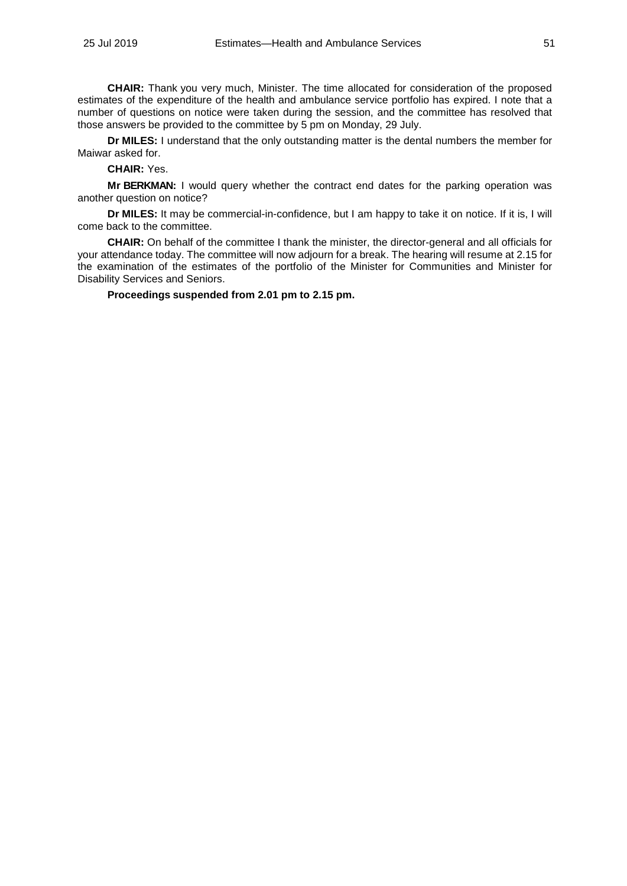**CHAIR:** Thank you very much, Minister. The time allocated for consideration of the proposed estimates of the expenditure of the health and ambulance service portfolio has expired. I note that a number of questions on notice were taken during the session, and the committee has resolved that those answers be provided to the committee by 5 pm on Monday, 29 July.

**Dr MILES:** I understand that the only outstanding matter is the dental numbers the member for Maiwar asked for.

**CHAIR:** Yes.

**Mr BERKMAN:** I would query whether the contract end dates for the parking operation was another question on notice?

**Dr MILES:** It may be commercial-in-confidence, but I am happy to take it on notice. If it is, I will come back to the committee.

**CHAIR:** On behalf of the committee I thank the minister, the director-general and all officials for your attendance today. The committee will now adjourn for a break. The hearing will resume at 2.15 for the examination of the estimates of the portfolio of the Minister for Communities and Minister for Disability Services and Seniors.

**Proceedings suspended from 2.01 pm to 2.15 pm.**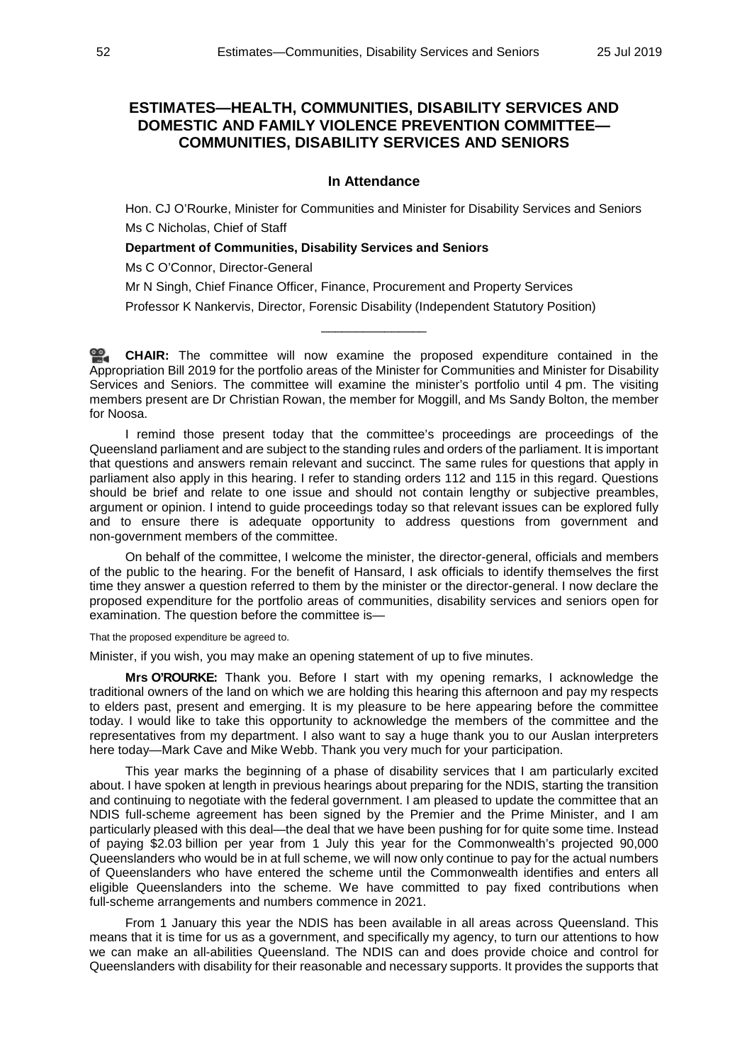## ESTIMATES—HEALTH, COMMUNITIES, DISABILITY SERVICES AND DOMESTIC AND FAMILY VIOLENCE PREVENTION COMMITTEE—COMMUNITIES, DISABILITY SERVICES AND SENIORS

### In Attendance

Hon. CJ O'Rourke, Minister for Communities and Minister for Disability Services and Seniors

Ms C Nicholas, Chief of Staff

**Department of Communities, Disability Services and Seniors**

Ms C O'Connor, Director-General

Mr N Singh, Chief Finance Officer, Finance, Procurement and Property Services

Professor K Nankervis, Director, Forensic Disability (Independent Statutory Position)

---

**CHAIR:** The committee will now examine the proposed expenditure contained in the Appropriation Bill 2019 for the portfolio areas of the Minister for Communities and Minister for Disability Services and Seniors. The committee will examine the minister's portfolio until 4 pm. The visiting members present are Dr Christian Rowan, the member for Moggill, and Ms Sandy Bolton, the member for Noosa.

I remind those present today that the committee's proceedings are proceedings of the Queensland parliament and are subject to the standing rules and orders of the parliament. It is important that questions and answers remain relevant and succinct. The same rules for questions that apply in parliament also apply in this hearing. I refer to standing orders 112 and 115 in this regard. Questions should be brief and relate to one issue and should not contain lengthy or subjective preambles, argument or opinion. I intend to guide proceedings today so that relevant issues can be explored fully and to ensure there is adequate opportunity to address questions from government and non-government members of the committee.

On behalf of the committee, I welcome the minister, the director-general, officials and members of the public to the hearing. For the benefit of Hansard, I ask officials to identify themselves the first time they answer a question referred to them by the minister or the director-general. I now declare the proposed expenditure for the portfolio areas of communities, disability services and seniors open for examination. The question before the committee is—

That the proposed expenditure be agreed to.

Minister, if you wish, you may make an opening statement of up to five minutes.

**Mrs O'ROURKE:** Thank you. Before I start with my opening remarks, I acknowledge the traditional owners of the land on which we are holding this hearing this afternoon and pay my respects to elders past, present and emerging. It is my pleasure to be here appearing before the committee today. I would like to take this opportunity to acknowledge the members of the committee and the representatives from my department. I also want to say a huge thank you to our Auslan interpreters here today—Mark Cave and Mike Webb. Thank you very much for your participation.

This year marks the beginning of a phase of disability services that I am particularly excited about. I have spoken at length in previous hearings about preparing for the NDIS, starting the transition and continuing to negotiate with the federal government. I am pleased to update the committee that an NDIS full-scheme agreement has been signed by the Premier and the Prime Minister, and I am particularly pleased with this deal—the deal that we have been pushing for for quite some time. Instead of paying \$2.03 billion per year from 1 July this year for the Commonwealth's projected 90,000 Queenslanders who would be in at full scheme, we will now only continue to pay for the actual numbers of Queenslanders who have entered the scheme until the Commonwealth identifies and enters all eligible Queenslanders into the scheme. We have committed to pay fixed contributions when full-scheme arrangements and numbers commence in 2021.

From 1 January this year the NDIS has been available in all areas across Queensland. This means that it is time for us as a government, and specifically my agency, to turn our attentions to how we can make an all-abilities Queensland. The NDIS can and does provide choice and control for Queenslanders with disability for their reasonable and necessary supports. It provides the supports that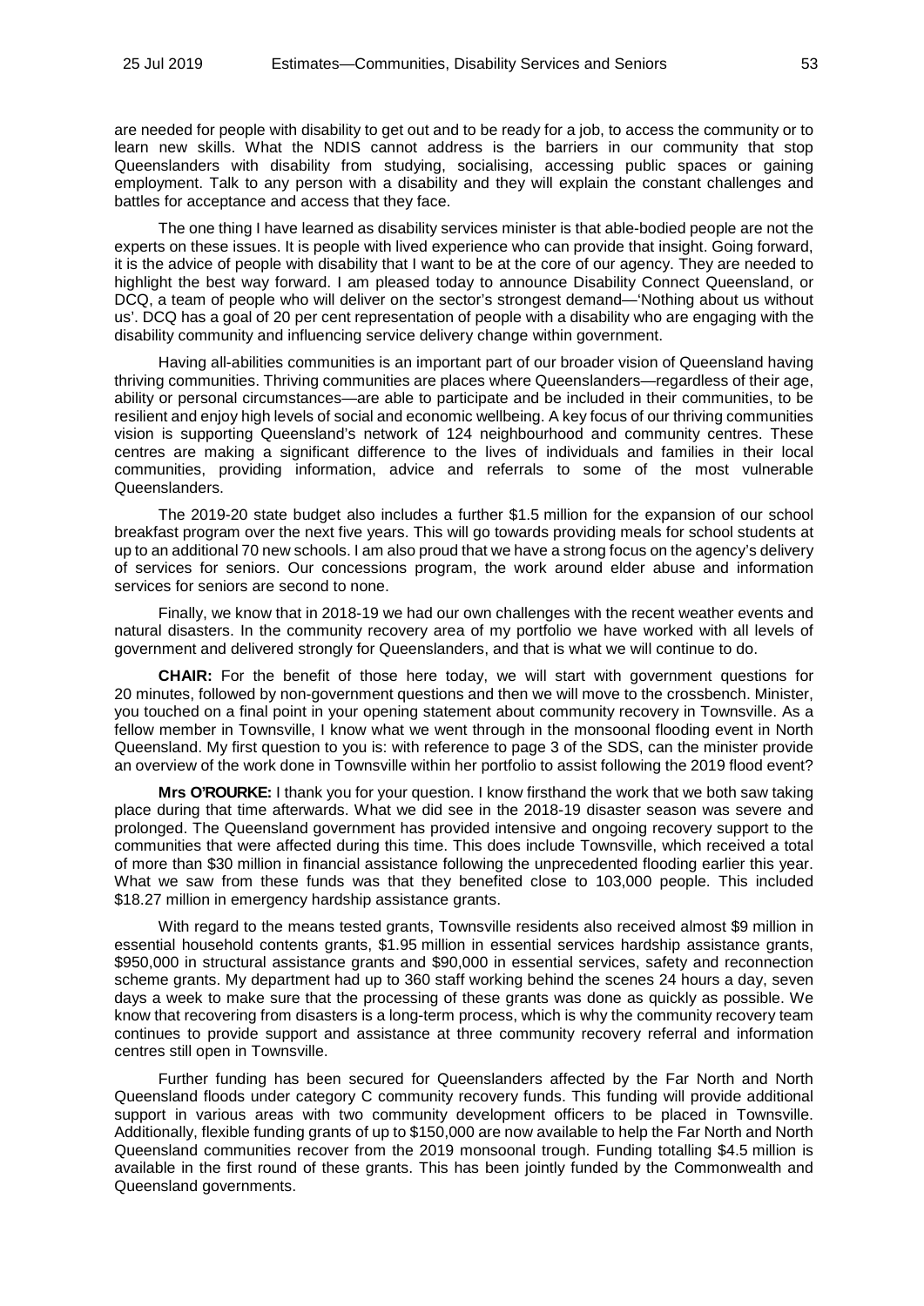are needed for people with disability to get out and to be ready for a job, to access the community or to learn new skills. What the NDIS cannot address is the barriers in our community that stop Queenslanders with disability from studying, socialising, accessing public spaces or gaining employment. Talk to any person with a disability and they will explain the constant challenges and battles for acceptance and access that they face.

The one thing I have learned as disability services minister is that able-bodied people are not the experts on these issues. It is people with lived experience who can provide that insight. Going forward, it is the advice of people with disability that I want to be at the core of our agency. They are needed to highlight the best way forward. I am pleased today to announce Disability Connect Queensland, or DCQ, a team of people who will deliver on the sector's strongest demand—'Nothing about us without us'. DCQ has a goal of 20 per cent representation of people with a disability who are engaging with the disability community and influencing service delivery change within government.

Having all-abilities communities is an important part of our broader vision of Queensland having thriving communities. Thriving communities are places where Queenslanders—regardless of their age, ability or personal circumstances—are able to participate and be included in their communities, to be resilient and enjoy high levels of social and economic wellbeing. A key focus of our thriving communities vision is supporting Queensland's network of 124 neighbourhood and community centres. These centres are making a significant difference to the lives of individuals and families in their local communities, providing information, advice and referrals to some of the most vulnerable Queenslanders.

The 2019-20 state budget also includes a further $1.5 million for the expansion of our school breakfast program over the next five years. This will go towards providing meals for school students at up to an additional 70 new schools. I am also proud that we have a strong focus on the agency's delivery of services for seniors. Our concessions program, the work around elder abuse and information services for seniors are second to none.

Finally, we know that in 2018-19 we had our own challenges with the recent weather events and natural disasters. In the community recovery area of my portfolio we have worked with all levels of government and delivered strongly for Queenslanders, and that is what we will continue to do.

**CHAIR:** For the benefit of those here today, we will start with government questions for 20 minutes, followed by non-government questions and then we will move to the crossbench. Minister, you touched on a final point in your opening statement about community recovery in Townsville. As a fellow member in Townsville, I know what we went through in the monsoonal flooding event in North Queensland. My first question to you is: with reference to page 3 of the SDS, can the minister provide an overview of the work done in Townsville within her portfolio to assist following the 2019 flood event?

**Mrs O'ROURKE:** I thank you for your question. I know firsthand the work that we both saw taking place during that time afterwards. What we did see in the 2018-19 disaster season was severe and prolonged. The Queensland government has provided intensive and ongoing recovery support to the communities that were affected during this time. This does include Townsville, which received a total of more than $30 million in financial assistance following the unprecedented flooding earlier this year. What we saw from these funds was that they benefited close to 103,000 people. This included $18.27 million in emergency hardship assistance grants.

With regard to the means tested grants, Townsville residents also received almost $9 million in essential household contents grants, $1.95 million in essential services hardship assistance grants, $950,000 in structural assistance grants and $90,000 in essential services, safety and reconnection scheme grants. My department had up to 360 staff working behind the scenes 24 hours a day, seven days a week to make sure that the processing of these grants was done as quickly as possible. We know that recovering from disasters is a long-term process, which is why the community recovery team continues to provide support and assistance at three community recovery referral and information centres still open in Townsville.

Further funding has been secured for Queenslanders affected by the Far North and North Queensland floods under category C community recovery funds. This funding will provide additional support in various areas with two community development officers to be placed in Townsville. Additionally, flexible funding grants of up to $150,000 are now available to help the Far North and North Queensland communities recover from the 2019 monsoonal trough. Funding totalling $4.5 million is available in the first round of these grants. This has been jointly funded by the Commonwealth and Queensland governments.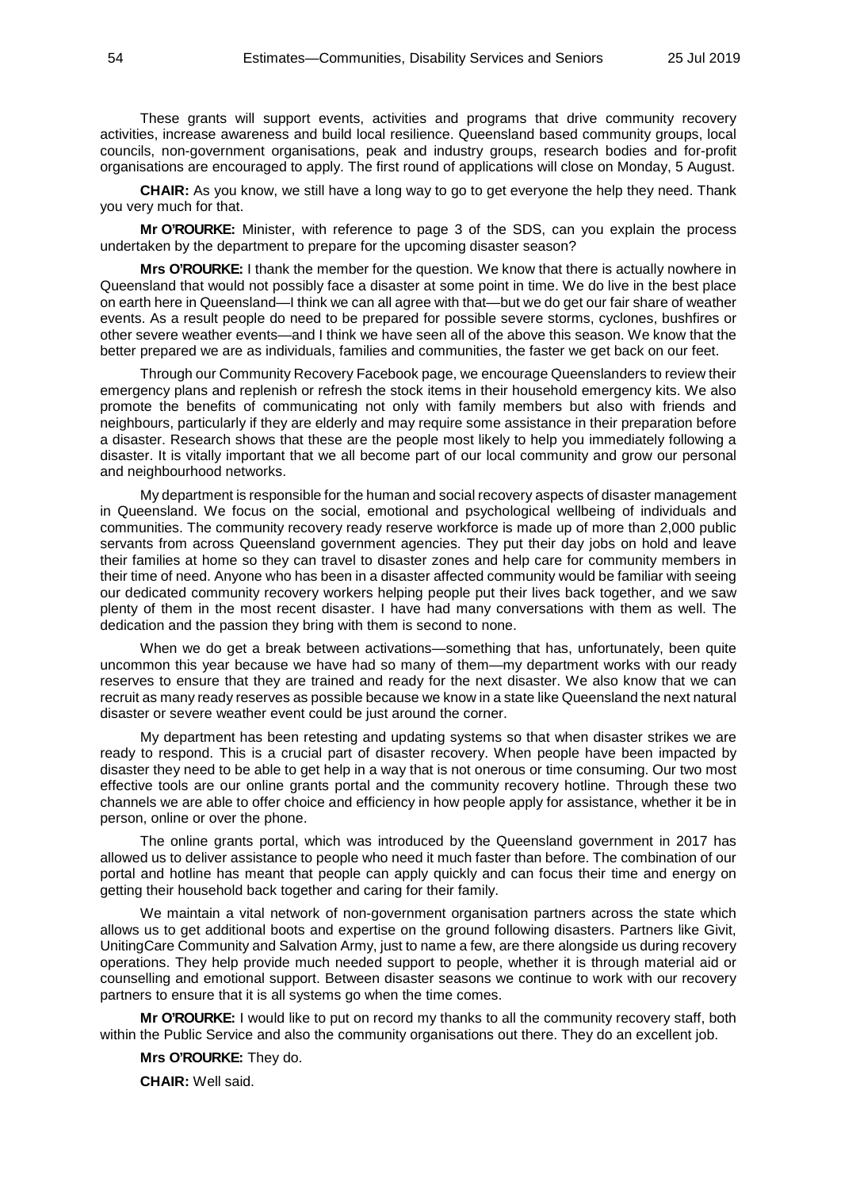These grants will support events, activities and programs that drive community recovery activities, increase awareness and build local resilience. Queensland based community groups, local councils, non-government organisations, peak and industry groups, research bodies and for-profit organisations are encouraged to apply. The first round of applications will close on Monday, 5 August.

**CHAIR:** As you know, we still have a long way to go to get everyone the help they need. Thank you very much for that.

**Mr O'ROURKE:** Minister, with reference to page 3 of the SDS, can you explain the process undertaken by the department to prepare for the upcoming disaster season?

**Mrs O'ROURKE:** I thank the member for the question. We know that there is actually nowhere in Queensland that would not possibly face a disaster at some point in time. We do live in the best place on earth here in Queensland—I think we can all agree with that—but we do get our fair share of weather events. As a result people do need to be prepared for possible severe storms, cyclones, bushfires or other severe weather events—and I think we have seen all of the above this season. We know that the better prepared we are as individuals, families and communities, the faster we get back on our feet.

Through our Community Recovery Facebook page, we encourage Queenslanders to review their emergency plans and replenish or refresh the stock items in their household emergency kits. We also promote the benefits of communicating not only with family members but also with friends and neighbours, particularly if they are elderly and may require some assistance in their preparation before a disaster. Research shows that these are the people most likely to help you immediately following a disaster. It is vitally important that we all become part of our local community and grow our personal and neighbourhood networks.

My department is responsible for the human and social recovery aspects of disaster management in Queensland. We focus on the social, emotional and psychological wellbeing of individuals and communities. The community recovery ready reserve workforce is made up of more than 2,000 public servants from across Queensland government agencies. They put their day jobs on hold and leave their families at home so they can travel to disaster zones and help care for community members in their time of need. Anyone who has been in a disaster affected community would be familiar with seeing our dedicated community recovery workers helping people put their lives back together, and we saw plenty of them in the most recent disaster. I have had many conversations with them as well. The dedication and the passion they bring with them is second to none.

When we do get a break between activations—something that has, unfortunately, been quite uncommon this year because we have had so many of them—my department works with our ready reserves to ensure that they are trained and ready for the next disaster. We also know that we can recruit as many ready reserves as possible because we know in a state like Queensland the next natural disaster or severe weather event could be just around the corner.

My department has been retesting and updating systems so that when disaster strikes we are ready to respond. This is a crucial part of disaster recovery. When people have been impacted by disaster they need to be able to get help in a way that is not onerous or time consuming. Our two most effective tools are our online grants portal and the community recovery hotline. Through these two channels we are able to offer choice and efficiency in how people apply for assistance, whether it be in person, online or over the phone.

The online grants portal, which was introduced by the Queensland government in 2017 has allowed us to deliver assistance to people who need it much faster than before. The combination of our portal and hotline has meant that people can apply quickly and can focus their time and energy on getting their household back together and caring for their family.

We maintain a vital network of non-government organisation partners across the state which allows us to get additional boots and expertise on the ground following disasters. Partners like Givit, UnitingCare Community and Salvation Army, just to name a few, are there alongside us during recovery operations. They help provide much needed support to people, whether it is through material aid or counselling and emotional support. Between disaster seasons we continue to work with our recovery partners to ensure that it is all systems go when the time comes.

**Mr O'ROURKE:** I would like to put on record my thanks to all the community recovery staff, both within the Public Service and also the community organisations out there. They do an excellent job.

**Mrs O'ROURKE:** They do.

**CHAIR:** Well said.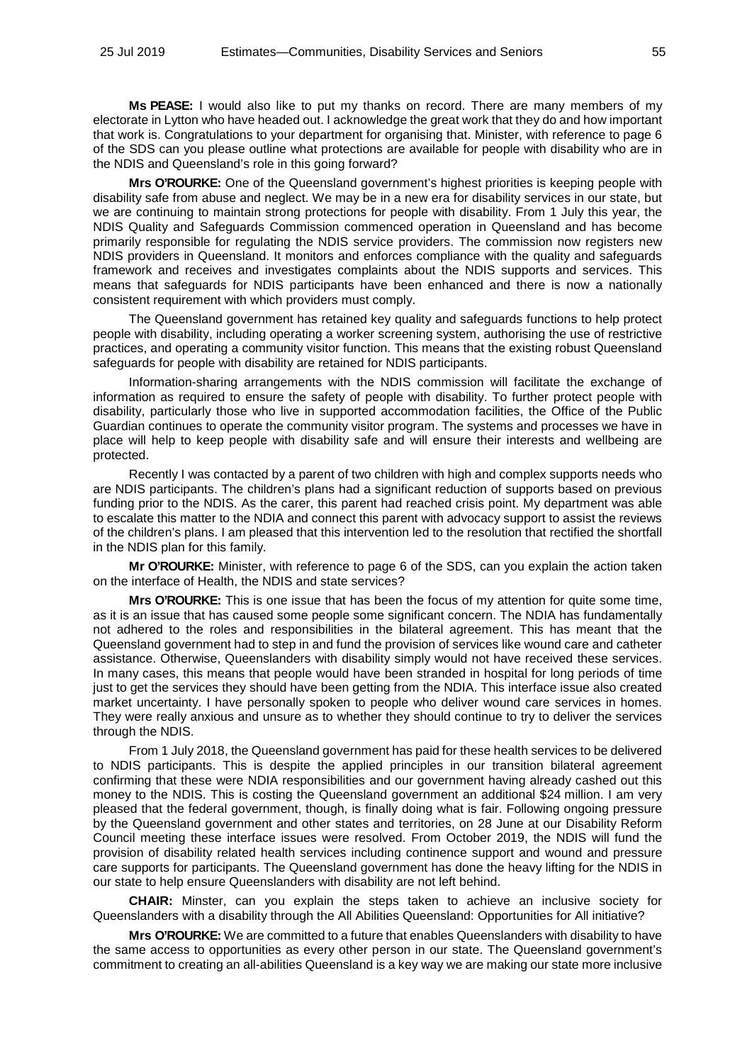**Ms PEASE:** I would also like to put my thanks on record. There are many members of my electorate in Lytton who have headed out. I acknowledge the great work that they do and how important that work is. Congratulations to your department for organising that. Minister, with reference to page 6 of the SDS can you please outline what protections are available for people with disability who are in the NDIS and Queensland's role in this going forward?

**Mrs O'ROURKE:** One of the Queensland government's highest priorities is keeping people with disability safe from abuse and neglect. We may be in a new era for disability services in our state, but we are continuing to maintain strong protections for people with disability. From 1 July this year, the NDIS Quality and Safeguards Commission commenced operation in Queensland and has become primarily responsible for regulating the NDIS service providers. The commission now registers new NDIS providers in Queensland. It monitors and enforces compliance with the quality and safeguards framework and receives and investigates complaints about the NDIS supports and services. This means that safeguards for NDIS participants have been enhanced and there is now a nationally consistent requirement with which providers must comply.

The Queensland government has retained key quality and safeguards functions to help protect people with disability, including operating a worker screening system, authorising the use of restrictive practices, and operating a community visitor function. This means that the existing robust Queensland safeguards for people with disability are retained for NDIS participants.

Information-sharing arrangements with the NDIS commission will facilitate the exchange of information as required to ensure the safety of people with disability. To further protect people with disability, particularly those who live in supported accommodation facilities, the Office of the Public Guardian continues to operate the community visitor program. The systems and processes we have in place will help to keep people with disability safe and will ensure their interests and wellbeing are protected.

Recently I was contacted by a parent of two children with high and complex supports needs who are NDIS participants. The children's plans had a significant reduction of supports based on previous funding prior to the NDIS. As the carer, this parent had reached crisis point. My department was able to escalate this matter to the NDIA and connect this parent with advocacy support to assist the reviews of the children's plans. I am pleased that this intervention led to the resolution that rectified the shortfall in the NDIS plan for this family.

**Mr O'ROURKE:** Minister, with reference to page 6 of the SDS, can you explain the action taken on the interface of Health, the NDIS and state services?

**Mrs O'ROURKE:** This is one issue that has been the focus of my attention for quite some time, as it is an issue that has caused some people some significant concern. The NDIA has fundamentally not adhered to the roles and responsibilities in the bilateral agreement. This has meant that the Queensland government had to step in and fund the provision of services like wound care and catheter assistance. Otherwise, Queenslanders with disability simply would not have received these services. In many cases, this means that people would have been stranded in hospital for long periods of time just to get the services they should have been getting from the NDIA. This interface issue also created market uncertainty. I have personally spoken to people who deliver wound care services in homes. They were really anxious and unsure as to whether they should continue to try to deliver the services through the NDIS.

From 1 July 2018, the Queensland government has paid for these health services to be delivered to NDIS participants. This is despite the applied principles in our transition bilateral agreement confirming that these were NDIA responsibilities and our government having already cashed out this money to the NDIS. This is costing the Queensland government an additional $24 million. I am very pleased that the federal government, though, is finally doing what is fair. Following ongoing pressure by the Queensland government and other states and territories, on 28 June at our Disability Reform Council meeting these interface issues were resolved. From October 2019, the NDIS will fund the provision of disability related health services including continence support and wound and pressure care supports for participants. The Queensland government has done the heavy lifting for the NDIS in our state to help ensure Queenslanders with disability are not left behind.

**CHAIR:** Minster, can you explain the steps taken to achieve an inclusive society for Queenslanders with a disability through the All Abilities Queensland: Opportunities for All initiative?

**Mrs O'ROURKE:** We are committed to a future that enables Queenslanders with disability to have the same access to opportunities as every other person in our state. The Queensland government's commitment to creating an all-abilities Queensland is a key way we are making our state more inclusive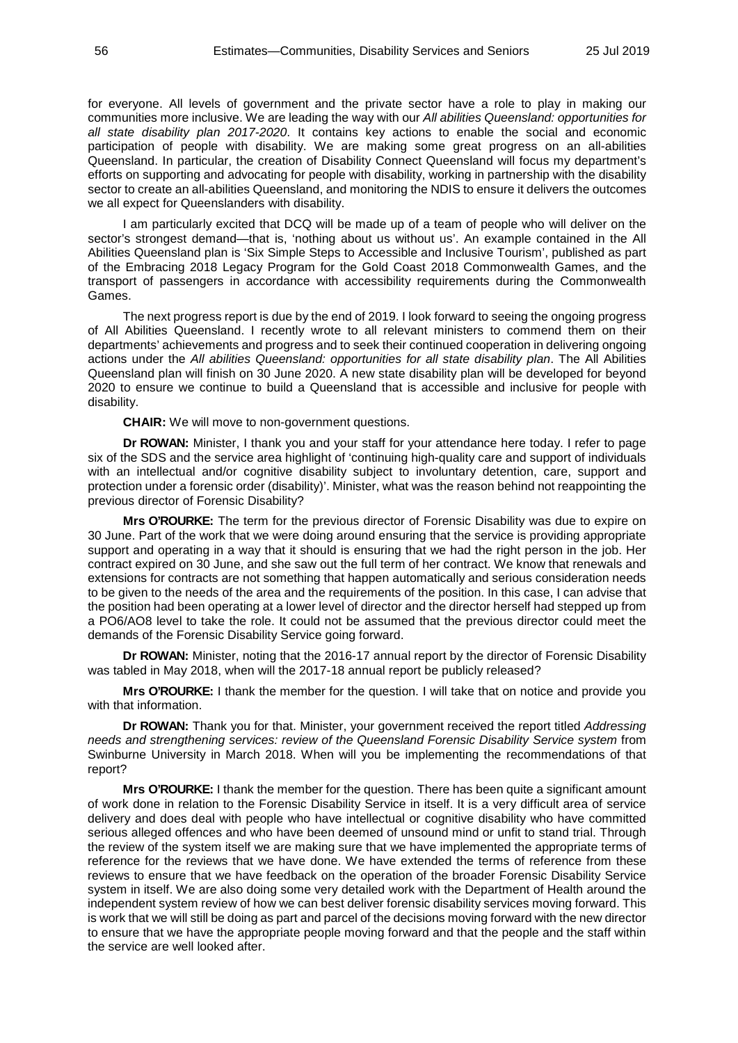for everyone. All levels of government and the private sector have a role to play in making our communities more inclusive. We are leading the way with our *All abilities Queensland: opportunities for all state disability plan 2017-2020*. It contains key actions to enable the social and economic participation of people with disability. We are making some great progress on an all-abilities Queensland. In particular, the creation of Disability Connect Queensland will focus my department's efforts on supporting and advocating for people with disability, working in partnership with the disability sector to create an all-abilities Queensland, and monitoring the NDIS to ensure it delivers the outcomes we all expect for Queenslanders with disability.

I am particularly excited that DCQ will be made up of a team of people who will deliver on the sector's strongest demand—that is, 'nothing about us without us'. An example contained in the All Abilities Queensland plan is 'Six Simple Steps to Accessible and Inclusive Tourism', published as part of the Embracing 2018 Legacy Program for the Gold Coast 2018 Commonwealth Games, and the transport of passengers in accordance with accessibility requirements during the Commonwealth Games.

The next progress report is due by the end of 2019. I look forward to seeing the ongoing progress of All Abilities Queensland. I recently wrote to all relevant ministers to commend them on their departments' achievements and progress and to seek their continued cooperation in delivering ongoing actions under the *All abilities Queensland: opportunities for all state disability plan*. The All Abilities Queensland plan will finish on 30 June 2020. A new state disability plan will be developed for beyond 2020 to ensure we continue to build a Queensland that is accessible and inclusive for people with disability.

**CHAIR:** We will move to non-government questions.

**Dr ROWAN:** Minister, I thank you and your staff for your attendance here today. I refer to page six of the SDS and the service area highlight of 'continuing high-quality care and support of individuals with an intellectual and/or cognitive disability subject to involuntary detention, care, support and protection under a forensic order (disability)'. Minister, what was the reason behind not reappointing the previous director of Forensic Disability?

**Mrs O'ROURKE:** The term for the previous director of Forensic Disability was due to expire on 30 June. Part of the work that we were doing around ensuring that the service is providing appropriate support and operating in a way that it should is ensuring that we had the right person in the job. Her contract expired on 30 June, and she saw out the full term of her contract. We know that renewals and extensions for contracts are not something that happen automatically and serious consideration needs to be given to the needs of the area and the requirements of the position. In this case, I can advise that the position had been operating at a lower level of director and the director herself had stepped up from a PO6/AO8 level to take the role. It could not be assumed that the previous director could meet the demands of the Forensic Disability Service going forward.

**Dr ROWAN:** Minister, noting that the 2016-17 annual report by the director of Forensic Disability was tabled in May 2018, when will the 2017-18 annual report be publicly released?

**Mrs O'ROURKE:** I thank the member for the question. I will take that on notice and provide you with that information.

**Dr ROWAN:** Thank you for that. Minister, your government received the report titled *Addressing needs and strengthening services: review of the Queensland Forensic Disability Service system* from Swinburne University in March 2018. When will you be implementing the recommendations of that report?

**Mrs O'ROURKE:** I thank the member for the question. There has been quite a significant amount of work done in relation to the Forensic Disability Service in itself. It is a very difficult area of service delivery and does deal with people who have intellectual or cognitive disability who have committed serious alleged offences and who have been deemed of unsound mind or unfit to stand trial. Through the review of the system itself we are making sure that we have implemented the appropriate terms of reference for the reviews that we have done. We have extended the terms of reference from these reviews to ensure that we have feedback on the operation of the broader Forensic Disability Service system in itself. We are also doing some very detailed work with the Department of Health around the independent system review of how we can best deliver forensic disability services moving forward. This is work that we will still be doing as part and parcel of the decisions moving forward with the new director to ensure that we have the appropriate people moving forward and that the people and the staff within the service are well looked after.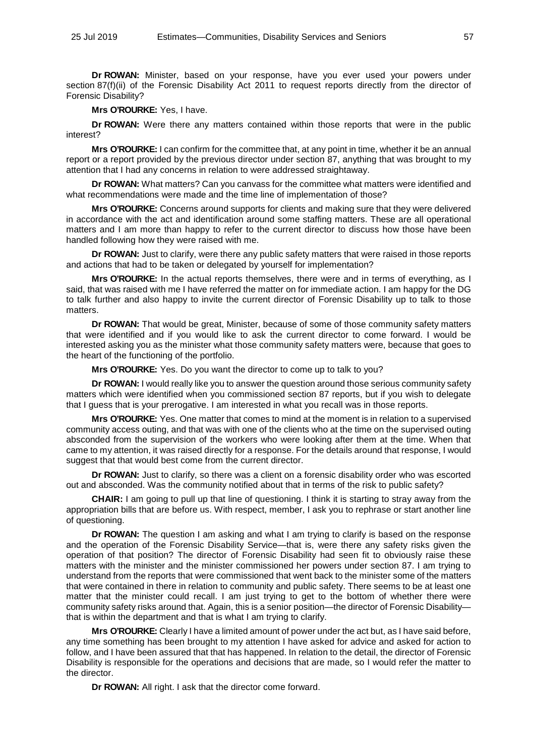**Dr ROWAN:** Minister, based on your response, have you ever used your powers under section 87(f)(ii) of the Forensic Disability Act 2011 to request reports directly from the director of Forensic Disability?

**Mrs O'ROURKE:** Yes, I have.

**Dr ROWAN:** Were there any matters contained within those reports that were in the public interest?

**Mrs O'ROURKE:** I can confirm for the committee that, at any point in time, whether it be an annual report or a report provided by the previous director under section 87, anything that was brought to my attention that I had any concerns in relation to were addressed straightaway.

**Dr ROWAN:** What matters? Can you canvass for the committee what matters were identified and what recommendations were made and the time line of implementation of those?

**Mrs O'ROURKE:** Concerns around supports for clients and making sure that they were delivered in accordance with the act and identification around some staffing matters. These are all operational matters and I am more than happy to refer to the current director to discuss how those have been handled following how they were raised with me.

**Dr ROWAN:** Just to clarify, were there any public safety matters that were raised in those reports and actions that had to be taken or delegated by yourself for implementation?

**Mrs O'ROURKE:** In the actual reports themselves, there were and in terms of everything, as I said, that was raised with me I have referred the matter on for immediate action. I am happy for the DG to talk further and also happy to invite the current director of Forensic Disability up to talk to those matters.

**Dr ROWAN:** That would be great, Minister, because of some of those community safety matters that were identified and if you would like to ask the current director to come forward. I would be interested asking you as the minister what those community safety matters were, because that goes to the heart of the functioning of the portfolio.

**Mrs O'ROURKE:** Yes. Do you want the director to come up to talk to you?

**Dr ROWAN:** I would really like you to answer the question around those serious community safety matters which were identified when you commissioned section 87 reports, but if you wish to delegate that I guess that is your prerogative. I am interested in what you recall was in those reports.

**Mrs O'ROURKE:** Yes. One matter that comes to mind at the moment is in relation to a supervised community access outing, and that was with one of the clients who at the time on the supervised outing absconded from the supervision of the workers who were looking after them at the time. When that came to my attention, it was raised directly for a response. For the details around that response, I would suggest that that would best come from the current director.

**Dr ROWAN:** Just to clarify, so there was a client on a forensic disability order who was escorted out and absconded. Was the community notified about that in terms of the risk to public safety?

**CHAIR:** I am going to pull up that line of questioning. I think it is starting to stray away from the appropriation bills that are before us. With respect, member, I ask you to rephrase or start another line of questioning.

**Dr ROWAN:** The question I am asking and what I am trying to clarify is based on the response and the operation of the Forensic Disability Service—that is, were there any safety risks given the operation of that position? The director of Forensic Disability had seen fit to obviously raise these matters with the minister and the minister commissioned her powers under section 87. I am trying to understand from the reports that were commissioned that went back to the minister some of the matters that were contained in there in relation to community and public safety. There seems to be at least one matter that the minister could recall. I am just trying to get to the bottom of whether there were community safety risks around that. Again, this is a senior position—the director of Forensic Disability—that is within the department and that is what I am trying to clarify.

**Mrs O'ROURKE:** Clearly I have a limited amount of power under the act but, as I have said before, any time something has been brought to my attention I have asked for advice and asked for action to follow, and I have been assured that that has happened. In relation to the detail, the director of Forensic Disability is responsible for the operations and decisions that are made, so I would refer the matter to the director.

**Dr ROWAN:** All right. I ask that the director come forward.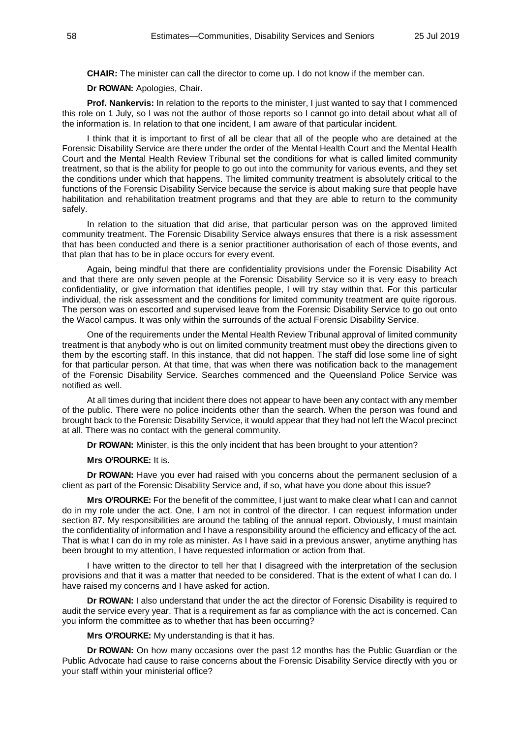**CHAIR:** The minister can call the director to come up. I do not know if the member can.

**Dr ROWAN:** Apologies, Chair.

**Prof. Nankervis:** In relation to the reports to the minister, I just wanted to say that I commenced this role on 1 July, so I was not the author of those reports so I cannot go into detail about what all of the information is. In relation to that one incident, I am aware of that particular incident.

I think that it is important to first of all be clear that all of the people who are detained at the Forensic Disability Service are there under the order of the Mental Health Court and the Mental Health Court and the Mental Health Review Tribunal set the conditions for what is called limited community treatment, so that is the ability for people to go out into the community for various events, and they set the conditions under which that happens. The limited community treatment is absolutely critical to the functions of the Forensic Disability Service because the service is about making sure that people have habilitation and rehabilitation treatment programs and that they are able to return to the community safely.

In relation to the situation that did arise, that particular person was on the approved limited community treatment. The Forensic Disability Service always ensures that there is a risk assessment that has been conducted and there is a senior practitioner authorisation of each of those events, and that plan that has to be in place occurs for every event.

Again, being mindful that there are confidentiality provisions under the Forensic Disability Act and that there are only seven people at the Forensic Disability Service so it is very easy to breach confidentiality, or give information that identifies people, I will try stay within that. For this particular individual, the risk assessment and the conditions for limited community treatment are quite rigorous. The person was on escorted and supervised leave from the Forensic Disability Service to go out onto the Wacol campus. It was only within the surrounds of the actual Forensic Disability Service.

One of the requirements under the Mental Health Review Tribunal approval of limited community treatment is that anybody who is out on limited community treatment must obey the directions given to them by the escorting staff. In this instance, that did not happen. The staff did lose some line of sight for that particular person. At that time, that was when there was notification back to the management of the Forensic Disability Service. Searches commenced and the Queensland Police Service was notified as well.

At all times during that incident there does not appear to have been any contact with any member of the public. There were no police incidents other than the search. When the person was found and brought back to the Forensic Disability Service, it would appear that they had not left the Wacol precinct at all. There was no contact with the general community.

**Dr ROWAN:** Minister, is this the only incident that has been brought to your attention?

**Mrs O'ROURKE:** It is.

**Dr ROWAN:** Have you ever had raised with you concerns about the permanent seclusion of a client as part of the Forensic Disability Service and, if so, what have you done about this issue?

**Mrs O'ROURKE:** For the benefit of the committee, I just want to make clear what I can and cannot do in my role under the act. One, I am not in control of the director. I can request information under section 87. My responsibilities are around the tabling of the annual report. Obviously, I must maintain the confidentiality of information and I have a responsibility around the efficiency and efficacy of the act. That is what I can do in my role as minister. As I have said in a previous answer, anytime anything has been brought to my attention, I have requested information or action from that.

I have written to the director to tell her that I disagreed with the interpretation of the seclusion provisions and that it was a matter that needed to be considered. That is the extent of what I can do. I have raised my concerns and I have asked for action.

**Dr ROWAN:** I also understand that under the act the director of Forensic Disability is required to audit the service every year. That is a requirement as far as compliance with the act is concerned. Can you inform the committee as to whether that has been occurring?

**Mrs O'ROURKE:** My understanding is that it has.

**Dr ROWAN:** On how many occasions over the past 12 months has the Public Guardian or the Public Advocate had cause to raise concerns about the Forensic Disability Service directly with you or your staff within your ministerial office?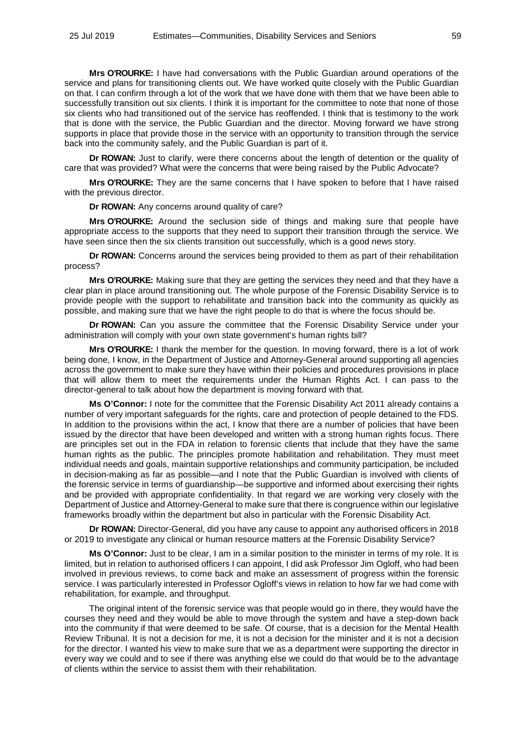**Mrs O'ROURKE:** I have had conversations with the Public Guardian around operations of the service and plans for transitioning clients out. We have worked quite closely with the Public Guardian on that. I can confirm through a lot of the work that we have done with them that we have been able to successfully transition out six clients. I think it is important for the committee to note that none of those six clients who had transitioned out of the service has reoffended. I think that is testimony to the work that is done with the service, the Public Guardian and the director. Moving forward we have strong supports in place that provide those in the service with an opportunity to transition through the service back into the community safely, and the Public Guardian is part of it.

**Dr ROWAN:** Just to clarify, were there concerns about the length of detention or the quality of care that was provided? What were the concerns that were being raised by the Public Advocate?

**Mrs O'ROURKE:** They are the same concerns that I have spoken to before that I have raised with the previous director.

**Dr ROWAN:** Any concerns around quality of care?

**Mrs O'ROURKE:** Around the seclusion side of things and making sure that people have appropriate access to the supports that they need to support their transition through the service. We have seen since then the six clients transition out successfully, which is a good news story.

**Dr ROWAN:** Concerns around the services being provided to them as part of their rehabilitation process?

**Mrs O'ROURKE:** Making sure that they are getting the services they need and that they have a clear plan in place around transitioning out. The whole purpose of the Forensic Disability Service is to provide people with the support to rehabilitate and transition back into the community as quickly as possible, and making sure that we have the right people to do that is where the focus should be.

**Dr ROWAN:** Can you assure the committee that the Forensic Disability Service under your administration will comply with your own state government's human rights bill?

**Mrs O'ROURKE:** I thank the member for the question. In moving forward, there is a lot of work being done, I know, in the Department of Justice and Attorney-General around supporting all agencies across the government to make sure they have within their policies and procedures provisions in place that will allow them to meet the requirements under the Human Rights Act. I can pass to the director-general to talk about how the department is moving forward with that.

**Ms O'Connor:** I note for the committee that the Forensic Disability Act 2011 already contains a number of very important safeguards for the rights, care and protection of people detained to the FDS. In addition to the provisions within the act, I know that there are a number of policies that have been issued by the director that have been developed and written with a strong human rights focus. There are principles set out in the FDA in relation to forensic clients that include that they have the same human rights as the public. The principles promote habilitation and rehabilitation. They must meet individual needs and goals, maintain supportive relationships and community participation, be included in decision-making as far as possible—and I note that the Public Guardian is involved with clients of the forensic service in terms of guardianship—be supportive and informed about exercising their rights and be provided with appropriate confidentiality. In that regard we are working very closely with the Department of Justice and Attorney-General to make sure that there is congruence within our legislative frameworks broadly within the department but also in particular with the Forensic Disability Act.

**Dr ROWAN:** Director-General, did you have any cause to appoint any authorised officers in 2018 or 2019 to investigate any clinical or human resource matters at the Forensic Disability Service?

**Ms O'Connor:** Just to be clear, I am in a similar position to the minister in terms of my role. It is limited, but in relation to authorised officers I can appoint, I did ask Professor Jim Ogloff, who had been involved in previous reviews, to come back and make an assessment of progress within the forensic service. I was particularly interested in Professor Ogloff's views in relation to how far we had come with rehabilitation, for example, and throughput.

The original intent of the forensic service was that people would go in there, they would have the courses they need and they would be able to move through the system and have a step-down back into the community if that were deemed to be safe. Of course, that is a decision for the Mental Health Review Tribunal. It is not a decision for me, it is not a decision for the minister and it is not a decision for the director. I wanted his view to make sure that we as a department were supporting the director in every way we could and to see if there was anything else we could do that would be to the advantage of clients within the service to assist them with their rehabilitation.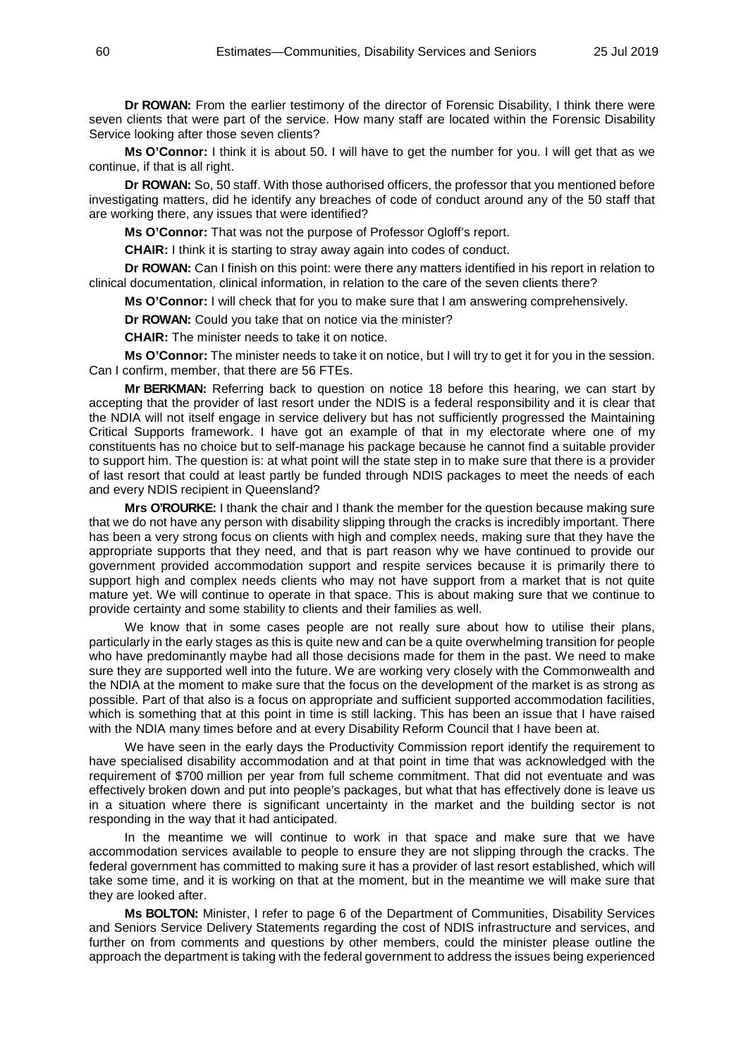**Dr ROWAN:** From the earlier testimony of the director of Forensic Disability, I think there were seven clients that were part of the service. How many staff are located within the Forensic Disability Service looking after those seven clients?

**Ms O'Connor:** I think it is about 50. I will have to get the number for you. I will get that as we continue, if that is all right.

**Dr ROWAN:** So, 50 staff. With those authorised officers, the professor that you mentioned before investigating matters, did he identify any breaches of code of conduct around any of the 50 staff that are working there, any issues that were identified?

**Ms O'Connor:** That was not the purpose of Professor Ogloff's report.

**CHAIR:** I think it is starting to stray away again into codes of conduct.

**Dr ROWAN:** Can I finish on this point: were there any matters identified in his report in relation to clinical documentation, clinical information, in relation to the care of the seven clients there?

**Ms O'Connor:** I will check that for you to make sure that I am answering comprehensively.

**Dr ROWAN:** Could you take that on notice via the minister?

**CHAIR:** The minister needs to take it on notice.

**Ms O'Connor:** The minister needs to take it on notice, but I will try to get it for you in the session. Can I confirm, member, that there are 56 FTEs.

**Mr BERKMAN:** Referring back to question on notice 18 before this hearing, we can start by accepting that the provider of last resort under the NDIS is a federal responsibility and it is clear that the NDIA will not itself engage in service delivery but has not sufficiently progressed the Maintaining Critical Supports framework. I have got an example of that in my electorate where one of my constituents has no choice but to self-manage his package because he cannot find a suitable provider to support him. The question is: at what point will the state step in to make sure that there is a provider of last resort that could at least partly be funded through NDIS packages to meet the needs of each and every NDIS recipient in Queensland?

**Mrs O'ROURKE:** I thank the chair and I thank the member for the question because making sure that we do not have any person with disability slipping through the cracks is incredibly important. There has been a very strong focus on clients with high and complex needs, making sure that they have the appropriate supports that they need, and that is part reason why we have continued to provide our government provided accommodation support and respite services because it is primarily there to support high and complex needs clients who may not have support from a market that is not quite mature yet. We will continue to operate in that space. This is about making sure that we continue to provide certainty and some stability to clients and their families as well.

We know that in some cases people are not really sure about how to utilise their plans, particularly in the early stages as this is quite new and can be a quite overwhelming transition for people who have predominantly maybe had all those decisions made for them in the past. We need to make sure they are supported well into the future. We are working very closely with the Commonwealth and the NDIA at the moment to make sure that the focus on the development of the market is as strong as possible. Part of that also is a focus on appropriate and sufficient supported accommodation facilities, which is something that at this point in time is still lacking. This has been an issue that I have raised with the NDIA many times before and at every Disability Reform Council that I have been at.

We have seen in the early days the Productivity Commission report identify the requirement to have specialised disability accommodation and at that point in time that was acknowledged with the requirement of $700 million per year from full scheme commitment. That did not eventuate and was effectively broken down and put into people's packages, but what that has effectively done is leave us in a situation where there is significant uncertainty in the market and the building sector is not responding in the way that it had anticipated.

In the meantime we will continue to work in that space and make sure that we have accommodation services available to people to ensure they are not slipping through the cracks. The federal government has committed to making sure it has a provider of last resort established, which will take some time, and it is working on that at the moment, but in the meantime we will make sure that they are looked after.

**Ms BOLTON:** Minister, I refer to page 6 of the Department of Communities, Disability Services and Seniors Service Delivery Statements regarding the cost of NDIS infrastructure and services, and further on from comments and questions by other members, could the minister please outline the approach the department is taking with the federal government to address the issues being experienced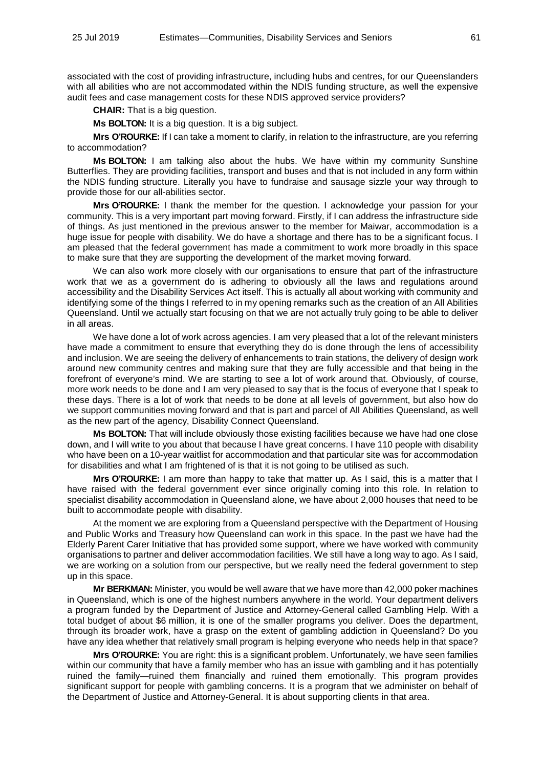associated with the cost of providing infrastructure, including hubs and centres, for our Queenslanders with all abilities who are not accommodated within the NDIS funding structure, as well the expensive audit fees and case management costs for these NDIS approved service providers?

**CHAIR:** That is a big question.

**Ms BOLTON:** It is a big question. It is a big subject.

**Mrs O'ROURKE:** If I can take a moment to clarify, in relation to the infrastructure, are you referring to accommodation?

**Ms BOLTON:** I am talking also about the hubs. We have within my community Sunshine Butterflies. They are providing facilities, transport and buses and that is not included in any form within the NDIS funding structure. Literally you have to fundraise and sausage sizzle your way through to provide those for our all-abilities sector.

**Mrs O'ROURKE:** I thank the member for the question. I acknowledge your passion for your community. This is a very important part moving forward. Firstly, if I can address the infrastructure side of things. As just mentioned in the previous answer to the member for Maiwar, accommodation is a huge issue for people with disability. We do have a shortage and there has to be a significant focus. I am pleased that the federal government has made a commitment to work more broadly in this space to make sure that they are supporting the development of the market moving forward.

We can also work more closely with our organisations to ensure that part of the infrastructure work that we as a government do is adhering to obviously all the laws and regulations around accessibility and the Disability Services Act itself. This is actually all about working with community and identifying some of the things I referred to in my opening remarks such as the creation of an All Abilities Queensland. Until we actually start focusing on that we are not actually truly going to be able to deliver in all areas.

We have done a lot of work across agencies. I am very pleased that a lot of the relevant ministers have made a commitment to ensure that everything they do is done through the lens of accessibility and inclusion. We are seeing the delivery of enhancements to train stations, the delivery of design work around new community centres and making sure that they are fully accessible and that being in the forefront of everyone's mind. We are starting to see a lot of work around that. Obviously, of course, more work needs to be done and I am very pleased to say that is the focus of everyone that I speak to these days. There is a lot of work that needs to be done at all levels of government, but also how do we support communities moving forward and that is part and parcel of All Abilities Queensland, as well as the new part of the agency, Disability Connect Queensland.

**Ms BOLTON:** That will include obviously those existing facilities because we have had one close down, and I will write to you about that because I have great concerns. I have 110 people with disability who have been on a 10-year waitlist for accommodation and that particular site was for accommodation for disabilities and what I am frightened of is that it is not going to be utilised as such.

**Mrs O'ROURKE:** I am more than happy to take that matter up. As I said, this is a matter that I have raised with the federal government ever since originally coming into this role. In relation to specialist disability accommodation in Queensland alone, we have about 2,000 houses that need to be built to accommodate people with disability.

At the moment we are exploring from a Queensland perspective with the Department of Housing and Public Works and Treasury how Queensland can work in this space. In the past we have had the Elderly Parent Carer Initiative that has provided some support, where we have worked with community organisations to partner and deliver accommodation facilities. We still have a long way to ago. As I said, we are working on a solution from our perspective, but we really need the federal government to step up in this space.

**Mr BERKMAN:** Minister, you would be well aware that we have more than 42,000 poker machines in Queensland, which is one of the highest numbers anywhere in the world. Your department delivers a program funded by the Department of Justice and Attorney-General called Gambling Help. With a total budget of about $6 million, it is one of the smaller programs you deliver. Does the department, through its broader work, have a grasp on the extent of gambling addiction in Queensland? Do you have any idea whether that relatively small program is helping everyone who needs help in that space?

**Mrs O'ROURKE:** You are right: this is a significant problem. Unfortunately, we have seen families within our community that have a family member who has an issue with gambling and it has potentially ruined the family—ruined them financially and ruined them emotionally. This program provides significant support for people with gambling concerns. It is a program that we administer on behalf of the Department of Justice and Attorney-General. It is about supporting clients in that area.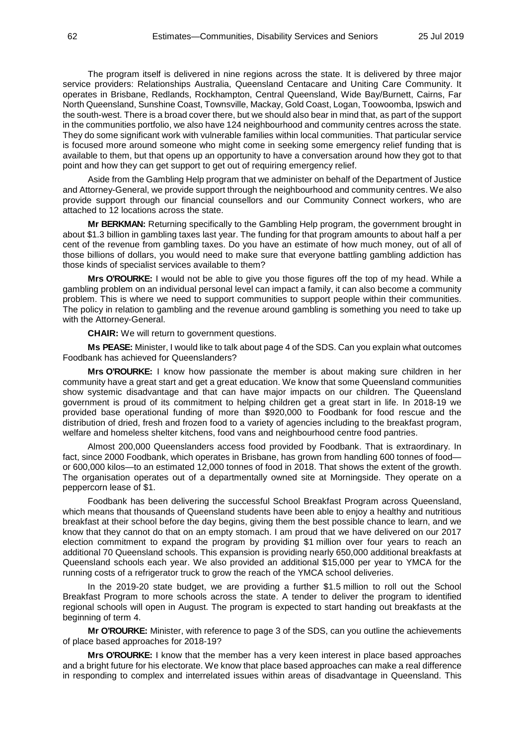The program itself is delivered in nine regions across the state. It is delivered by three major service providers: Relationships Australia, Queensland Centacare and Uniting Care Community. It operates in Brisbane, Redlands, Rockhampton, Central Queensland, Wide Bay/Burnett, Cairns, Far North Queensland, Sunshine Coast, Townsville, Mackay, Gold Coast, Logan, Toowoomba, Ipswich and the south-west. There is a broad cover there, but we should also bear in mind that, as part of the support in the communities portfolio, we also have 124 neighbourhood and community centres across the state. They do some significant work with vulnerable families within local communities. That particular service is focused more around someone who might come in seeking some emergency relief funding that is available to them, but that opens up an opportunity to have a conversation around how they got to that point and how they can get support to get out of requiring emergency relief.

Aside from the Gambling Help program that we administer on behalf of the Department of Justice and Attorney-General, we provide support through the neighbourhood and community centres. We also provide support through our financial counsellors and our Community Connect workers, who are attached to 12 locations across the state.

**Mr BERKMAN:** Returning specifically to the Gambling Help program, the government brought in about $1.3 billion in gambling taxes last year. The funding for that program amounts to about half a per cent of the revenue from gambling taxes. Do you have an estimate of how much money, out of all of those billions of dollars, you would need to make sure that everyone battling gambling addiction has those kinds of specialist services available to them?

**Mrs O'ROURKE:** I would not be able to give you those figures off the top of my head. While a gambling problem on an individual personal level can impact a family, it can also become a community problem. This is where we need to support communities to support people within their communities. The policy in relation to gambling and the revenue around gambling is something you need to take up with the Attorney-General.

**CHAIR:** We will return to government questions.

**Ms PEASE:** Minister, I would like to talk about page 4 of the SDS. Can you explain what outcomes Foodbank has achieved for Queenslanders?

**Mrs O'ROURKE:** I know how passionate the member is about making sure children in her community have a great start and get a great education. We know that some Queensland communities show systemic disadvantage and that can have major impacts on our children. The Queensland government is proud of its commitment to helping children get a great start in life. In 2018-19 we provided base operational funding of more than $920,000 to Foodbank for food rescue and the distribution of dried, fresh and frozen food to a variety of agencies including to the breakfast program, welfare and homeless shelter kitchens, food vans and neighbourhood centre food pantries.

Almost 200,000 Queenslanders access food provided by Foodbank. That is extraordinary. In fact, since 2000 Foodbank, which operates in Brisbane, has grown from handling 600 tonnes of food—or 600,000 kilos—to an estimated 12,000 tonnes of food in 2018. That shows the extent of the growth. The organisation operates out of a departmentally owned site at Morningside. They operate on a peppercorn lease of $1.

Foodbank has been delivering the successful School Breakfast Program across Queensland, which means that thousands of Queensland students have been able to enjoy a healthy and nutritious breakfast at their school before the day begins, giving them the best possible chance to learn, and we know that they cannot do that on an empty stomach. I am proud that we have delivered on our 2017 election commitment to expand the program by providing $1 million over four years to reach an additional 70 Queensland schools. This expansion is providing nearly 650,000 additional breakfasts at Queensland schools each year. We also provided an additional $15,000 per year to YMCA for the running costs of a refrigerator truck to grow the reach of the YMCA school deliveries.

In the 2019-20 state budget, we are providing a further $1.5 million to roll out the School Breakfast Program to more schools across the state. A tender to deliver the program to identified regional schools will open in August. The program is expected to start handing out breakfasts at the beginning of term 4.

**Mr O'ROURKE:** Minister, with reference to page 3 of the SDS, can you outline the achievements of place based approaches for 2018-19?

**Mrs O'ROURKE:** I know that the member has a very keen interest in place based approaches and a bright future for his electorate. We know that place based approaches can make a real difference in responding to complex and interrelated issues within areas of disadvantage in Queensland. This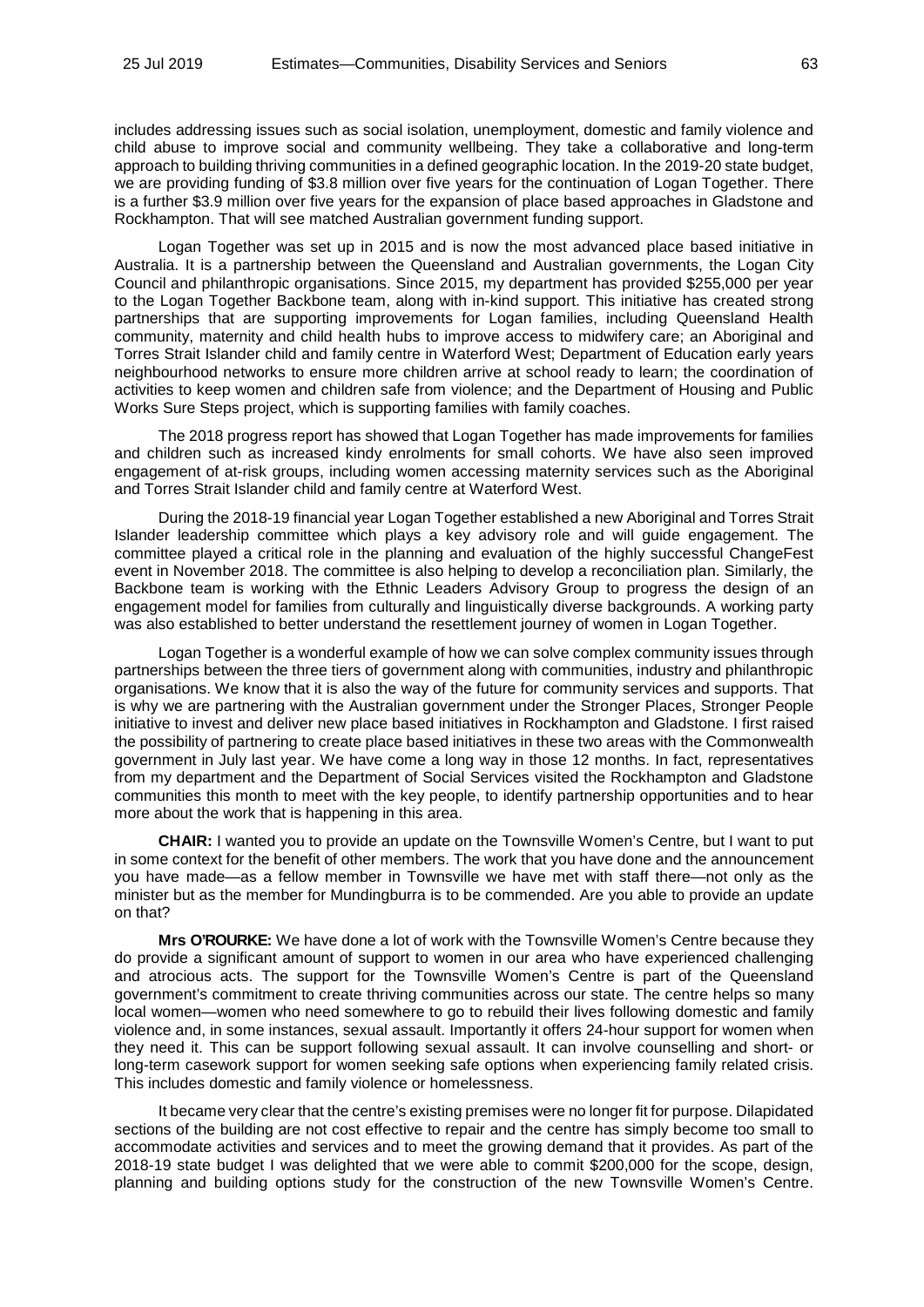includes addressing issues such as social isolation, unemployment, domestic and family violence and child abuse to improve social and community wellbeing. They take a collaborative and long-term approach to building thriving communities in a defined geographic location. In the 2019-20 state budget, we are providing funding of $3.8 million over five years for the continuation of Logan Together. There is a further $3.9 million over five years for the expansion of place based approaches in Gladstone and Rockhampton. That will see matched Australian government funding support.

Logan Together was set up in 2015 and is now the most advanced place based initiative in Australia. It is a partnership between the Queensland and Australian governments, the Logan City Council and philanthropic organisations. Since 2015, my department has provided $255,000 per year to the Logan Together Backbone team, along with in-kind support. This initiative has created strong partnerships that are supporting improvements for Logan families, including Queensland Health community, maternity and child health hubs to improve access to midwifery care; an Aboriginal and Torres Strait Islander child and family centre in Waterford West; Department of Education early years neighbourhood networks to ensure more children arrive at school ready to learn; the coordination of activities to keep women and children safe from violence; and the Department of Housing and Public Works Sure Steps project, which is supporting families with family coaches.

The 2018 progress report has showed that Logan Together has made improvements for families and children such as increased kindy enrolments for small cohorts. We have also seen improved engagement of at-risk groups, including women accessing maternity services such as the Aboriginal and Torres Strait Islander child and family centre at Waterford West.

During the 2018-19 financial year Logan Together established a new Aboriginal and Torres Strait Islander leadership committee which plays a key advisory role and will guide engagement. The committee played a critical role in the planning and evaluation of the highly successful ChangeFest event in November 2018. The committee is also helping to develop a reconciliation plan. Similarly, the Backbone team is working with the Ethnic Leaders Advisory Group to progress the design of an engagement model for families from culturally and linguistically diverse backgrounds. A working party was also established to better understand the resettlement journey of women in Logan Together.

Logan Together is a wonderful example of how we can solve complex community issues through partnerships between the three tiers of government along with communities, industry and philanthropic organisations. We know that it is also the way of the future for community services and supports. That is why we are partnering with the Australian government under the Stronger Places, Stronger People initiative to invest and deliver new place based initiatives in Rockhampton and Gladstone. I first raised the possibility of partnering to create place based initiatives in these two areas with the Commonwealth government in July last year. We have come a long way in those 12 months. In fact, representatives from my department and the Department of Social Services visited the Rockhampton and Gladstone communities this month to meet with the key people, to identify partnership opportunities and to hear more about the work that is happening in this area.

**CHAIR:** I wanted you to provide an update on the Townsville Women's Centre, but I want to put in some context for the benefit of other members. The work that you have done and the announcement you have made—as a fellow member in Townsville we have met with staff there—not only as the minister but as the member for Mundingburra is to be commended. Are you able to provide an update on that?

**Mrs O'ROURKE:** We have done a lot of work with the Townsville Women's Centre because they do provide a significant amount of support to women in our area who have experienced challenging and atrocious acts. The support for the Townsville Women's Centre is part of the Queensland government's commitment to create thriving communities across our state. The centre helps so many local women—women who need somewhere to go to rebuild their lives following domestic and family violence and, in some instances, sexual assault. Importantly it offers 24-hour support for women when they need it. This can be support following sexual assault. It can involve counselling and short- or long-term casework support for women seeking safe options when experiencing family related crisis. This includes domestic and family violence or homelessness.

It became very clear that the centre's existing premises were no longer fit for purpose. Dilapidated sections of the building are not cost effective to repair and the centre has simply become too small to accommodate activities and services and to meet the growing demand that it provides. As part of the 2018-19 state budget I was delighted that we were able to commit $200,000 for the scope, design, planning and building options study for the construction of the new Townsville Women's Centre.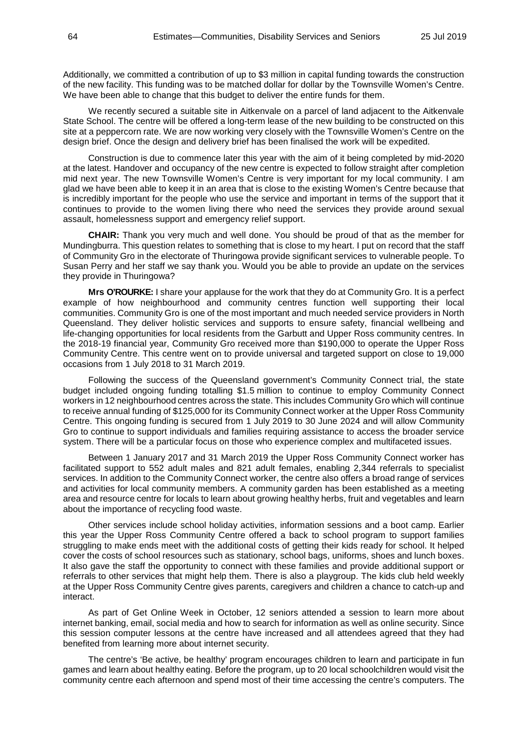Additionally, we committed a contribution of up to $3 million in capital funding towards the construction of the new facility. This funding was to be matched dollar for dollar by the Townsville Women's Centre. We have been able to change that this budget to deliver the entire funds for them.

We recently secured a suitable site in Aitkenvale on a parcel of land adjacent to the Aitkenvale State School. The centre will be offered a long-term lease of the new building to be constructed on this site at a peppercorn rate. We are now working very closely with the Townsville Women's Centre on the design brief. Once the design and delivery brief has been finalised the work will be expedited.

Construction is due to commence later this year with the aim of it being completed by mid-2020 at the latest. Handover and occupancy of the new centre is expected to follow straight after completion mid next year. The new Townsville Women's Centre is very important for my local community. I am glad we have been able to keep it in an area that is close to the existing Women's Centre because that is incredibly important for the people who use the service and important in terms of the support that it continues to provide to the women living there who need the services they provide around sexual assault, homelessness support and emergency relief support.

**CHAIR:** Thank you very much and well done. You should be proud of that as the member for Mundingburra. This question relates to something that is close to my heart. I put on record that the staff of Community Gro in the electorate of Thuringowa provide significant services to vulnerable people. To Susan Perry and her staff we say thank you. Would you be able to provide an update on the services they provide in Thuringowa?

**Mrs O'ROURKE:** I share your applause for the work that they do at Community Gro. It is a perfect example of how neighbourhood and community centres function well supporting their local communities. Community Gro is one of the most important and much needed service providers in North Queensland. They deliver holistic services and supports to ensure safety, financial wellbeing and life-changing opportunities for local residents from the Garbutt and Upper Ross community centres. In the 2018-19 financial year, Community Gro received more than $190,000 to operate the Upper Ross Community Centre. This centre went on to provide universal and targeted support on close to 19,000 occasions from 1 July 2018 to 31 March 2019.

Following the success of the Queensland government's Community Connect trial, the state budget included ongoing funding totalling $1.5 million to continue to employ Community Connect workers in 12 neighbourhood centres across the state. This includes Community Gro which will continue to receive annual funding of $125,000 for its Community Connect worker at the Upper Ross Community Centre. This ongoing funding is secured from 1 July 2019 to 30 June 2024 and will allow Community Gro to continue to support individuals and families requiring assistance to access the broader service system. There will be a particular focus on those who experience complex and multifaceted issues.

Between 1 January 2017 and 31 March 2019 the Upper Ross Community Connect worker has facilitated support to 552 adult males and 821 adult females, enabling 2,344 referrals to specialist services. In addition to the Community Connect worker, the centre also offers a broad range of services and activities for local community members. A community garden has been established as a meeting area and resource centre for locals to learn about growing healthy herbs, fruit and vegetables and learn about the importance of recycling food waste.

Other services include school holiday activities, information sessions and a boot camp. Earlier this year the Upper Ross Community Centre offered a back to school program to support families struggling to make ends meet with the additional costs of getting their kids ready for school. It helped cover the costs of school resources such as stationary, school bags, uniforms, shoes and lunch boxes. It also gave the staff the opportunity to connect with these families and provide additional support or referrals to other services that might help them. There is also a playgroup. The kids club held weekly at the Upper Ross Community Centre gives parents, caregivers and children a chance to catch-up and interact.

As part of Get Online Week in October, 12 seniors attended a session to learn more about internet banking, email, social media and how to search for information as well as online security. Since this session computer lessons at the centre have increased and all attendees agreed that they had benefited from learning more about internet security.

The centre's 'Be active, be healthy' program encourages children to learn and participate in fun games and learn about healthy eating. Before the program, up to 20 local schoolchildren would visit the community centre each afternoon and spend most of their time accessing the centre's computers. The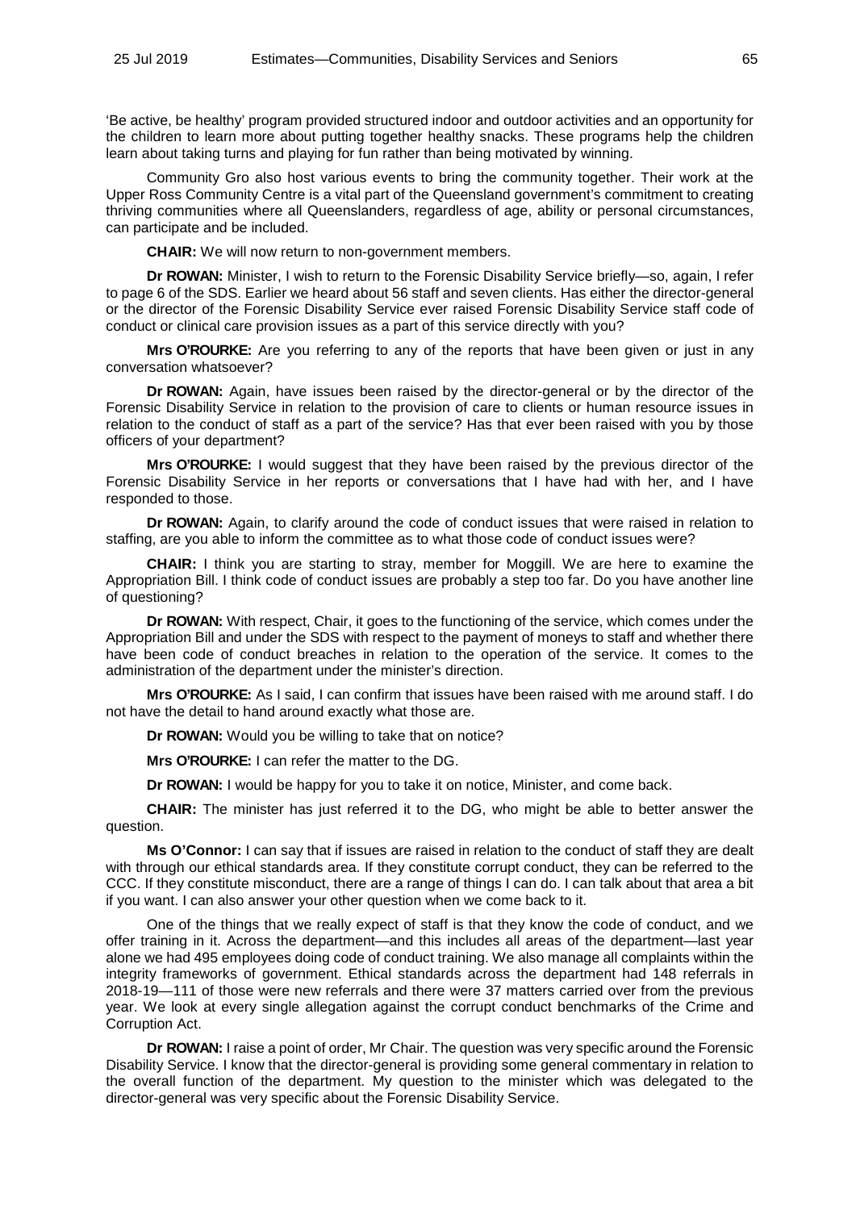'Be active, be healthy' program provided structured indoor and outdoor activities and an opportunity for the children to learn more about putting together healthy snacks. These programs help the children learn about taking turns and playing for fun rather than being motivated by winning.

Community Gro also host various events to bring the community together. Their work at the Upper Ross Community Centre is a vital part of the Queensland government's commitment to creating thriving communities where all Queenslanders, regardless of age, ability or personal circumstances, can participate and be included.

**CHAIR:** We will now return to non-government members.

**Dr ROWAN:** Minister, I wish to return to the Forensic Disability Service briefly—so, again, I refer to page 6 of the SDS. Earlier we heard about 56 staff and seven clients. Has either the director-general or the director of the Forensic Disability Service ever raised Forensic Disability Service staff code of conduct or clinical care provision issues as a part of this service directly with you?

**Mrs O'ROURKE:** Are you referring to any of the reports that have been given or just in any conversation whatsoever?

**Dr ROWAN:** Again, have issues been raised by the director-general or by the director of the Forensic Disability Service in relation to the provision of care to clients or human resource issues in relation to the conduct of staff as a part of the service? Has that ever been raised with you by those officers of your department?

**Mrs O'ROURKE:** I would suggest that they have been raised by the previous director of the Forensic Disability Service in her reports or conversations that I have had with her, and I have responded to those.

**Dr ROWAN:** Again, to clarify around the code of conduct issues that were raised in relation to staffing, are you able to inform the committee as to what those code of conduct issues were?

**CHAIR:** I think you are starting to stray, member for Moggill. We are here to examine the Appropriation Bill. I think code of conduct issues are probably a step too far. Do you have another line of questioning?

**Dr ROWAN:** With respect, Chair, it goes to the functioning of the service, which comes under the Appropriation Bill and under the SDS with respect to the payment of moneys to staff and whether there have been code of conduct breaches in relation to the operation of the service. It comes to the administration of the department under the minister's direction.

**Mrs O'ROURKE:** As I said, I can confirm that issues have been raised with me around staff. I do not have the detail to hand around exactly what those are.

**Dr ROWAN:** Would you be willing to take that on notice?

**Mrs O'ROURKE:** I can refer the matter to the DG.

**Dr ROWAN:** I would be happy for you to take it on notice, Minister, and come back.

**CHAIR:** The minister has just referred it to the DG, who might be able to better answer the question.

**Ms O'Connor:** I can say that if issues are raised in relation to the conduct of staff they are dealt with through our ethical standards area. If they constitute corrupt conduct, they can be referred to the CCC. If they constitute misconduct, there are a range of things I can do. I can talk about that area a bit if you want. I can also answer your other question when we come back to it.

One of the things that we really expect of staff is that they know the code of conduct, and we offer training in it. Across the department—and this includes all areas of the department—last year alone we had 495 employees doing code of conduct training. We also manage all complaints within the integrity frameworks of government. Ethical standards across the department had 148 referrals in 2018-19—111 of those were new referrals and there were 37 matters carried over from the previous year. We look at every single allegation against the corrupt conduct benchmarks of the Crime and Corruption Act.

**Dr ROWAN:** I raise a point of order, Mr Chair. The question was very specific around the Forensic Disability Service. I know that the director-general is providing some general commentary in relation to the overall function of the department. My question to the minister which was delegated to the director-general was very specific about the Forensic Disability Service.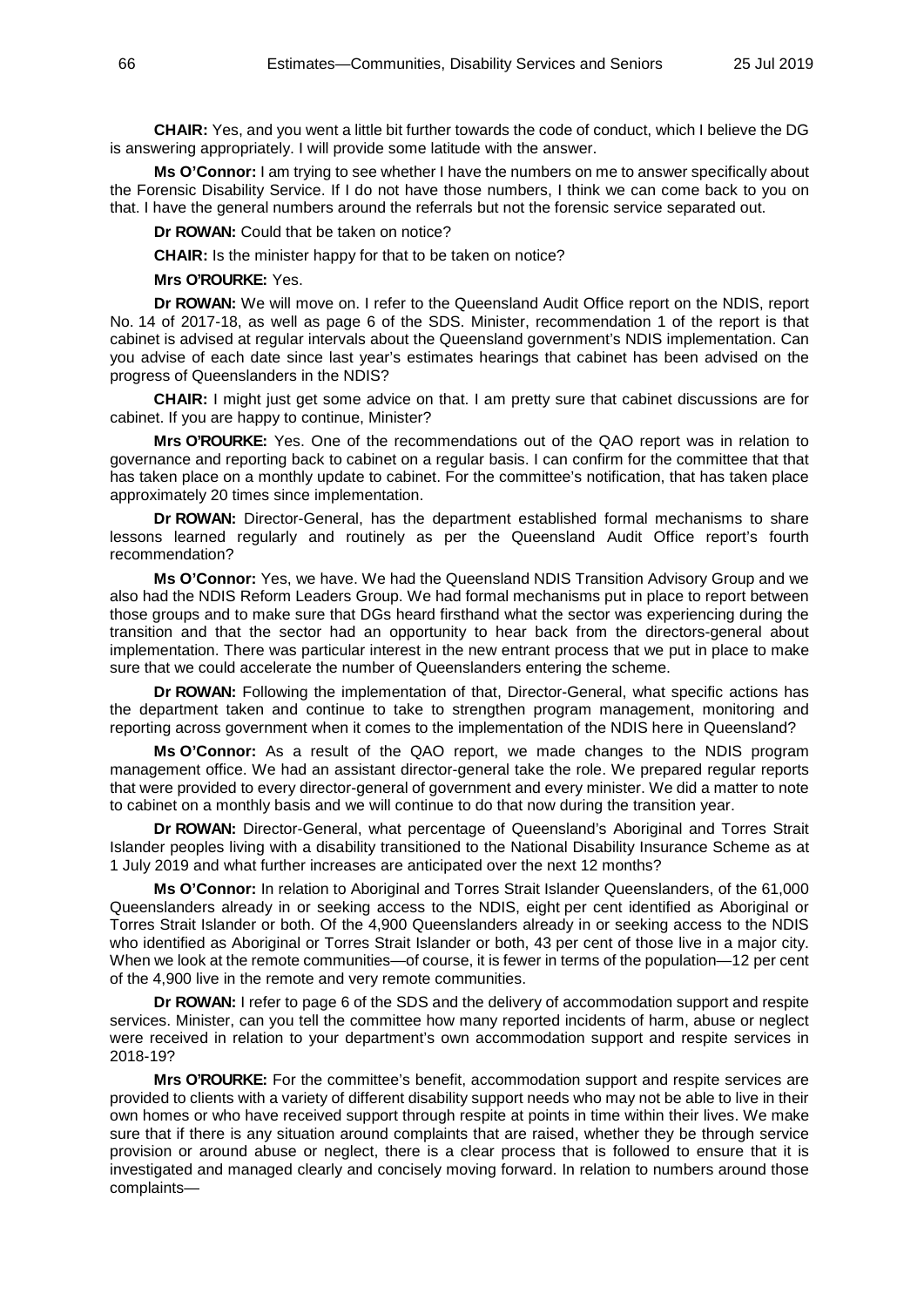**CHAIR:** Yes, and you went a little bit further towards the code of conduct, which I believe the DG is answering appropriately. I will provide some latitude with the answer.

**Ms O'Connor:** I am trying to see whether I have the numbers on me to answer specifically about the Forensic Disability Service. If I do not have those numbers, I think we can come back to you on that. I have the general numbers around the referrals but not the forensic service separated out.

**Dr ROWAN:** Could that be taken on notice?

**CHAIR:** Is the minister happy for that to be taken on notice?

**Mrs O'ROURKE:** Yes.

**Dr ROWAN:** We will move on. I refer to the Queensland Audit Office report on the NDIS, report No. 14 of 2017-18, as well as page 6 of the SDS. Minister, recommendation 1 of the report is that cabinet is advised at regular intervals about the Queensland government's NDIS implementation. Can you advise of each date since last year's estimates hearings that cabinet has been advised on the progress of Queenslanders in the NDIS?

**CHAIR:** I might just get some advice on that. I am pretty sure that cabinet discussions are for cabinet. If you are happy to continue, Minister?

**Mrs O'ROURKE:** Yes. One of the recommendations out of the QAO report was in relation to governance and reporting back to cabinet on a regular basis. I can confirm for the committee that that has taken place on a monthly update to cabinet. For the committee's notification, that has taken place approximately 20 times since implementation.

**Dr ROWAN:** Director-General, has the department established formal mechanisms to share lessons learned regularly and routinely as per the Queensland Audit Office report's fourth recommendation?

**Ms O'Connor:** Yes, we have. We had the Queensland NDIS Transition Advisory Group and we also had the NDIS Reform Leaders Group. We had formal mechanisms put in place to report between those groups and to make sure that DGs heard firsthand what the sector was experiencing during the transition and that the sector had an opportunity to hear back from the directors-general about implementation. There was particular interest in the new entrant process that we put in place to make sure that we could accelerate the number of Queenslanders entering the scheme.

**Dr ROWAN:** Following the implementation of that, Director-General, what specific actions has the department taken and continue to take to strengthen program management, monitoring and reporting across government when it comes to the implementation of the NDIS here in Queensland?

**Ms O'Connor:** As a result of the QAO report, we made changes to the NDIS program management office. We had an assistant director-general take the role. We prepared regular reports that were provided to every director-general of government and every minister. We did a matter to note to cabinet on a monthly basis and we will continue to do that now during the transition year.

**Dr ROWAN:** Director-General, what percentage of Queensland's Aboriginal and Torres Strait Islander peoples living with a disability transitioned to the National Disability Insurance Scheme as at 1 July 2019 and what further increases are anticipated over the next 12 months?

**Ms O'Connor:** In relation to Aboriginal and Torres Strait Islander Queenslanders, of the 61,000 Queenslanders already in or seeking access to the NDIS, eight per cent identified as Aboriginal or Torres Strait Islander or both. Of the 4,900 Queenslanders already in or seeking access to the NDIS who identified as Aboriginal or Torres Strait Islander or both, 43 per cent of those live in a major city. When we look at the remote communities—of course, it is fewer in terms of the population—12 per cent of the 4,900 live in the remote and very remote communities.

**Dr ROWAN:** I refer to page 6 of the SDS and the delivery of accommodation support and respite services. Minister, can you tell the committee how many reported incidents of harm, abuse or neglect were received in relation to your department's own accommodation support and respite services in 2018-19?

**Mrs O'ROURKE:** For the committee's benefit, accommodation support and respite services are provided to clients with a variety of different disability support needs who may not be able to live in their own homes or who have received support through respite at points in time within their lives. We make sure that if there is any situation around complaints that are raised, whether they be through service provision or around abuse or neglect, there is a clear process that is followed to ensure that it is investigated and managed clearly and concisely moving forward. In relation to numbers around those complaints—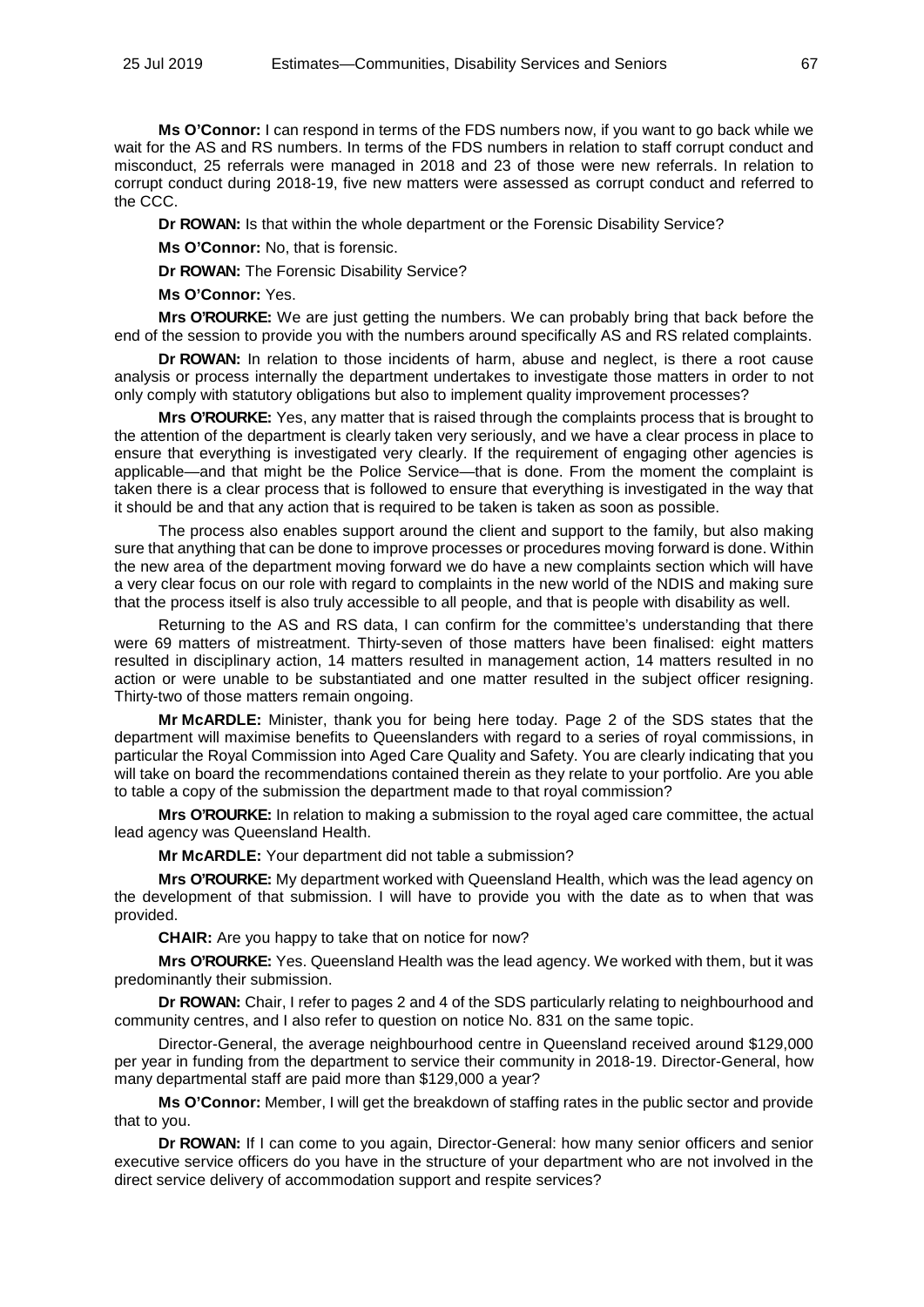**Ms O'Connor:** I can respond in terms of the FDS numbers now, if you want to go back while we wait for the AS and RS numbers. In terms of the FDS numbers in relation to staff corrupt conduct and misconduct, 25 referrals were managed in 2018 and 23 of those were new referrals. In relation to corrupt conduct during 2018-19, five new matters were assessed as corrupt conduct and referred to the CCC.

**Dr ROWAN:** Is that within the whole department or the Forensic Disability Service?

**Ms O'Connor:** No, that is forensic.

**Dr ROWAN:** The Forensic Disability Service?

**Ms O'Connor:** Yes.

**Mrs O'ROURKE:** We are just getting the numbers. We can probably bring that back before the end of the session to provide you with the numbers around specifically AS and RS related complaints.

**Dr ROWAN:** In relation to those incidents of harm, abuse and neglect, is there a root cause analysis or process internally the department undertakes to investigate those matters in order to not only comply with statutory obligations but also to implement quality improvement processes?

**Mrs O'ROURKE:** Yes, any matter that is raised through the complaints process that is brought to the attention of the department is clearly taken very seriously, and we have a clear process in place to ensure that everything is investigated very clearly. If the requirement of engaging other agencies is applicable—and that might be the Police Service—that is done. From the moment the complaint is taken there is a clear process that is followed to ensure that everything is investigated in the way that it should be and that any action that is required to be taken is taken as soon as possible.

The process also enables support around the client and support to the family, but also making sure that anything that can be done to improve processes or procedures moving forward is done. Within the new area of the department moving forward we do have a new complaints section which will have a very clear focus on our role with regard to complaints in the new world of the NDIS and making sure that the process itself is also truly accessible to all people, and that is people with disability as well.

Returning to the AS and RS data, I can confirm for the committee's understanding that there were 69 matters of mistreatment. Thirty-seven of those matters have been finalised: eight matters resulted in disciplinary action, 14 matters resulted in management action, 14 matters resulted in no action or were unable to be substantiated and one matter resulted in the subject officer resigning. Thirty-two of those matters remain ongoing.

**Mr McARDLE:** Minister, thank you for being here today. Page 2 of the SDS states that the department will maximise benefits to Queenslanders with regard to a series of royal commissions, in particular the Royal Commission into Aged Care Quality and Safety. You are clearly indicating that you will take on board the recommendations contained therein as they relate to your portfolio. Are you able to table a copy of the submission the department made to that royal commission?

**Mrs O'ROURKE:** In relation to making a submission to the royal aged care committee, the actual lead agency was Queensland Health.

**Mr McARDLE:** Your department did not table a submission?

**Mrs O'ROURKE:** My department worked with Queensland Health, which was the lead agency on the development of that submission. I will have to provide you with the date as to when that was provided.

**CHAIR:** Are you happy to take that on notice for now?

**Mrs O'ROURKE:** Yes. Queensland Health was the lead agency. We worked with them, but it was predominantly their submission.

**Dr ROWAN:** Chair, I refer to pages 2 and 4 of the SDS particularly relating to neighbourhood and community centres, and I also refer to question on notice No. 831 on the same topic.

Director-General, the average neighbourhood centre in Queensland received around $129,000 per year in funding from the department to service their community in 2018-19. Director-General, how many departmental staff are paid more than $129,000 a year?

**Ms O'Connor:** Member, I will get the breakdown of staffing rates in the public sector and provide that to you.

**Dr ROWAN:** If I can come to you again, Director-General: how many senior officers and senior executive service officers do you have in the structure of your department who are not involved in the direct service delivery of accommodation support and respite services?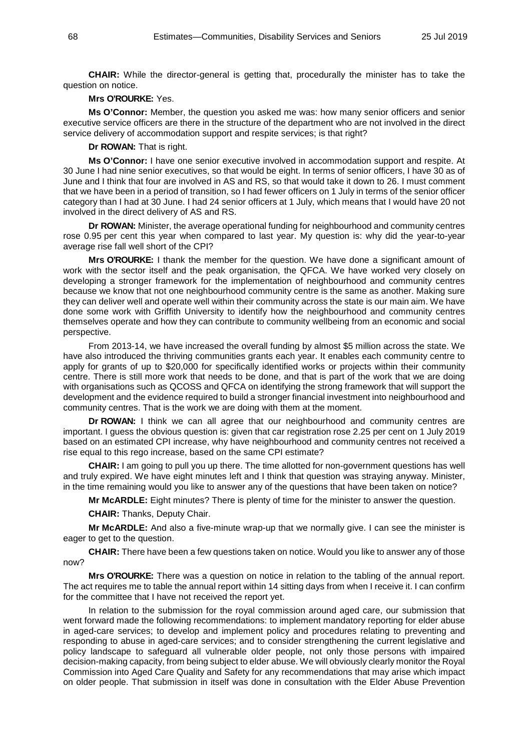**CHAIR:** While the director-general is getting that, procedurally the minister has to take the question on notice.

**Mrs O'ROURKE:** Yes.

**Ms O'Connor:** Member, the question you asked me was: how many senior officers and senior executive service officers are there in the structure of the department who are not involved in the direct service delivery of accommodation support and respite services; is that right?

**Dr ROWAN:** That is right.

**Ms O'Connor:** I have one senior executive involved in accommodation support and respite. At 30 June I had nine senior executives, so that would be eight. In terms of senior officers, I have 30 as of June and I think that four are involved in AS and RS, so that would take it down to 26. I must comment that we have been in a period of transition, so I had fewer officers on 1 July in terms of the senior officer category than I had at 30 June. I had 24 senior officers at 1 July, which means that I would have 20 not involved in the direct delivery of AS and RS.

**Dr ROWAN:** Minister, the average operational funding for neighbourhood and community centres rose 0.95 per cent this year when compared to last year. My question is: why did the year-to-year average rise fall well short of the CPI?

**Mrs O'ROURKE:** I thank the member for the question. We have done a significant amount of work with the sector itself and the peak organisation, the QFCA. We have worked very closely on developing a stronger framework for the implementation of neighbourhood and community centres because we know that not one neighbourhood community centre is the same as another. Making sure they can deliver well and operate well within their community across the state is our main aim. We have done some work with Griffith University to identify how the neighbourhood and community centres themselves operate and how they can contribute to community wellbeing from an economic and social perspective.

From 2013-14, we have increased the overall funding by almost $5 million across the state. We have also introduced the thriving communities grants each year. It enables each community centre to apply for grants of up to $20,000 for specifically identified works or projects within their community centre. There is still more work that needs to be done, and that is part of the work that we are doing with organisations such as QCOSS and QFCA on identifying the strong framework that will support the development and the evidence required to build a stronger financial investment into neighbourhood and community centres. That is the work we are doing with them at the moment.

**Dr ROWAN:** I think we can all agree that our neighbourhood and community centres are important. I guess the obvious question is: given that car registration rose 2.25 per cent on 1 July 2019 based on an estimated CPI increase, why have neighbourhood and community centres not received a rise equal to this rego increase, based on the same CPI estimate?

**CHAIR:** I am going to pull you up there. The time allotted for non-government questions has well and truly expired. We have eight minutes left and I think that question was straying anyway. Minister, in the time remaining would you like to answer any of the questions that have been taken on notice?

**Mr McARDLE:** Eight minutes? There is plenty of time for the minister to answer the question.

**CHAIR:** Thanks, Deputy Chair.

**Mr McARDLE:** And also a five-minute wrap-up that we normally give. I can see the minister is eager to get to the question.

**CHAIR:** There have been a few questions taken on notice. Would you like to answer any of those now?

**Mrs O'ROURKE:** There was a question on notice in relation to the tabling of the annual report. The act requires me to table the annual report within 14 sitting days from when I receive it. I can confirm for the committee that I have not received the report yet.

In relation to the submission for the royal commission around aged care, our submission that went forward made the following recommendations: to implement mandatory reporting for elder abuse in aged-care services; to develop and implement policy and procedures relating to preventing and responding to abuse in aged-care services; and to consider strengthening the current legislative and policy landscape to safeguard all vulnerable older people, not only those persons with impaired decision-making capacity, from being subject to elder abuse. We will obviously clearly monitor the Royal Commission into Aged Care Quality and Safety for any recommendations that may arise which impact on older people. That submission in itself was done in consultation with the Elder Abuse Prevention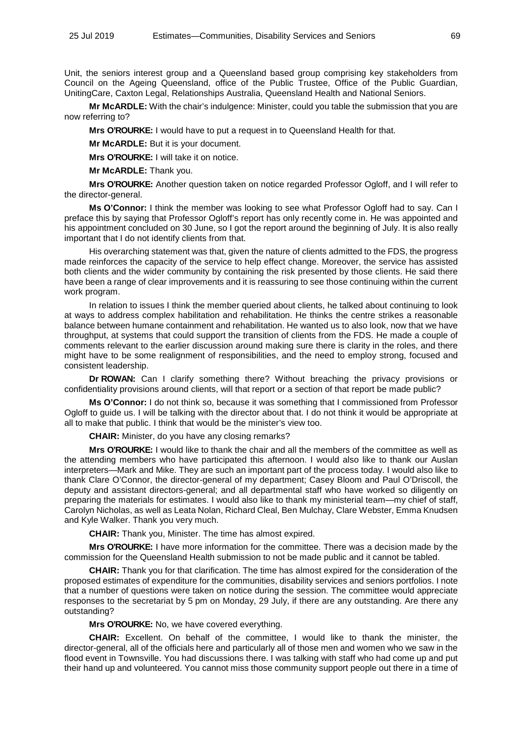Unit, the seniors interest group and a Queensland based group comprising key stakeholders from Council on the Ageing Queensland, office of the Public Trustee, Office of the Public Guardian, UnitingCare, Caxton Legal, Relationships Australia, Queensland Health and National Seniors.

**Mr McARDLE:** With the chair's indulgence: Minister, could you table the submission that you are now referring to?

**Mrs O'ROURKE:** I would have to put a request in to Queensland Health for that.

**Mr McARDLE:** But it is your document.

**Mrs O'ROURKE:** I will take it on notice.

**Mr McARDLE:** Thank you.

**Mrs O'ROURKE:** Another question taken on notice regarded Professor Ogloff, and I will refer to the director-general.

**Ms O'Connor:** I think the member was looking to see what Professor Ogloff had to say. Can I preface this by saying that Professor Ogloff's report has only recently come in. He was appointed and his appointment concluded on 30 June, so I got the report around the beginning of July. It is also really important that I do not identify clients from that.

His overarching statement was that, given the nature of clients admitted to the FDS, the progress made reinforces the capacity of the service to help effect change. Moreover, the service has assisted both clients and the wider community by containing the risk presented by those clients. He said there have been a range of clear improvements and it is reassuring to see those continuing within the current work program.

In relation to issues I think the member queried about clients, he talked about continuing to look at ways to address complex habilitation and rehabilitation. He thinks the centre strikes a reasonable balance between humane containment and rehabilitation. He wanted us to also look, now that we have throughput, at systems that could support the transition of clients from the FDS. He made a couple of comments relevant to the earlier discussion around making sure there is clarity in the roles, and there might have to be some realignment of responsibilities, and the need to employ strong, focused and consistent leadership.

**Dr ROWAN:** Can I clarify something there? Without breaching the privacy provisions or confidentiality provisions around clients, will that report or a section of that report be made public?

**Ms O'Connor:** I do not think so, because it was something that I commissioned from Professor Ogloff to guide us. I will be talking with the director about that. I do not think it would be appropriate at all to make that public. I think that would be the minister's view too.

**CHAIR:** Minister, do you have any closing remarks?

**Mrs O'ROURKE:** I would like to thank the chair and all the members of the committee as well as the attending members who have participated this afternoon. I would also like to thank our Auslan interpreters—Mark and Mike. They are such an important part of the process today. I would also like to thank Clare O'Connor, the director-general of my department; Casey Bloom and Paul O'Driscoll, the deputy and assistant directors-general; and all departmental staff who have worked so diligently on preparing the materials for estimates. I would also like to thank my ministerial team—my chief of staff, Carolyn Nicholas, as well as Leata Nolan, Richard Cleal, Ben Mulchay, Clare Webster, Emma Knudsen and Kyle Walker. Thank you very much.

**CHAIR:** Thank you, Minister. The time has almost expired.

**Mrs O'ROURKE:** I have more information for the committee. There was a decision made by the commission for the Queensland Health submission to not be made public and it cannot be tabled.

**CHAIR:** Thank you for that clarification. The time has almost expired for the consideration of the proposed estimates of expenditure for the communities, disability services and seniors portfolios. I note that a number of questions were taken on notice during the session. The committee would appreciate responses to the secretariat by 5 pm on Monday, 29 July, if there are any outstanding. Are there any outstanding?

**Mrs O'ROURKE:** No, we have covered everything.

**CHAIR:** Excellent. On behalf of the committee, I would like to thank the minister, the director-general, all of the officials here and particularly all of those men and women who we saw in the flood event in Townsville. You had discussions there. I was talking with staff who had come up and put their hand up and volunteered. You cannot miss those community support people out there in a time of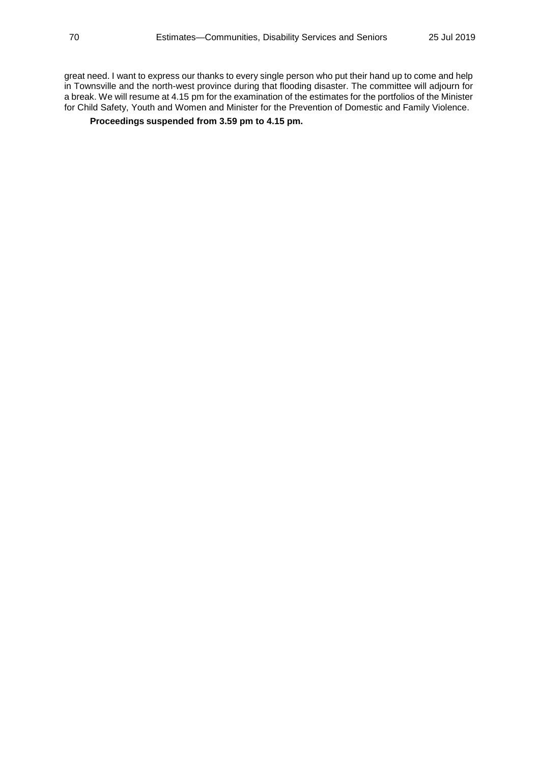great need. I want to express our thanks to every single person who put their hand up to come and help in Townsville and the north-west province during that flooding disaster. The committee will adjourn for a break. We will resume at 4.15 pm for the examination of the estimates for the portfolios of the Minister for Child Safety, Youth and Women and Minister for the Prevention of Domestic and Family Violence.

**Proceedings suspended from 3.59 pm to 4.15 pm.**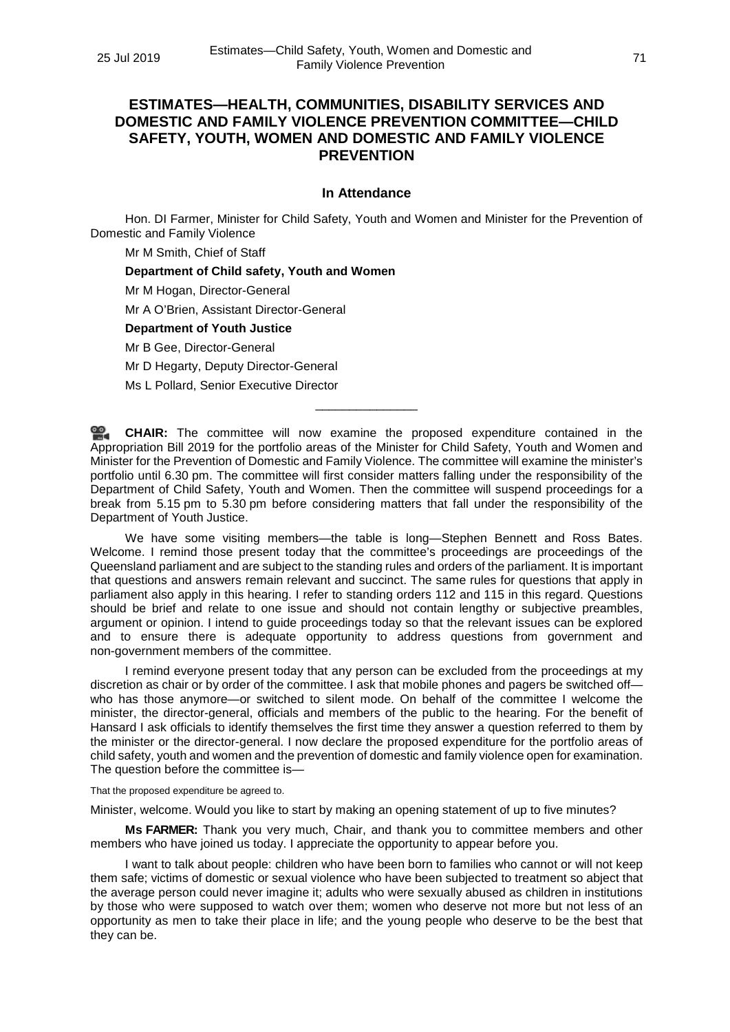## ESTIMATES—HEALTH, COMMUNITIES, DISABILITY SERVICES AND DOMESTIC AND FAMILY VIOLENCE PREVENTION COMMITTEE—CHILD SAFETY, YOUTH, WOMEN AND DOMESTIC AND FAMILY VIOLENCE PREVENTION

### In Attendance

Hon. DI Farmer, Minister for Child Safety, Youth and Women and Minister for the Prevention of Domestic and Family Violence

Mr M Smith, Chief of Staff

**Department of Child safety, Youth and Women**

Mr M Hogan, Director-General

Mr A O'Brien, Assistant Director-General

**Department of Youth Justice**

Mr B Gee, Director-General

Mr D Hegarty, Deputy Director-General

Ms L Pollard, Senior Executive Director

---

**CHAIR:** The committee will now examine the proposed expenditure contained in the Appropriation Bill 2019 for the portfolio areas of the Minister for Child Safety, Youth and Women and Minister for the Prevention of Domestic and Family Violence. The committee will examine the minister's portfolio until 6.30 pm. The committee will first consider matters falling under the responsibility of the Department of Child Safety, Youth and Women. Then the committee will suspend proceedings for a break from 5.15 pm to 5.30 pm before considering matters that fall under the responsibility of the Department of Youth Justice.

We have some visiting members—the table is long—Stephen Bennett and Ross Bates. Welcome. I remind those present today that the committee's proceedings are proceedings of the Queensland parliament and are subject to the standing rules and orders of the parliament. It is important that questions and answers remain relevant and succinct. The same rules for questions that apply in parliament also apply in this hearing. I refer to standing orders 112 and 115 in this regard. Questions should be brief and relate to one issue and should not contain lengthy or subjective preambles, argument or opinion. I intend to guide proceedings today so that the relevant issues can be explored and to ensure there is adequate opportunity to address questions from government and non-government members of the committee.

I remind everyone present today that any person can be excluded from the proceedings at my discretion as chair or by order of the committee. I ask that mobile phones and pagers be switched off—who has those anymore—or switched to silent mode. On behalf of the committee I welcome the minister, the director-general, officials and members of the public to the hearing. For the benefit of Hansard I ask officials to identify themselves the first time they answer a question referred to them by the minister or the director-general. I now declare the proposed expenditure for the portfolio areas of child safety, youth and women and the prevention of domestic and family violence open for examination. The question before the committee is—

That the proposed expenditure be agreed to.

Minister, welcome. Would you like to start by making an opening statement of up to five minutes?

**Ms FARMER:** Thank you very much, Chair, and thank you to committee members and other members who have joined us today. I appreciate the opportunity to appear before you.

I want to talk about people: children who have been born to families who cannot or will not keep them safe; victims of domestic or sexual violence who have been subjected to treatment so abject that the average person could never imagine it; adults who were sexually abused as children in institutions by those who were supposed to watch over them; women who deserve not more but not less of an opportunity as men to take their place in life; and the young people who deserve to be the best that they can be.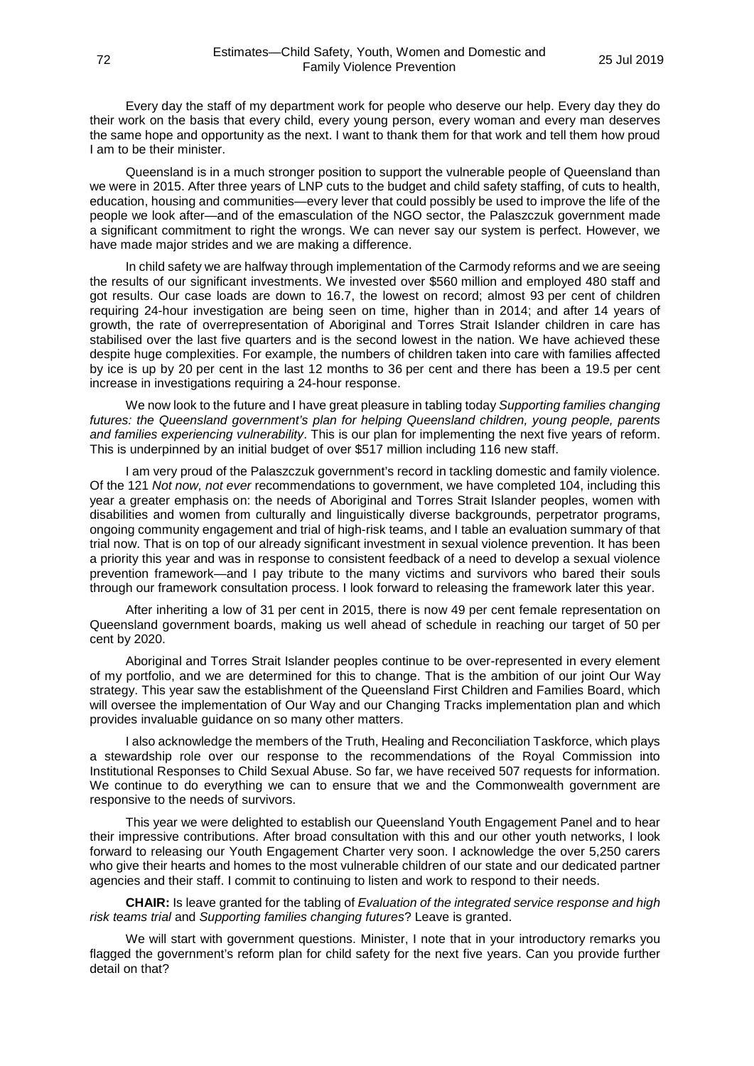Every day the staff of my department work for people who deserve our help. Every day they do their work on the basis that every child, every young person, every woman and every man deserves the same hope and opportunity as the next. I want to thank them for that work and tell them how proud I am to be their minister.

Queensland is in a much stronger position to support the vulnerable people of Queensland than we were in 2015. After three years of LNP cuts to the budget and child safety staffing, of cuts to health, education, housing and communities—every lever that could possibly be used to improve the life of the people we look after—and of the emasculation of the NGO sector, the Palaszczuk government made a significant commitment to right the wrongs. We can never say our system is perfect. However, we have made major strides and we are making a difference.

In child safety we are halfway through implementation of the Carmody reforms and we are seeing the results of our significant investments. We invested over $560 million and employed 480 staff and got results. Our case loads are down to 16.7, the lowest on record; almost 93 per cent of children requiring 24-hour investigation are being seen on time, higher than in 2014; and after 14 years of growth, the rate of overrepresentation of Aboriginal and Torres Strait Islander children in care has stabilised over the last five quarters and is the second lowest in the nation. We have achieved these despite huge complexities. For example, the numbers of children taken into care with families affected by ice is up by 20 per cent in the last 12 months to 36 per cent and there has been a 19.5 per cent increase in investigations requiring a 24-hour response.

We now look to the future and I have great pleasure in tabling today *Supporting families changing futures: the Queensland government's plan for helping Queensland children, young people, parents and families experiencing vulnerability*. This is our plan for implementing the next five years of reform. This is underpinned by an initial budget of over $517 million including 116 new staff.

I am very proud of the Palaszczuk government's record in tackling domestic and family violence. Of the 121 *Not now, not ever* recommendations to government, we have completed 104, including this year a greater emphasis on: the needs of Aboriginal and Torres Strait Islander peoples, women with disabilities and women from culturally and linguistically diverse backgrounds, perpetrator programs, ongoing community engagement and trial of high-risk teams, and I table an evaluation summary of that trial now. That is on top of our already significant investment in sexual violence prevention. It has been a priority this year and was in response to consistent feedback of a need to develop a sexual violence prevention framework—and I pay tribute to the many victims and survivors who bared their souls through our framework consultation process. I look forward to releasing the framework later this year.

After inheriting a low of 31 per cent in 2015, there is now 49 per cent female representation on Queensland government boards, making us well ahead of schedule in reaching our target of 50 per cent by 2020.

Aboriginal and Torres Strait Islander peoples continue to be over-represented in every element of my portfolio, and we are determined for this to change. That is the ambition of our joint Our Way strategy. This year saw the establishment of the Queensland First Children and Families Board, which will oversee the implementation of Our Way and our Changing Tracks implementation plan and which provides invaluable guidance on so many other matters.

I also acknowledge the members of the Truth, Healing and Reconciliation Taskforce, which plays a stewardship role over our response to the recommendations of the Royal Commission into Institutional Responses to Child Sexual Abuse. So far, we have received 507 requests for information. We continue to do everything we can to ensure that we and the Commonwealth government are responsive to the needs of survivors.

This year we were delighted to establish our Queensland Youth Engagement Panel and to hear their impressive contributions. After broad consultation with this and our other youth networks, I look forward to releasing our Youth Engagement Charter very soon. I acknowledge the over 5,250 carers who give their hearts and homes to the most vulnerable children of our state and our dedicated partner agencies and their staff. I commit to continuing to listen and work to respond to their needs.

**CHAIR:** Is leave granted for the tabling of *Evaluation of the integrated service response and high risk teams trial* and *Supporting families changing futures*? Leave is granted.

We will start with government questions. Minister, I note that in your introductory remarks you flagged the government's reform plan for child safety for the next five years. Can you provide further detail on that?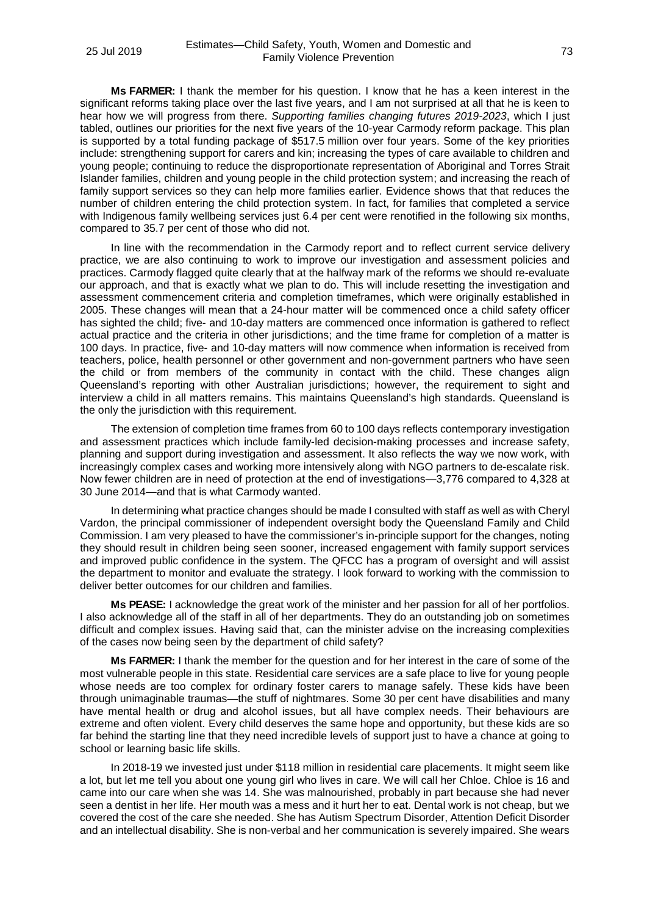**Ms FARMER:** I thank the member for his question. I know that he has a keen interest in the significant reforms taking place over the last five years, and I am not surprised at all that he is keen to hear how we will progress from there. *Supporting families changing futures 2019-2023*, which I just tabled, outlines our priorities for the next five years of the 10-year Carmody reform package. This plan is supported by a total funding package of $517.5 million over four years. Some of the key priorities include: strengthening support for carers and kin; increasing the types of care available to children and young people; continuing to reduce the disproportionate representation of Aboriginal and Torres Strait Islander families, children and young people in the child protection system; and increasing the reach of family support services so they can help more families earlier. Evidence shows that that reduces the number of children entering the child protection system. In fact, for families that completed a service with Indigenous family wellbeing services just 6.4 per cent were renotified in the following six months, compared to 35.7 per cent of those who did not.

In line with the recommendation in the Carmody report and to reflect current service delivery practice, we are also continuing to work to improve our investigation and assessment policies and practices. Carmody flagged quite clearly that at the halfway mark of the reforms we should re-evaluate our approach, and that is exactly what we plan to do. This will include resetting the investigation and assessment commencement criteria and completion timeframes, which were originally established in 2005. These changes will mean that a 24-hour matter will be commenced once a child safety officer has sighted the child; five- and 10-day matters are commenced once information is gathered to reflect actual practice and the criteria in other jurisdictions; and the time frame for completion of a matter is 100 days. In practice, five- and 10-day matters will now commence when information is received from teachers, police, health personnel or other government and non-government partners who have seen the child or from members of the community in contact with the child. These changes align Queensland's reporting with other Australian jurisdictions; however, the requirement to sight and interview a child in all matters remains. This maintains Queensland's high standards. Queensland is the only the jurisdiction with this requirement.

The extension of completion time frames from 60 to 100 days reflects contemporary investigation and assessment practices which include family-led decision-making processes and increase safety, planning and support during investigation and assessment. It also reflects the way we now work, with increasingly complex cases and working more intensively along with NGO partners to de-escalate risk. Now fewer children are in need of protection at the end of investigations—3,776 compared to 4,328 at 30 June 2014—and that is what Carmody wanted.

In determining what practice changes should be made I consulted with staff as well as with Cheryl Vardon, the principal commissioner of independent oversight body the Queensland Family and Child Commission. I am very pleased to have the commissioner's in-principle support for the changes, noting they should result in children being seen sooner, increased engagement with family support services and improved public confidence in the system. The QFCC has a program of oversight and will assist the department to monitor and evaluate the strategy. I look forward to working with the commission to deliver better outcomes for our children and families.

**Ms PEASE:** I acknowledge the great work of the minister and her passion for all of her portfolios. I also acknowledge all of the staff in all of her departments. They do an outstanding job on sometimes difficult and complex issues. Having said that, can the minister advise on the increasing complexities of the cases now being seen by the department of child safety?

**Ms FARMER:** I thank the member for the question and for her interest in the care of some of the most vulnerable people in this state. Residential care services are a safe place to live for young people whose needs are too complex for ordinary foster carers to manage safely. These kids have been through unimaginable traumas—the stuff of nightmares. Some 30 per cent have disabilities and many have mental health or drug and alcohol issues, but all have complex needs. Their behaviours are extreme and often violent. Every child deserves the same hope and opportunity, but these kids are so far behind the starting line that they need incredible levels of support just to have a chance at going to school or learning basic life skills.

In 2018-19 we invested just under $118 million in residential care placements. It might seem like a lot, but let me tell you about one young girl who lives in care. We will call her Chloe. Chloe is 16 and came into our care when she was 14. She was malnourished, probably in part because she had never seen a dentist in her life. Her mouth was a mess and it hurt her to eat. Dental work is not cheap, but we covered the cost of the care she needed. She has Autism Spectrum Disorder, Attention Deficit Disorder and an intellectual disability. She is non-verbal and her communication is severely impaired. She wears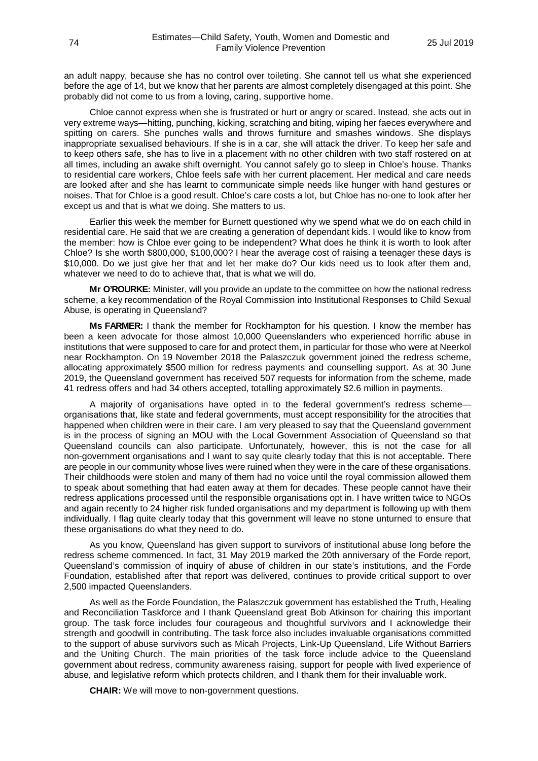an adult nappy, because she has no control over toileting. She cannot tell us what she experienced before the age of 14, but we know that her parents are almost completely disengaged at this point. She probably did not come to us from a loving, caring, supportive home.

Chloe cannot express when she is frustrated or hurt or angry or scared. Instead, she acts out in very extreme ways—hitting, punching, kicking, scratching and biting, wiping her faeces everywhere and spitting on carers. She punches walls and throws furniture and smashes windows. She displays inappropriate sexualised behaviours. If she is in a car, she will attack the driver. To keep her safe and to keep others safe, she has to live in a placement with no other children with two staff rostered on at all times, including an awake shift overnight. You cannot safely go to sleep in Chloe's house. Thanks to residential care workers, Chloe feels safe with her current placement. Her medical and care needs are looked after and she has learnt to communicate simple needs like hunger with hand gestures or noises. That for Chloe is a good result. Chloe's care costs a lot, but Chloe has no-one to look after her except us and that is what we doing. She matters to us.

Earlier this week the member for Burnett questioned why we spend what we do on each child in residential care. He said that we are creating a generation of dependant kids. I would like to know from the member: how is Chloe ever going to be independent? What does he think it is worth to look after Chloe? Is she worth \$800,000, \$100,000? I hear the average cost of raising a teenager these days is \$10,000. Do we just give her that and let her make do? Our kids need us to look after them and, whatever we need to do to achieve that, that is what we will do.

**Mr O'ROURKE:** Minister, will you provide an update to the committee on how the national redress scheme, a key recommendation of the Royal Commission into Institutional Responses to Child Sexual Abuse, is operating in Queensland?

**Ms FARMER:** I thank the member for Rockhampton for his question. I know the member has been a keen advocate for those almost 10,000 Queenslanders who experienced horrific abuse in institutions that were supposed to care for and protect them, in particular for those who were at Neerkol near Rockhampton. On 19 November 2018 the Palaszczuk government joined the redress scheme, allocating approximately \$500 million for redress payments and counselling support. As at 30 June 2019, the Queensland government has received 507 requests for information from the scheme, made 41 redress offers and had 34 others accepted, totalling approximately \$2.6 million in payments.

A majority of organisations have opted in to the federal government's redress scheme—organisations that, like state and federal governments, must accept responsibility for the atrocities that happened when children were in their care. I am very pleased to say that the Queensland government is in the process of signing an MOU with the Local Government Association of Queensland so that Queensland councils can also participate. Unfortunately, however, this is not the case for all non-government organisations and I want to say quite clearly today that this is not acceptable. There are people in our community whose lives were ruined when they were in the care of these organisations. Their childhoods were stolen and many of them had no voice until the royal commission allowed them to speak about something that had eaten away at them for decades. These people cannot have their redress applications processed until the responsible organisations opt in. I have written twice to NGOs and again recently to 24 higher risk funded organisations and my department is following up with them individually. I flag quite clearly today that this government will leave no stone unturned to ensure that these organisations do what they need to do.

As you know, Queensland has given support to survivors of institutional abuse long before the redress scheme commenced. In fact, 31 May 2019 marked the 20th anniversary of the Forde report, Queensland's commission of inquiry of abuse of children in our state's institutions, and the Forde Foundation, established after that report was delivered, continues to provide critical support to over 2,500 impacted Queenslanders.

As well as the Forde Foundation, the Palaszczuk government has established the Truth, Healing and Reconciliation Taskforce and I thank Queensland great Bob Atkinson for chairing this important group. The task force includes four courageous and thoughtful survivors and I acknowledge their strength and goodwill in contributing. The task force also includes invaluable organisations committed to the support of abuse survivors such as Micah Projects, Link-Up Queensland, Life Without Barriers and the Uniting Church. The main priorities of the task force include advice to the Queensland government about redress, community awareness raising, support for people with lived experience of abuse, and legislative reform which protects children, and I thank them for their invaluable work.

**CHAIR:** We will move to non-government questions.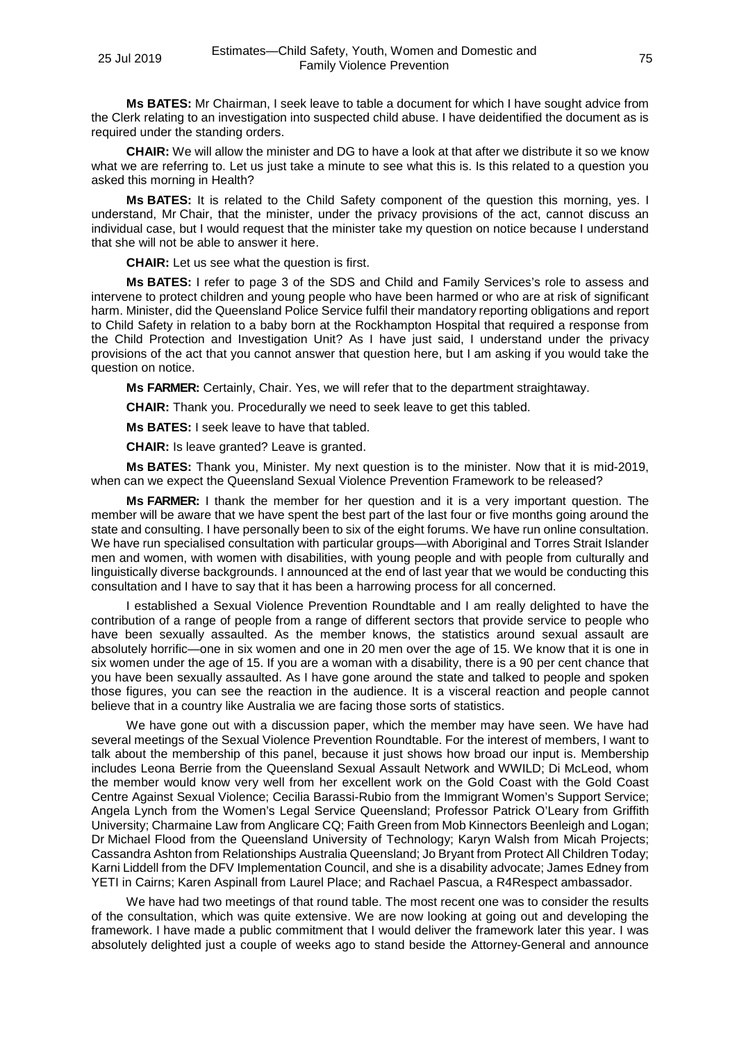**Ms BATES:** Mr Chairman, I seek leave to table a document for which I have sought advice from the Clerk relating to an investigation into suspected child abuse. I have deidentified the document as is required under the standing orders.

**CHAIR:** We will allow the minister and DG to have a look at that after we distribute it so we know what we are referring to. Let us just take a minute to see what this is. Is this related to a question you asked this morning in Health?

**Ms BATES:** It is related to the Child Safety component of the question this morning, yes. I understand, Mr Chair, that the minister, under the privacy provisions of the act, cannot discuss an individual case, but I would request that the minister take my question on notice because I understand that she will not be able to answer it here.

**CHAIR:** Let us see what the question is first.

**Ms BATES:** I refer to page 3 of the SDS and Child and Family Services's role to assess and intervene to protect children and young people who have been harmed or who are at risk of significant harm. Minister, did the Queensland Police Service fulfil their mandatory reporting obligations and report to Child Safety in relation to a baby born at the Rockhampton Hospital that required a response from the Child Protection and Investigation Unit? As I have just said, I understand under the privacy provisions of the act that you cannot answer that question here, but I am asking if you would take the question on notice.

**Ms FARMER:** Certainly, Chair. Yes, we will refer that to the department straightaway.

**CHAIR:** Thank you. Procedurally we need to seek leave to get this tabled.

**Ms BATES:** I seek leave to have that tabled.

**CHAIR:** Is leave granted? Leave is granted.

**Ms BATES:** Thank you, Minister. My next question is to the minister. Now that it is mid-2019, when can we expect the Queensland Sexual Violence Prevention Framework to be released?

**Ms FARMER:** I thank the member for her question and it is a very important question. The member will be aware that we have spent the best part of the last four or five months going around the state and consulting. I have personally been to six of the eight forums. We have run online consultation. We have run specialised consultation with particular groups—with Aboriginal and Torres Strait Islander men and women, with women with disabilities, with young people and with people from culturally and linguistically diverse backgrounds. I announced at the end of last year that we would be conducting this consultation and I have to say that it has been a harrowing process for all concerned.

I established a Sexual Violence Prevention Roundtable and I am really delighted to have the contribution of a range of people from a range of different sectors that provide service to people who have been sexually assaulted. As the member knows, the statistics around sexual assault are absolutely horrific—one in six women and one in 20 men over the age of 15. We know that it is one in six women under the age of 15. If you are a woman with a disability, there is a 90 per cent chance that you have been sexually assaulted. As I have gone around the state and talked to people and spoken those figures, you can see the reaction in the audience. It is a visceral reaction and people cannot believe that in a country like Australia we are facing those sorts of statistics.

We have gone out with a discussion paper, which the member may have seen. We have had several meetings of the Sexual Violence Prevention Roundtable. For the interest of members, I want to talk about the membership of this panel, because it just shows how broad our input is. Membership includes Leona Berrie from the Queensland Sexual Assault Network and WWILD; Di McLeod, whom the member would know very well from her excellent work on the Gold Coast with the Gold Coast Centre Against Sexual Violence; Cecilia Barassi-Rubio from the Immigrant Women's Support Service; Angela Lynch from the Women's Legal Service Queensland; Professor Patrick O'Leary from Griffith University; Charmaine Law from Anglicare CQ; Faith Green from Mob Kinnectors Beenleigh and Logan; Dr Michael Flood from the Queensland University of Technology; Karyn Walsh from Micah Projects; Cassandra Ashton from Relationships Australia Queensland; Jo Bryant from Protect All Children Today; Karni Liddell from the DFV Implementation Council, and she is a disability advocate; James Edney from YETI in Cairns; Karen Aspinall from Laurel Place; and Rachael Pascua, a R4Respect ambassador.

We have had two meetings of that round table. The most recent one was to consider the results of the consultation, which was quite extensive. We are now looking at going out and developing the framework. I have made a public commitment that I would deliver the framework later this year. I was absolutely delighted just a couple of weeks ago to stand beside the Attorney-General and announce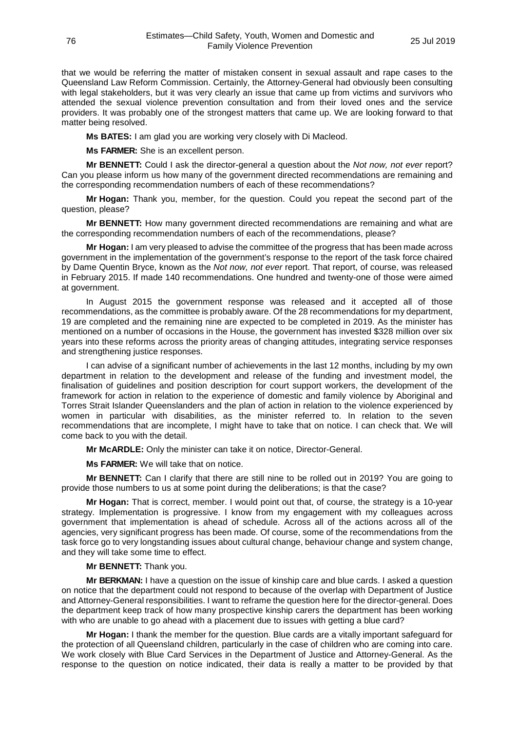that we would be referring the matter of mistaken consent in sexual assault and rape cases to the Queensland Law Reform Commission. Certainly, the Attorney-General had obviously been consulting with legal stakeholders, but it was very clearly an issue that came up from victims and survivors who attended the sexual violence prevention consultation and from their loved ones and the service providers. It was probably one of the strongest matters that came up. We are looking forward to that matter being resolved.

**Ms BATES:** I am glad you are working very closely with Di Macleod.

**Ms FARMER:** She is an excellent person.

**Mr BENNETT:** Could I ask the director-general a question about the *Not now, not ever* report? Can you please inform us how many of the government directed recommendations are remaining and the corresponding recommendation numbers of each of these recommendations?

**Mr Hogan:** Thank you, member, for the question. Could you repeat the second part of the question, please?

**Mr BENNETT:** How many government directed recommendations are remaining and what are the corresponding recommendation numbers of each of the recommendations, please?

**Mr Hogan:** I am very pleased to advise the committee of the progress that has been made across government in the implementation of the government's response to the report of the task force chaired by Dame Quentin Bryce, known as the *Not now, not ever* report. That report, of course, was released in February 2015. If made 140 recommendations. One hundred and twenty-one of those were aimed at government.

In August 2015 the government response was released and it accepted all of those recommendations, as the committee is probably aware. Of the 28 recommendations for my department, 19 are completed and the remaining nine are expected to be completed in 2019. As the minister has mentioned on a number of occasions in the House, the government has invested $328 million over six years into these reforms across the priority areas of changing attitudes, integrating service responses and strengthening justice responses.

I can advise of a significant number of achievements in the last 12 months, including by my own department in relation to the development and release of the funding and investment model, the finalisation of guidelines and position description for court support workers, the development of the framework for action in relation to the experience of domestic and family violence by Aboriginal and Torres Strait Islander Queenslanders and the plan of action in relation to the violence experienced by women in particular with disabilities, as the minister referred to. In relation to the seven recommendations that are incomplete, I might have to take that on notice. I can check that. We will come back to you with the detail.

**Mr McARDLE:** Only the minister can take it on notice, Director-General.

**Ms FARMER:** We will take that on notice.

**Mr BENNETT:** Can I clarify that there are still nine to be rolled out in 2019? You are going to provide those numbers to us at some point during the deliberations; is that the case?

**Mr Hogan:** That is correct, member. I would point out that, of course, the strategy is a 10-year strategy. Implementation is progressive. I know from my engagement with my colleagues across government that implementation is ahead of schedule. Across all of the actions across all of the agencies, very significant progress has been made. Of course, some of the recommendations from the task force go to very longstanding issues about cultural change, behaviour change and system change, and they will take some time to effect.

**Mr BENNETT:** Thank you.

**Mr BERKMAN:** I have a question on the issue of kinship care and blue cards. I asked a question on notice that the department could not respond to because of the overlap with Department of Justice and Attorney-General responsibilities. I want to reframe the question here for the director-general. Does the department keep track of how many prospective kinship carers the department has been working with who are unable to go ahead with a placement due to issues with getting a blue card?

**Mr Hogan:** I thank the member for the question. Blue cards are a vitally important safeguard for the protection of all Queensland children, particularly in the case of children who are coming into care. We work closely with Blue Card Services in the Department of Justice and Attorney-General. As the response to the question on notice indicated, their data is really a matter to be provided by that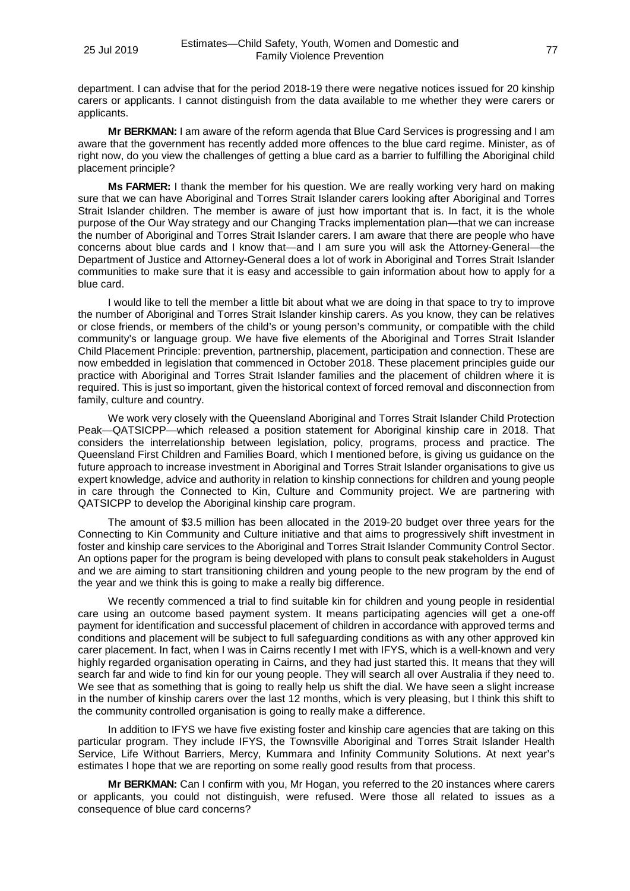department. I can advise that for the period 2018-19 there were negative notices issued for 20 kinship carers or applicants. I cannot distinguish from the data available to me whether they were carers or applicants.

**Mr BERKMAN:** I am aware of the reform agenda that Blue Card Services is progressing and I am aware that the government has recently added more offences to the blue card regime. Minister, as of right now, do you view the challenges of getting a blue card as a barrier to fulfilling the Aboriginal child placement principle?

**Ms FARMER:** I thank the member for his question. We are really working very hard on making sure that we can have Aboriginal and Torres Strait Islander carers looking after Aboriginal and Torres Strait Islander children. The member is aware of just how important that is. In fact, it is the whole purpose of the Our Way strategy and our Changing Tracks implementation plan—that we can increase the number of Aboriginal and Torres Strait Islander carers. I am aware that there are people who have concerns about blue cards and I know that—and I am sure you will ask the Attorney-General—the Department of Justice and Attorney-General does a lot of work in Aboriginal and Torres Strait Islander communities to make sure that it is easy and accessible to gain information about how to apply for a blue card.

I would like to tell the member a little bit about what we are doing in that space to try to improve the number of Aboriginal and Torres Strait Islander kinship carers. As you know, they can be relatives or close friends, or members of the child's or young person's community, or compatible with the child community's or language group. We have five elements of the Aboriginal and Torres Strait Islander Child Placement Principle: prevention, partnership, placement, participation and connection. These are now embedded in legislation that commenced in October 2018. These placement principles guide our practice with Aboriginal and Torres Strait Islander families and the placement of children where it is required. This is just so important, given the historical context of forced removal and disconnection from family, culture and country.

We work very closely with the Queensland Aboriginal and Torres Strait Islander Child Protection Peak—QATSICPP—which released a position statement for Aboriginal kinship care in 2018. That considers the interrelationship between legislation, policy, programs, process and practice. The Queensland First Children and Families Board, which I mentioned before, is giving us guidance on the future approach to increase investment in Aboriginal and Torres Strait Islander organisations to give us expert knowledge, advice and authority in relation to kinship connections for children and young people in care through the Connected to Kin, Culture and Community project. We are partnering with QATSICPP to develop the Aboriginal kinship care program.

The amount of $3.5 million has been allocated in the 2019-20 budget over three years for the Connecting to Kin Community and Culture initiative and that aims to progressively shift investment in foster and kinship care services to the Aboriginal and Torres Strait Islander Community Control Sector. An options paper for the program is being developed with plans to consult peak stakeholders in August and we are aiming to start transitioning children and young people to the new program by the end of the year and we think this is going to make a really big difference.

We recently commenced a trial to find suitable kin for children and young people in residential care using an outcome based payment system. It means participating agencies will get a one-off payment for identification and successful placement of children in accordance with approved terms and conditions and placement will be subject to full safeguarding conditions as with any other approved kin carer placement. In fact, when I was in Cairns recently I met with IFYS, which is a well-known and very highly regarded organisation operating in Cairns, and they had just started this. It means that they will search far and wide to find kin for our young people. They will search all over Australia if they need to. We see that as something that is going to really help us shift the dial. We have seen a slight increase in the number of kinship carers over the last 12 months, which is very pleasing, but I think this shift to the community controlled organisation is going to really make a difference.

In addition to IFYS we have five existing foster and kinship care agencies that are taking on this particular program. They include IFYS, the Townsville Aboriginal and Torres Strait Islander Health Service, Life Without Barriers, Mercy, Kummara and Infinity Community Solutions. At next year's estimates I hope that we are reporting on some really good results from that process.

**Mr BERKMAN:** Can I confirm with you, Mr Hogan, you referred to the 20 instances where carers or applicants, you could not distinguish, were refused. Were those all related to issues as a consequence of blue card concerns?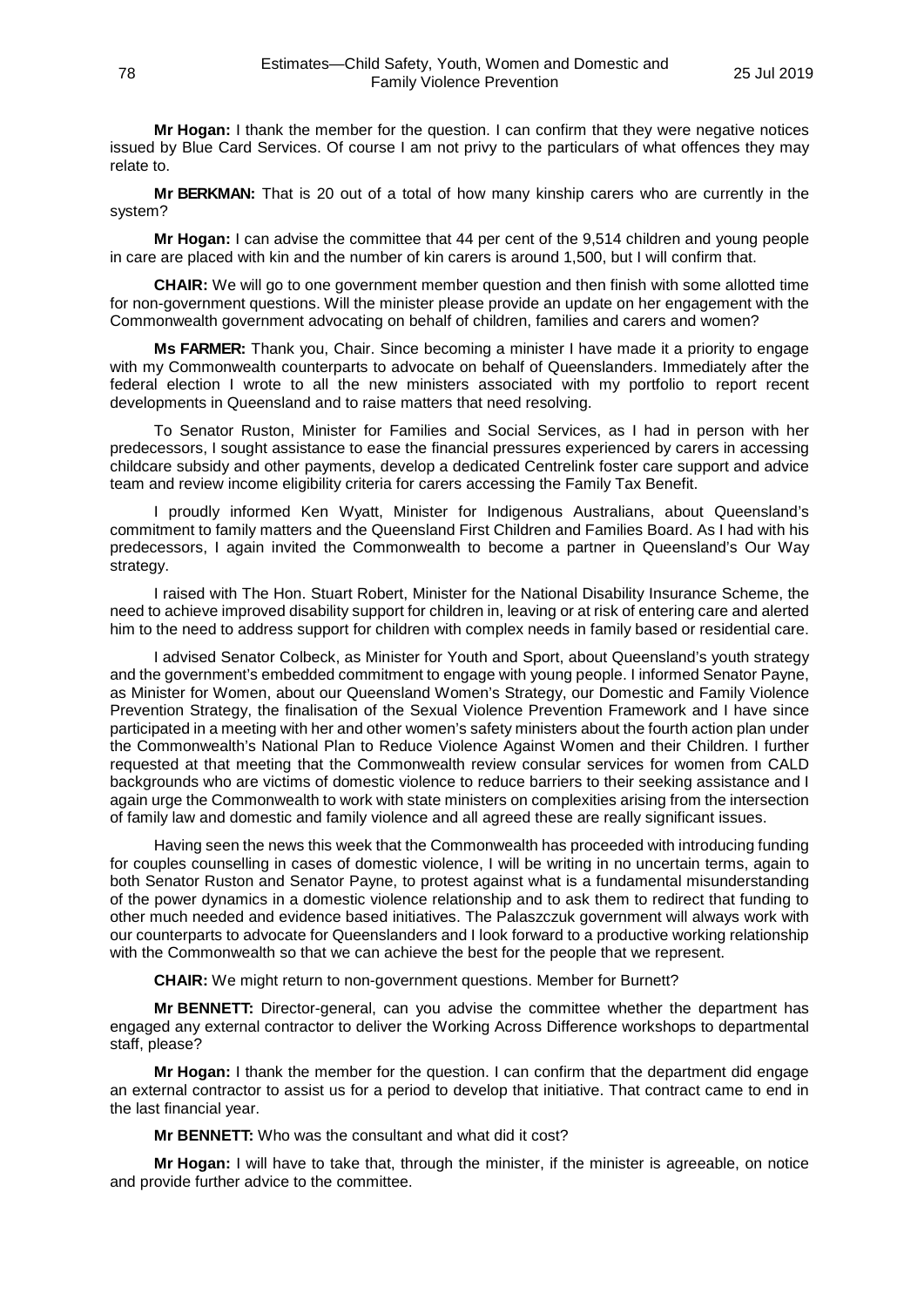**Mr Hogan:** I thank the member for the question. I can confirm that they were negative notices issued by Blue Card Services. Of course I am not privy to the particulars of what offences they may relate to.

**Mr BERKMAN:** That is 20 out of a total of how many kinship carers who are currently in the system?

**Mr Hogan:** I can advise the committee that 44 per cent of the 9,514 children and young people in care are placed with kin and the number of kin carers is around 1,500, but I will confirm that.

**CHAIR:** We will go to one government member question and then finish with some allotted time for non-government questions. Will the minister please provide an update on her engagement with the Commonwealth government advocating on behalf of children, families and carers and women?

**Ms FARMER:** Thank you, Chair. Since becoming a minister I have made it a priority to engage with my Commonwealth counterparts to advocate on behalf of Queenslanders. Immediately after the federal election I wrote to all the new ministers associated with my portfolio to report recent developments in Queensland and to raise matters that need resolving.

To Senator Ruston, Minister for Families and Social Services, as I had in person with her predecessors, I sought assistance to ease the financial pressures experienced by carers in accessing childcare subsidy and other payments, develop a dedicated Centrelink foster care support and advice team and review income eligibility criteria for carers accessing the Family Tax Benefit.

I proudly informed Ken Wyatt, Minister for Indigenous Australians, about Queensland's commitment to family matters and the Queensland First Children and Families Board. As I had with his predecessors, I again invited the Commonwealth to become a partner in Queensland's Our Way strategy.

I raised with The Hon. Stuart Robert, Minister for the National Disability Insurance Scheme, the need to achieve improved disability support for children in, leaving or at risk of entering care and alerted him to the need to address support for children with complex needs in family based or residential care.

I advised Senator Colbeck, as Minister for Youth and Sport, about Queensland's youth strategy and the government's embedded commitment to engage with young people. I informed Senator Payne, as Minister for Women, about our Queensland Women's Strategy, our Domestic and Family Violence Prevention Strategy, the finalisation of the Sexual Violence Prevention Framework and I have since participated in a meeting with her and other women's safety ministers about the fourth action plan under the Commonwealth's National Plan to Reduce Violence Against Women and their Children. I further requested at that meeting that the Commonwealth review consular services for women from CALD backgrounds who are victims of domestic violence to reduce barriers to their seeking assistance and I again urge the Commonwealth to work with state ministers on complexities arising from the intersection of family law and domestic and family violence and all agreed these are really significant issues.

Having seen the news this week that the Commonwealth has proceeded with introducing funding for couples counselling in cases of domestic violence, I will be writing in no uncertain terms, again to both Senator Ruston and Senator Payne, to protest against what is a fundamental misunderstanding of the power dynamics in a domestic violence relationship and to ask them to redirect that funding to other much needed and evidence based initiatives. The Palaszczuk government will always work with our counterparts to advocate for Queenslanders and I look forward to a productive working relationship with the Commonwealth so that we can achieve the best for the people that we represent.

**CHAIR:** We might return to non-government questions. Member for Burnett?

**Mr BENNETT:** Director-general, can you advise the committee whether the department has engaged any external contractor to deliver the Working Across Difference workshops to departmental staff, please?

**Mr Hogan:** I thank the member for the question. I can confirm that the department did engage an external contractor to assist us for a period to develop that initiative. That contract came to end in the last financial year.

**Mr BENNETT:** Who was the consultant and what did it cost?

**Mr Hogan:** I will have to take that, through the minister, if the minister is agreeable, on notice and provide further advice to the committee.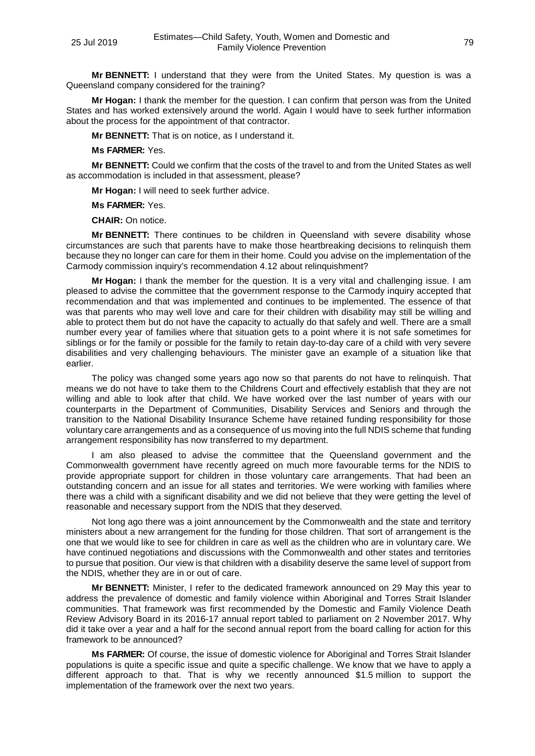**Mr BENNETT:** I understand that they were from the United States. My question is was a Queensland company considered for the training?

**Mr Hogan:** I thank the member for the question. I can confirm that person was from the United States and has worked extensively around the world. Again I would have to seek further information about the process for the appointment of that contractor.

**Mr BENNETT:** That is on notice, as I understand it.

**Ms FARMER:** Yes.

**Mr BENNETT:** Could we confirm that the costs of the travel to and from the United States as well as accommodation is included in that assessment, please?

**Mr Hogan:** I will need to seek further advice.

**Ms FARMER:** Yes.

**CHAIR:** On notice.

**Mr BENNETT:** There continues to be children in Queensland with severe disability whose circumstances are such that parents have to make those heartbreaking decisions to relinquish them because they no longer can care for them in their home. Could you advise on the implementation of the Carmody commission inquiry's recommendation 4.12 about relinquishment?

**Mr Hogan:** I thank the member for the question. It is a very vital and challenging issue. I am pleased to advise the committee that the government response to the Carmody inquiry accepted that recommendation and that was implemented and continues to be implemented. The essence of that was that parents who may well love and care for their children with disability may still be willing and able to protect them but do not have the capacity to actually do that safely and well. There are a small number every year of families where that situation gets to a point where it is not safe sometimes for siblings or for the family or possible for the family to retain day-to-day care of a child with very severe disabilities and very challenging behaviours. The minister gave an example of a situation like that earlier.

The policy was changed some years ago now so that parents do not have to relinquish. That means we do not have to take them to the Childrens Court and effectively establish that they are not willing and able to look after that child. We have worked over the last number of years with our counterparts in the Department of Communities, Disability Services and Seniors and through the transition to the National Disability Insurance Scheme have retained funding responsibility for those voluntary care arrangements and as a consequence of us moving into the full NDIS scheme that funding arrangement responsibility has now transferred to my department.

I am also pleased to advise the committee that the Queensland government and the Commonwealth government have recently agreed on much more favourable terms for the NDIS to provide appropriate support for children in those voluntary care arrangements. That had been an outstanding concern and an issue for all states and territories. We were working with families where there was a child with a significant disability and we did not believe that they were getting the level of reasonable and necessary support from the NDIS that they deserved.

Not long ago there was a joint announcement by the Commonwealth and the state and territory ministers about a new arrangement for the funding for those children. That sort of arrangement is the one that we would like to see for children in care as well as the children who are in voluntary care. We have continued negotiations and discussions with the Commonwealth and other states and territories to pursue that position. Our view is that children with a disability deserve the same level of support from the NDIS, whether they are in or out of care.

**Mr BENNETT:** Minister, I refer to the dedicated framework announced on 29 May this year to address the prevalence of domestic and family violence within Aboriginal and Torres Strait Islander communities. That framework was first recommended by the Domestic and Family Violence Death Review Advisory Board in its 2016-17 annual report tabled to parliament on 2 November 2017. Why did it take over a year and a half for the second annual report from the board calling for action for this framework to be announced?

**Ms FARMER:** Of course, the issue of domestic violence for Aboriginal and Torres Strait Islander populations is quite a specific issue and quite a specific challenge. We know that we have to apply a different approach to that. That is why we recently announced $1.5 million to support the implementation of the framework over the next two years.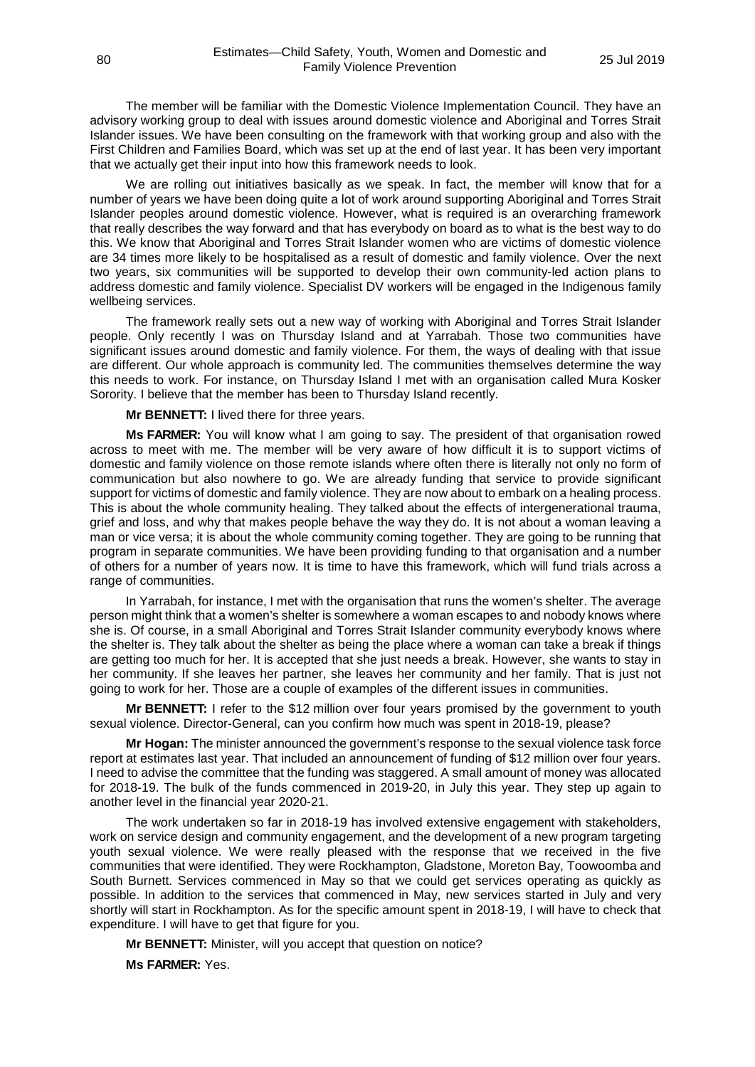The member will be familiar with the Domestic Violence Implementation Council. They have an advisory working group to deal with issues around domestic violence and Aboriginal and Torres Strait Islander issues. We have been consulting on the framework with that working group and also with the First Children and Families Board, which was set up at the end of last year. It has been very important that we actually get their input into how this framework needs to look.

We are rolling out initiatives basically as we speak. In fact, the member will know that for a number of years we have been doing quite a lot of work around supporting Aboriginal and Torres Strait Islander peoples around domestic violence. However, what is required is an overarching framework that really describes the way forward and that has everybody on board as to what is the best way to do this. We know that Aboriginal and Torres Strait Islander women who are victims of domestic violence are 34 times more likely to be hospitalised as a result of domestic and family violence. Over the next two years, six communities will be supported to develop their own community-led action plans to address domestic and family violence. Specialist DV workers will be engaged in the Indigenous family wellbeing services.

The framework really sets out a new way of working with Aboriginal and Torres Strait Islander people. Only recently I was on Thursday Island and at Yarrabah. Those two communities have significant issues around domestic and family violence. For them, the ways of dealing with that issue are different. Our whole approach is community led. The communities themselves determine the way this needs to work. For instance, on Thursday Island I met with an organisation called Mura Kosker Sorority. I believe that the member has been to Thursday Island recently.

**Mr BENNETT:** I lived there for three years.

**Ms FARMER:** You will know what I am going to say. The president of that organisation rowed across to meet with me. The member will be very aware of how difficult it is to support victims of domestic and family violence on those remote islands where often there is literally not only no form of communication but also nowhere to go. We are already funding that service to provide significant support for victims of domestic and family violence. They are now about to embark on a healing process. This is about the whole community healing. They talked about the effects of intergenerational trauma, grief and loss, and why that makes people behave the way they do. It is not about a woman leaving a man or vice versa; it is about the whole community coming together. They are going to be running that program in separate communities. We have been providing funding to that organisation and a number of others for a number of years now. It is time to have this framework, which will fund trials across a range of communities.

In Yarrabah, for instance, I met with the organisation that runs the women's shelter. The average person might think that a women's shelter is somewhere a woman escapes to and nobody knows where she is. Of course, in a small Aboriginal and Torres Strait Islander community everybody knows where the shelter is. They talk about the shelter as being the place where a woman can take a break if things are getting too much for her. It is accepted that she just needs a break. However, she wants to stay in her community. If she leaves her partner, she leaves her community and her family. That is just not going to work for her. Those are a couple of examples of the different issues in communities.

**Mr BENNETT:** I refer to the $12 million over four years promised by the government to youth sexual violence. Director-General, can you confirm how much was spent in 2018-19, please?

**Mr Hogan:** The minister announced the government's response to the sexual violence task force report at estimates last year. That included an announcement of funding of $12 million over four years. I need to advise the committee that the funding was staggered. A small amount of money was allocated for 2018-19. The bulk of the funds commenced in 2019-20, in July this year. They step up again to another level in the financial year 2020-21.

The work undertaken so far in 2018-19 has involved extensive engagement with stakeholders, work on service design and community engagement, and the development of a new program targeting youth sexual violence. We were really pleased with the response that we received in the five communities that were identified. They were Rockhampton, Gladstone, Moreton Bay, Toowoomba and South Burnett. Services commenced in May so that we could get services operating as quickly as possible. In addition to the services that commenced in May, new services started in July and very shortly will start in Rockhampton. As for the specific amount spent in 2018-19, I will have to check that expenditure. I will have to get that figure for you.

**Mr BENNETT:** Minister, will you accept that question on notice?

**Ms FARMER:** Yes.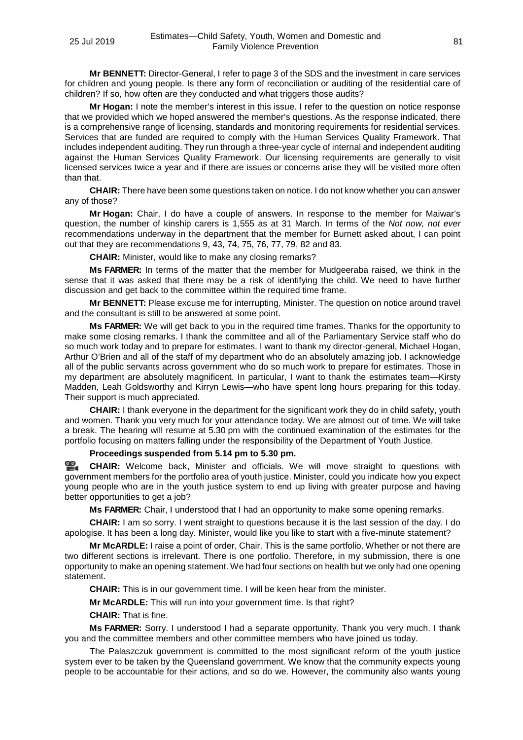**Mr BENNETT:** Director-General, I refer to page 3 of the SDS and the investment in care services for children and young people. Is there any form of reconciliation or auditing of the residential care of children? If so, how often are they conducted and what triggers those audits?

**Mr Hogan:** I note the member's interest in this issue. I refer to the question on notice response that we provided which we hoped answered the member's questions. As the response indicated, there is a comprehensive range of licensing, standards and monitoring requirements for residential services. Services that are funded are required to comply with the Human Services Quality Framework. That includes independent auditing. They run through a three-year cycle of internal and independent auditing against the Human Services Quality Framework. Our licensing requirements are generally to visit licensed services twice a year and if there are issues or concerns arise they will be visited more often than that.

**CHAIR:** There have been some questions taken on notice. I do not know whether you can answer any of those?

**Mr Hogan:** Chair, I do have a couple of answers. In response to the member for Maiwar's question, the number of kinship carers is 1,555 as at 31 March. In terms of the *Not now, not ever* recommendations underway in the department that the member for Burnett asked about, I can point out that they are recommendations 9, 43, 74, 75, 76, 77, 79, 82 and 83.

**CHAIR:** Minister, would like to make any closing remarks?

**Ms FARMER:** In terms of the matter that the member for Mudgeeraba raised, we think in the sense that it was asked that there may be a risk of identifying the child. We need to have further discussion and get back to the committee within the required time frame.

**Mr BENNETT:** Please excuse me for interrupting, Minister. The question on notice around travel and the consultant is still to be answered at some point.

**Ms FARMER:** We will get back to you in the required time frames. Thanks for the opportunity to make some closing remarks. I thank the committee and all of the Parliamentary Service staff who do so much work today and to prepare for estimates. I want to thank my director-general, Michael Hogan, Arthur O'Brien and all of the staff of my department who do an absolutely amazing job. I acknowledge all of the public servants across government who do so much work to prepare for estimates. Those in my department are absolutely magnificent. In particular, I want to thank the estimates team—Kirsty Madden, Leah Goldsworthy and Kirryn Lewis—who have spent long hours preparing for this today. Their support is much appreciated.

**CHAIR:** I thank everyone in the department for the significant work they do in child safety, youth and women. Thank you very much for your attendance today. We are almost out of time. We will take a break. The hearing will resume at 5.30 pm with the continued examination of the estimates for the portfolio focusing on matters falling under the responsibility of the Department of Youth Justice.

**Proceedings suspended from 5.14 pm to 5.30 pm.**

**CHAIR:** Welcome back, Minister and officials. We will move straight to questions with government members for the portfolio area of youth justice. Minister, could you indicate how you expect young people who are in the youth justice system to end up living with greater purpose and having better opportunities to get a job?

**Ms FARMER:** Chair, I understood that I had an opportunity to make some opening remarks.

**CHAIR:** I am so sorry. I went straight to questions because it is the last session of the day. I do apologise. It has been a long day. Minister, would like you like to start with a five-minute statement?

**Mr McARDLE:** I raise a point of order, Chair. This is the same portfolio. Whether or not there are two different sections is irrelevant. There is one portfolio. Therefore, in my submission, there is one opportunity to make an opening statement. We had four sections on health but we only had one opening statement.

**CHAIR:** This is in our government time. I will be keen hear from the minister.

**Mr McARDLE:** This will run into your government time. Is that right?

**CHAIR:** That is fine.

**Ms FARMER:** Sorry. I understood I had a separate opportunity. Thank you very much. I thank you and the committee members and other committee members who have joined us today.

The Palaszczuk government is committed to the most significant reform of the youth justice system ever to be taken by the Queensland government. We know that the community expects young people to be accountable for their actions, and so do we. However, the community also wants young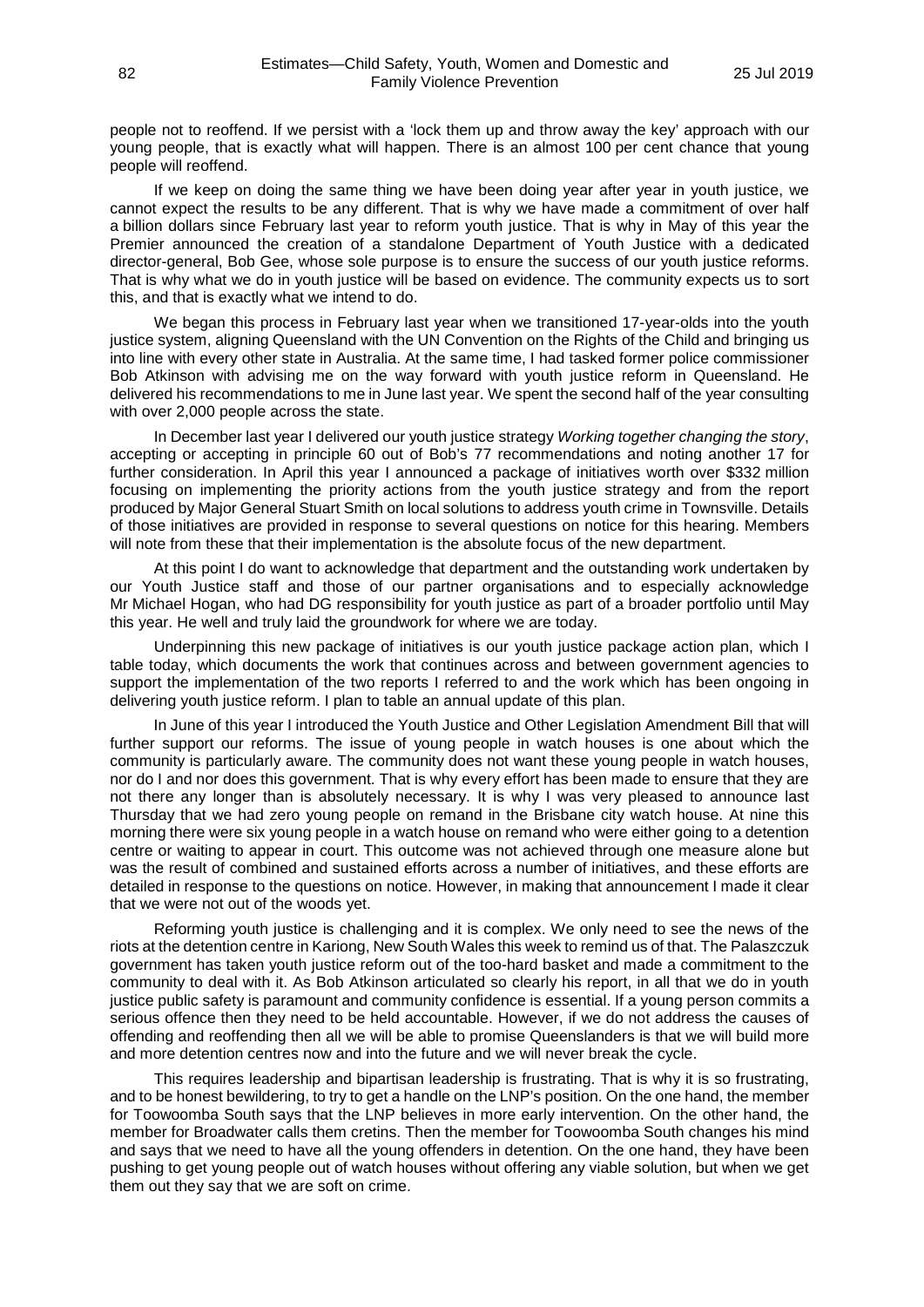people not to reoffend. If we persist with a 'lock them up and throw away the key' approach with our young people, that is exactly what will happen. There is an almost 100 per cent chance that young people will reoffend.

If we keep on doing the same thing we have been doing year after year in youth justice, we cannot expect the results to be any different. That is why we have made a commitment of over half a billion dollars since February last year to reform youth justice. That is why in May of this year the Premier announced the creation of a standalone Department of Youth Justice with a dedicated director-general, Bob Gee, whose sole purpose is to ensure the success of our youth justice reforms. That is why what we do in youth justice will be based on evidence. The community expects us to sort this, and that is exactly what we intend to do.

We began this process in February last year when we transitioned 17-year-olds into the youth justice system, aligning Queensland with the UN Convention on the Rights of the Child and bringing us into line with every other state in Australia. At the same time, I had tasked former police commissioner Bob Atkinson with advising me on the way forward with youth justice reform in Queensland. He delivered his recommendations to me in June last year. We spent the second half of the year consulting with over 2,000 people across the state.

In December last year I delivered our youth justice strategy *Working together changing the story*, accepting or accepting in principle 60 out of Bob's 77 recommendations and noting another 17 for further consideration. In April this year I announced a package of initiatives worth over $332 million focusing on implementing the priority actions from the youth justice strategy and from the report produced by Major General Stuart Smith on local solutions to address youth crime in Townsville. Details of those initiatives are provided in response to several questions on notice for this hearing. Members will note from these that their implementation is the absolute focus of the new department.

At this point I do want to acknowledge that department and the outstanding work undertaken by our Youth Justice staff and those of our partner organisations and to especially acknowledge Mr Michael Hogan, who had DG responsibility for youth justice as part of a broader portfolio until May this year. He well and truly laid the groundwork for where we are today.

Underpinning this new package of initiatives is our youth justice package action plan, which I table today, which documents the work that continues across and between government agencies to support the implementation of the two reports I referred to and the work which has been ongoing in delivering youth justice reform. I plan to table an annual update of this plan.

In June of this year I introduced the Youth Justice and Other Legislation Amendment Bill that will further support our reforms. The issue of young people in watch houses is one about which the community is particularly aware. The community does not want these young people in watch houses, nor do I and nor does this government. That is why every effort has been made to ensure that they are not there any longer than is absolutely necessary. It is why I was very pleased to announce last Thursday that we had zero young people on remand in the Brisbane city watch house. At nine this morning there were six young people in a watch house on remand who were either going to a detention centre or waiting to appear in court. This outcome was not achieved through one measure alone but was the result of combined and sustained efforts across a number of initiatives, and these efforts are detailed in response to the questions on notice. However, in making that announcement I made it clear that we were not out of the woods yet.

Reforming youth justice is challenging and it is complex. We only need to see the news of the riots at the detention centre in Kariong, New South Wales this week to remind us of that. The Palaszczuk government has taken youth justice reform out of the too-hard basket and made a commitment to the community to deal with it. As Bob Atkinson articulated so clearly his report, in all that we do in youth justice public safety is paramount and community confidence is essential. If a young person commits a serious offence then they need to be held accountable. However, if we do not address the causes of offending and reoffending then all we will be able to promise Queenslanders is that we will build more and more detention centres now and into the future and we will never break the cycle.

This requires leadership and bipartisan leadership is frustrating. That is why it is so frustrating, and to be honest bewildering, to try to get a handle on the LNP's position. On the one hand, the member for Toowoomba South says that the LNP believes in more early intervention. On the other hand, the member for Broadwater calls them cretins. Then the member for Toowoomba South changes his mind and says that we need to have all the young offenders in detention. On the one hand, they have been pushing to get young people out of watch houses without offering any viable solution, but when we get them out they say that we are soft on crime.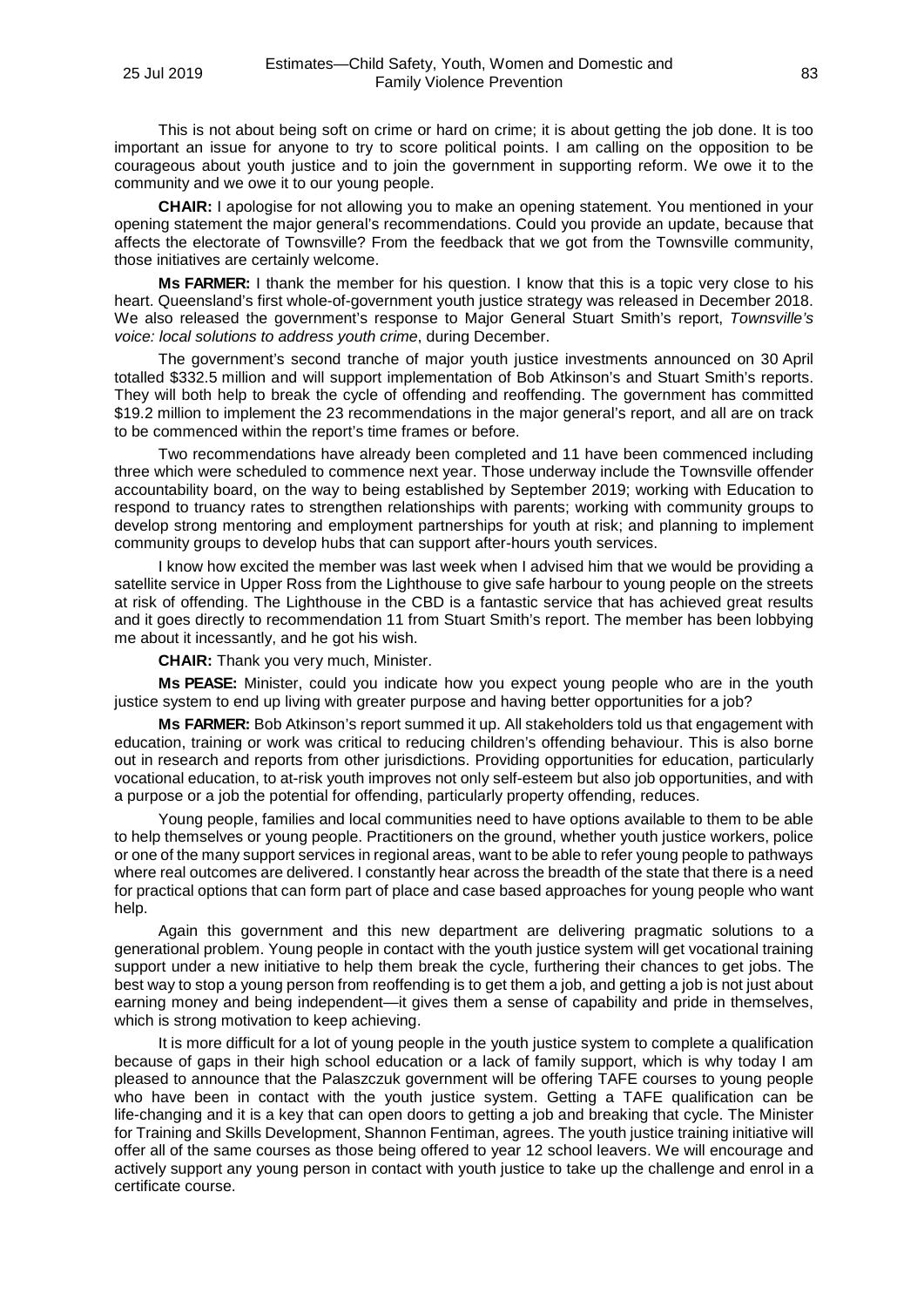This is not about being soft on crime or hard on crime; it is about getting the job done. It is too important an issue for anyone to try to score political points. I am calling on the opposition to be courageous about youth justice and to join the government in supporting reform. We owe it to the community and we owe it to our young people.

**CHAIR:** I apologise for not allowing you to make an opening statement. You mentioned in your opening statement the major general's recommendations. Could you provide an update, because that affects the electorate of Townsville? From the feedback that we got from the Townsville community, those initiatives are certainly welcome.

**Ms FARMER:** I thank the member for his question. I know that this is a topic very close to his heart. Queensland's first whole-of-government youth justice strategy was released in December 2018. We also released the government's response to Major General Stuart Smith's report, *Townsville's voice: local solutions to address youth crime*, during December.

The government's second tranche of major youth justice investments announced on 30 April totalled $332.5 million and will support implementation of Bob Atkinson's and Stuart Smith's reports. They will both help to break the cycle of offending and reoffending. The government has committed $19.2 million to implement the 23 recommendations in the major general's report, and all are on track to be commenced within the report's time frames or before.

Two recommendations have already been completed and 11 have been commenced including three which were scheduled to commence next year. Those underway include the Townsville offender accountability board, on the way to being established by September 2019; working with Education to respond to truancy rates to strengthen relationships with parents; working with community groups to develop strong mentoring and employment partnerships for youth at risk; and planning to implement community groups to develop hubs that can support after-hours youth services.

I know how excited the member was last week when I advised him that we would be providing a satellite service in Upper Ross from the Lighthouse to give safe harbour to young people on the streets at risk of offending. The Lighthouse in the CBD is a fantastic service that has achieved great results and it goes directly to recommendation 11 from Stuart Smith's report. The member has been lobbying me about it incessantly, and he got his wish.

**CHAIR:** Thank you very much, Minister.

**Ms PEASE:** Minister, could you indicate how you expect young people who are in the youth justice system to end up living with greater purpose and having better opportunities for a job?

**Ms FARMER:** Bob Atkinson's report summed it up. All stakeholders told us that engagement with education, training or work was critical to reducing children's offending behaviour. This is also borne out in research and reports from other jurisdictions. Providing opportunities for education, particularly vocational education, to at-risk youth improves not only self-esteem but also job opportunities, and with a purpose or a job the potential for offending, particularly property offending, reduces.

Young people, families and local communities need to have options available to them to be able to help themselves or young people. Practitioners on the ground, whether youth justice workers, police or one of the many support services in regional areas, want to be able to refer young people to pathways where real outcomes are delivered. I constantly hear across the breadth of the state that there is a need for practical options that can form part of place and case based approaches for young people who want help.

Again this government and this new department are delivering pragmatic solutions to a generational problem. Young people in contact with the youth justice system will get vocational training support under a new initiative to help them break the cycle, furthering their chances to get jobs. The best way to stop a young person from reoffending is to get them a job, and getting a job is not just about earning money and being independent—it gives them a sense of capability and pride in themselves, which is strong motivation to keep achieving.

It is more difficult for a lot of young people in the youth justice system to complete a qualification because of gaps in their high school education or a lack of family support, which is why today I am pleased to announce that the Palaszczuk government will be offering TAFE courses to young people who have been in contact with the youth justice system. Getting a TAFE qualification can be life-changing and it is a key that can open doors to getting a job and breaking that cycle. The Minister for Training and Skills Development, Shannon Fentiman, agrees. The youth justice training initiative will offer all of the same courses as those being offered to year 12 school leavers. We will encourage and actively support any young person in contact with youth justice to take up the challenge and enrol in a certificate course.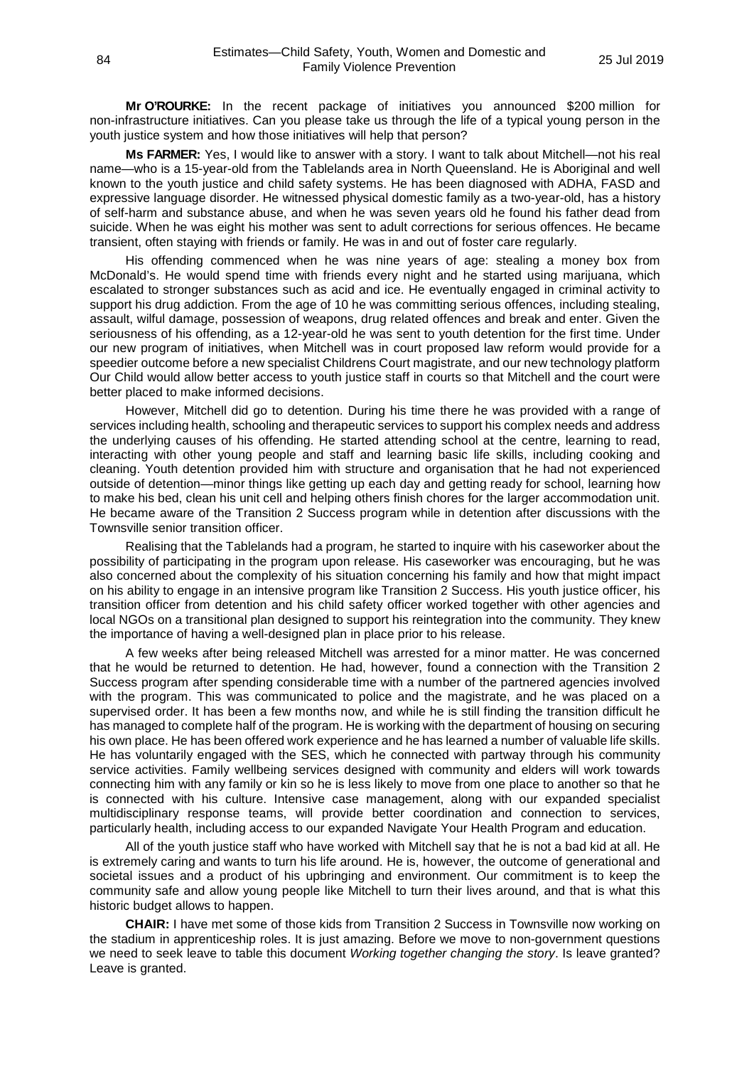**Mr O'ROURKE:** In the recent package of initiatives you announced $200 million for non-infrastructure initiatives. Can you please take us through the life of a typical young person in the youth justice system and how those initiatives will help that person?

**Ms FARMER:** Yes, I would like to answer with a story. I want to talk about Mitchell—not his real name—who is a 15-year-old from the Tablelands area in North Queensland. He is Aboriginal and well known to the youth justice and child safety systems. He has been diagnosed with ADHA, FASD and expressive language disorder. He witnessed physical domestic family as a two-year-old, has a history of self-harm and substance abuse, and when he was seven years old he found his father dead from suicide. When he was eight his mother was sent to adult corrections for serious offences. He became transient, often staying with friends or family. He was in and out of foster care regularly.

His offending commenced when he was nine years of age: stealing a money box from McDonald's. He would spend time with friends every night and he started using marijuana, which escalated to stronger substances such as acid and ice. He eventually engaged in criminal activity to support his drug addiction. From the age of 10 he was committing serious offences, including stealing, assault, wilful damage, possession of weapons, drug related offences and break and enter. Given the seriousness of his offending, as a 12-year-old he was sent to youth detention for the first time. Under our new program of initiatives, when Mitchell was in court proposed law reform would provide for a speedier outcome before a new specialist Childrens Court magistrate, and our new technology platform Our Child would allow better access to youth justice staff in courts so that Mitchell and the court were better placed to make informed decisions.

However, Mitchell did go to detention. During his time there he was provided with a range of services including health, schooling and therapeutic services to support his complex needs and address the underlying causes of his offending. He started attending school at the centre, learning to read, interacting with other young people and staff and learning basic life skills, including cooking and cleaning. Youth detention provided him with structure and organisation that he had not experienced outside of detention—minor things like getting up each day and getting ready for school, learning how to make his bed, clean his unit cell and helping others finish chores for the larger accommodation unit. He became aware of the Transition 2 Success program while in detention after discussions with the Townsville senior transition officer.

Realising that the Tablelands had a program, he started to inquire with his caseworker about the possibility of participating in the program upon release. His caseworker was encouraging, but he was also concerned about the complexity of his situation concerning his family and how that might impact on his ability to engage in an intensive program like Transition 2 Success. His youth justice officer, his transition officer from detention and his child safety officer worked together with other agencies and local NGOs on a transitional plan designed to support his reintegration into the community. They knew the importance of having a well-designed plan in place prior to his release.

A few weeks after being released Mitchell was arrested for a minor matter. He was concerned that he would be returned to detention. He had, however, found a connection with the Transition 2 Success program after spending considerable time with a number of the partnered agencies involved with the program. This was communicated to police and the magistrate, and he was placed on a supervised order. It has been a few months now, and while he is still finding the transition difficult he has managed to complete half of the program. He is working with the department of housing on securing his own place. He has been offered work experience and he has learned a number of valuable life skills. He has voluntarily engaged with the SES, which he connected with partway through his community service activities. Family wellbeing services designed with community and elders will work towards connecting him with any family or kin so he is less likely to move from one place to another so that he is connected with his culture. Intensive case management, along with our expanded specialist multidisciplinary response teams, will provide better coordination and connection to services, particularly health, including access to our expanded Navigate Your Health Program and education.

All of the youth justice staff who have worked with Mitchell say that he is not a bad kid at all. He is extremely caring and wants to turn his life around. He is, however, the outcome of generational and societal issues and a product of his upbringing and environment. Our commitment is to keep the community safe and allow young people like Mitchell to turn their lives around, and that is what this historic budget allows to happen.

**CHAIR:** I have met some of those kids from Transition 2 Success in Townsville now working on the stadium in apprenticeship roles. It is just amazing. Before we move to non-government questions we need to seek leave to table this document *Working together changing the story*. Is leave granted? Leave is granted.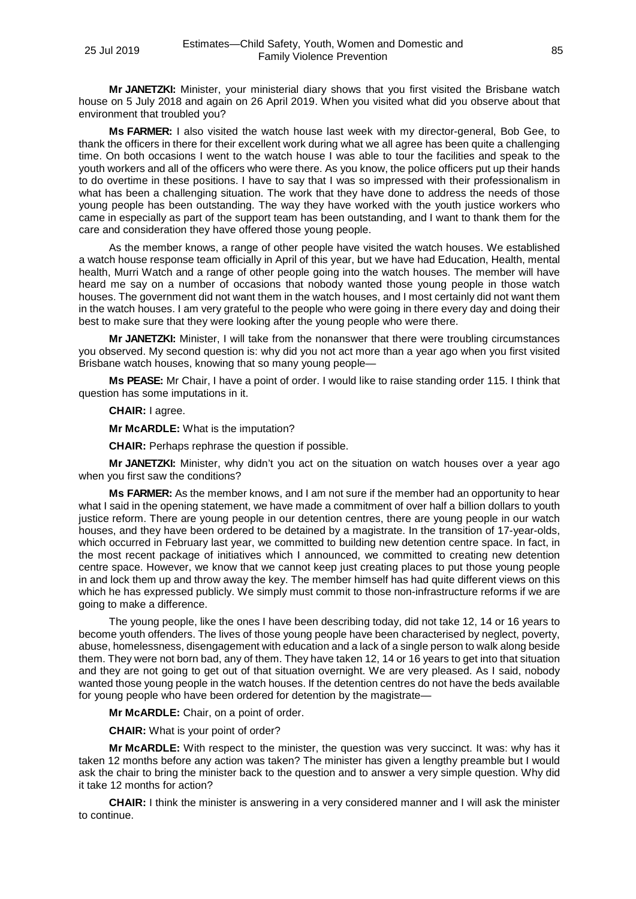**Mr JANETZKI:** Minister, your ministerial diary shows that you first visited the Brisbane watch house on 5 July 2018 and again on 26 April 2019. When you visited what did you observe about that environment that troubled you?

**Ms FARMER:** I also visited the watch house last week with my director-general, Bob Gee, to thank the officers in there for their excellent work during what we all agree has been quite a challenging time. On both occasions I went to the watch house I was able to tour the facilities and speak to the youth workers and all of the officers who were there. As you know, the police officers put up their hands to do overtime in these positions. I have to say that I was so impressed with their professionalism in what has been a challenging situation. The work that they have done to address the needs of those young people has been outstanding. The way they have worked with the youth justice workers who came in especially as part of the support team has been outstanding, and I want to thank them for the care and consideration they have offered those young people.

As the member knows, a range of other people have visited the watch houses. We established a watch house response team officially in April of this year, but we have had Education, Health, mental health, Murri Watch and a range of other people going into the watch houses. The member will have heard me say on a number of occasions that nobody wanted those young people in those watch houses. The government did not want them in the watch houses, and I most certainly did not want them in the watch houses. I am very grateful to the people who were going in there every day and doing their best to make sure that they were looking after the young people who were there.

**Mr JANETZKI:** Minister, I will take from the nonanswer that there were troubling circumstances you observed. My second question is: why did you not act more than a year ago when you first visited Brisbane watch houses, knowing that so many young people—

**Ms PEASE:** Mr Chair, I have a point of order. I would like to raise standing order 115. I think that question has some imputations in it.

**CHAIR:** I agree.

**Mr McARDLE:** What is the imputation?

**CHAIR:** Perhaps rephrase the question if possible.

**Mr JANETZKI:** Minister, why didn't you act on the situation on watch houses over a year ago when you first saw the conditions?

**Ms FARMER:** As the member knows, and I am not sure if the member had an opportunity to hear what I said in the opening statement, we have made a commitment of over half a billion dollars to youth justice reform. There are young people in our detention centres, there are young people in our watch houses, and they have been ordered to be detained by a magistrate. In the transition of 17-year-olds, which occurred in February last year, we committed to building new detention centre space. In fact, in the most recent package of initiatives which I announced, we committed to creating new detention centre space. However, we know that we cannot keep just creating places to put those young people in and lock them up and throw away the key. The member himself has had quite different views on this which he has expressed publicly. We simply must commit to those non-infrastructure reforms if we are going to make a difference.

The young people, like the ones I have been describing today, did not take 12, 14 or 16 years to become youth offenders. The lives of those young people have been characterised by neglect, poverty, abuse, homelessness, disengagement with education and a lack of a single person to walk along beside them. They were not born bad, any of them. They have taken 12, 14 or 16 years to get into that situation and they are not going to get out of that situation overnight. We are very pleased. As I said, nobody wanted those young people in the watch houses. If the detention centres do not have the beds available for young people who have been ordered for detention by the magistrate—

**Mr McARDLE:** Chair, on a point of order.

**CHAIR:** What is your point of order?

**Mr McARDLE:** With respect to the minister, the question was very succinct. It was: why has it taken 12 months before any action was taken? The minister has given a lengthy preamble but I would ask the chair to bring the minister back to the question and to answer a very simple question. Why did it take 12 months for action?

**CHAIR:** I think the minister is answering in a very considered manner and I will ask the minister to continue.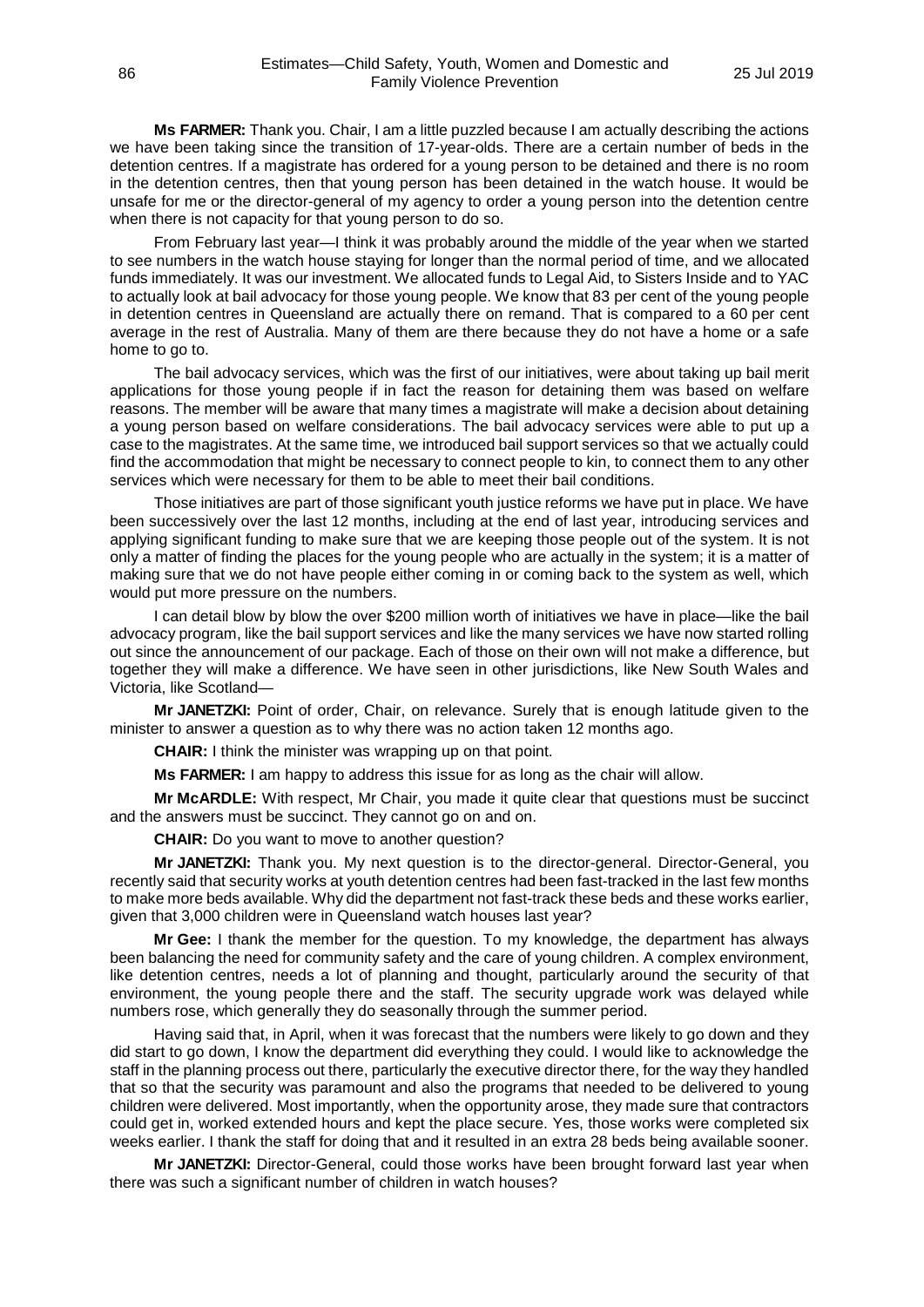**Ms FARMER:** Thank you. Chair, I am a little puzzled because I am actually describing the actions we have been taking since the transition of 17-year-olds. There are a certain number of beds in the detention centres. If a magistrate has ordered for a young person to be detained and there is no room in the detention centres, then that young person has been detained in the watch house. It would be unsafe for me or the director-general of my agency to order a young person into the detention centre when there is not capacity for that young person to do so.

From February last year—I think it was probably around the middle of the year when we started to see numbers in the watch house staying for longer than the normal period of time, and we allocated funds immediately. It was our investment. We allocated funds to Legal Aid, to Sisters Inside and to YAC to actually look at bail advocacy for those young people. We know that 83 per cent of the young people in detention centres in Queensland are actually there on remand. That is compared to a 60 per cent average in the rest of Australia. Many of them are there because they do not have a home or a safe home to go to.

The bail advocacy services, which was the first of our initiatives, were about taking up bail merit applications for those young people if in fact the reason for detaining them was based on welfare reasons. The member will be aware that many times a magistrate will make a decision about detaining a young person based on welfare considerations. The bail advocacy services were able to put up a case to the magistrates. At the same time, we introduced bail support services so that we actually could find the accommodation that might be necessary to connect people to kin, to connect them to any other services which were necessary for them to be able to meet their bail conditions.

Those initiatives are part of those significant youth justice reforms we have put in place. We have been successively over the last 12 months, including at the end of last year, introducing services and applying significant funding to make sure that we are keeping those people out of the system. It is not only a matter of finding the places for the young people who are actually in the system; it is a matter of making sure that we do not have people either coming in or coming back to the system as well, which would put more pressure on the numbers.

I can detail blow by blow the over $200 million worth of initiatives we have in place—like the bail advocacy program, like the bail support services and like the many services we have now started rolling out since the announcement of our package. Each of those on their own will not make a difference, but together they will make a difference. We have seen in other jurisdictions, like New South Wales and Victoria, like Scotland—

**Mr JANETZKI:** Point of order, Chair, on relevance. Surely that is enough latitude given to the minister to answer a question as to why there was no action taken 12 months ago.

**CHAIR:** I think the minister was wrapping up on that point.

**Ms FARMER:** I am happy to address this issue for as long as the chair will allow.

**Mr McARDLE:** With respect, Mr Chair, you made it quite clear that questions must be succinct and the answers must be succinct. They cannot go on and on.

**CHAIR:** Do you want to move to another question?

**Mr JANETZKI:** Thank you. My next question is to the director-general. Director-General, you recently said that security works at youth detention centres had been fast-tracked in the last few months to make more beds available. Why did the department not fast-track these beds and these works earlier, given that 3,000 children were in Queensland watch houses last year?

**Mr Gee:** I thank the member for the question. To my knowledge, the department has always been balancing the need for community safety and the care of young children. A complex environment, like detention centres, needs a lot of planning and thought, particularly around the security of that environment, the young people there and the staff. The security upgrade work was delayed while numbers rose, which generally they do seasonally through the summer period.

Having said that, in April, when it was forecast that the numbers were likely to go down and they did start to go down, I know the department did everything they could. I would like to acknowledge the staff in the planning process out there, particularly the executive director there, for the way they handled that so that the security was paramount and also the programs that needed to be delivered to young children were delivered. Most importantly, when the opportunity arose, they made sure that contractors could get in, worked extended hours and kept the place secure. Yes, those works were completed six weeks earlier. I thank the staff for doing that and it resulted in an extra 28 beds being available sooner.

**Mr JANETZKI:** Director-General, could those works have been brought forward last year when there was such a significant number of children in watch houses?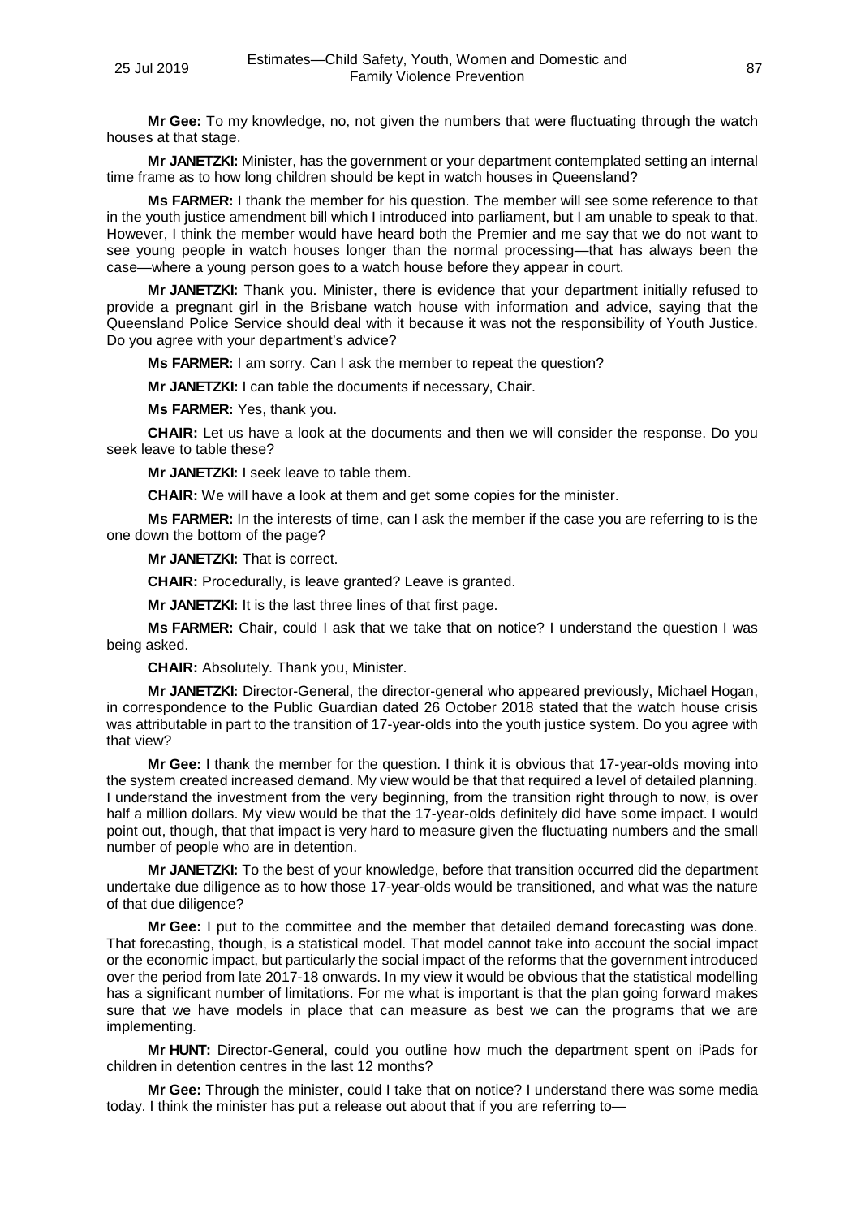**Mr Gee:** To my knowledge, no, not given the numbers that were fluctuating through the watch houses at that stage.

**Mr JANETZKI:** Minister, has the government or your department contemplated setting an internal time frame as to how long children should be kept in watch houses in Queensland?

**Ms FARMER:** I thank the member for his question. The member will see some reference to that in the youth justice amendment bill which I introduced into parliament, but I am unable to speak to that. However, I think the member would have heard both the Premier and me say that we do not want to see young people in watch houses longer than the normal processing—that has always been the case—where a young person goes to a watch house before they appear in court.

**Mr JANETZKI:** Thank you. Minister, there is evidence that your department initially refused to provide a pregnant girl in the Brisbane watch house with information and advice, saying that the Queensland Police Service should deal with it because it was not the responsibility of Youth Justice. Do you agree with your department's advice?

**Ms FARMER:** I am sorry. Can I ask the member to repeat the question?

**Mr JANETZKI:** I can table the documents if necessary, Chair.

**Ms FARMER:** Yes, thank you.

**CHAIR:** Let us have a look at the documents and then we will consider the response. Do you seek leave to table these?

**Mr JANETZKI:** I seek leave to table them.

**CHAIR:** We will have a look at them and get some copies for the minister.

**Ms FARMER:** In the interests of time, can I ask the member if the case you are referring to is the one down the bottom of the page?

**Mr JANETZKI:** That is correct.

**CHAIR:** Procedurally, is leave granted? Leave is granted.

**Mr JANETZKI:** It is the last three lines of that first page.

**Ms FARMER:** Chair, could I ask that we take that on notice? I understand the question I was being asked.

**CHAIR:** Absolutely. Thank you, Minister.

**Mr JANETZKI:** Director-General, the director-general who appeared previously, Michael Hogan, in correspondence to the Public Guardian dated 26 October 2018 stated that the watch house crisis was attributable in part to the transition of 17-year-olds into the youth justice system. Do you agree with that view?

**Mr Gee:** I thank the member for the question. I think it is obvious that 17-year-olds moving into the system created increased demand. My view would be that that required a level of detailed planning. I understand the investment from the very beginning, from the transition right through to now, is over half a million dollars. My view would be that the 17-year-olds definitely did have some impact. I would point out, though, that that impact is very hard to measure given the fluctuating numbers and the small number of people who are in detention.

**Mr JANETZKI:** To the best of your knowledge, before that transition occurred did the department undertake due diligence as to how those 17-year-olds would be transitioned, and what was the nature of that due diligence?

**Mr Gee:** I put to the committee and the member that detailed demand forecasting was done. That forecasting, though, is a statistical model. That model cannot take into account the social impact or the economic impact, but particularly the social impact of the reforms that the government introduced over the period from late 2017-18 onwards. In my view it would be obvious that the statistical modelling has a significant number of limitations. For me what is important is that the plan going forward makes sure that we have models in place that can measure as best we can the programs that we are implementing.

**Mr HUNT:** Director-General, could you outline how much the department spent on iPads for children in detention centres in the last 12 months?

**Mr Gee:** Through the minister, could I take that on notice? I understand there was some media today. I think the minister has put a release out about that if you are referring to—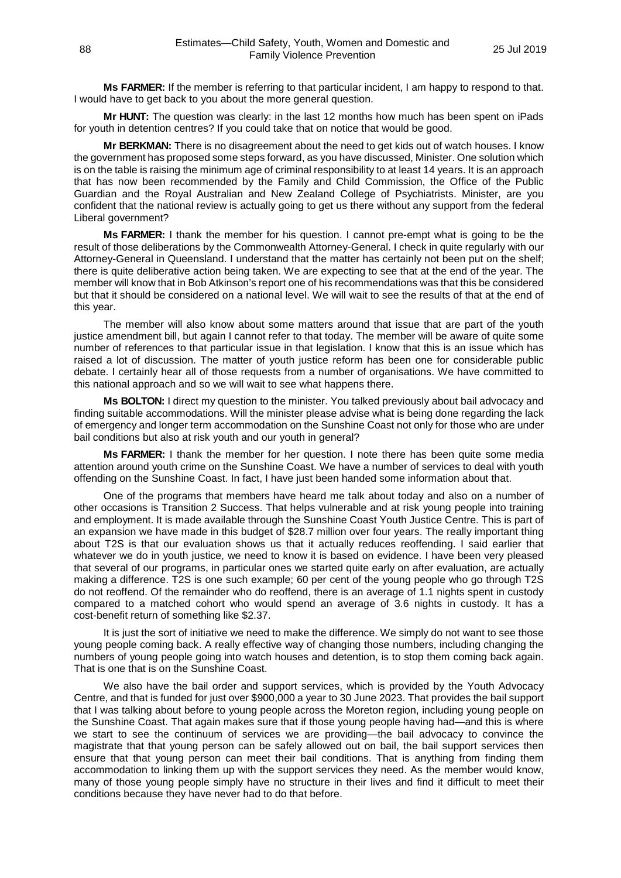**Ms FARMER:** If the member is referring to that particular incident, I am happy to respond to that. I would have to get back to you about the more general question.

**Mr HUNT:** The question was clearly: in the last 12 months how much has been spent on iPads for youth in detention centres? If you could take that on notice that would be good.

**Mr BERKMAN:** There is no disagreement about the need to get kids out of watch houses. I know the government has proposed some steps forward, as you have discussed, Minister. One solution which is on the table is raising the minimum age of criminal responsibility to at least 14 years. It is an approach that has now been recommended by the Family and Child Commission, the Office of the Public Guardian and the Royal Australian and New Zealand College of Psychiatrists. Minister, are you confident that the national review is actually going to get us there without any support from the federal Liberal government?

**Ms FARMER:** I thank the member for his question. I cannot pre-empt what is going to be the result of those deliberations by the Commonwealth Attorney-General. I check in quite regularly with our Attorney-General in Queensland. I understand that the matter has certainly not been put on the shelf; there is quite deliberative action being taken. We are expecting to see that at the end of the year. The member will know that in Bob Atkinson's report one of his recommendations was that this be considered but that it should be considered on a national level. We will wait to see the results of that at the end of this year.

The member will also know about some matters around that issue that are part of the youth justice amendment bill, but again I cannot refer to that today. The member will be aware of quite some number of references to that particular issue in that legislation. I know that this is an issue which has raised a lot of discussion. The matter of youth justice reform has been one for considerable public debate. I certainly hear all of those requests from a number of organisations. We have committed to this national approach and so we will wait to see what happens there.

**Ms BOLTON:** I direct my question to the minister. You talked previously about bail advocacy and finding suitable accommodations. Will the minister please advise what is being done regarding the lack of emergency and longer term accommodation on the Sunshine Coast not only for those who are under bail conditions but also at risk youth and our youth in general?

**Ms FARMER:** I thank the member for her question. I note there has been quite some media attention around youth crime on the Sunshine Coast. We have a number of services to deal with youth offending on the Sunshine Coast. In fact, I have just been handed some information about that.

One of the programs that members have heard me talk about today and also on a number of other occasions is Transition 2 Success. That helps vulnerable and at risk young people into training and employment. It is made available through the Sunshine Coast Youth Justice Centre. This is part of an expansion we have made in this budget of $28.7 million over four years. The really important thing about T2S is that our evaluation shows us that it actually reduces reoffending. I said earlier that whatever we do in youth justice, we need to know it is based on evidence. I have been very pleased that several of our programs, in particular ones we started quite early on after evaluation, are actually making a difference. T2S is one such example; 60 per cent of the young people who go through T2S do not reoffend. Of the remainder who do reoffend, there is an average of 1.1 nights spent in custody compared to a matched cohort who would spend an average of 3.6 nights in custody. It has a cost-benefit return of something like $2.37.

It is just the sort of initiative we need to make the difference. We simply do not want to see those young people coming back. A really effective way of changing those numbers, including changing the numbers of young people going into watch houses and detention, is to stop them coming back again. That is one that is on the Sunshine Coast.

We also have the bail order and support services, which is provided by the Youth Advocacy Centre, and that is funded for just over $900,000 a year to 30 June 2023. That provides the bail support that I was talking about before to young people across the Moreton region, including young people on the Sunshine Coast. That again makes sure that if those young people having had—and this is where we start to see the continuum of services we are providing—the bail advocacy to convince the magistrate that that young person can be safely allowed out on bail, the bail support services then ensure that that young person can meet their bail conditions. That is anything from finding them accommodation to linking them up with the support services they need. As the member would know, many of those young people simply have no structure in their lives and find it difficult to meet their conditions because they have never had to do that before.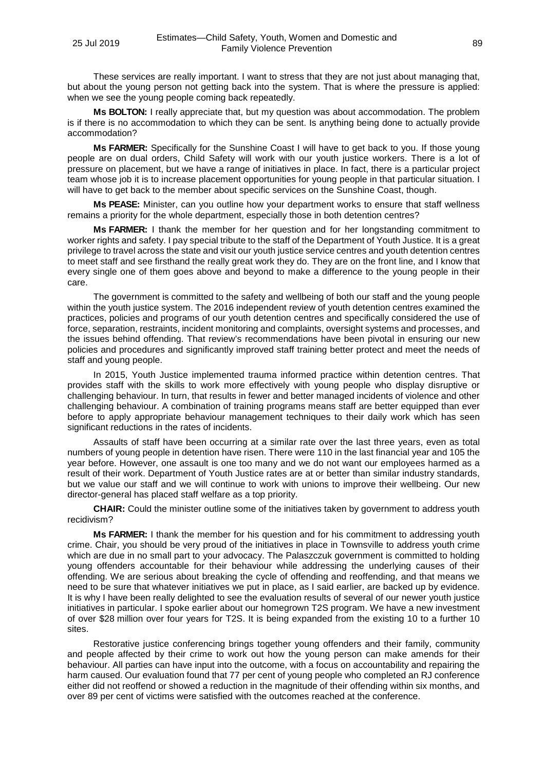These services are really important. I want to stress that they are not just about managing that, but about the young person not getting back into the system. That is where the pressure is applied: when we see the young people coming back repeatedly.

**Ms BOLTON:** I really appreciate that, but my question was about accommodation. The problem is if there is no accommodation to which they can be sent. Is anything being done to actually provide accommodation?

**Ms FARMER:** Specifically for the Sunshine Coast I will have to get back to you. If those young people are on dual orders, Child Safety will work with our youth justice workers. There is a lot of pressure on placement, but we have a range of initiatives in place. In fact, there is a particular project team whose job it is to increase placement opportunities for young people in that particular situation. I will have to get back to the member about specific services on the Sunshine Coast, though.

**Ms PEASE:** Minister, can you outline how your department works to ensure that staff wellness remains a priority for the whole department, especially those in both detention centres?

**Ms FARMER:** I thank the member for her question and for her longstanding commitment to worker rights and safety. I pay special tribute to the staff of the Department of Youth Justice. It is a great privilege to travel across the state and visit our youth justice service centres and youth detention centres to meet staff and see firsthand the really great work they do. They are on the front line, and I know that every single one of them goes above and beyond to make a difference to the young people in their care.

The government is committed to the safety and wellbeing of both our staff and the young people within the youth justice system. The 2016 independent review of youth detention centres examined the practices, policies and programs of our youth detention centres and specifically considered the use of force, separation, restraints, incident monitoring and complaints, oversight systems and processes, and the issues behind offending. That review's recommendations have been pivotal in ensuring our new policies and procedures and significantly improved staff training better protect and meet the needs of staff and young people.

In 2015, Youth Justice implemented trauma informed practice within detention centres. That provides staff with the skills to work more effectively with young people who display disruptive or challenging behaviour. In turn, that results in fewer and better managed incidents of violence and other challenging behaviour. A combination of training programs means staff are better equipped than ever before to apply appropriate behaviour management techniques to their daily work which has seen significant reductions in the rates of incidents.

Assaults of staff have been occurring at a similar rate over the last three years, even as total numbers of young people in detention have risen. There were 110 in the last financial year and 105 the year before. However, one assault is one too many and we do not want our employees harmed as a result of their work. Department of Youth Justice rates are at or better than similar industry standards, but we value our staff and we will continue to work with unions to improve their wellbeing. Our new director-general has placed staff welfare as a top priority.

**CHAIR:** Could the minister outline some of the initiatives taken by government to address youth recidivism?

**Ms FARMER:** I thank the member for his question and for his commitment to addressing youth crime. Chair, you should be very proud of the initiatives in place in Townsville to address youth crime which are due in no small part to your advocacy. The Palaszczuk government is committed to holding young offenders accountable for their behaviour while addressing the underlying causes of their offending. We are serious about breaking the cycle of offending and reoffending, and that means we need to be sure that whatever initiatives we put in place, as I said earlier, are backed up by evidence. It is why I have been really delighted to see the evaluation results of several of our newer youth justice initiatives in particular. I spoke earlier about our homegrown T2S program. We have a new investment of over $28 million over four years for T2S. It is being expanded from the existing 10 to a further 10 sites.

Restorative justice conferencing brings together young offenders and their family, community and people affected by their crime to work out how the young person can make amends for their behaviour. All parties can have input into the outcome, with a focus on accountability and repairing the harm caused. Our evaluation found that 77 per cent of young people who completed an RJ conference either did not reoffend or showed a reduction in the magnitude of their offending within six months, and over 89 per cent of victims were satisfied with the outcomes reached at the conference.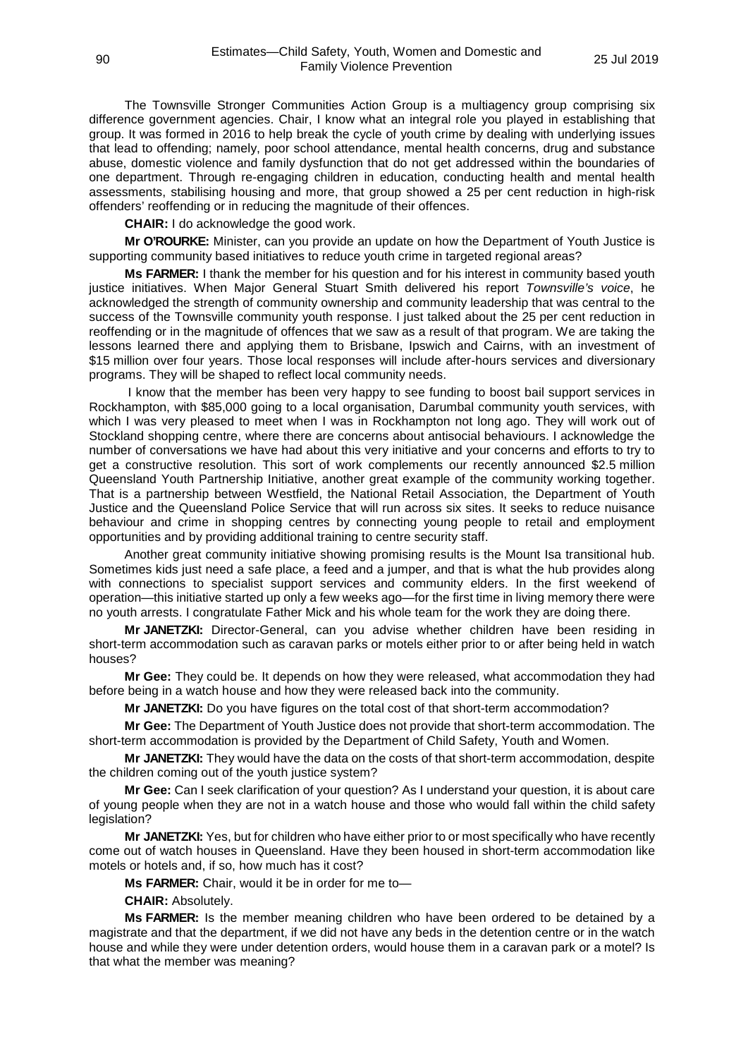The Townsville Stronger Communities Action Group is a multiagency group comprising six difference government agencies. Chair, I know what an integral role you played in establishing that group. It was formed in 2016 to help break the cycle of youth crime by dealing with underlying issues that lead to offending; namely, poor school attendance, mental health concerns, drug and substance abuse, domestic violence and family dysfunction that do not get addressed within the boundaries of one department. Through re-engaging children in education, conducting health and mental health assessments, stabilising housing and more, that group showed a 25 per cent reduction in high-risk offenders' reoffending or in reducing the magnitude of their offences.

**CHAIR:** I do acknowledge the good work.

**Mr O'ROURKE:** Minister, can you provide an update on how the Department of Youth Justice is supporting community based initiatives to reduce youth crime in targeted regional areas?

**Ms FARMER:** I thank the member for his question and for his interest in community based youth justice initiatives. When Major General Stuart Smith delivered his report *Townsville's voice*, he acknowledged the strength of community ownership and community leadership that was central to the success of the Townsville community youth response. I just talked about the 25 per cent reduction in reoffending or in the magnitude of offences that we saw as a result of that program. We are taking the lessons learned there and applying them to Brisbane, Ipswich and Cairns, with an investment of $15 million over four years. Those local responses will include after-hours services and diversionary programs. They will be shaped to reflect local community needs.

I know that the member has been very happy to see funding to boost bail support services in Rockhampton, with $85,000 going to a local organisation, Darumbal community youth services, with which I was very pleased to meet when I was in Rockhampton not long ago. They will work out of Stockland shopping centre, where there are concerns about antisocial behaviours. I acknowledge the number of conversations we have had about this very initiative and your concerns and efforts to try to get a constructive resolution. This sort of work complements our recently announced $2.5 million Queensland Youth Partnership Initiative, another great example of the community working together. That is a partnership between Westfield, the National Retail Association, the Department of Youth Justice and the Queensland Police Service that will run across six sites. It seeks to reduce nuisance behaviour and crime in shopping centres by connecting young people to retail and employment opportunities and by providing additional training to centre security staff.

Another great community initiative showing promising results is the Mount Isa transitional hub. Sometimes kids just need a safe place, a feed and a jumper, and that is what the hub provides along with connections to specialist support services and community elders. In the first weekend of operation—this initiative started up only a few weeks ago—for the first time in living memory there were no youth arrests. I congratulate Father Mick and his whole team for the work they are doing there.

**Mr JANETZKI:** Director-General, can you advise whether children have been residing in short-term accommodation such as caravan parks or motels either prior to or after being held in watch houses?

**Mr Gee:** They could be. It depends on how they were released, what accommodation they had before being in a watch house and how they were released back into the community.

**Mr JANETZKI:** Do you have figures on the total cost of that short-term accommodation?

**Mr Gee:** The Department of Youth Justice does not provide that short-term accommodation. The short-term accommodation is provided by the Department of Child Safety, Youth and Women.

**Mr JANETZKI:** They would have the data on the costs of that short-term accommodation, despite the children coming out of the youth justice system?

**Mr Gee:** Can I seek clarification of your question? As I understand your question, it is about care of young people when they are not in a watch house and those who would fall within the child safety legislation?

**Mr JANETZKI:** Yes, but for children who have either prior to or most specifically who have recently come out of watch houses in Queensland. Have they been housed in short-term accommodation like motels or hotels and, if so, how much has it cost?

**Ms FARMER:** Chair, would it be in order for me to—

**CHAIR:** Absolutely.

**Ms FARMER:** Is the member meaning children who have been ordered to be detained by a magistrate and that the department, if we did not have any beds in the detention centre or in the watch house and while they were under detention orders, would house them in a caravan park or a motel? Is that what the member was meaning?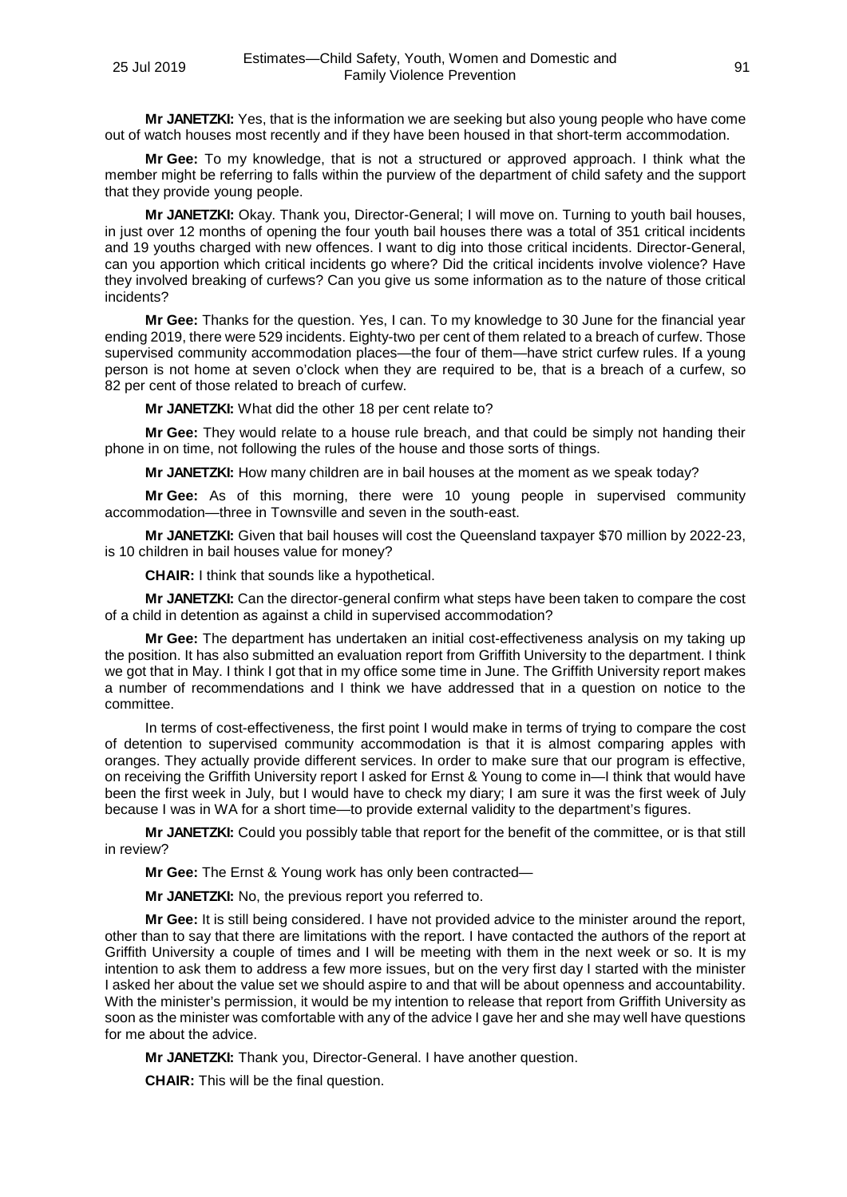**Mr JANETZKI:** Yes, that is the information we are seeking but also young people who have come out of watch houses most recently and if they have been housed in that short-term accommodation.

**Mr Gee:** To my knowledge, that is not a structured or approved approach. I think what the member might be referring to falls within the purview of the department of child safety and the support that they provide young people.

**Mr JANETZKI:** Okay. Thank you, Director-General; I will move on. Turning to youth bail houses, in just over 12 months of opening the four youth bail houses there was a total of 351 critical incidents and 19 youths charged with new offences. I want to dig into those critical incidents. Director-General, can you apportion which critical incidents go where? Did the critical incidents involve violence? Have they involved breaking of curfews? Can you give us some information as to the nature of those critical incidents?

**Mr Gee:** Thanks for the question. Yes, I can. To my knowledge to 30 June for the financial year ending 2019, there were 529 incidents. Eighty-two per cent of them related to a breach of curfew. Those supervised community accommodation places—the four of them—have strict curfew rules. If a young person is not home at seven o'clock when they are required to be, that is a breach of a curfew, so 82 per cent of those related to breach of curfew.

**Mr JANETZKI:** What did the other 18 per cent relate to?

**Mr Gee:** They would relate to a house rule breach, and that could be simply not handing their phone in on time, not following the rules of the house and those sorts of things.

**Mr JANETZKI:** How many children are in bail houses at the moment as we speak today?

**Mr Gee:** As of this morning, there were 10 young people in supervised community accommodation—three in Townsville and seven in the south-east.

**Mr JANETZKI:** Given that bail houses will cost the Queensland taxpayer $70 million by 2022-23, is 10 children in bail houses value for money?

**CHAIR:** I think that sounds like a hypothetical.

**Mr JANETZKI:** Can the director-general confirm what steps have been taken to compare the cost of a child in detention as against a child in supervised accommodation?

**Mr Gee:** The department has undertaken an initial cost-effectiveness analysis on my taking up the position. It has also submitted an evaluation report from Griffith University to the department. I think we got that in May. I think I got that in my office some time in June. The Griffith University report makes a number of recommendations and I think we have addressed that in a question on notice to the committee.

In terms of cost-effectiveness, the first point I would make in terms of trying to compare the cost of detention to supervised community accommodation is that it is almost comparing apples with oranges. They actually provide different services. In order to make sure that our program is effective, on receiving the Griffith University report I asked for Ernst & Young to come in—I think that would have been the first week in July, but I would have to check my diary; I am sure it was the first week of July because I was in WA for a short time—to provide external validity to the department's figures.

**Mr JANETZKI:** Could you possibly table that report for the benefit of the committee, or is that still in review?

**Mr Gee:** The Ernst & Young work has only been contracted—

**Mr JANETZKI:** No, the previous report you referred to.

**Mr Gee:** It is still being considered. I have not provided advice to the minister around the report, other than to say that there are limitations with the report. I have contacted the authors of the report at Griffith University a couple of times and I will be meeting with them in the next week or so. It is my intention to ask them to address a few more issues, but on the very first day I started with the minister I asked her about the value set we should aspire to and that will be about openness and accountability. With the minister's permission, it would be my intention to release that report from Griffith University as soon as the minister was comfortable with any of the advice I gave her and she may well have questions for me about the advice.

**Mr JANETZKI:** Thank you, Director-General. I have another question.

**CHAIR:** This will be the final question.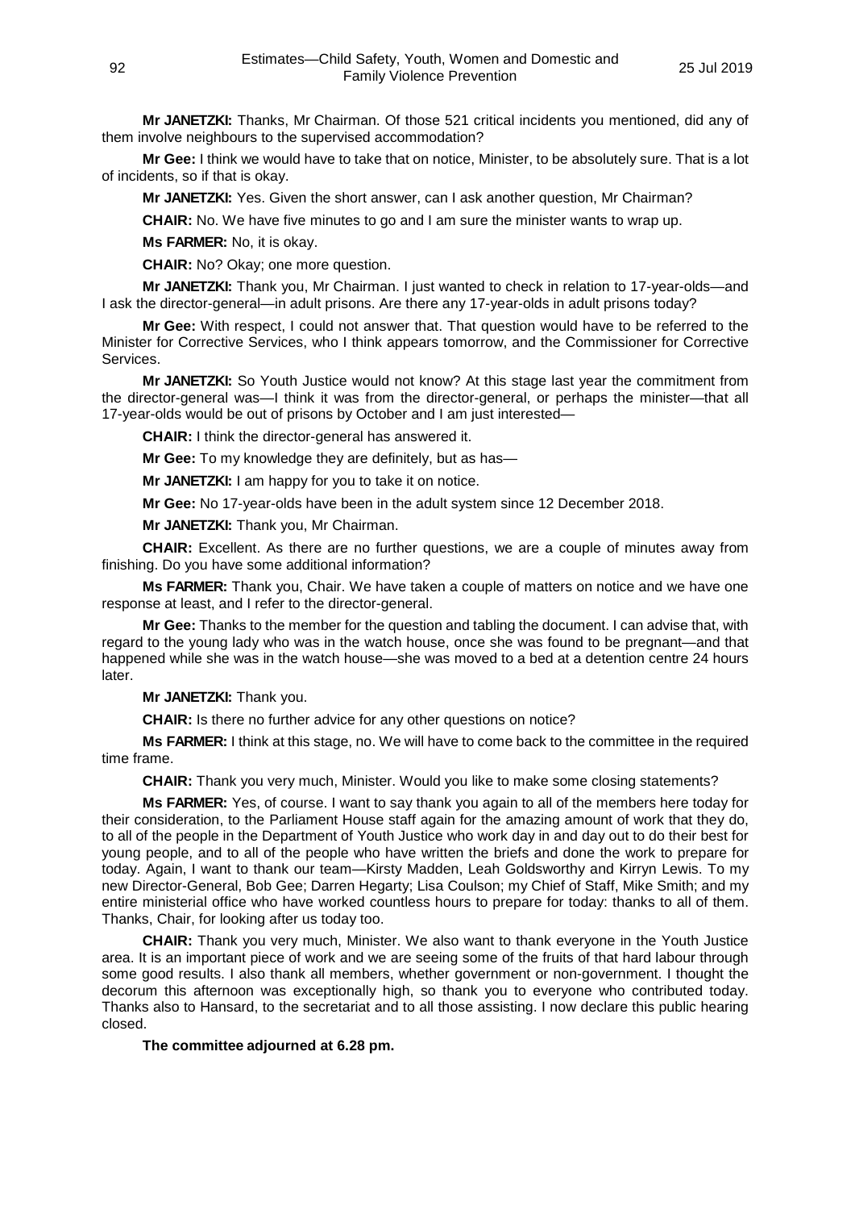**Mr JANETZKI:** Thanks, Mr Chairman. Of those 521 critical incidents you mentioned, did any of them involve neighbours to the supervised accommodation?

**Mr Gee:** I think we would have to take that on notice, Minister, to be absolutely sure. That is a lot of incidents, so if that is okay.

**Mr JANETZKI:** Yes. Given the short answer, can I ask another question, Mr Chairman?

**CHAIR:** No. We have five minutes to go and I am sure the minister wants to wrap up.

**Ms FARMER:** No, it is okay.

**CHAIR:** No? Okay; one more question.

**Mr JANETZKI:** Thank you, Mr Chairman. I just wanted to check in relation to 17-year-olds—and I ask the director-general—in adult prisons. Are there any 17-year-olds in adult prisons today?

**Mr Gee:** With respect, I could not answer that. That question would have to be referred to the Minister for Corrective Services, who I think appears tomorrow, and the Commissioner for Corrective Services.

**Mr JANETZKI:** So Youth Justice would not know? At this stage last year the commitment from the director-general was—I think it was from the director-general, or perhaps the minister—that all 17-year-olds would be out of prisons by October and I am just interested—

**CHAIR:** I think the director-general has answered it.

**Mr Gee:** To my knowledge they are definitely, but as has—

**Mr JANETZKI:** I am happy for you to take it on notice.

**Mr Gee:** No 17-year-olds have been in the adult system since 12 December 2018.

**Mr JANETZKI:** Thank you, Mr Chairman.

**CHAIR:** Excellent. As there are no further questions, we are a couple of minutes away from finishing. Do you have some additional information?

**Ms FARMER:** Thank you, Chair. We have taken a couple of matters on notice and we have one response at least, and I refer to the director-general.

**Mr Gee:** Thanks to the member for the question and tabling the document. I can advise that, with regard to the young lady who was in the watch house, once she was found to be pregnant—and that happened while she was in the watch house—she was moved to a bed at a detention centre 24 hours later.

**Mr JANETZKI:** Thank you.

**CHAIR:** Is there no further advice for any other questions on notice?

**Ms FARMER:** I think at this stage, no. We will have to come back to the committee in the required time frame.

**CHAIR:** Thank you very much, Minister. Would you like to make some closing statements?

**Ms FARMER:** Yes, of course. I want to say thank you again to all of the members here today for their consideration, to the Parliament House staff again for the amazing amount of work that they do, to all of the people in the Department of Youth Justice who work day in and day out to do their best for young people, and to all of the people who have written the briefs and done the work to prepare for today. Again, I want to thank our team—Kirsty Madden, Leah Goldsworthy and Kirryn Lewis. To my new Director-General, Bob Gee; Darren Hegarty; Lisa Coulson; my Chief of Staff, Mike Smith; and my entire ministerial office who have worked countless hours to prepare for today: thanks to all of them. Thanks, Chair, for looking after us today too.

**CHAIR:** Thank you very much, Minister. We also want to thank everyone in the Youth Justice area. It is an important piece of work and we are seeing some of the fruits of that hard labour through some good results. I also thank all members, whether government or non-government. I thought the decorum this afternoon was exceptionally high, so thank you to everyone who contributed today. Thanks also to Hansard, to the secretariat and to all those assisting. I now declare this public hearing closed.

**The committee adjourned at 6.28 pm.**